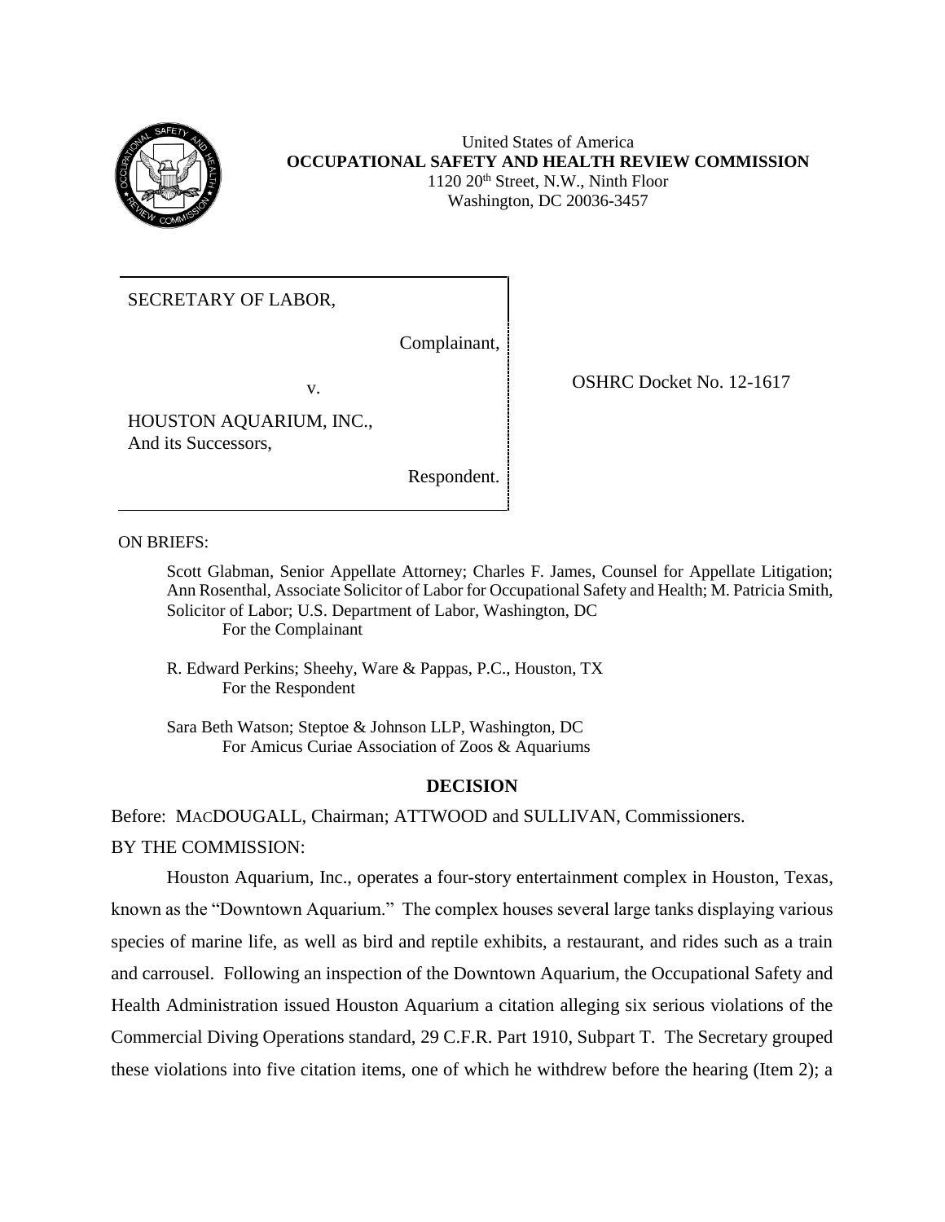United States of America
**OCCUPATIONAL SAFETY AND HEALTH REVIEW COMMISSION**
1120 20th Street, N.W., Ninth Floor
Washington, DC 20036-3457

| | |
|---|---|
| SECRETARY OF LABOR,<br><br>Complainant,<br><br>v.<br><br>HOUSTON AQUARIUM, INC.,<br>And its Successors,<br><br>Respondent. | OSHRC Docket No. 12-1617 |

ON BRIEFS:

Scott Glabman, Senior Appellate Attorney; Charles F. James, Counsel for Appellate Litigation; Ann Rosenthal, Associate Solicitor of Labor for Occupational Safety and Health; M. Patricia Smith, Solicitor of Labor; U.S. Department of Labor, Washington, DC
For the Complainant

R. Edward Perkins; Sheehy, Ware & Pappas, P.C., Houston, TX
For the Respondent

Sara Beth Watson; Steptoe & Johnson LLP, Washington, DC
For Amicus Curiae Association of Zoos & Aquariums

## DECISION

Before: MACDOUGALL, Chairman; ATTWOOD and SULLIVAN, Commissioners.

BY THE COMMISSION:

Houston Aquarium, Inc., operates a four-story entertainment complex in Houston, Texas, known as the "Downtown Aquarium." The complex houses several large tanks displaying various species of marine life, as well as bird and reptile exhibits, a restaurant, and rides such as a train and carrousel. Following an inspection of the Downtown Aquarium, the Occupational Safety and Health Administration issued Houston Aquarium a citation alleging six serious violations of the Commercial Diving Operations standard, 29 C.F.R. Part 1910, Subpart T. The Secretary grouped these violations into five citation items, one of which he withdrew before the hearing (Item 2); a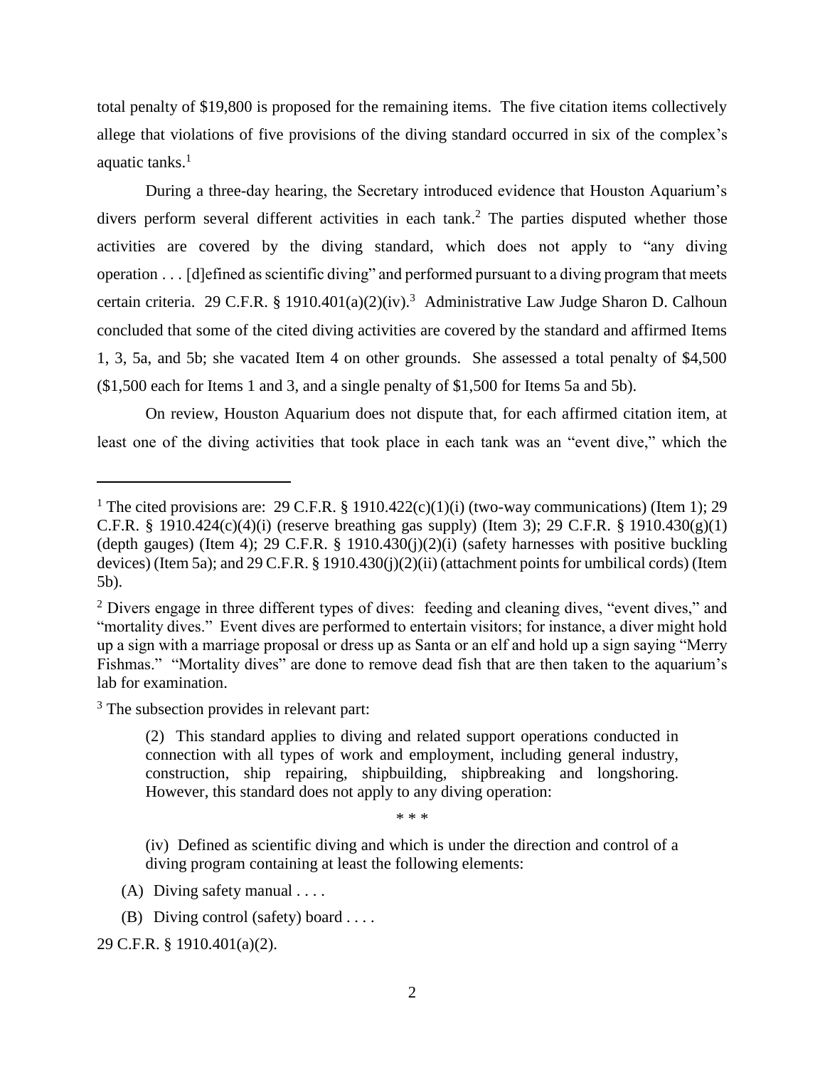total penalty of $19,800 is proposed for the remaining items. The five citation items collectively allege that violations of five provisions of the diving standard occurred in six of the complex's aquatic tanks.[1]

During a three-day hearing, the Secretary introduced evidence that Houston Aquarium's divers perform several different activities in each tank.[2] The parties disputed whether those activities are covered by the diving standard, which does not apply to "any diving operation . . . [d]efined as scientific diving" and performed pursuant to a diving program that meets certain criteria. 29 C.F.R. § 1910.401(a)(2)(iv).[3] Administrative Law Judge Sharon D. Calhoun concluded that some of the cited diving activities are covered by the standard and affirmed Items 1, 3, 5a, and 5b; she vacated Item 4 on other grounds. She assessed a total penalty of $4,500 ($1,500 each for Items 1 and 3, and a single penalty of $1,500 for Items 5a and 5b).

On review, Houston Aquarium does not dispute that, for each affirmed citation item, at least one of the diving activities that took place in each tank was an "event dive," which the

---

[1] The cited provisions are: 29 C.F.R. § 1910.422(c)(1)(i) (two-way communications) (Item 1); 29 C.F.R. § 1910.424(c)(4)(i) (reserve breathing gas supply) (Item 3); 29 C.F.R. § 1910.430(g)(1) (depth gauges) (Item 4); 29 C.F.R. § 1910.430(j)(2)(i) (safety harnesses with positive buckling devices) (Item 5a); and 29 C.F.R. § 1910.430(j)(2)(ii) (attachment points for umbilical cords) (Item 5b).

[2] Divers engage in three different types of dives: feeding and cleaning dives, "event dives," and "mortality dives." Event dives are performed to entertain visitors; for instance, a diver might hold up a sign with a marriage proposal or dress up as Santa or an elf and hold up a sign saying "Merry Fishmas." "Mortality dives" are done to remove dead fish that are then taken to the aquarium's lab for examination.

[3] The subsection provides in relevant part:

> (2) This standard applies to diving and related support operations conducted in connection with all types of work and employment, including general industry, construction, ship repairing, shipbuilding, shipbreaking and longshoring. However, this standard does not apply to any diving operation:
>
> \* \* \*
>
> (iv) Defined as scientific diving and which is under the direction and control of a diving program containing at least the following elements:
>
> (A) Diving safety manual . . . .
>
> (B) Diving control (safety) board . . . .

29 C.F.R. § 1910.401(a)(2).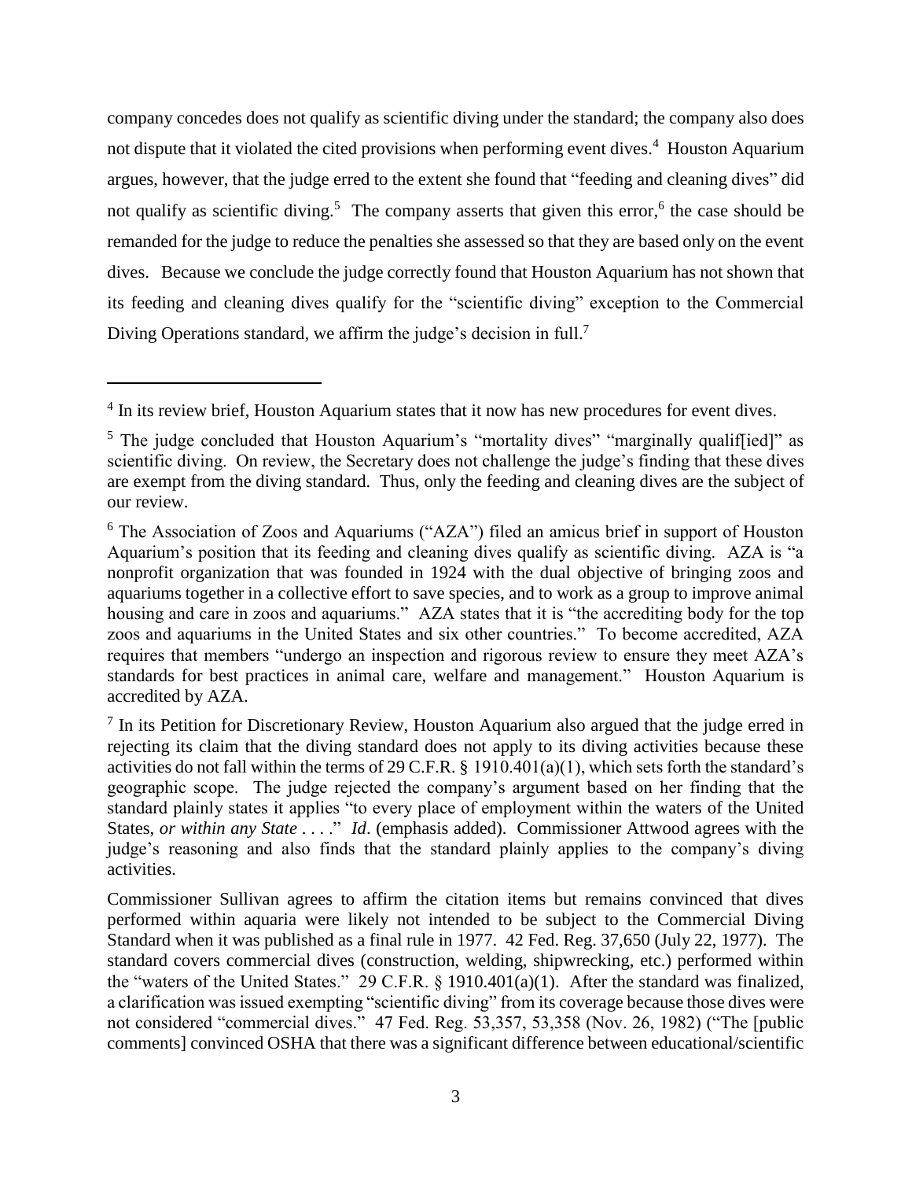company concedes does not qualify as scientific diving under the standard; the company also does not dispute that it violated the cited provisions when performing event dives.[4] Houston Aquarium argues, however, that the judge erred to the extent she found that "feeding and cleaning dives" did not qualify as scientific diving.[5] The company asserts that given this error,[6] the case should be remanded for the judge to reduce the penalties she assessed so that they are based only on the event dives. Because we conclude the judge correctly found that Houston Aquarium has not shown that its feeding and cleaning dives qualify for the "scientific diving" exception to the Commercial Diving Operations standard, we affirm the judge's decision in full.[7]

---

[4] In its review brief, Houston Aquarium states that it now has new procedures for event dives.

[5] The judge concluded that Houston Aquarium's "mortality dives" "marginally qualif[ied]" as scientific diving. On review, the Secretary does not challenge the judge's finding that these dives are exempt from the diving standard. Thus, only the feeding and cleaning dives are the subject of our review.

[6] The Association of Zoos and Aquariums ("AZA") filed an amicus brief in support of Houston Aquarium's position that its feeding and cleaning dives qualify as scientific diving. AZA is "a nonprofit organization that was founded in 1924 with the dual objective of bringing zoos and aquariums together in a collective effort to save species, and to work as a group to improve animal housing and care in zoos and aquariums." AZA states that it is "the accrediting body for the top zoos and aquariums in the United States and six other countries." To become accredited, AZA requires that members "undergo an inspection and rigorous review to ensure they meet AZA's standards for best practices in animal care, welfare and management." Houston Aquarium is accredited by AZA.

[7] In its Petition for Discretionary Review, Houston Aquarium also argued that the judge erred in rejecting its claim that the diving standard does not apply to its diving activities because these activities do not fall within the terms of 29 C.F.R. § 1910.401(a)(1), which sets forth the standard's geographic scope. The judge rejected the company's argument based on her finding that the standard plainly states it applies "to every place of employment within the waters of the United States, *or within any State* . . . ." *Id*. (emphasis added). Commissioner Attwood agrees with the judge's reasoning and also finds that the standard plainly applies to the company's diving activities.

Commissioner Sullivan agrees to affirm the citation items but remains convinced that dives performed within aquaria were likely not intended to be subject to the Commercial Diving Standard when it was published as a final rule in 1977. 42 Fed. Reg. 37,650 (July 22, 1977). The standard covers commercial dives (construction, welding, shipwrecking, etc.) performed within the "waters of the United States." 29 C.F.R. § 1910.401(a)(1). After the standard was finalized, a clarification was issued exempting "scientific diving" from its coverage because those dives were not considered "commercial dives." 47 Fed. Reg. 53,357, 53,358 (Nov. 26, 1982) ("The [public comments] convinced OSHA that there was a significant difference between educational/scientific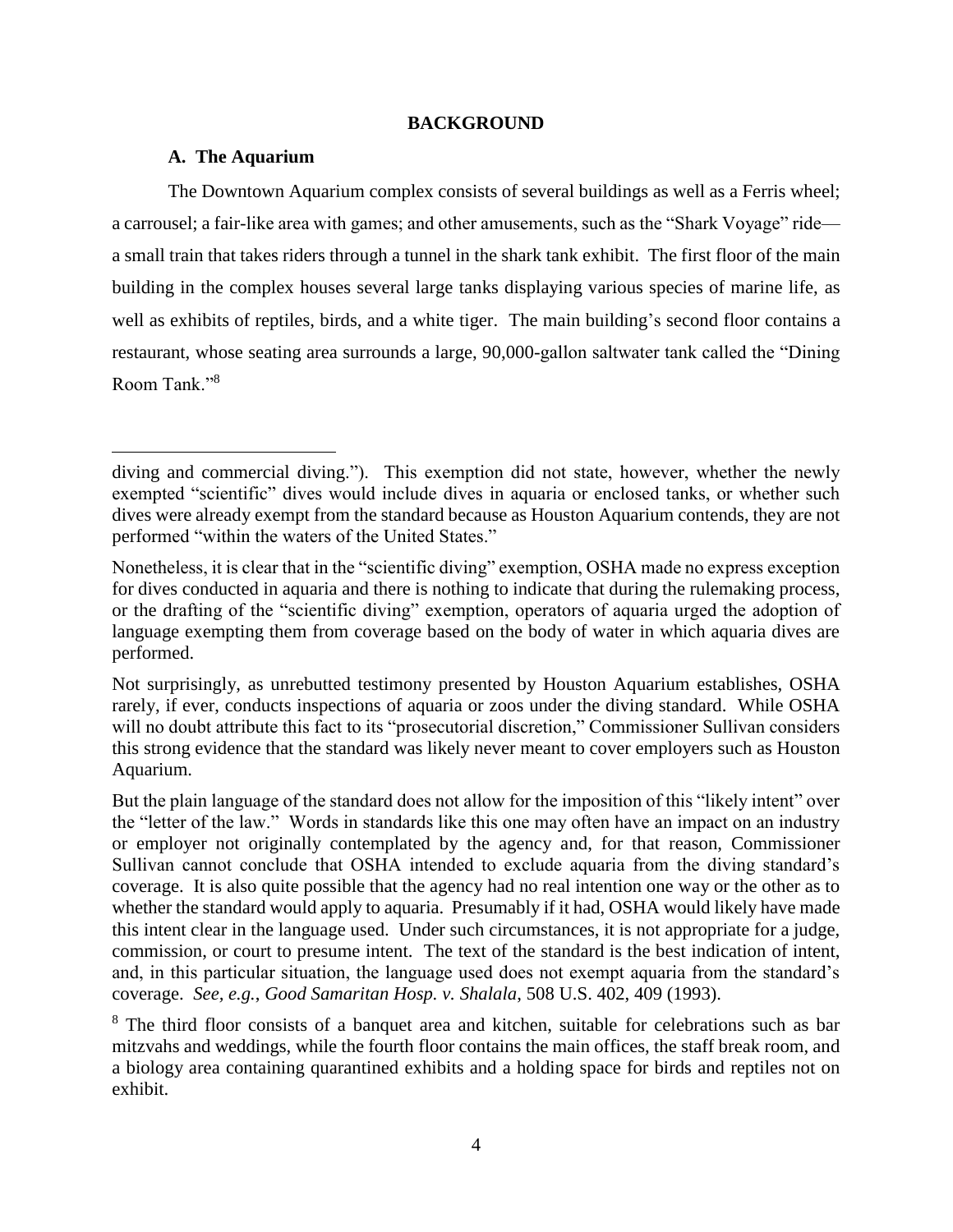## BACKGROUND

### A. The Aquarium

The Downtown Aquarium complex consists of several buildings as well as a Ferris wheel; a carrousel; a fair-like area with games; and other amusements, such as the "Shark Voyage" ride—a small train that takes riders through a tunnel in the shark tank exhibit. The first floor of the main building in the complex houses several large tanks displaying various species of marine life, as well as exhibits of reptiles, birds, and a white tiger. The main building's second floor contains a restaurant, whose seating area surrounds a large, 90,000-gallon saltwater tank called the "Dining Room Tank."[8]

---

diving and commercial diving."). This exemption did not state, however, whether the newly exempted "scientific" dives would include dives in aquaria or enclosed tanks, or whether such dives were already exempt from the standard because as Houston Aquarium contends, they are not performed "within the waters of the United States."

Nonetheless, it is clear that in the "scientific diving" exemption, OSHA made no express exception for dives conducted in aquaria and there is nothing to indicate that during the rulemaking process, or the drafting of the "scientific diving" exemption, operators of aquaria urged the adoption of language exempting them from coverage based on the body of water in which aquaria dives are performed.

Not surprisingly, as unrebutted testimony presented by Houston Aquarium establishes, OSHA rarely, if ever, conducts inspections of aquaria or zoos under the diving standard. While OSHA will no doubt attribute this fact to its "prosecutorial discretion," Commissioner Sullivan considers this strong evidence that the standard was likely never meant to cover employers such as Houston Aquarium.

But the plain language of the standard does not allow for the imposition of this "likely intent" over the "letter of the law." Words in standards like this one may often have an impact on an industry or employer not originally contemplated by the agency and, for that reason, Commissioner Sullivan cannot conclude that OSHA intended to exclude aquaria from the diving standard's coverage. It is also quite possible that the agency had no real intention one way or the other as to whether the standard would apply to aquaria. Presumably if it had, OSHA would likely have made this intent clear in the language used. Under such circumstances, it is not appropriate for a judge, commission, or court to presume intent. The text of the standard is the best indication of intent, and, in this particular situation, the language used does not exempt aquaria from the standard's coverage. *See, e.g.*, *Good Samaritan Hosp. v. Shalala*, 508 U.S. 402, 409 (1993).

[8] The third floor consists of a banquet area and kitchen, suitable for celebrations such as bar mitzvahs and weddings, while the fourth floor contains the main offices, the staff break room, and a biology area containing quarantined exhibits and a holding space for birds and reptiles not on exhibit.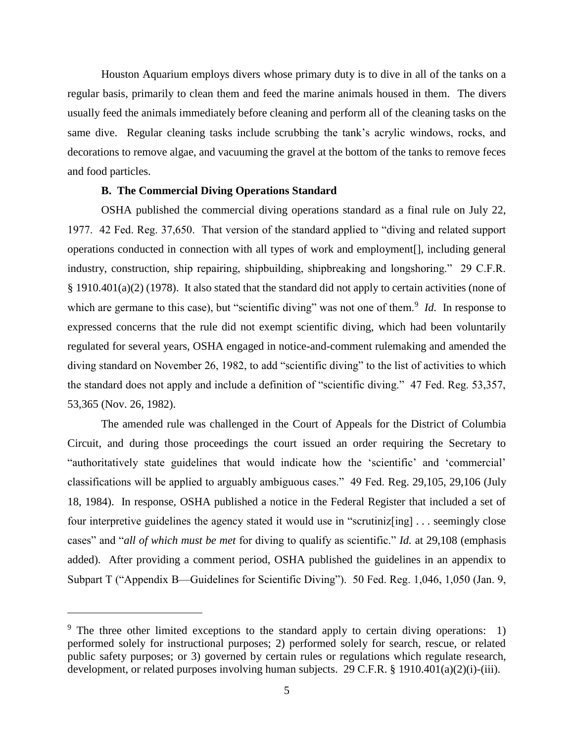Houston Aquarium employs divers whose primary duty is to dive in all of the tanks on a regular basis, primarily to clean them and feed the marine animals housed in them. The divers usually feed the animals immediately before cleaning and perform all of the cleaning tasks on the same dive. Regular cleaning tasks include scrubbing the tank's acrylic windows, rocks, and decorations to remove algae, and vacuuming the gravel at the bottom of the tanks to remove feces and food particles.

### B. The Commercial Diving Operations Standard

OSHA published the commercial diving operations standard as a final rule on July 22, 1977. 42 Fed. Reg. 37,650. That version of the standard applied to "diving and related support operations conducted in connection with all types of work and employment[], including general industry, construction, ship repairing, shipbuilding, shipbreaking and longshoring." 29 C.F.R. § 1910.401(a)(2) (1978). It also stated that the standard did not apply to certain activities (none of which are germane to this case), but "scientific diving" was not one of them.[9] *Id.* In response to expressed concerns that the rule did not exempt scientific diving, which had been voluntarily regulated for several years, OSHA engaged in notice-and-comment rulemaking and amended the diving standard on November 26, 1982, to add "scientific diving" to the list of activities to which the standard does not apply and include a definition of "scientific diving." 47 Fed. Reg. 53,357, 53,365 (Nov. 26, 1982).

The amended rule was challenged in the Court of Appeals for the District of Columbia Circuit, and during those proceedings the court issued an order requiring the Secretary to "authoritatively state guidelines that would indicate how the 'scientific' and 'commercial' classifications will be applied to arguably ambiguous cases." 49 Fed. Reg. 29,105, 29,106 (July 18, 1984). In response, OSHA published a notice in the Federal Register that included a set of four interpretive guidelines the agency stated it would use in "scrutiniz[ing] . . . seemingly close cases" and "*all of which must be met* for diving to qualify as scientific." *Id.* at 29,108 (emphasis added). After providing a comment period, OSHA published the guidelines in an appendix to Subpart T ("Appendix B—Guidelines for Scientific Diving"). 50 Fed. Reg. 1,046, 1,050 (Jan. 9,

---

[9] The three other limited exceptions to the standard apply to certain diving operations: 1) performed solely for instructional purposes; 2) performed solely for search, rescue, or related public safety purposes; or 3) governed by certain rules or regulations which regulate research, development, or related purposes involving human subjects. 29 C.F.R. § 1910.401(a)(2)(i)-(iii).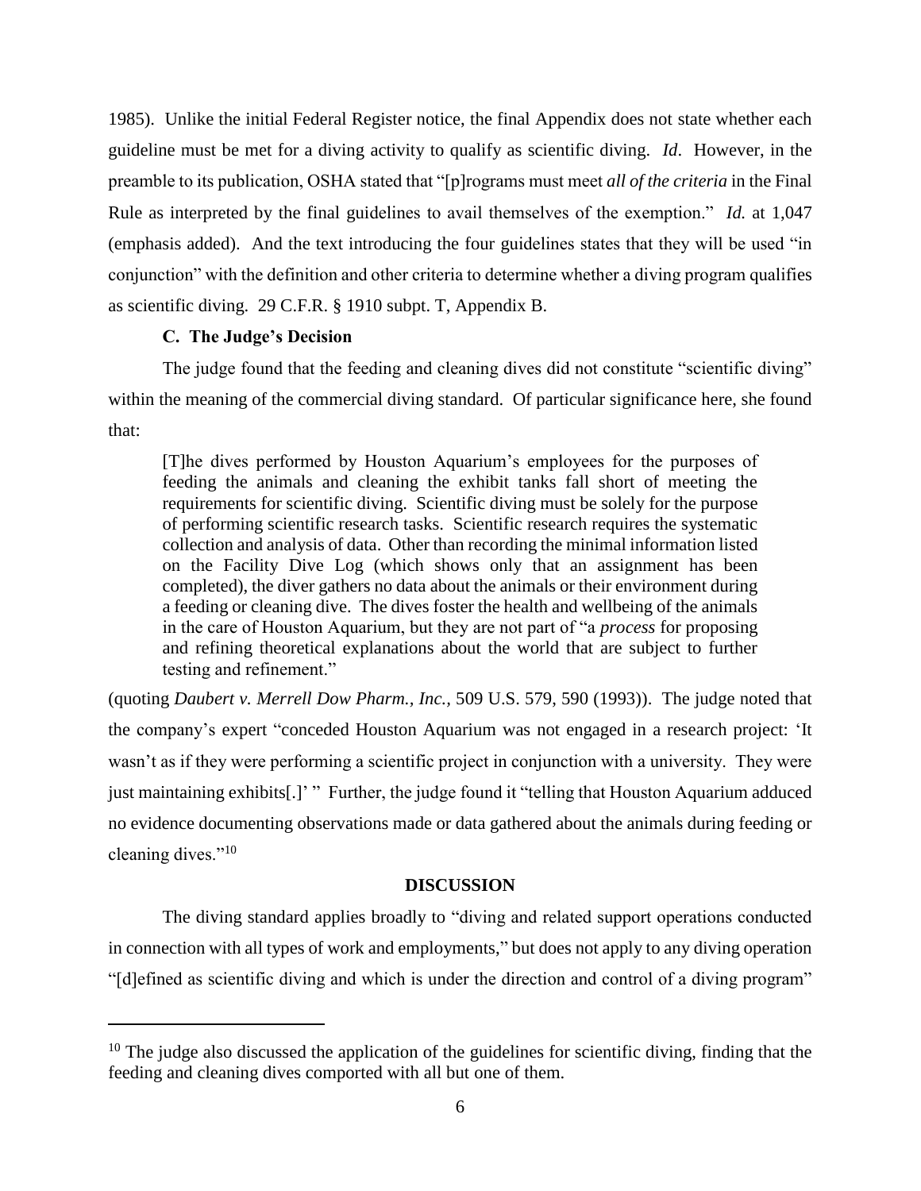1985). Unlike the initial Federal Register notice, the final Appendix does not state whether each guideline must be met for a diving activity to qualify as scientific diving. *Id*. However, in the preamble to its publication, OSHA stated that "[p]rograms must meet *all of the criteria* in the Final Rule as interpreted by the final guidelines to avail themselves of the exemption." *Id.* at 1,047 (emphasis added). And the text introducing the four guidelines states that they will be used "in conjunction" with the definition and other criteria to determine whether a diving program qualifies as scientific diving. 29 C.F.R. § 1910 subpt. T, Appendix B.

### C. The Judge's Decision

The judge found that the feeding and cleaning dives did not constitute "scientific diving" within the meaning of the commercial diving standard. Of particular significance here, she found that:

> [T]he dives performed by Houston Aquarium's employees for the purposes of feeding the animals and cleaning the exhibit tanks fall short of meeting the requirements for scientific diving. Scientific diving must be solely for the purpose of performing scientific research tasks. Scientific research requires the systematic collection and analysis of data. Other than recording the minimal information listed on the Facility Dive Log (which shows only that an assignment has been completed), the diver gathers no data about the animals or their environment during a feeding or cleaning dive. The dives foster the health and wellbeing of the animals in the care of Houston Aquarium, but they are not part of "a *process* for proposing and refining theoretical explanations about the world that are subject to further testing and refinement."

(quoting *Daubert v. Merrell Dow Pharm., Inc.,* 509 U.S. 579, 590 (1993)). The judge noted that the company's expert "conceded Houston Aquarium was not engaged in a research project: 'It wasn't as if they were performing a scientific project in conjunction with a university. They were just maintaining exhibits[.]' " Further, the judge found it "telling that Houston Aquarium adduced no evidence documenting observations made or data gathered about the animals during feeding or cleaning dives."[10]

## DISCUSSION

The diving standard applies broadly to "diving and related support operations conducted in connection with all types of work and employments," but does not apply to any diving operation "[d]efined as scientific diving and which is under the direction and control of a diving program"

[10] The judge also discussed the application of the guidelines for scientific diving, finding that the feeding and cleaning dives comported with all but one of them.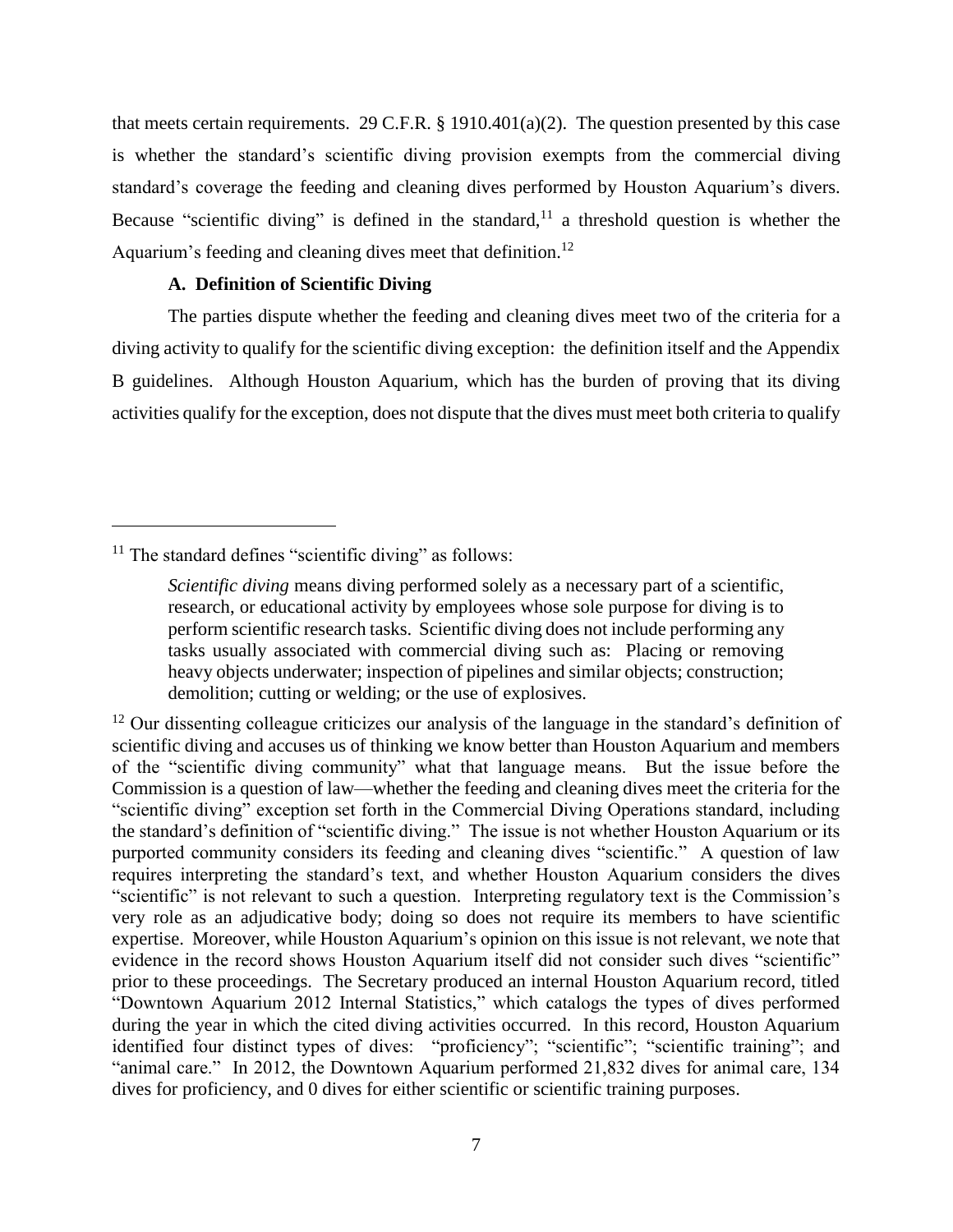that meets certain requirements. 29 C.F.R. § 1910.401(a)(2). The question presented by this case is whether the standard's scientific diving provision exempts from the commercial diving standard's coverage the feeding and cleaning dives performed by Houston Aquarium's divers. Because "scientific diving" is defined in the standard,[11] a threshold question is whether the Aquarium's feeding and cleaning dives meet that definition.[12]

### A. Definition of Scientific Diving

The parties dispute whether the feeding and cleaning dives meet two of the criteria for a diving activity to qualify for the scientific diving exception: the definition itself and the Appendix B guidelines. Although Houston Aquarium, which has the burden of proving that its diving activities qualify for the exception, does not dispute that the dives must meet both criteria to qualify

---

[11] The standard defines "scientific diving" as follows:

> *Scientific diving* means diving performed solely as a necessary part of a scientific, research, or educational activity by employees whose sole purpose for diving is to perform scientific research tasks. Scientific diving does not include performing any tasks usually associated with commercial diving such as: Placing or removing heavy objects underwater; inspection of pipelines and similar objects; construction; demolition; cutting or welding; or the use of explosives.

[12] Our dissenting colleague criticizes our analysis of the language in the standard's definition of scientific diving and accuses us of thinking we know better than Houston Aquarium and members of the "scientific diving community" what that language means. But the issue before the Commission is a question of law—whether the feeding and cleaning dives meet the criteria for the "scientific diving" exception set forth in the Commercial Diving Operations standard, including the standard's definition of "scientific diving." The issue is not whether Houston Aquarium or its purported community considers its feeding and cleaning dives "scientific." A question of law requires interpreting the standard's text, and whether Houston Aquarium considers the dives "scientific" is not relevant to such a question. Interpreting regulatory text is the Commission's very role as an adjudicative body; doing so does not require its members to have scientific expertise. Moreover, while Houston Aquarium's opinion on this issue is not relevant, we note that evidence in the record shows Houston Aquarium itself did not consider such dives "scientific" prior to these proceedings. The Secretary produced an internal Houston Aquarium record, titled "Downtown Aquarium 2012 Internal Statistics," which catalogs the types of dives performed during the year in which the cited diving activities occurred. In this record, Houston Aquarium identified four distinct types of dives: "proficiency"; "scientific"; "scientific training"; and "animal care." In 2012, the Downtown Aquarium performed 21,832 dives for animal care, 134 dives for proficiency, and 0 dives for either scientific or scientific training purposes.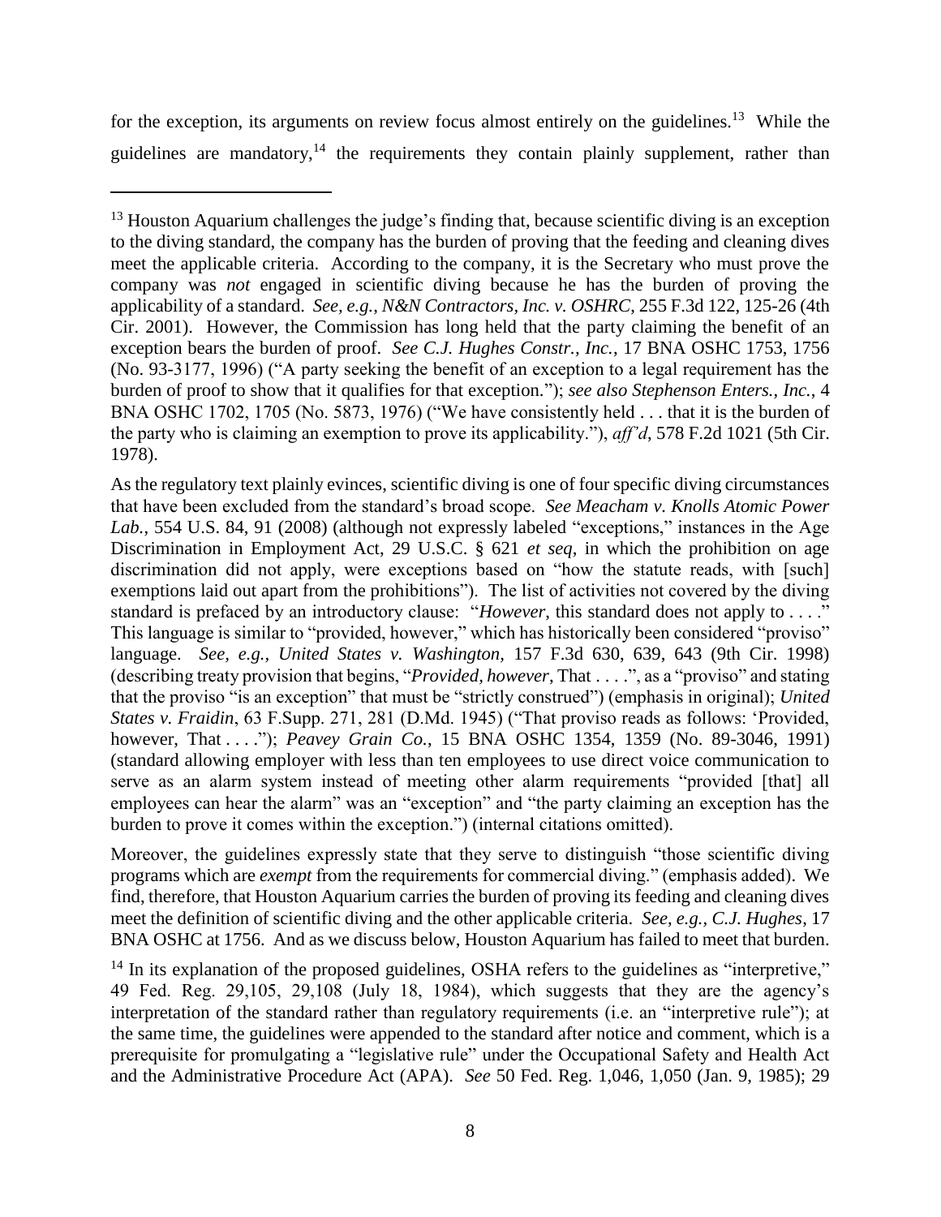for the exception, its arguments on review focus almost entirely on the guidelines.[13] While the guidelines are mandatory,[14] the requirements they contain plainly supplement, rather than

---

[13] Houston Aquarium challenges the judge's finding that, because scientific diving is an exception to the diving standard, the company has the burden of proving that the feeding and cleaning dives meet the applicable criteria. According to the company, it is the Secretary who must prove the company was *not* engaged in scientific diving because he has the burden of proving the applicability of a standard. *See, e.g.*, *N&N Contractors, Inc. v. OSHRC*, 255 F.3d 122, 125-26 (4th Cir. 2001). However, the Commission has long held that the party claiming the benefit of an exception bears the burden of proof. *See C.J. Hughes Constr., Inc.*, 17 BNA OSHC 1753, 1756 (No. 93-3177, 1996) ("A party seeking the benefit of an exception to a legal requirement has the burden of proof to show that it qualifies for that exception."); *see also Stephenson Enters., Inc.*, 4 BNA OSHC 1702, 1705 (No. 5873, 1976) ("We have consistently held . . . that it is the burden of the party who is claiming an exemption to prove its applicability."), *aff'd*, 578 F.2d 1021 (5th Cir. 1978).

As the regulatory text plainly evinces, scientific diving is one of four specific diving circumstances that have been excluded from the standard's broad scope. *See Meacham v. Knolls Atomic Power Lab.*, 554 U.S. 84, 91 (2008) (although not expressly labeled "exceptions," instances in the Age Discrimination in Employment Act, 29 U.S.C. § 621 *et seq*, in which the prohibition on age discrimination did not apply, were exceptions based on "how the statute reads, with [such] exemptions laid out apart from the prohibitions"). The list of activities not covered by the diving standard is prefaced by an introductory clause: "*However*, this standard does not apply to . . . ." This language is similar to "provided, however," which has historically been considered "proviso" language. *See, e.g., United States v. Washington*, 157 F.3d 630, 639, 643 (9th Cir. 1998) (describing treaty provision that begins, "*Provided, however*, That . . . .", as a "proviso" and stating that the proviso "is an exception" that must be "strictly construed") (emphasis in original); *United States v. Fraidin*, 63 F.Supp. 271, 281 (D.Md. 1945) ("That proviso reads as follows: 'Provided, however, That . . . ."); *Peavey Grain Co.*, 15 BNA OSHC 1354, 1359 (No. 89-3046, 1991) (standard allowing employer with less than ten employees to use direct voice communication to serve as an alarm system instead of meeting other alarm requirements "provided [that] all employees can hear the alarm" was an "exception" and "the party claiming an exception has the burden to prove it comes within the exception.") (internal citations omitted).

Moreover, the guidelines expressly state that they serve to distinguish "those scientific diving programs which are *exempt* from the requirements for commercial diving." (emphasis added). We find, therefore, that Houston Aquarium carries the burden of proving its feeding and cleaning dives meet the definition of scientific diving and the other applicable criteria. *See, e.g., C.J. Hughes*, 17 BNA OSHC at 1756. And as we discuss below, Houston Aquarium has failed to meet that burden.

[14] In its explanation of the proposed guidelines, OSHA refers to the guidelines as "interpretive," 49 Fed. Reg. 29,105, 29,108 (July 18, 1984), which suggests that they are the agency's interpretation of the standard rather than regulatory requirements (i.e. an "interpretive rule"); at the same time, the guidelines were appended to the standard after notice and comment, which is a prerequisite for promulgating a "legislative rule" under the Occupational Safety and Health Act and the Administrative Procedure Act (APA). *See* 50 Fed. Reg. 1,046, 1,050 (Jan. 9, 1985); 29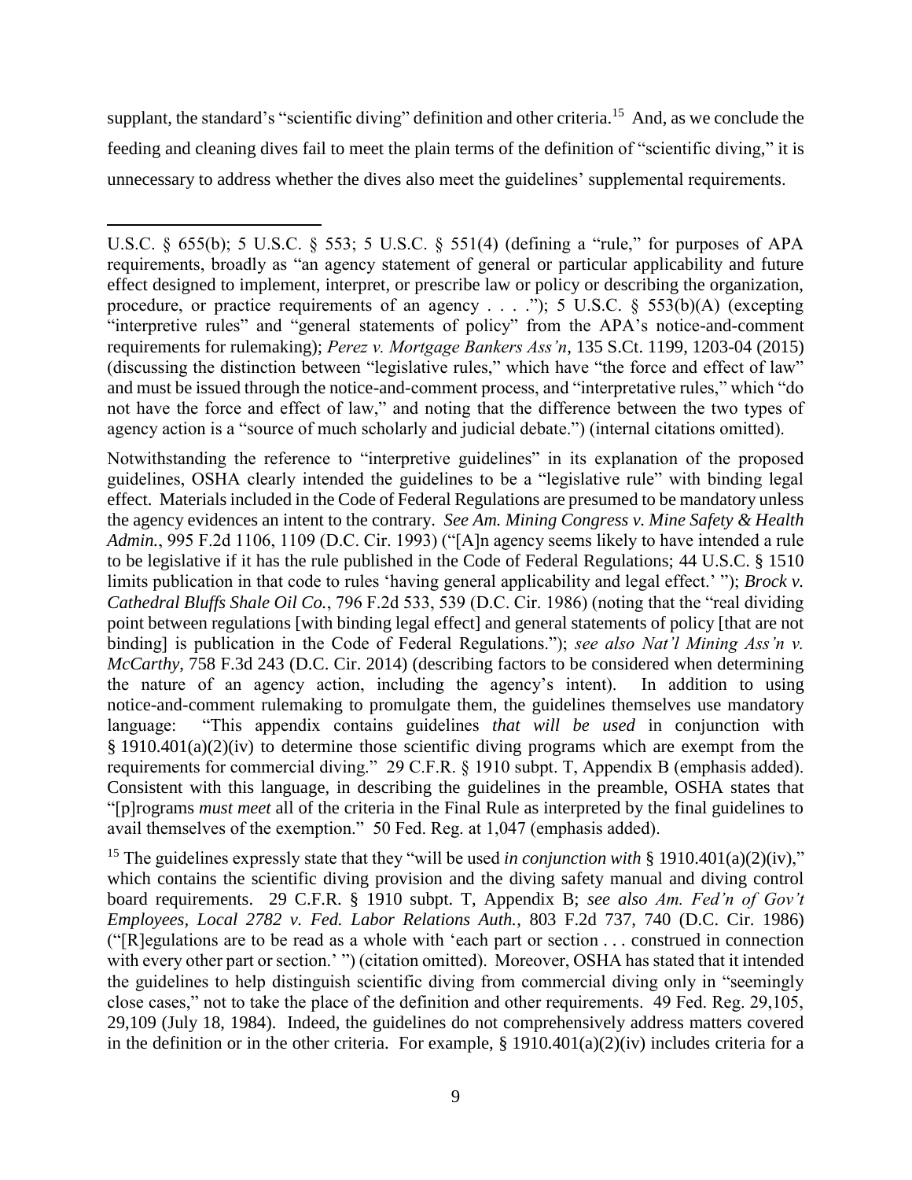supplant, the standard's "scientific diving" definition and other criteria.[15] And, as we conclude the feeding and cleaning dives fail to meet the plain terms of the definition of "scientific diving," it is unnecessary to address whether the dives also meet the guidelines' supplemental requirements.

---

U.S.C. § 655(b); 5 U.S.C. § 553; 5 U.S.C. § 551(4) (defining a "rule," for purposes of APA requirements, broadly as "an agency statement of general or particular applicability and future effect designed to implement, interpret, or prescribe law or policy or describing the organization, procedure, or practice requirements of an agency . . . ."); 5 U.S.C. § 553(b)(A) (excepting "interpretive rules" and "general statements of policy" from the APA's notice-and-comment requirements for rulemaking); *Perez v. Mortgage Bankers Ass'n*, 135 S.Ct. 1199, 1203-04 (2015) (discussing the distinction between "legislative rules," which have "the force and effect of law" and must be issued through the notice-and-comment process, and "interpretative rules," which "do not have the force and effect of law," and noting that the difference between the two types of agency action is a "source of much scholarly and judicial debate.") (internal citations omitted).

Notwithstanding the reference to "interpretive guidelines" in its explanation of the proposed guidelines, OSHA clearly intended the guidelines to be a "legislative rule" with binding legal effect. Materials included in the Code of Federal Regulations are presumed to be mandatory unless the agency evidences an intent to the contrary. *See Am. Mining Congress v. Mine Safety & Health Admin.*, 995 F.2d 1106, 1109 (D.C. Cir. 1993) ("[A]n agency seems likely to have intended a rule to be legislative if it has the rule published in the Code of Federal Regulations; 44 U.S.C. § 1510 limits publication in that code to rules 'having general applicability and legal effect.' "); *Brock v. Cathedral Bluffs Shale Oil Co.*, 796 F.2d 533, 539 (D.C. Cir. 1986) (noting that the "real dividing point between regulations [with binding legal effect] and general statements of policy [that are not binding] is publication in the Code of Federal Regulations."); *see also Nat'l Mining Ass'n v. McCarthy*, 758 F.3d 243 (D.C. Cir. 2014) (describing factors to be considered when determining the nature of an agency action, including the agency's intent). In addition to using notice-and-comment rulemaking to promulgate them, the guidelines themselves use mandatory language: "This appendix contains guidelines *that will be used* in conjunction with § 1910.401(a)(2)(iv) to determine those scientific diving programs which are exempt from the requirements for commercial diving." 29 C.F.R. § 1910 subpt. T, Appendix B (emphasis added). Consistent with this language, in describing the guidelines in the preamble, OSHA states that "[p]rograms *must meet* all of the criteria in the Final Rule as interpreted by the final guidelines to avail themselves of the exemption." 50 Fed. Reg. at 1,047 (emphasis added).

[15] The guidelines expressly state that they "will be used *in conjunction with* § 1910.401(a)(2)(iv)," which contains the scientific diving provision and the diving safety manual and diving control board requirements. 29 C.F.R. § 1910 subpt. T, Appendix B; *see also Am. Fed'n of Gov't Employees, Local 2782 v. Fed. Labor Relations Auth.*, 803 F.2d 737, 740 (D.C. Cir. 1986) ("[R]egulations are to be read as a whole with 'each part or section . . . construed in connection with every other part or section.' ") (citation omitted). Moreover, OSHA has stated that it intended the guidelines to help distinguish scientific diving from commercial diving only in "seemingly close cases," not to take the place of the definition and other requirements. 49 Fed. Reg. 29,105, 29,109 (July 18, 1984). Indeed, the guidelines do not comprehensively address matters covered in the definition or in the other criteria. For example, § 1910.401(a)(2)(iv) includes criteria for a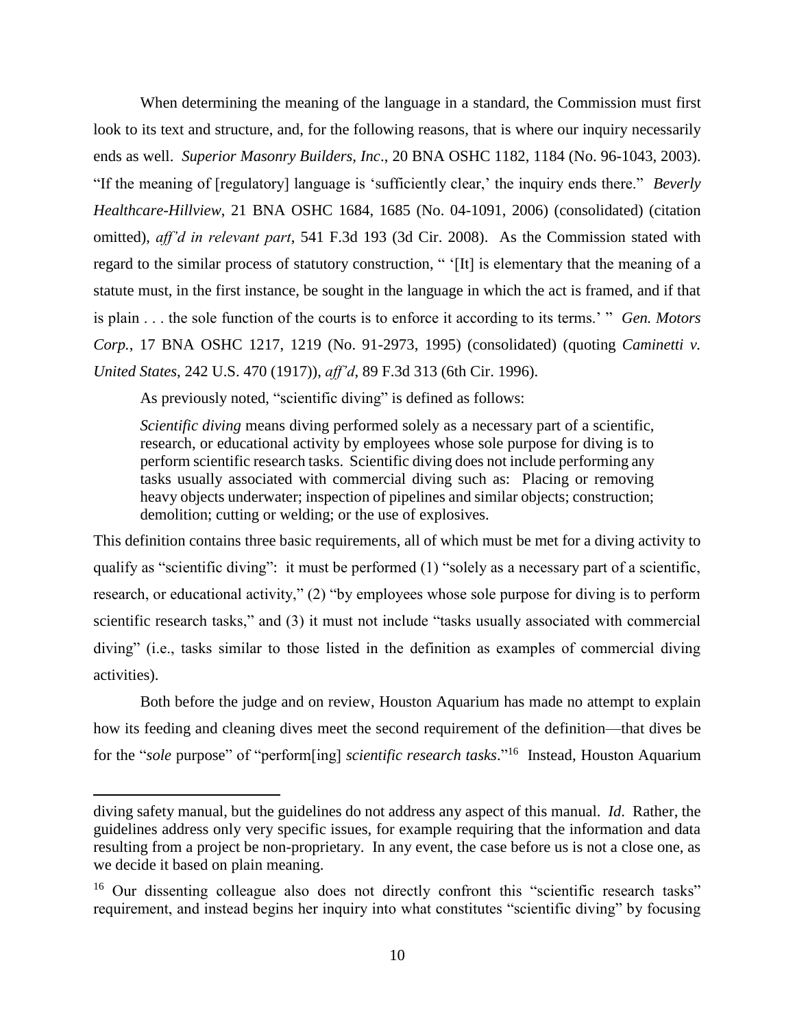When determining the meaning of the language in a standard, the Commission must first look to its text and structure, and, for the following reasons, that is where our inquiry necessarily ends as well. *Superior Masonry Builders, Inc*., 20 BNA OSHC 1182, 1184 (No. 96-1043, 2003). "If the meaning of [regulatory] language is 'sufficiently clear,' the inquiry ends there." *Beverly Healthcare-Hillview*, 21 BNA OSHC 1684, 1685 (No. 04-1091, 2006) (consolidated) (citation omitted), *aff'd in relevant part*, 541 F.3d 193 (3d Cir. 2008). As the Commission stated with regard to the similar process of statutory construction, " '[It] is elementary that the meaning of a statute must, in the first instance, be sought in the language in which the act is framed, and if that is plain . . . the sole function of the courts is to enforce it according to its terms.' " *Gen. Motors Corp.*, 17 BNA OSHC 1217, 1219 (No. 91-2973, 1995) (consolidated) (quoting *Caminetti v. United States*, 242 U.S. 470 (1917)), *aff'd*, 89 F.3d 313 (6th Cir. 1996).

As previously noted, "scientific diving" is defined as follows:

> *Scientific diving* means diving performed solely as a necessary part of a scientific, research, or educational activity by employees whose sole purpose for diving is to perform scientific research tasks. Scientific diving does not include performing any tasks usually associated with commercial diving such as: Placing or removing heavy objects underwater; inspection of pipelines and similar objects; construction; demolition; cutting or welding; or the use of explosives.

This definition contains three basic requirements, all of which must be met for a diving activity to qualify as "scientific diving": it must be performed (1) "solely as a necessary part of a scientific, research, or educational activity," (2) "by employees whose sole purpose for diving is to perform scientific research tasks," and (3) it must not include "tasks usually associated with commercial diving" (i.e., tasks similar to those listed in the definition as examples of commercial diving activities).

Both before the judge and on review, Houston Aquarium has made no attempt to explain how its feeding and cleaning dives meet the second requirement of the definition—that dives be for the "*sole* purpose" of "perform[ing] *scientific research tasks*."[16] Instead, Houston Aquarium

---

diving safety manual, but the guidelines do not address any aspect of this manual. *Id*. Rather, the guidelines address only very specific issues, for example requiring that the information and data resulting from a project be non-proprietary. In any event, the case before us is not a close one, as we decide it based on plain meaning.

[16] Our dissenting colleague also does not directly confront this "scientific research tasks" requirement, and instead begins her inquiry into what constitutes "scientific diving" by focusing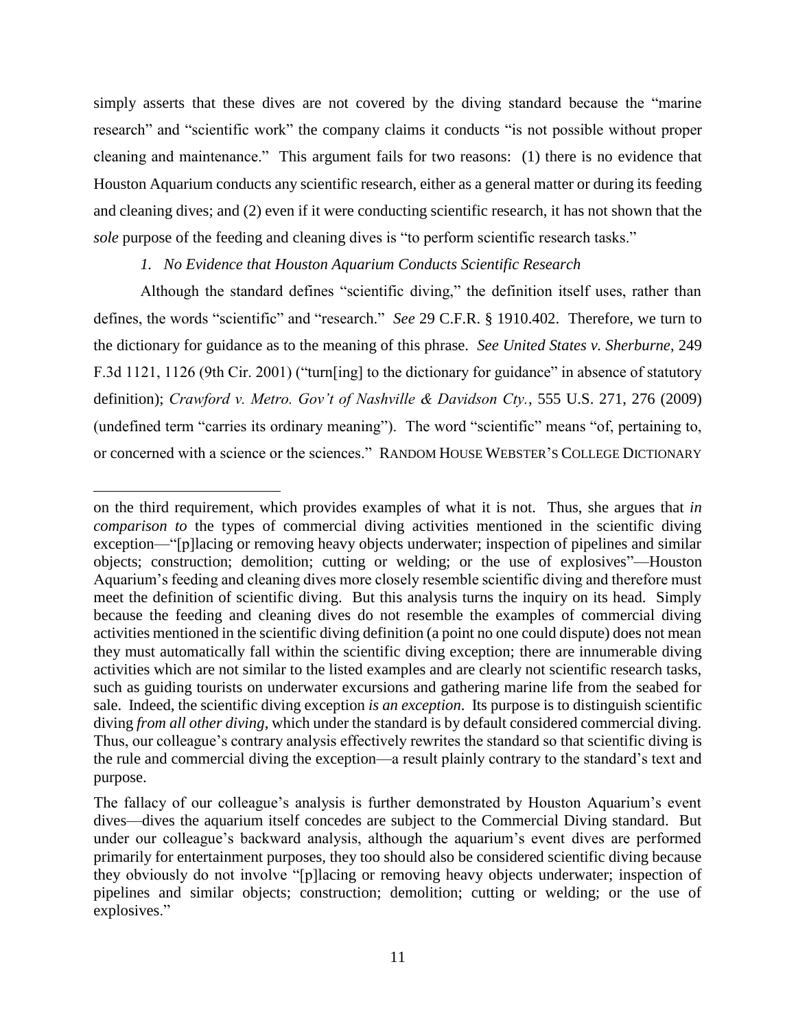simply asserts that these dives are not covered by the diving standard because the "marine research" and "scientific work" the company claims it conducts "is not possible without proper cleaning and maintenance." This argument fails for two reasons: (1) there is no evidence that Houston Aquarium conducts any scientific research, either as a general matter or during its feeding and cleaning dives; and (2) even if it were conducting scientific research, it has not shown that the *sole* purpose of the feeding and cleaning dives is "to perform scientific research tasks."

*1. No Evidence that Houston Aquarium Conducts Scientific Research*

Although the standard defines "scientific diving," the definition itself uses, rather than defines, the words "scientific" and "research." *See* 29 C.F.R. § 1910.402. Therefore, we turn to the dictionary for guidance as to the meaning of this phrase. *See United States v. Sherburne*, 249 F.3d 1121, 1126 (9th Cir. 2001) ("turn[ing] to the dictionary for guidance" in absence of statutory definition); *Crawford v. Metro. Gov't of Nashville & Davidson Cty.*, 555 U.S. 271, 276 (2009) (undefined term "carries its ordinary meaning"). The word "scientific" means "of, pertaining to, or concerned with a science or the sciences." RANDOM HOUSE WEBSTER'S COLLEGE DICTIONARY

---

on the third requirement, which provides examples of what it is not. Thus, she argues that *in comparison to* the types of commercial diving activities mentioned in the scientific diving exception—"[p]lacing or removing heavy objects underwater; inspection of pipelines and similar objects; construction; demolition; cutting or welding; or the use of explosives"—Houston Aquarium's feeding and cleaning dives more closely resemble scientific diving and therefore must meet the definition of scientific diving. But this analysis turns the inquiry on its head. Simply because the feeding and cleaning dives do not resemble the examples of commercial diving activities mentioned in the scientific diving definition (a point no one could dispute) does not mean they must automatically fall within the scientific diving exception; there are innumerable diving activities which are not similar to the listed examples and are clearly not scientific research tasks, such as guiding tourists on underwater excursions and gathering marine life from the seabed for sale. Indeed, the scientific diving exception *is an exception*. Its purpose is to distinguish scientific diving *from all other diving*, which under the standard is by default considered commercial diving. Thus, our colleague's contrary analysis effectively rewrites the standard so that scientific diving is the rule and commercial diving the exception—a result plainly contrary to the standard's text and purpose.

The fallacy of our colleague's analysis is further demonstrated by Houston Aquarium's event dives—dives the aquarium itself concedes are subject to the Commercial Diving standard. But under our colleague's backward analysis, although the aquarium's event dives are performed primarily for entertainment purposes, they too should also be considered scientific diving because they obviously do not involve "[p]lacing or removing heavy objects underwater; inspection of pipelines and similar objects; construction; demolition; cutting or welding; or the use of explosives."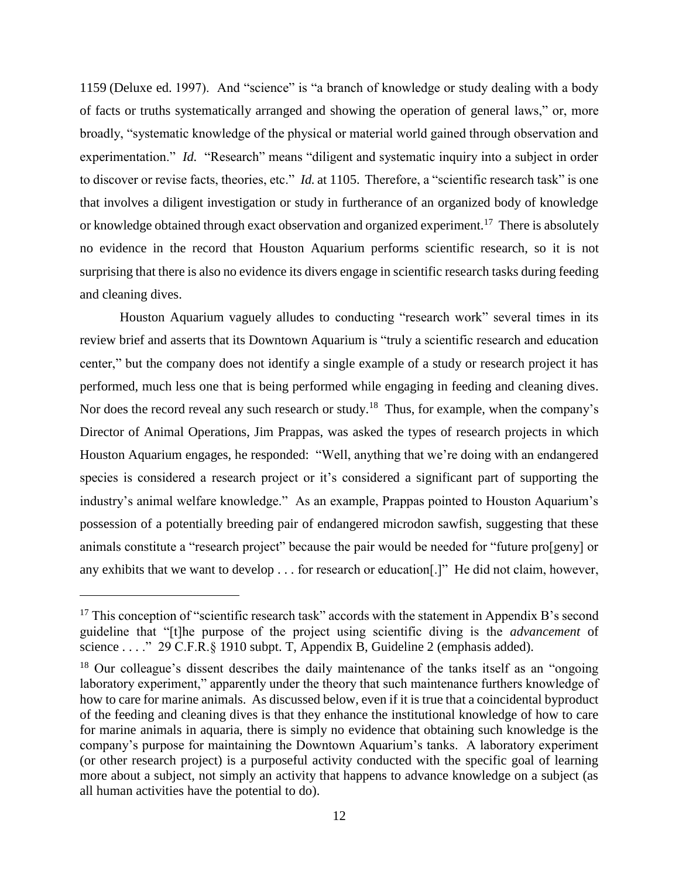1159 (Deluxe ed. 1997). And "science" is "a branch of knowledge or study dealing with a body of facts or truths systematically arranged and showing the operation of general laws," or, more broadly, "systematic knowledge of the physical or material world gained through observation and experimentation." *Id.* "Research" means "diligent and systematic inquiry into a subject in order to discover or revise facts, theories, etc." *Id.* at 1105. Therefore, a "scientific research task" is one that involves a diligent investigation or study in furtherance of an organized body of knowledge or knowledge obtained through exact observation and organized experiment.[17] There is absolutely no evidence in the record that Houston Aquarium performs scientific research, so it is not surprising that there is also no evidence its divers engage in scientific research tasks during feeding and cleaning dives.

Houston Aquarium vaguely alludes to conducting "research work" several times in its review brief and asserts that its Downtown Aquarium is "truly a scientific research and education center," but the company does not identify a single example of a study or research project it has performed, much less one that is being performed while engaging in feeding and cleaning dives. Nor does the record reveal any such research or study.[18] Thus, for example, when the company's Director of Animal Operations, Jim Prappas, was asked the types of research projects in which Houston Aquarium engages, he responded: "Well, anything that we're doing with an endangered species is considered a research project or it's considered a significant part of supporting the industry's animal welfare knowledge." As an example, Prappas pointed to Houston Aquarium's possession of a potentially breeding pair of endangered microdon sawfish, suggesting that these animals constitute a "research project" because the pair would be needed for "future pro[geny] or any exhibits that we want to develop . . . for research or education[.]" He did not claim, however,

---

[17] This conception of "scientific research task" accords with the statement in Appendix B's second guideline that "[t]he purpose of the project using scientific diving is the *advancement* of science . . . ." 29 C.F.R.§ 1910 subpt. T, Appendix B, Guideline 2 (emphasis added).

[18] Our colleague's dissent describes the daily maintenance of the tanks itself as an "ongoing laboratory experiment," apparently under the theory that such maintenance furthers knowledge of how to care for marine animals. As discussed below, even if it is true that a coincidental byproduct of the feeding and cleaning dives is that they enhance the institutional knowledge of how to care for marine animals in aquaria, there is simply no evidence that obtaining such knowledge is the company's purpose for maintaining the Downtown Aquarium's tanks. A laboratory experiment (or other research project) is a purposeful activity conducted with the specific goal of learning more about a subject, not simply an activity that happens to advance knowledge on a subject (as all human activities have the potential to do).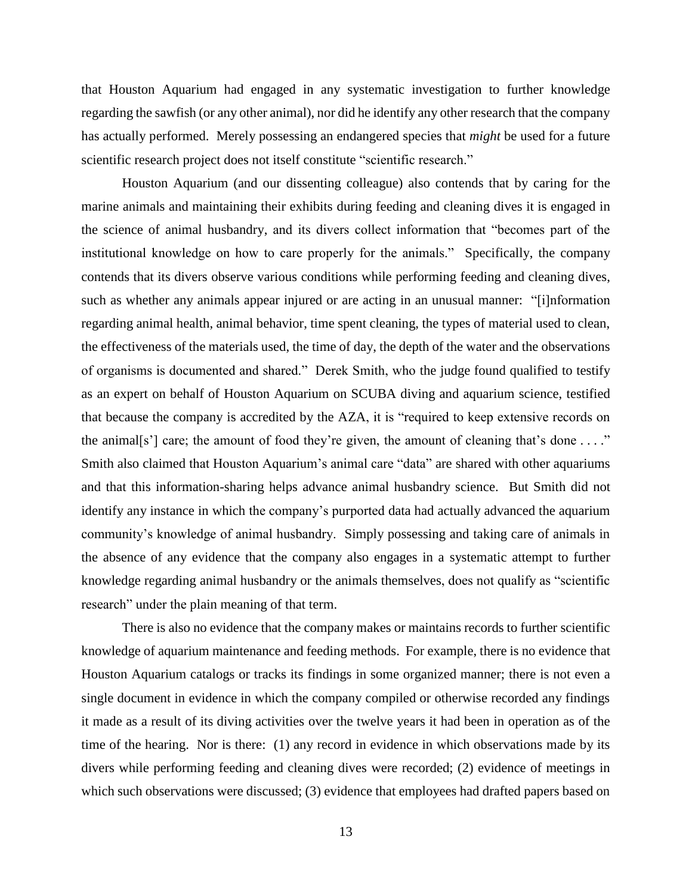that Houston Aquarium had engaged in any systematic investigation to further knowledge regarding the sawfish (or any other animal), nor did he identify any other research that the company has actually performed. Merely possessing an endangered species that *might* be used for a future scientific research project does not itself constitute "scientific research."

Houston Aquarium (and our dissenting colleague) also contends that by caring for the marine animals and maintaining their exhibits during feeding and cleaning dives it is engaged in the science of animal husbandry, and its divers collect information that "becomes part of the institutional knowledge on how to care properly for the animals." Specifically, the company contends that its divers observe various conditions while performing feeding and cleaning dives, such as whether any animals appear injured or are acting in an unusual manner: "[i]nformation regarding animal health, animal behavior, time spent cleaning, the types of material used to clean, the effectiveness of the materials used, the time of day, the depth of the water and the observations of organisms is documented and shared." Derek Smith, who the judge found qualified to testify as an expert on behalf of Houston Aquarium on SCUBA diving and aquarium science, testified that because the company is accredited by the AZA, it is "required to keep extensive records on the animal[s'] care; the amount of food they're given, the amount of cleaning that's done . . . ." Smith also claimed that Houston Aquarium's animal care "data" are shared with other aquariums and that this information-sharing helps advance animal husbandry science. But Smith did not identify any instance in which the company's purported data had actually advanced the aquarium community's knowledge of animal husbandry. Simply possessing and taking care of animals in the absence of any evidence that the company also engages in a systematic attempt to further knowledge regarding animal husbandry or the animals themselves, does not qualify as "scientific research" under the plain meaning of that term.

There is also no evidence that the company makes or maintains records to further scientific knowledge of aquarium maintenance and feeding methods. For example, there is no evidence that Houston Aquarium catalogs or tracks its findings in some organized manner; there is not even a single document in evidence in which the company compiled or otherwise recorded any findings it made as a result of its diving activities over the twelve years it had been in operation as of the time of the hearing. Nor is there: (1) any record in evidence in which observations made by its divers while performing feeding and cleaning dives were recorded; (2) evidence of meetings in which such observations were discussed; (3) evidence that employees had drafted papers based on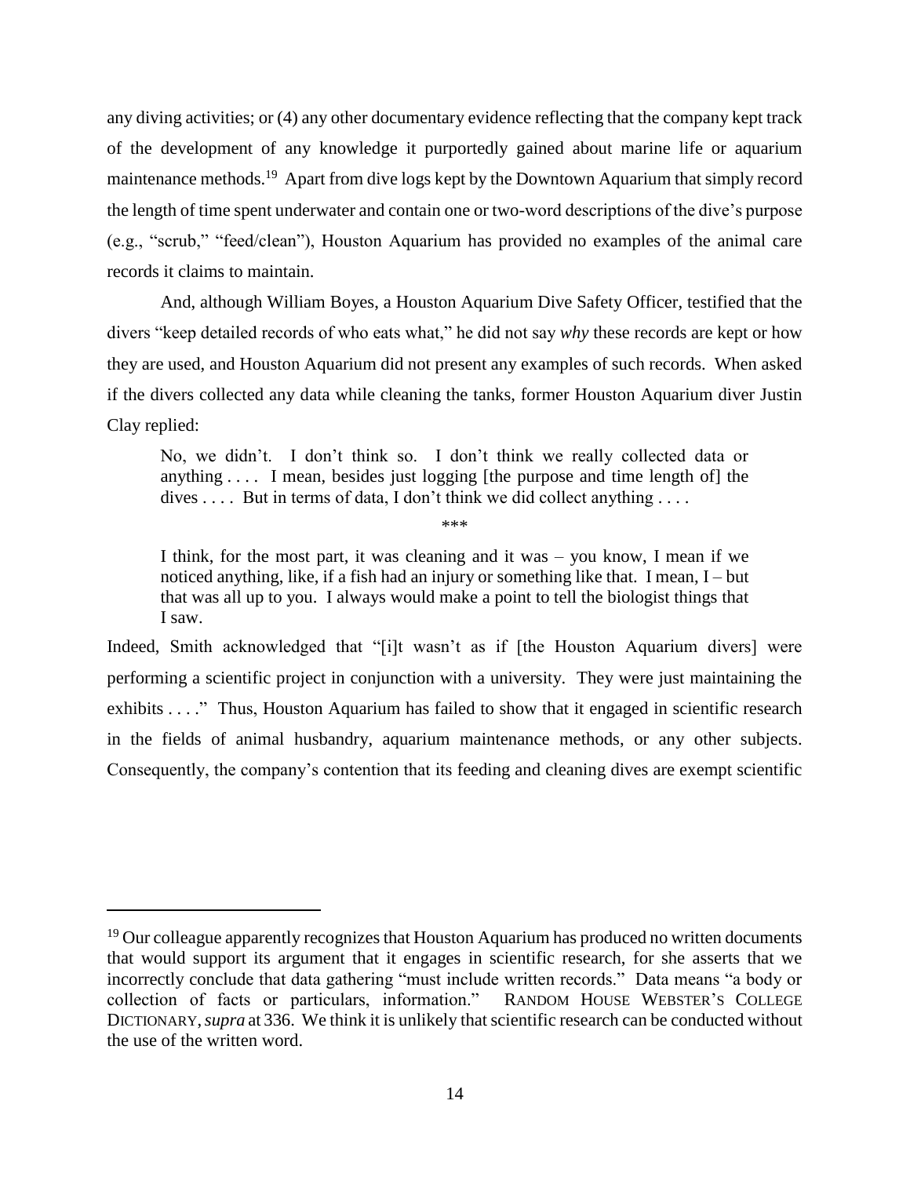any diving activities; or (4) any other documentary evidence reflecting that the company kept track of the development of any knowledge it purportedly gained about marine life or aquarium maintenance methods.[19] Apart from dive logs kept by the Downtown Aquarium that simply record the length of time spent underwater and contain one or two-word descriptions of the dive's purpose (e.g., "scrub," "feed/clean"), Houston Aquarium has provided no examples of the animal care records it claims to maintain.

And, although William Boyes, a Houston Aquarium Dive Safety Officer, testified that the divers "keep detailed records of who eats what," he did not say *why* these records are kept or how they are used, and Houston Aquarium did not present any examples of such records. When asked if the divers collected any data while cleaning the tanks, former Houston Aquarium diver Justin Clay replied:

> No, we didn't. I don't think so. I don't think we really collected data or anything . . . . I mean, besides just logging [the purpose and time length of] the dives . . . . But in terms of data, I don't think we did collect anything . . . .
>
> \*\*\*
>
> I think, for the most part, it was cleaning and it was – you know, I mean if we noticed anything, like, if a fish had an injury or something like that. I mean, I – but that was all up to you. I always would make a point to tell the biologist things that I saw.

Indeed, Smith acknowledged that "[i]t wasn't as if [the Houston Aquarium divers] were performing a scientific project in conjunction with a university. They were just maintaining the exhibits . . . ." Thus, Houston Aquarium has failed to show that it engaged in scientific research in the fields of animal husbandry, aquarium maintenance methods, or any other subjects. Consequently, the company's contention that its feeding and cleaning dives are exempt scientific

---

[19] Our colleague apparently recognizes that Houston Aquarium has produced no written documents that would support its argument that it engages in scientific research, for she asserts that we incorrectly conclude that data gathering "must include written records." Data means "a body or collection of facts or particulars, information." RANDOM HOUSE WEBSTER'S COLLEGE DICTIONARY, *supra* at 336. We think it is unlikely that scientific research can be conducted without the use of the written word.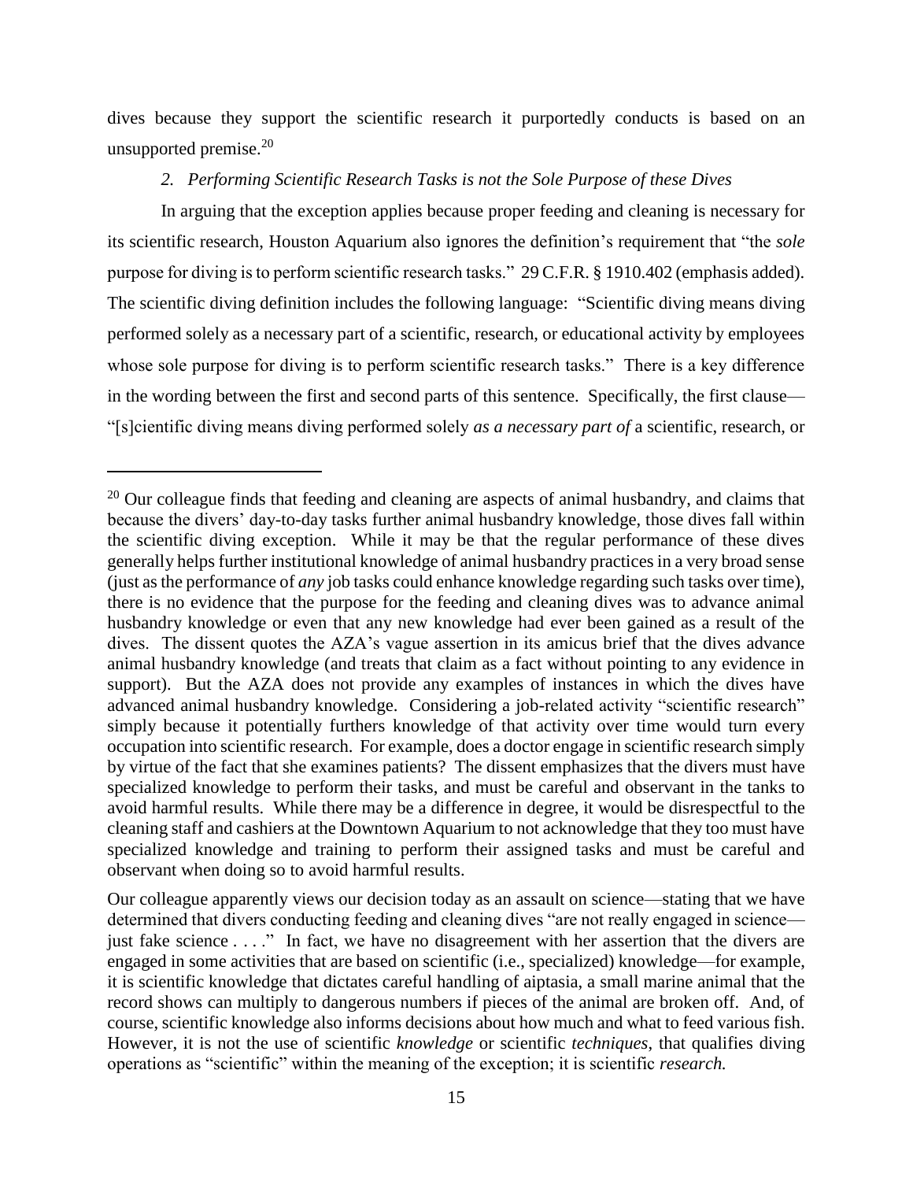dives because they support the scientific research it purportedly conducts is based on an unsupported premise.[20]

*2. Performing Scientific Research Tasks is not the Sole Purpose of these Dives*

In arguing that the exception applies because proper feeding and cleaning is necessary for its scientific research, Houston Aquarium also ignores the definition's requirement that "the *sole* purpose for diving is to perform scientific research tasks." 29 C.F.R. § 1910.402 (emphasis added). The scientific diving definition includes the following language: "Scientific diving means diving performed solely as a necessary part of a scientific, research, or educational activity by employees whose sole purpose for diving is to perform scientific research tasks." There is a key difference in the wording between the first and second parts of this sentence. Specifically, the first clause—"[s]cientific diving means diving performed solely *as a necessary part of* a scientific, research, or

---

[20] Our colleague finds that feeding and cleaning are aspects of animal husbandry, and claims that because the divers' day-to-day tasks further animal husbandry knowledge, those dives fall within the scientific diving exception. While it may be that the regular performance of these dives generally helps further institutional knowledge of animal husbandry practices in a very broad sense (just as the performance of *any* job tasks could enhance knowledge regarding such tasks over time), there is no evidence that the purpose for the feeding and cleaning dives was to advance animal husbandry knowledge or even that any new knowledge had ever been gained as a result of the dives. The dissent quotes the AZA's vague assertion in its amicus brief that the dives advance animal husbandry knowledge (and treats that claim as a fact without pointing to any evidence in support). But the AZA does not provide any examples of instances in which the dives have advanced animal husbandry knowledge. Considering a job-related activity "scientific research" simply because it potentially furthers knowledge of that activity over time would turn every occupation into scientific research. For example, does a doctor engage in scientific research simply by virtue of the fact that she examines patients? The dissent emphasizes that the divers must have specialized knowledge to perform their tasks, and must be careful and observant in the tanks to avoid harmful results. While there may be a difference in degree, it would be disrespectful to the cleaning staff and cashiers at the Downtown Aquarium to not acknowledge that they too must have specialized knowledge and training to perform their assigned tasks and must be careful and observant when doing so to avoid harmful results.

Our colleague apparently views our decision today as an assault on science—stating that we have determined that divers conducting feeding and cleaning dives "are not really engaged in science—just fake science . . . ." In fact, we have no disagreement with her assertion that the divers are engaged in some activities that are based on scientific (i.e., specialized) knowledge—for example, it is scientific knowledge that dictates careful handling of aiptasia, a small marine animal that the record shows can multiply to dangerous numbers if pieces of the animal are broken off. And, of course, scientific knowledge also informs decisions about how much and what to feed various fish. However, it is not the use of scientific *knowledge* or scientific *techniques*, that qualifies diving operations as "scientific" within the meaning of the exception; it is scientific *research.*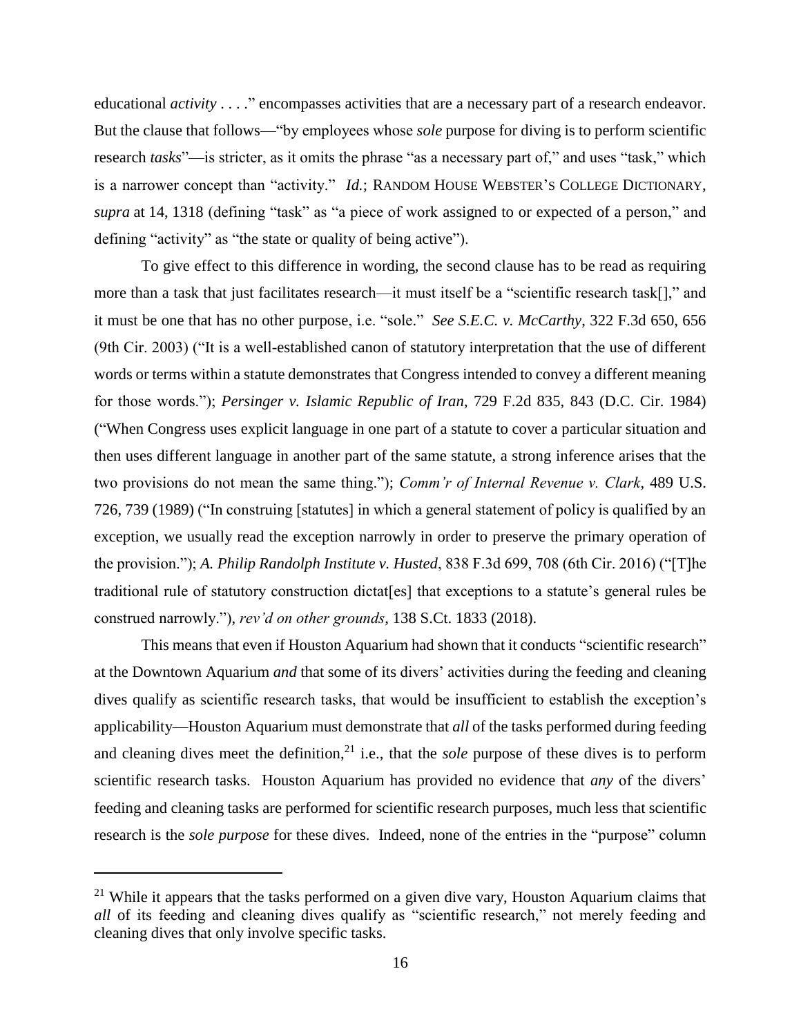educational *activity* . . . ." encompasses activities that are a necessary part of a research endeavor. But the clause that follows—"by employees whose *sole* purpose for diving is to perform scientific research *tasks*"—is stricter, as it omits the phrase "as a necessary part of," and uses "task," which is a narrower concept than "activity." *Id.*; RANDOM HOUSE WEBSTER'S COLLEGE DICTIONARY, *supra* at 14, 1318 (defining "task" as "a piece of work assigned to or expected of a person," and defining "activity" as "the state or quality of being active").

To give effect to this difference in wording, the second clause has to be read as requiring more than a task that just facilitates research—it must itself be a "scientific research task[]," and it must be one that has no other purpose, i.e. "sole." *See S.E.C. v. McCarthy*, 322 F.3d 650, 656 (9th Cir. 2003) ("It is a well-established canon of statutory interpretation that the use of different words or terms within a statute demonstrates that Congress intended to convey a different meaning for those words."); *Persinger v. Islamic Republic of Iran*, 729 F.2d 835, 843 (D.C. Cir. 1984) ("When Congress uses explicit language in one part of a statute to cover a particular situation and then uses different language in another part of the same statute, a strong inference arises that the two provisions do not mean the same thing."); *Comm'r of Internal Revenue v. Clark*, 489 U.S. 726, 739 (1989) ("In construing [statutes] in which a general statement of policy is qualified by an exception, we usually read the exception narrowly in order to preserve the primary operation of the provision."); *A. Philip Randolph Institute v. Husted*, 838 F.3d 699, 708 (6th Cir. 2016) ("[T]he traditional rule of statutory construction dictat[es] that exceptions to a statute's general rules be construed narrowly."), *rev'd on other grounds*, 138 S.Ct. 1833 (2018).

This means that even if Houston Aquarium had shown that it conducts "scientific research" at the Downtown Aquarium *and* that some of its divers' activities during the feeding and cleaning dives qualify as scientific research tasks, that would be insufficient to establish the exception's applicability—Houston Aquarium must demonstrate that *all* of the tasks performed during feeding and cleaning dives meet the definition,[21] i.e., that the *sole* purpose of these dives is to perform scientific research tasks. Houston Aquarium has provided no evidence that *any* of the divers' feeding and cleaning tasks are performed for scientific research purposes, much less that scientific research is the *sole purpose* for these dives. Indeed, none of the entries in the "purpose" column

[21] While it appears that the tasks performed on a given dive vary, Houston Aquarium claims that *all* of its feeding and cleaning dives qualify as "scientific research," not merely feeding and cleaning dives that only involve specific tasks.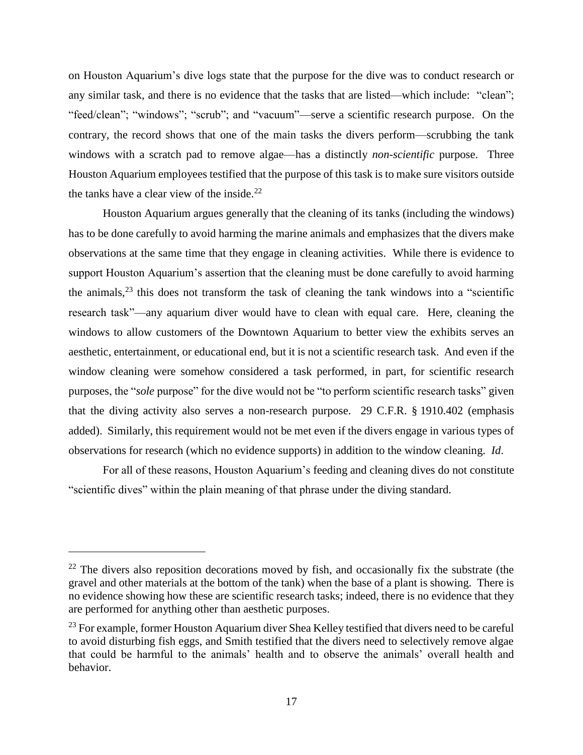on Houston Aquarium's dive logs state that the purpose for the dive was to conduct research or any similar task, and there is no evidence that the tasks that are listed—which include: "clean"; "feed/clean"; "windows"; "scrub"; and "vacuum"—serve a scientific research purpose. On the contrary, the record shows that one of the main tasks the divers perform—scrubbing the tank windows with a scratch pad to remove algae—has a distinctly *non-scientific* purpose. Three Houston Aquarium employees testified that the purpose of this task is to make sure visitors outside the tanks have a clear view of the inside.[22]

Houston Aquarium argues generally that the cleaning of its tanks (including the windows) has to be done carefully to avoid harming the marine animals and emphasizes that the divers make observations at the same time that they engage in cleaning activities. While there is evidence to support Houston Aquarium's assertion that the cleaning must be done carefully to avoid harming the animals,[23] this does not transform the task of cleaning the tank windows into a "scientific research task"—any aquarium diver would have to clean with equal care. Here, cleaning the windows to allow customers of the Downtown Aquarium to better view the exhibits serves an aesthetic, entertainment, or educational end, but it is not a scientific research task. And even if the window cleaning were somehow considered a task performed, in part, for scientific research purposes, the "*sole* purpose" for the dive would not be "to perform scientific research tasks" given that the diving activity also serves a non-research purpose. 29 C.F.R. § 1910.402 (emphasis added). Similarly, this requirement would not be met even if the divers engage in various types of observations for research (which no evidence supports) in addition to the window cleaning. *Id*.

For all of these reasons, Houston Aquarium's feeding and cleaning dives do not constitute "scientific dives" within the plain meaning of that phrase under the diving standard.

---

[22] The divers also reposition decorations moved by fish, and occasionally fix the substrate (the gravel and other materials at the bottom of the tank) when the base of a plant is showing. There is no evidence showing how these are scientific research tasks; indeed, there is no evidence that they are performed for anything other than aesthetic purposes.

[23] For example, former Houston Aquarium diver Shea Kelley testified that divers need to be careful to avoid disturbing fish eggs, and Smith testified that the divers need to selectively remove algae that could be harmful to the animals' health and to observe the animals' overall health and behavior.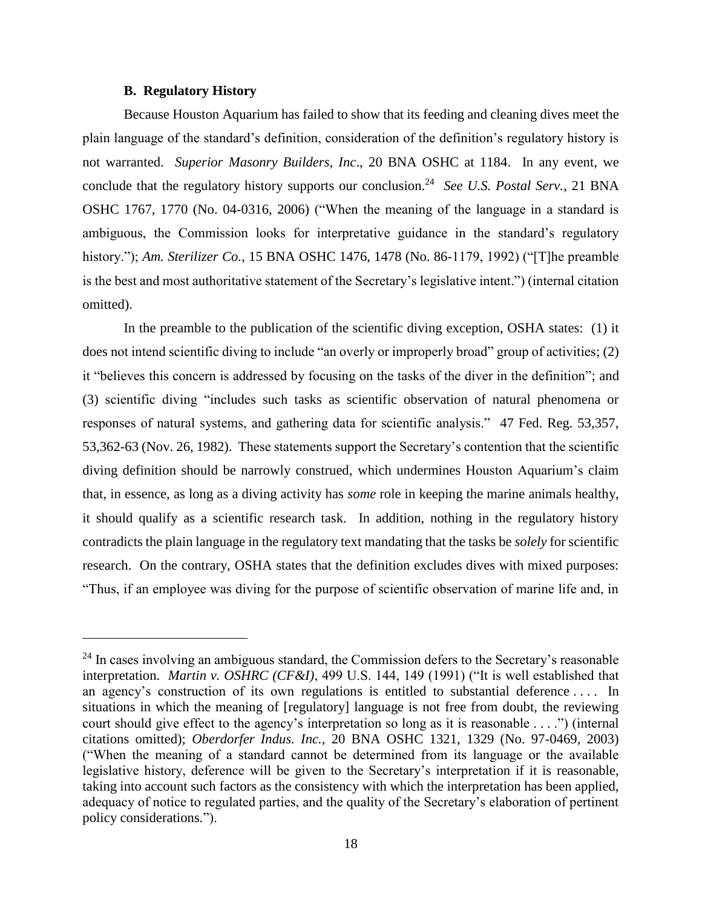### B. Regulatory History

Because Houston Aquarium has failed to show that its feeding and cleaning dives meet the plain language of the standard's definition, consideration of the definition's regulatory history is not warranted. *Superior Masonry Builders, Inc*., 20 BNA OSHC at 1184. In any event, we conclude that the regulatory history supports our conclusion.[24] *See U.S. Postal Serv.*, 21 BNA OSHC 1767, 1770 (No. 04-0316, 2006) ("When the meaning of the language in a standard is ambiguous, the Commission looks for interpretative guidance in the standard's regulatory history."); *Am. Sterilizer Co.*, 15 BNA OSHC 1476, 1478 (No. 86-1179, 1992) ("[T]he preamble is the best and most authoritative statement of the Secretary's legislative intent.") (internal citation omitted).

In the preamble to the publication of the scientific diving exception, OSHA states: (1) it does not intend scientific diving to include "an overly or improperly broad" group of activities; (2) it "believes this concern is addressed by focusing on the tasks of the diver in the definition"; and (3) scientific diving "includes such tasks as scientific observation of natural phenomena or responses of natural systems, and gathering data for scientific analysis." 47 Fed. Reg. 53,357, 53,362-63 (Nov. 26, 1982). These statements support the Secretary's contention that the scientific diving definition should be narrowly construed, which undermines Houston Aquarium's claim that, in essence, as long as a diving activity has *some* role in keeping the marine animals healthy, it should qualify as a scientific research task. In addition, nothing in the regulatory history contradicts the plain language in the regulatory text mandating that the tasks be *solely* for scientific research. On the contrary, OSHA states that the definition excludes dives with mixed purposes: "Thus, if an employee was diving for the purpose of scientific observation of marine life and, in

---

[24] In cases involving an ambiguous standard, the Commission defers to the Secretary's reasonable interpretation. *Martin v. OSHRC (CF&I)*, 499 U.S. 144, 149 (1991) ("It is well established that an agency's construction of its own regulations is entitled to substantial deference . . . . In situations in which the meaning of [regulatory] language is not free from doubt, the reviewing court should give effect to the agency's interpretation so long as it is reasonable . . . .") (internal citations omitted); *Oberdorfer Indus. Inc.*, 20 BNA OSHC 1321, 1329 (No. 97-0469, 2003) ("When the meaning of a standard cannot be determined from its language or the available legislative history, deference will be given to the Secretary's interpretation if it is reasonable, taking into account such factors as the consistency with which the interpretation has been applied, adequacy of notice to regulated parties, and the quality of the Secretary's elaboration of pertinent policy considerations.").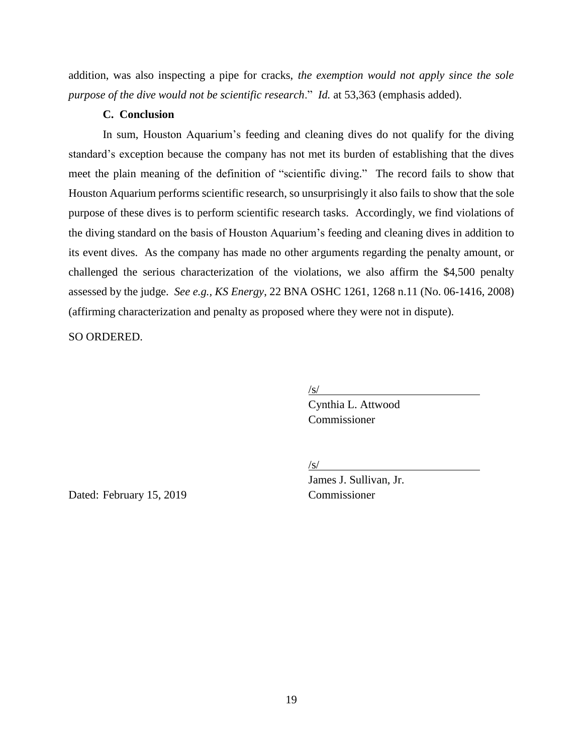addition, was also inspecting a pipe for cracks, *the exemption would not apply since the sole purpose of the dive would not be scientific research*." *Id.* at 53,363 (emphasis added).

### C. Conclusion

In sum, Houston Aquarium's feeding and cleaning dives do not qualify for the diving standard's exception because the company has not met its burden of establishing that the dives meet the plain meaning of the definition of "scientific diving." The record fails to show that Houston Aquarium performs scientific research, so unsurprisingly it also fails to show that the sole purpose of these dives is to perform scientific research tasks. Accordingly, we find violations of the diving standard on the basis of Houston Aquarium's feeding and cleaning dives in addition to its event dives. As the company has made no other arguments regarding the penalty amount, or challenged the serious characterization of the violations, we also affirm the $4,500 penalty assessed by the judge. *See e.g.*, *KS Energy*, 22 BNA OSHC 1261, 1268 n.11 (No. 06-1416, 2008) (affirming characterization and penalty as proposed where they were not in dispute).

SO ORDERED.

/s/
Cynthia L. Attwood
Commissioner

/s/
James J. Sullivan, Jr.
Commissioner

Dated: February 15, 2019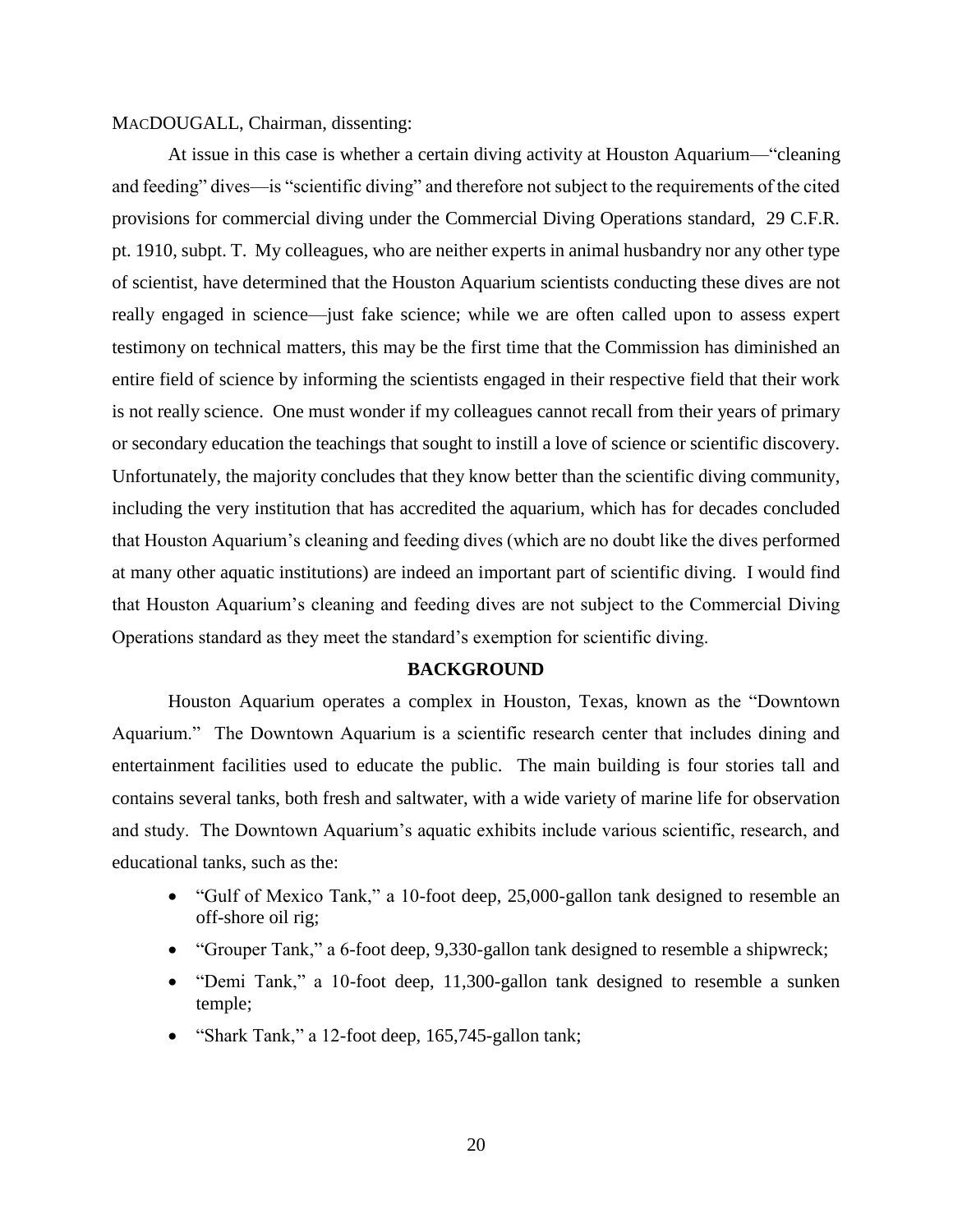MACDOUGALL, Chairman, dissenting:

At issue in this case is whether a certain diving activity at Houston Aquarium—"cleaning and feeding" dives—is "scientific diving" and therefore not subject to the requirements of the cited provisions for commercial diving under the Commercial Diving Operations standard, 29 C.F.R. pt. 1910, subpt. T. My colleagues, who are neither experts in animal husbandry nor any other type of scientist, have determined that the Houston Aquarium scientists conducting these dives are not really engaged in science—just fake science; while we are often called upon to assess expert testimony on technical matters, this may be the first time that the Commission has diminished an entire field of science by informing the scientists engaged in their respective field that their work is not really science. One must wonder if my colleagues cannot recall from their years of primary or secondary education the teachings that sought to instill a love of science or scientific discovery. Unfortunately, the majority concludes that they know better than the scientific diving community, including the very institution that has accredited the aquarium, which has for decades concluded that Houston Aquarium's cleaning and feeding dives (which are no doubt like the dives performed at many other aquatic institutions) are indeed an important part of scientific diving. I would find that Houston Aquarium's cleaning and feeding dives are not subject to the Commercial Diving Operations standard as they meet the standard's exemption for scientific diving.

## BACKGROUND

Houston Aquarium operates a complex in Houston, Texas, known as the "Downtown Aquarium." The Downtown Aquarium is a scientific research center that includes dining and entertainment facilities used to educate the public. The main building is four stories tall and contains several tanks, both fresh and saltwater, with a wide variety of marine life for observation and study. The Downtown Aquarium's aquatic exhibits include various scientific, research, and educational tanks, such as the:

- "Gulf of Mexico Tank," a 10-foot deep, 25,000-gallon tank designed to resemble an off-shore oil rig;
- "Grouper Tank," a 6-foot deep, 9,330-gallon tank designed to resemble a shipwreck;
- "Demi Tank," a 10-foot deep, 11,300-gallon tank designed to resemble a sunken temple;
- "Shark Tank," a 12-foot deep, 165,745-gallon tank;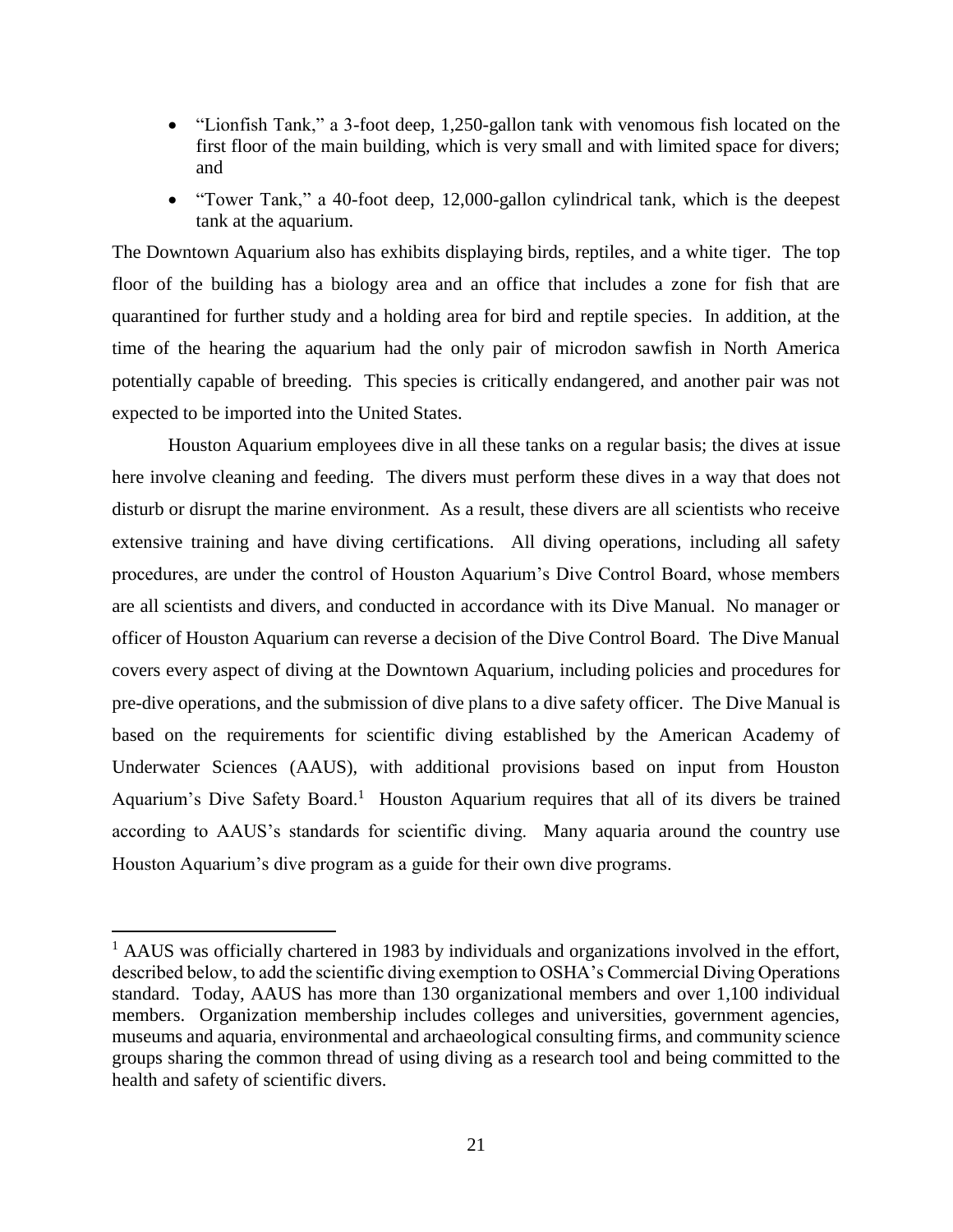- "Lionfish Tank," a 3-foot deep, 1,250-gallon tank with venomous fish located on the first floor of the main building, which is very small and with limited space for divers; and
- "Tower Tank," a 40-foot deep, 12,000-gallon cylindrical tank, which is the deepest tank at the aquarium.

The Downtown Aquarium also has exhibits displaying birds, reptiles, and a white tiger. The top floor of the building has a biology area and an office that includes a zone for fish that are quarantined for further study and a holding area for bird and reptile species. In addition, at the time of the hearing the aquarium had the only pair of microdon sawfish in North America potentially capable of breeding. This species is critically endangered, and another pair was not expected to be imported into the United States.

Houston Aquarium employees dive in all these tanks on a regular basis; the dives at issue here involve cleaning and feeding. The divers must perform these dives in a way that does not disturb or disrupt the marine environment. As a result, these divers are all scientists who receive extensive training and have diving certifications. All diving operations, including all safety procedures, are under the control of Houston Aquarium's Dive Control Board, whose members are all scientists and divers, and conducted in accordance with its Dive Manual. No manager or officer of Houston Aquarium can reverse a decision of the Dive Control Board. The Dive Manual covers every aspect of diving at the Downtown Aquarium, including policies and procedures for pre-dive operations, and the submission of dive plans to a dive safety officer. The Dive Manual is based on the requirements for scientific diving established by the American Academy of Underwater Sciences (AAUS), with additional provisions based on input from Houston Aquarium's Dive Safety Board.[1] Houston Aquarium requires that all of its divers be trained according to AAUS's standards for scientific diving. Many aquaria around the country use Houston Aquarium's dive program as a guide for their own dive programs.

---

[1] AAUS was officially chartered in 1983 by individuals and organizations involved in the effort, described below, to add the scientific diving exemption to OSHA's Commercial Diving Operations standard. Today, AAUS has more than 130 organizational members and over 1,100 individual members. Organization membership includes colleges and universities, government agencies, museums and aquaria, environmental and archaeological consulting firms, and community science groups sharing the common thread of using diving as a research tool and being committed to the health and safety of scientific divers.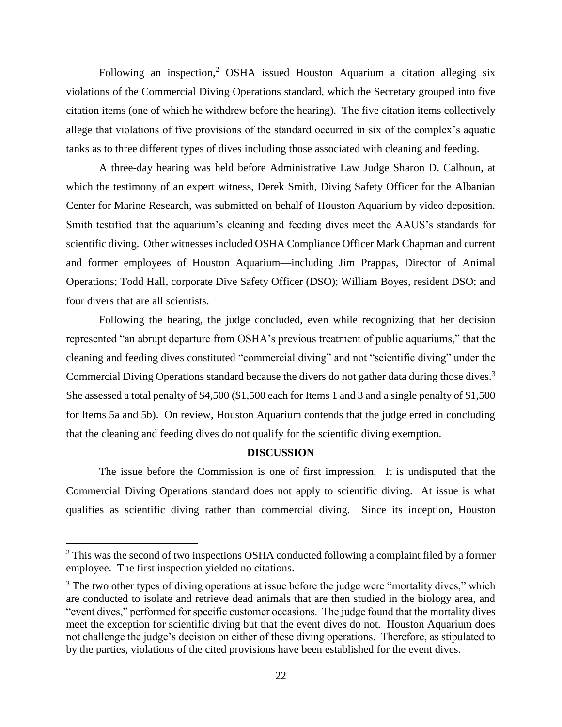Following an inspection,[2] OSHA issued Houston Aquarium a citation alleging six violations of the Commercial Diving Operations standard, which the Secretary grouped into five citation items (one of which he withdrew before the hearing). The five citation items collectively allege that violations of five provisions of the standard occurred in six of the complex's aquatic tanks as to three different types of dives including those associated with cleaning and feeding.

A three-day hearing was held before Administrative Law Judge Sharon D. Calhoun, at which the testimony of an expert witness, Derek Smith, Diving Safety Officer for the Albanian Center for Marine Research, was submitted on behalf of Houston Aquarium by video deposition. Smith testified that the aquarium's cleaning and feeding dives meet the AAUS's standards for scientific diving. Other witnesses included OSHA Compliance Officer Mark Chapman and current and former employees of Houston Aquarium—including Jim Prappas, Director of Animal Operations; Todd Hall, corporate Dive Safety Officer (DSO); William Boyes, resident DSO; and four divers that are all scientists.

Following the hearing, the judge concluded, even while recognizing that her decision represented "an abrupt departure from OSHA's previous treatment of public aquariums," that the cleaning and feeding dives constituted "commercial diving" and not "scientific diving" under the Commercial Diving Operations standard because the divers do not gather data during those dives.[3] She assessed a total penalty of $4,500 ($1,500 each for Items 1 and 3 and a single penalty of $1,500 for Items 5a and 5b). On review, Houston Aquarium contends that the judge erred in concluding that the cleaning and feeding dives do not qualify for the scientific diving exemption.

**DISCUSSION**

The issue before the Commission is one of first impression. It is undisputed that the Commercial Diving Operations standard does not apply to scientific diving. At issue is what qualifies as scientific diving rather than commercial diving. Since its inception, Houston

---

[2] This was the second of two inspections OSHA conducted following a complaint filed by a former employee. The first inspection yielded no citations.

[3] The two other types of diving operations at issue before the judge were "mortality dives," which are conducted to isolate and retrieve dead animals that are then studied in the biology area, and "event dives," performed for specific customer occasions. The judge found that the mortality dives meet the exception for scientific diving but that the event dives do not. Houston Aquarium does not challenge the judge's decision on either of these diving operations. Therefore, as stipulated to by the parties, violations of the cited provisions have been established for the event dives.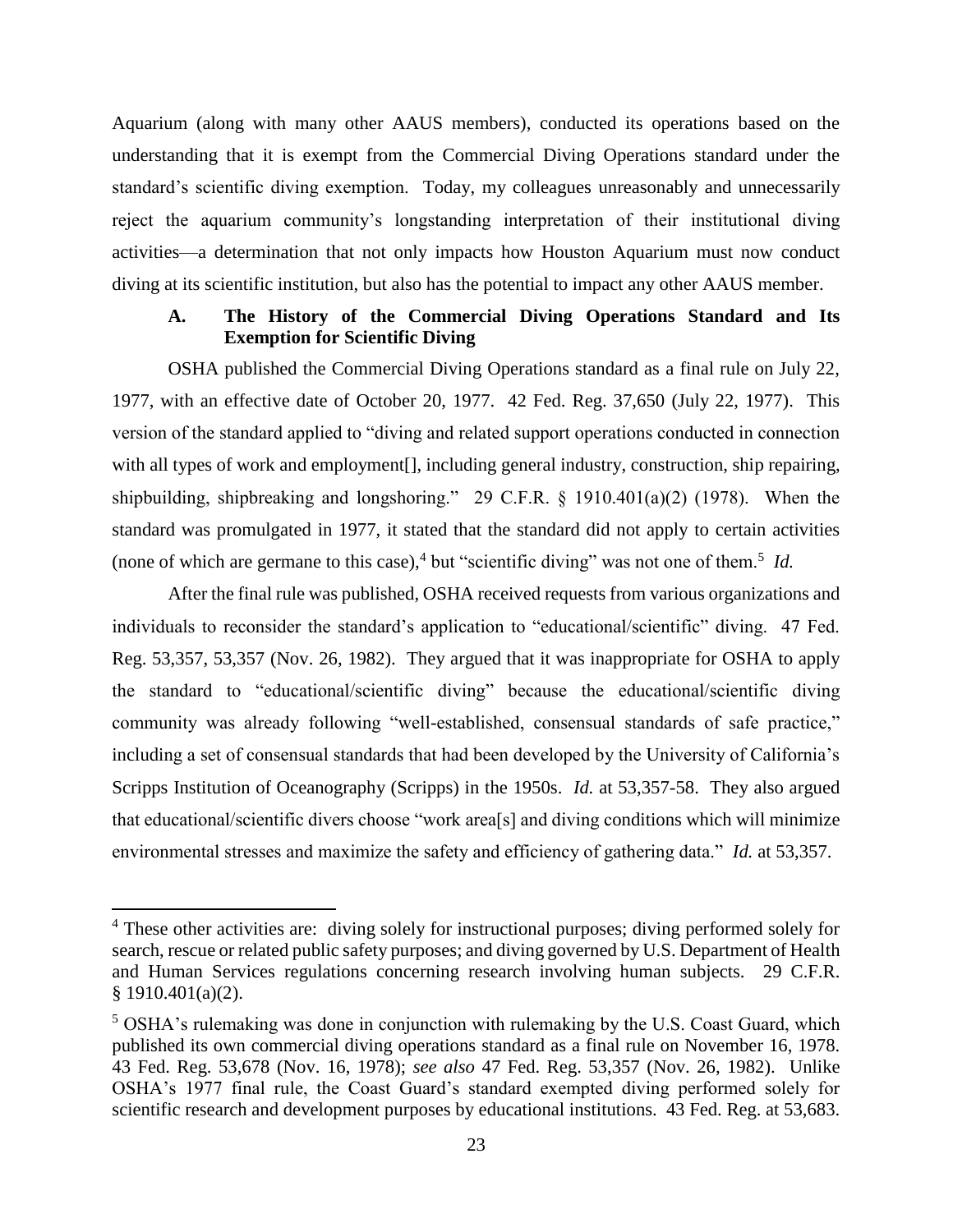Aquarium (along with many other AAUS members), conducted its operations based on the understanding that it is exempt from the Commercial Diving Operations standard under the standard's scientific diving exemption. Today, my colleagues unreasonably and unnecessarily reject the aquarium community's longstanding interpretation of their institutional diving activities—a determination that not only impacts how Houston Aquarium must now conduct diving at its scientific institution, but also has the potential to impact any other AAUS member.

### A. The History of the Commercial Diving Operations Standard and Its Exemption for Scientific Diving

OSHA published the Commercial Diving Operations standard as a final rule on July 22, 1977, with an effective date of October 20, 1977. 42 Fed. Reg. 37,650 (July 22, 1977). This version of the standard applied to "diving and related support operations conducted in connection with all types of work and employment[], including general industry, construction, ship repairing, shipbuilding, shipbreaking and longshoring." 29 C.F.R. § 1910.401(a)(2) (1978). When the standard was promulgated in 1977, it stated that the standard did not apply to certain activities (none of which are germane to this case),[4] but "scientific diving" was not one of them.[5] *Id.*

After the final rule was published, OSHA received requests from various organizations and individuals to reconsider the standard's application to "educational/scientific" diving. 47 Fed. Reg. 53,357, 53,357 (Nov. 26, 1982). They argued that it was inappropriate for OSHA to apply the standard to "educational/scientific diving" because the educational/scientific diving community was already following "well-established, consensual standards of safe practice," including a set of consensual standards that had been developed by the University of California's Scripps Institution of Oceanography (Scripps) in the 1950s. *Id.* at 53,357-58. They also argued that educational/scientific divers choose "work area[s] and diving conditions which will minimize environmental stresses and maximize the safety and efficiency of gathering data." *Id.* at 53,357.

---

[4] These other activities are: diving solely for instructional purposes; diving performed solely for search, rescue or related public safety purposes; and diving governed by U.S. Department of Health and Human Services regulations concerning research involving human subjects. 29 C.F.R. § 1910.401(a)(2).

[5] OSHA's rulemaking was done in conjunction with rulemaking by the U.S. Coast Guard, which published its own commercial diving operations standard as a final rule on November 16, 1978. 43 Fed. Reg. 53,678 (Nov. 16, 1978); *see also* 47 Fed. Reg. 53,357 (Nov. 26, 1982). Unlike OSHA's 1977 final rule, the Coast Guard's standard exempted diving performed solely for scientific research and development purposes by educational institutions. 43 Fed. Reg. at 53,683.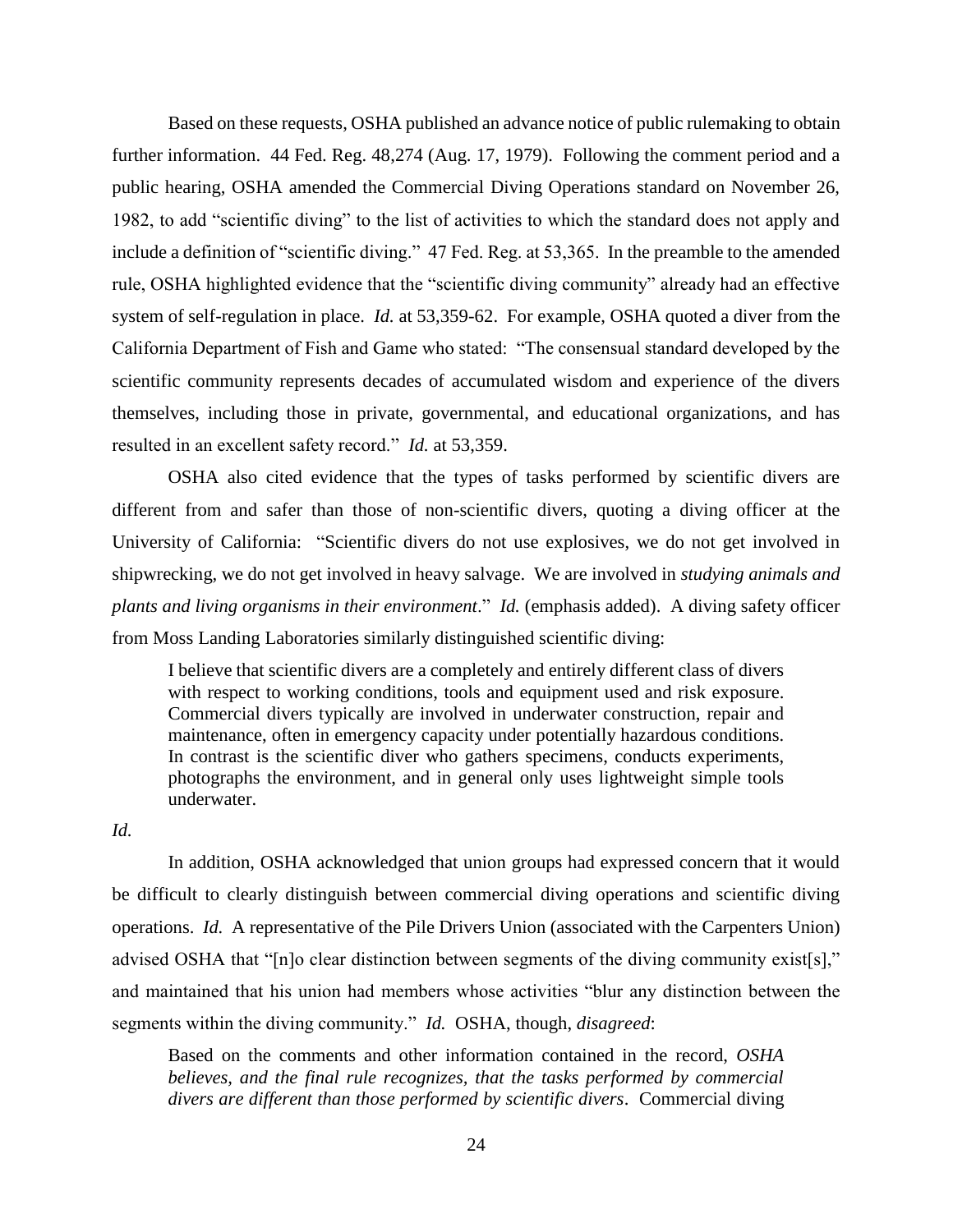Based on these requests, OSHA published an advance notice of public rulemaking to obtain further information. 44 Fed. Reg. 48,274 (Aug. 17, 1979). Following the comment period and a public hearing, OSHA amended the Commercial Diving Operations standard on November 26, 1982, to add "scientific diving" to the list of activities to which the standard does not apply and include a definition of "scientific diving." 47 Fed. Reg. at 53,365. In the preamble to the amended rule, OSHA highlighted evidence that the "scientific diving community" already had an effective system of self-regulation in place. *Id.* at 53,359-62. For example, OSHA quoted a diver from the California Department of Fish and Game who stated: "The consensual standard developed by the scientific community represents decades of accumulated wisdom and experience of the divers themselves, including those in private, governmental, and educational organizations, and has resulted in an excellent safety record." *Id.* at 53,359.

OSHA also cited evidence that the types of tasks performed by scientific divers are different from and safer than those of non-scientific divers, quoting a diving officer at the University of California: "Scientific divers do not use explosives, we do not get involved in shipwrecking, we do not get involved in heavy salvage. We are involved in *studying animals and plants and living organisms in their environment*." *Id.* (emphasis added). A diving safety officer from Moss Landing Laboratories similarly distinguished scientific diving:

> I believe that scientific divers are a completely and entirely different class of divers with respect to working conditions, tools and equipment used and risk exposure. Commercial divers typically are involved in underwater construction, repair and maintenance, often in emergency capacity under potentially hazardous conditions. In contrast is the scientific diver who gathers specimens, conducts experiments, photographs the environment, and in general only uses lightweight simple tools underwater.

*Id.*

In addition, OSHA acknowledged that union groups had expressed concern that it would be difficult to clearly distinguish between commercial diving operations and scientific diving operations. *Id.* A representative of the Pile Drivers Union (associated with the Carpenters Union) advised OSHA that "[n]o clear distinction between segments of the diving community exist[s]," and maintained that his union had members whose activities "blur any distinction between the segments within the diving community." *Id.* OSHA, though, *disagreed*:

> Based on the comments and other information contained in the record, *OSHA believes, and the final rule recognizes, that the tasks performed by commercial divers are different than those performed by scientific divers*. Commercial diving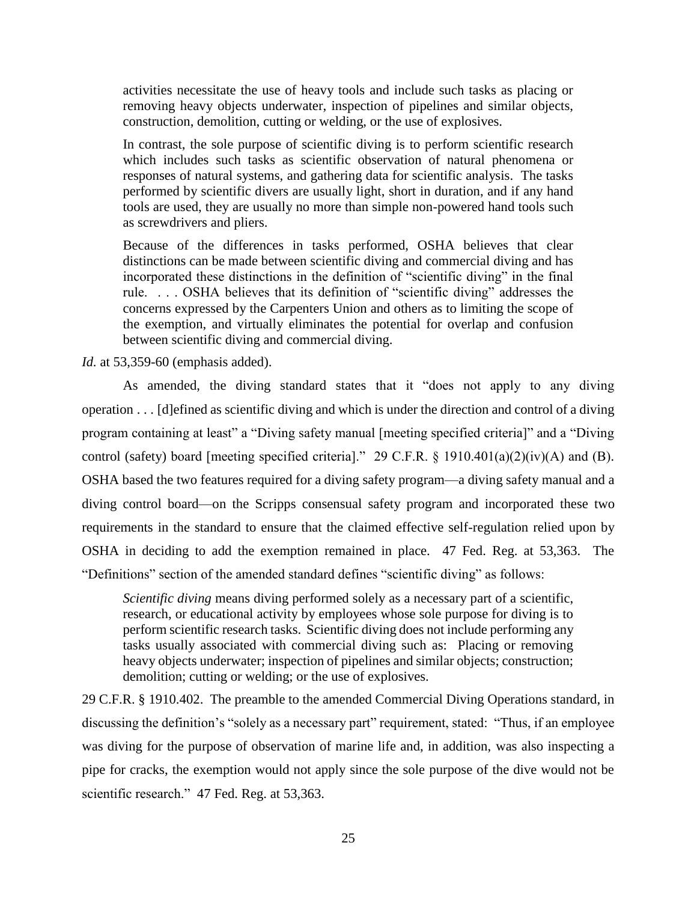activities necessitate the use of heavy tools and include such tasks as placing or removing heavy objects underwater, inspection of pipelines and similar objects, construction, demolition, cutting or welding, or the use of explosives.

> In contrast, the sole purpose of scientific diving is to perform scientific research which includes such tasks as scientific observation of natural phenomena or responses of natural systems, and gathering data for scientific analysis. The tasks performed by scientific divers are usually light, short in duration, and if any hand tools are used, they are usually no more than simple non-powered hand tools such as screwdrivers and pliers.
>
> Because of the differences in tasks performed, OSHA believes that clear distinctions can be made between scientific diving and commercial diving and has incorporated these distinctions in the definition of "scientific diving" in the final rule. . . . OSHA believes that its definition of "scientific diving" addresses the concerns expressed by the Carpenters Union and others as to limiting the scope of the exemption, and virtually eliminates the potential for overlap and confusion between scientific diving and commercial diving.

*Id.* at 53,359-60 (emphasis added).

As amended, the diving standard states that it "does not apply to any diving operation . . . [d]efined as scientific diving and which is under the direction and control of a diving program containing at least" a "Diving safety manual [meeting specified criteria]" and a "Diving control (safety) board [meeting specified criteria]." 29 C.F.R. § 1910.401(a)(2)(iv)(A) and (B). OSHA based the two features required for a diving safety program—a diving safety manual and a diving control board—on the Scripps consensual safety program and incorporated these two requirements in the standard to ensure that the claimed effective self-regulation relied upon by OSHA in deciding to add the exemption remained in place. 47 Fed. Reg. at 53,363. The "Definitions" section of the amended standard defines "scientific diving" as follows:

> *Scientific diving* means diving performed solely as a necessary part of a scientific, research, or educational activity by employees whose sole purpose for diving is to perform scientific research tasks. Scientific diving does not include performing any tasks usually associated with commercial diving such as: Placing or removing heavy objects underwater; inspection of pipelines and similar objects; construction; demolition; cutting or welding; or the use of explosives.

29 C.F.R. § 1910.402. The preamble to the amended Commercial Diving Operations standard, in discussing the definition's "solely as a necessary part" requirement, stated: "Thus, if an employee was diving for the purpose of observation of marine life and, in addition, was also inspecting a pipe for cracks, the exemption would not apply since the sole purpose of the dive would not be scientific research." 47 Fed. Reg. at 53,363.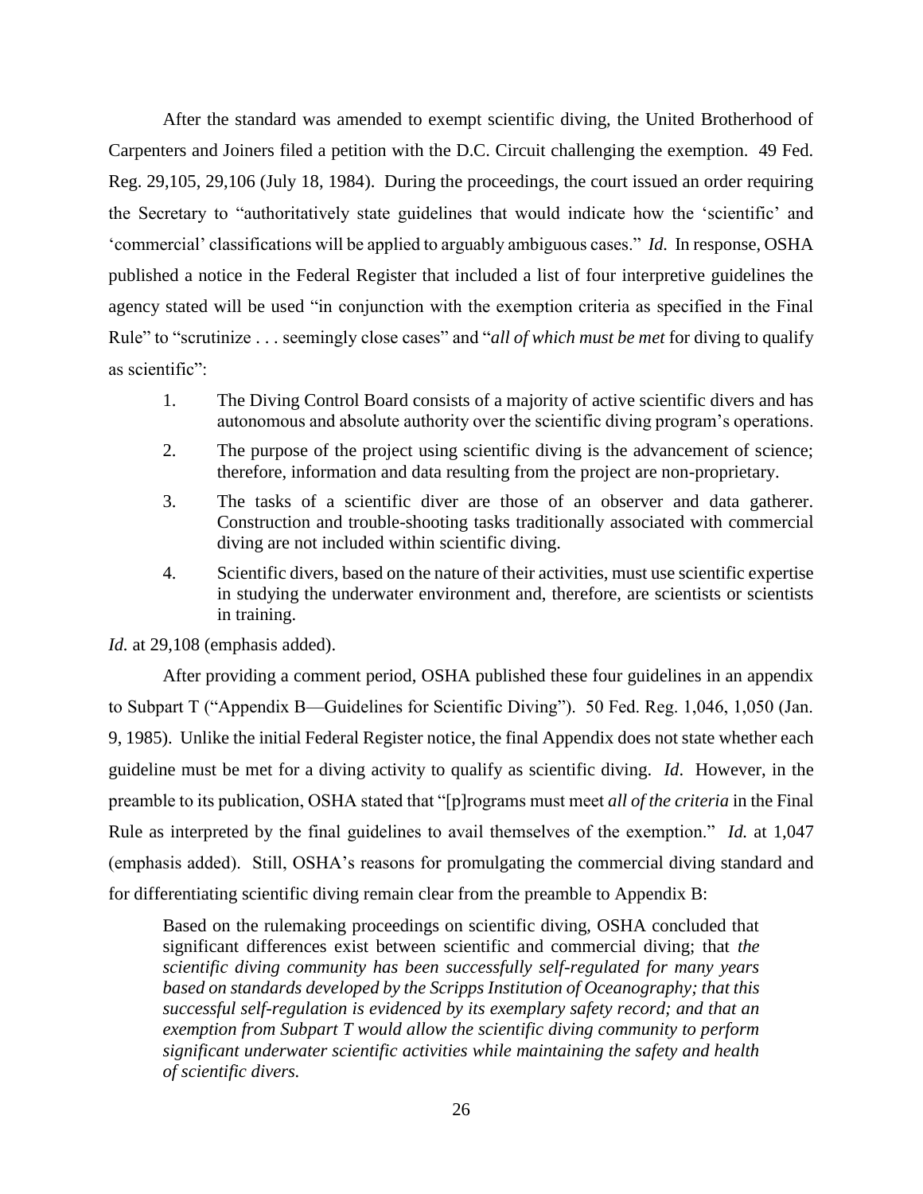After the standard was amended to exempt scientific diving, the United Brotherhood of Carpenters and Joiners filed a petition with the D.C. Circuit challenging the exemption. 49 Fed. Reg. 29,105, 29,106 (July 18, 1984). During the proceedings, the court issued an order requiring the Secretary to "authoritatively state guidelines that would indicate how the 'scientific' and 'commercial' classifications will be applied to arguably ambiguous cases." *Id.* In response, OSHA published a notice in the Federal Register that included a list of four interpretive guidelines the agency stated will be used "in conjunction with the exemption criteria as specified in the Final Rule" to "scrutinize . . . seemingly close cases" and "*all of which must be met* for diving to qualify as scientific":

> 1. The Diving Control Board consists of a majority of active scientific divers and has autonomous and absolute authority over the scientific diving program's operations.
> 2. The purpose of the project using scientific diving is the advancement of science; therefore, information and data resulting from the project are non-proprietary.
> 3. The tasks of a scientific diver are those of an observer and data gatherer. Construction and trouble-shooting tasks traditionally associated with commercial diving are not included within scientific diving.
> 4. Scientific divers, based on the nature of their activities, must use scientific expertise in studying the underwater environment and, therefore, are scientists or scientists in training.

*Id.* at 29,108 (emphasis added).

After providing a comment period, OSHA published these four guidelines in an appendix to Subpart T ("Appendix B—Guidelines for Scientific Diving"). 50 Fed. Reg. 1,046, 1,050 (Jan. 9, 1985). Unlike the initial Federal Register notice, the final Appendix does not state whether each guideline must be met for a diving activity to qualify as scientific diving. *Id*. However, in the preamble to its publication, OSHA stated that "[p]rograms must meet *all of the criteria* in the Final Rule as interpreted by the final guidelines to avail themselves of the exemption." *Id.* at 1,047 (emphasis added). Still, OSHA's reasons for promulgating the commercial diving standard and for differentiating scientific diving remain clear from the preamble to Appendix B:

> Based on the rulemaking proceedings on scientific diving, OSHA concluded that significant differences exist between scientific and commercial diving; that *the scientific diving community has been successfully self-regulated for many years based on standards developed by the Scripps Institution of Oceanography; that this successful self-regulation is evidenced by its exemplary safety record; and that an exemption from Subpart T would allow the scientific diving community to perform significant underwater scientific activities while maintaining the safety and health of scientific divers.*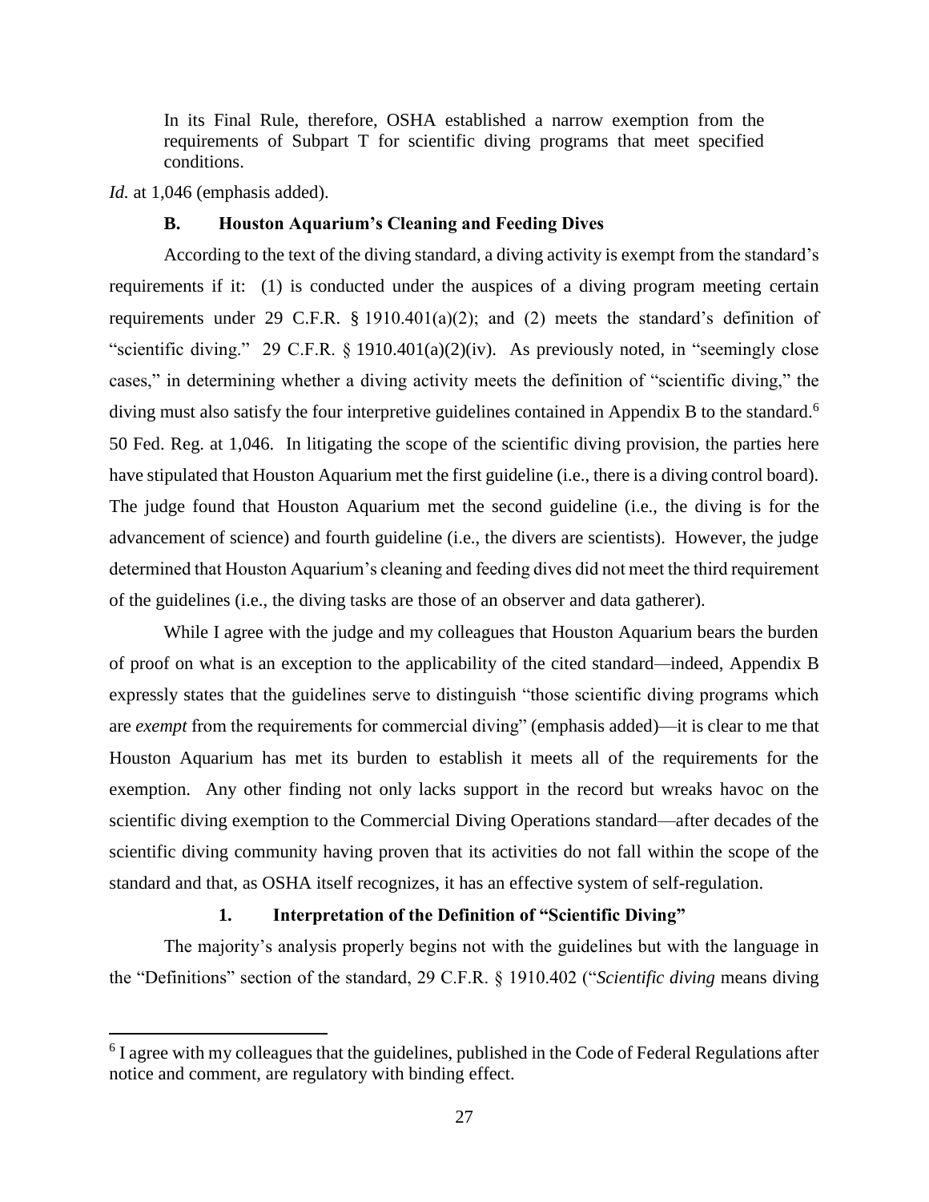> In its Final Rule, therefore, OSHA established a narrow exemption from the requirements of Subpart T for scientific diving programs that meet specified conditions.

*Id.* at 1,046 (emphasis added).

### B. Houston Aquarium's Cleaning and Feeding Dives

According to the text of the diving standard, a diving activity is exempt from the standard's requirements if it: (1) is conducted under the auspices of a diving program meeting certain requirements under 29 C.F.R. § 1910.401(a)(2); and (2) meets the standard's definition of "scientific diving." 29 C.F.R. § 1910.401(a)(2)(iv). As previously noted, in "seemingly close cases," in determining whether a diving activity meets the definition of "scientific diving," the diving must also satisfy the four interpretive guidelines contained in Appendix B to the standard.[6] 50 Fed. Reg. at 1,046. In litigating the scope of the scientific diving provision, the parties here have stipulated that Houston Aquarium met the first guideline (i.e., there is a diving control board). The judge found that Houston Aquarium met the second guideline (i.e., the diving is for the advancement of science) and fourth guideline (i.e., the divers are scientists). However, the judge determined that Houston Aquarium's cleaning and feeding dives did not meet the third requirement of the guidelines (i.e., the diving tasks are those of an observer and data gatherer).

While I agree with the judge and my colleagues that Houston Aquarium bears the burden of proof on what is an exception to the applicability of the cited standard—indeed, Appendix B expressly states that the guidelines serve to distinguish "those scientific diving programs which are *exempt* from the requirements for commercial diving" (emphasis added)—it is clear to me that Houston Aquarium has met its burden to establish it meets all of the requirements for the exemption. Any other finding not only lacks support in the record but wreaks havoc on the scientific diving exemption to the Commercial Diving Operations standard—after decades of the scientific diving community having proven that its activities do not fall within the scope of the standard and that, as OSHA itself recognizes, it has an effective system of self-regulation.

#### 1. Interpretation of the Definition of "Scientific Diving"

The majority's analysis properly begins not with the guidelines but with the language in the "Definitions" section of the standard, 29 C.F.R. § 1910.402 ("*Scientific diving* means diving

---

[6] I agree with my colleagues that the guidelines, published in the Code of Federal Regulations after notice and comment, are regulatory with binding effect.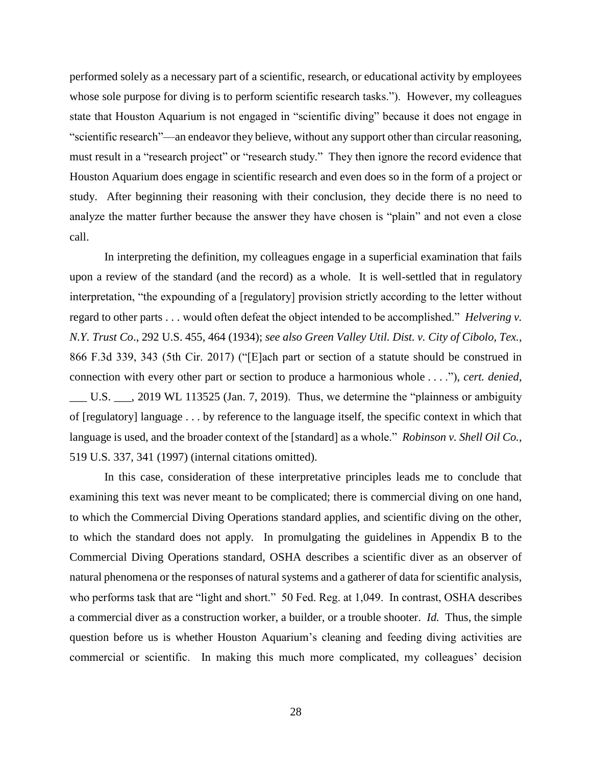performed solely as a necessary part of a scientific, research, or educational activity by employees whose sole purpose for diving is to perform scientific research tasks."). However, my colleagues state that Houston Aquarium is not engaged in "scientific diving" because it does not engage in "scientific research"—an endeavor they believe, without any support other than circular reasoning, must result in a "research project" or "research study." They then ignore the record evidence that Houston Aquarium does engage in scientific research and even does so in the form of a project or study. After beginning their reasoning with their conclusion, they decide there is no need to analyze the matter further because the answer they have chosen is "plain" and not even a close call.

In interpreting the definition, my colleagues engage in a superficial examination that fails upon a review of the standard (and the record) as a whole. It is well-settled that in regulatory interpretation, "the expounding of a [regulatory] provision strictly according to the letter without regard to other parts . . . would often defeat the object intended to be accomplished." *Helvering v. N.Y. Trust Co*., 292 U.S. 455, 464 (1934); *see also Green Valley Util. Dist. v. City of Cibolo, Tex.*, 866 F.3d 339, 343 (5th Cir. 2017) ("[E]ach part or section of a statute should be construed in connection with every other part or section to produce a harmonious whole . . . ."), *cert. denied*, ___ U.S. ___, 2019 WL 113525 (Jan. 7, 2019). Thus, we determine the "plainness or ambiguity of [regulatory] language . . . by reference to the language itself, the specific context in which that language is used, and the broader context of the [standard] as a whole." *Robinson v. Shell Oil Co.*, 519 U.S. 337, 341 (1997) (internal citations omitted).

In this case, consideration of these interpretative principles leads me to conclude that examining this text was never meant to be complicated; there is commercial diving on one hand, to which the Commercial Diving Operations standard applies, and scientific diving on the other, to which the standard does not apply. In promulgating the guidelines in Appendix B to the Commercial Diving Operations standard, OSHA describes a scientific diver as an observer of natural phenomena or the responses of natural systems and a gatherer of data for scientific analysis, who performs task that are "light and short." 50 Fed. Reg. at 1,049. In contrast, OSHA describes a commercial diver as a construction worker, a builder, or a trouble shooter. *Id.* Thus, the simple question before us is whether Houston Aquarium's cleaning and feeding diving activities are commercial or scientific. In making this much more complicated, my colleagues' decision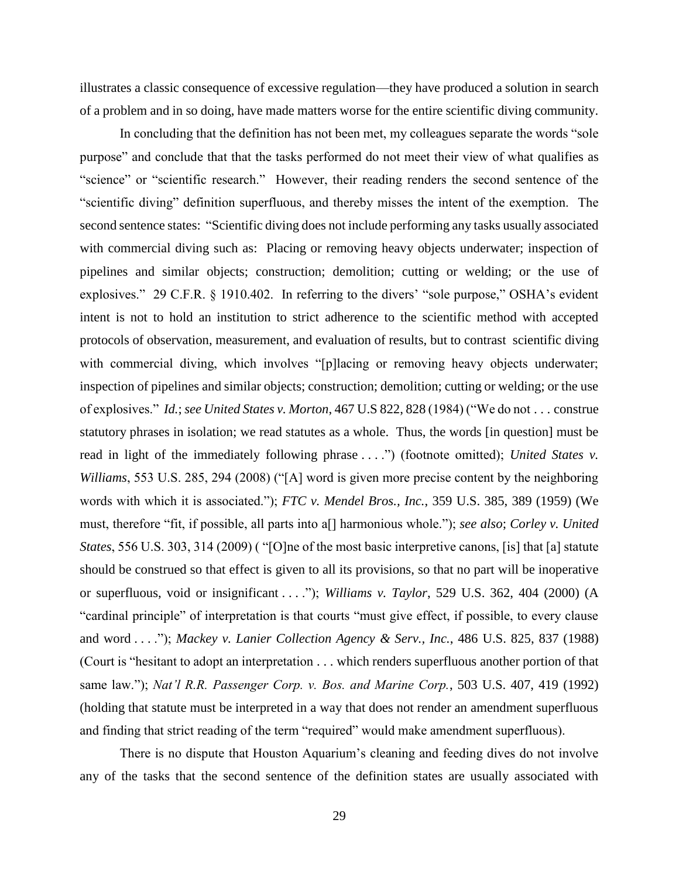illustrates a classic consequence of excessive regulation—they have produced a solution in search of a problem and in so doing, have made matters worse for the entire scientific diving community.

In concluding that the definition has not been met, my colleagues separate the words "sole purpose" and conclude that that the tasks performed do not meet their view of what qualifies as "science" or "scientific research." However, their reading renders the second sentence of the "scientific diving" definition superfluous, and thereby misses the intent of the exemption. The second sentence states: "Scientific diving does not include performing any tasks usually associated with commercial diving such as: Placing or removing heavy objects underwater; inspection of pipelines and similar objects; construction; demolition; cutting or welding; or the use of explosives." 29 C.F.R. § 1910.402. In referring to the divers' "sole purpose," OSHA's evident intent is not to hold an institution to strict adherence to the scientific method with accepted protocols of observation, measurement, and evaluation of results, but to contrast scientific diving with commercial diving, which involves "[p]lacing or removing heavy objects underwater; inspection of pipelines and similar objects; construction; demolition; cutting or welding; or the use of explosives." *Id.*; *see United States v. Morton*, 467 U.S 822, 828 (1984) ("We do not . . . construe statutory phrases in isolation; we read statutes as a whole. Thus, the words [in question] must be read in light of the immediately following phrase . . . .") (footnote omitted); *United States v. Williams*, 553 U.S. 285, 294 (2008) ("[A] word is given more precise content by the neighboring words with which it is associated."); *FTC v. Mendel Bros., Inc.*, 359 U.S. 385, 389 (1959) (We must, therefore "fit, if possible, all parts into a[] harmonious whole."); *see also*; *Corley v. United States*, 556 U.S. 303, 314 (2009) ( "[O]ne of the most basic interpretive canons, [is] that [a] statute should be construed so that effect is given to all its provisions, so that no part will be inoperative or superfluous, void or insignificant . . . ."); *Williams v. Taylor*, 529 U.S. 362, 404 (2000) (A "cardinal principle" of interpretation is that courts "must give effect, if possible, to every clause and word . . . ."); *Mackey v. Lanier Collection Agency & Serv., Inc.*, 486 U.S. 825, 837 (1988) (Court is "hesitant to adopt an interpretation . . . which renders superfluous another portion of that same law."); *Nat'l R.R. Passenger Corp. v. Bos. and Marine Corp.*, 503 U.S. 407, 419 (1992) (holding that statute must be interpreted in a way that does not render an amendment superfluous and finding that strict reading of the term "required" would make amendment superfluous).

There is no dispute that Houston Aquarium's cleaning and feeding dives do not involve any of the tasks that the second sentence of the definition states are usually associated with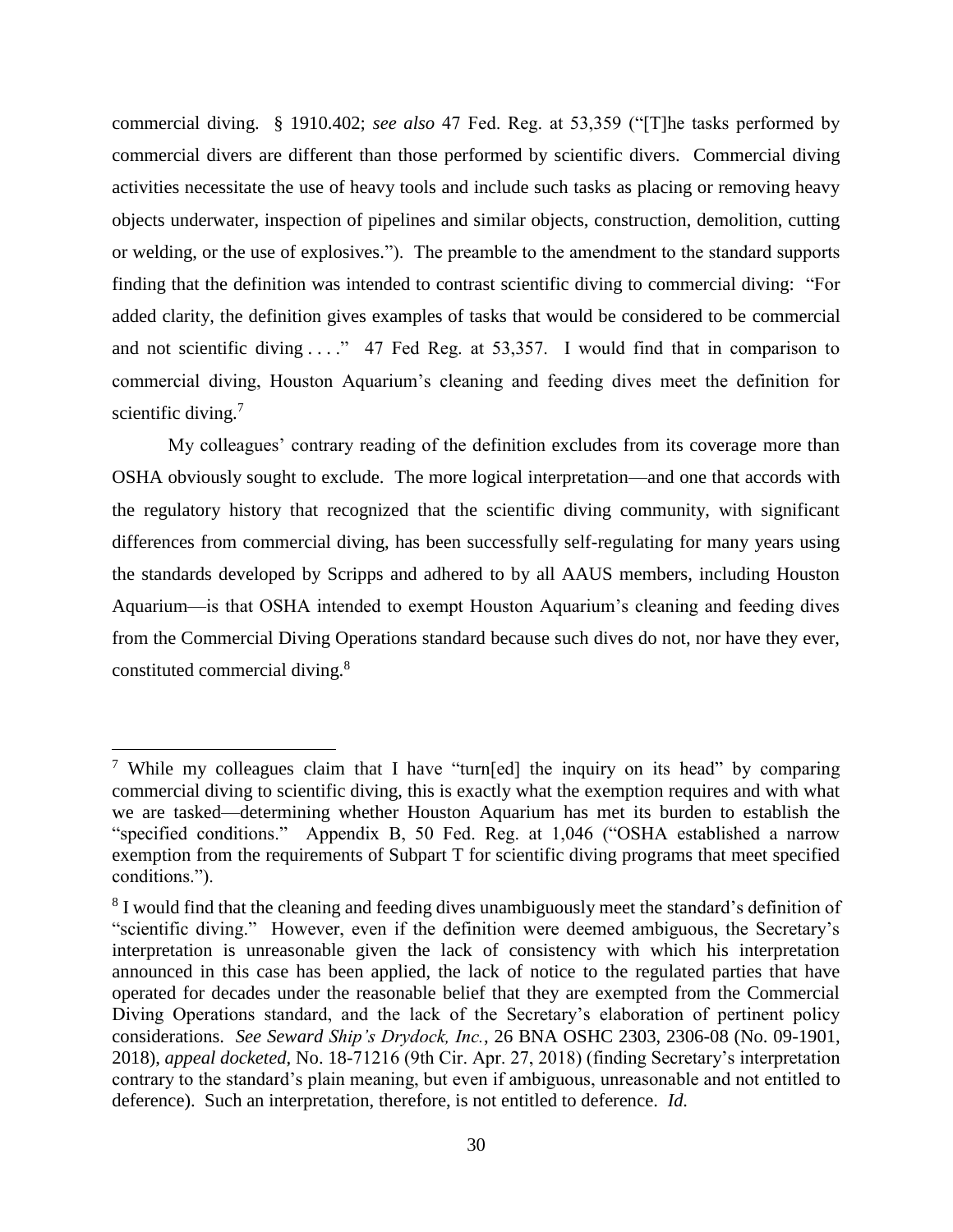commercial diving. § 1910.402; *see also* 47 Fed. Reg. at 53,359 ("[T]he tasks performed by commercial divers are different than those performed by scientific divers. Commercial diving activities necessitate the use of heavy tools and include such tasks as placing or removing heavy objects underwater, inspection of pipelines and similar objects, construction, demolition, cutting or welding, or the use of explosives."). The preamble to the amendment to the standard supports finding that the definition was intended to contrast scientific diving to commercial diving: "For added clarity, the definition gives examples of tasks that would be considered to be commercial and not scientific diving . . . ." 47 Fed Reg. at 53,357. I would find that in comparison to commercial diving, Houston Aquarium's cleaning and feeding dives meet the definition for scientific diving.[7]

My colleagues' contrary reading of the definition excludes from its coverage more than OSHA obviously sought to exclude. The more logical interpretation—and one that accords with the regulatory history that recognized that the scientific diving community, with significant differences from commercial diving, has been successfully self-regulating for many years using the standards developed by Scripps and adhered to by all AAUS members, including Houston Aquarium—is that OSHA intended to exempt Houston Aquarium's cleaning and feeding dives from the Commercial Diving Operations standard because such dives do not, nor have they ever, constituted commercial diving.[8]

---

[7] While my colleagues claim that I have "turn[ed] the inquiry on its head" by comparing commercial diving to scientific diving, this is exactly what the exemption requires and with what we are tasked—determining whether Houston Aquarium has met its burden to establish the "specified conditions." Appendix B, 50 Fed. Reg. at 1,046 ("OSHA established a narrow exemption from the requirements of Subpart T for scientific diving programs that meet specified conditions.").

[8] I would find that the cleaning and feeding dives unambiguously meet the standard's definition of "scientific diving." However, even if the definition were deemed ambiguous, the Secretary's interpretation is unreasonable given the lack of consistency with which his interpretation announced in this case has been applied, the lack of notice to the regulated parties that have operated for decades under the reasonable belief that they are exempted from the Commercial Diving Operations standard, and the lack of the Secretary's elaboration of pertinent policy considerations. *See Seward Ship's Drydock, Inc.*, 26 BNA OSHC 2303, 2306-08 (No. 09-1901, 2018), *appeal docketed*, No. 18-71216 (9th Cir. Apr. 27, 2018) (finding Secretary's interpretation contrary to the standard's plain meaning, but even if ambiguous, unreasonable and not entitled to deference). Such an interpretation, therefore, is not entitled to deference. *Id.*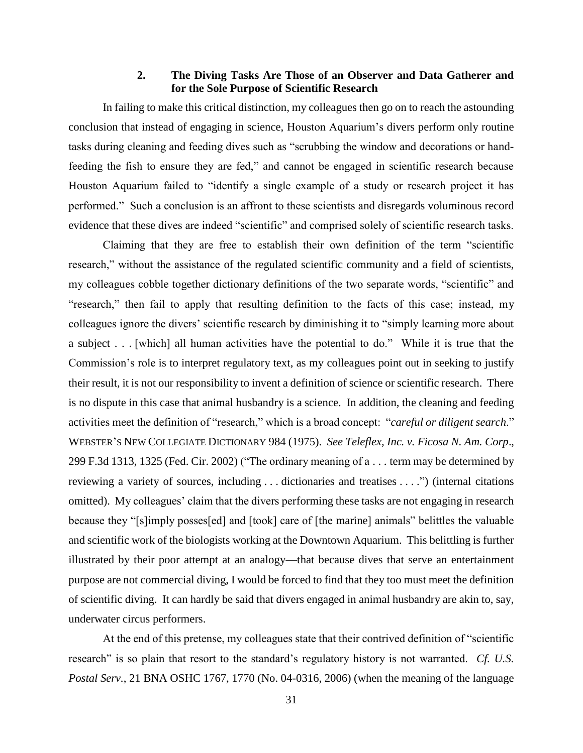### 2. The Diving Tasks Are Those of an Observer and Data Gatherer and for the Sole Purpose of Scientific Research

In failing to make this critical distinction, my colleagues then go on to reach the astounding conclusion that instead of engaging in science, Houston Aquarium's divers perform only routine tasks during cleaning and feeding dives such as "scrubbing the window and decorations or hand-feeding the fish to ensure they are fed," and cannot be engaged in scientific research because Houston Aquarium failed to "identify a single example of a study or research project it has performed." Such a conclusion is an affront to these scientists and disregards voluminous record evidence that these dives are indeed "scientific" and comprised solely of scientific research tasks.

Claiming that they are free to establish their own definition of the term "scientific research," without the assistance of the regulated scientific community and a field of scientists, my colleagues cobble together dictionary definitions of the two separate words, "scientific" and "research," then fail to apply that resulting definition to the facts of this case; instead, my colleagues ignore the divers' scientific research by diminishing it to "simply learning more about a subject . . . [which] all human activities have the potential to do." While it is true that the Commission's role is to interpret regulatory text, as my colleagues point out in seeking to justify their result, it is not our responsibility to invent a definition of science or scientific research. There is no dispute in this case that animal husbandry is a science. In addition, the cleaning and feeding activities meet the definition of "research," which is a broad concept: "*careful or diligent search*." WEBSTER'S NEW COLLEGIATE DICTIONARY 984 (1975). *See Teleflex, Inc. v. Ficosa N. Am. Corp*., 299 F.3d 1313, 1325 (Fed. Cir. 2002) ("The ordinary meaning of a . . . term may be determined by reviewing a variety of sources, including . . . dictionaries and treatises . . . .") (internal citations omitted). My colleagues' claim that the divers performing these tasks are not engaging in research because they "[s]imply posses[ed] and [took] care of [the marine] animals" belittles the valuable and scientific work of the biologists working at the Downtown Aquarium. This belittling is further illustrated by their poor attempt at an analogy—that because dives that serve an entertainment purpose are not commercial diving, I would be forced to find that they too must meet the definition of scientific diving. It can hardly be said that divers engaged in animal husbandry are akin to, say, underwater circus performers.

At the end of this pretense, my colleagues state that their contrived definition of "scientific research" is so plain that resort to the standard's regulatory history is not warranted. *Cf. U.S. Postal Serv.*, 21 BNA OSHC 1767, 1770 (No. 04-0316, 2006) (when the meaning of the language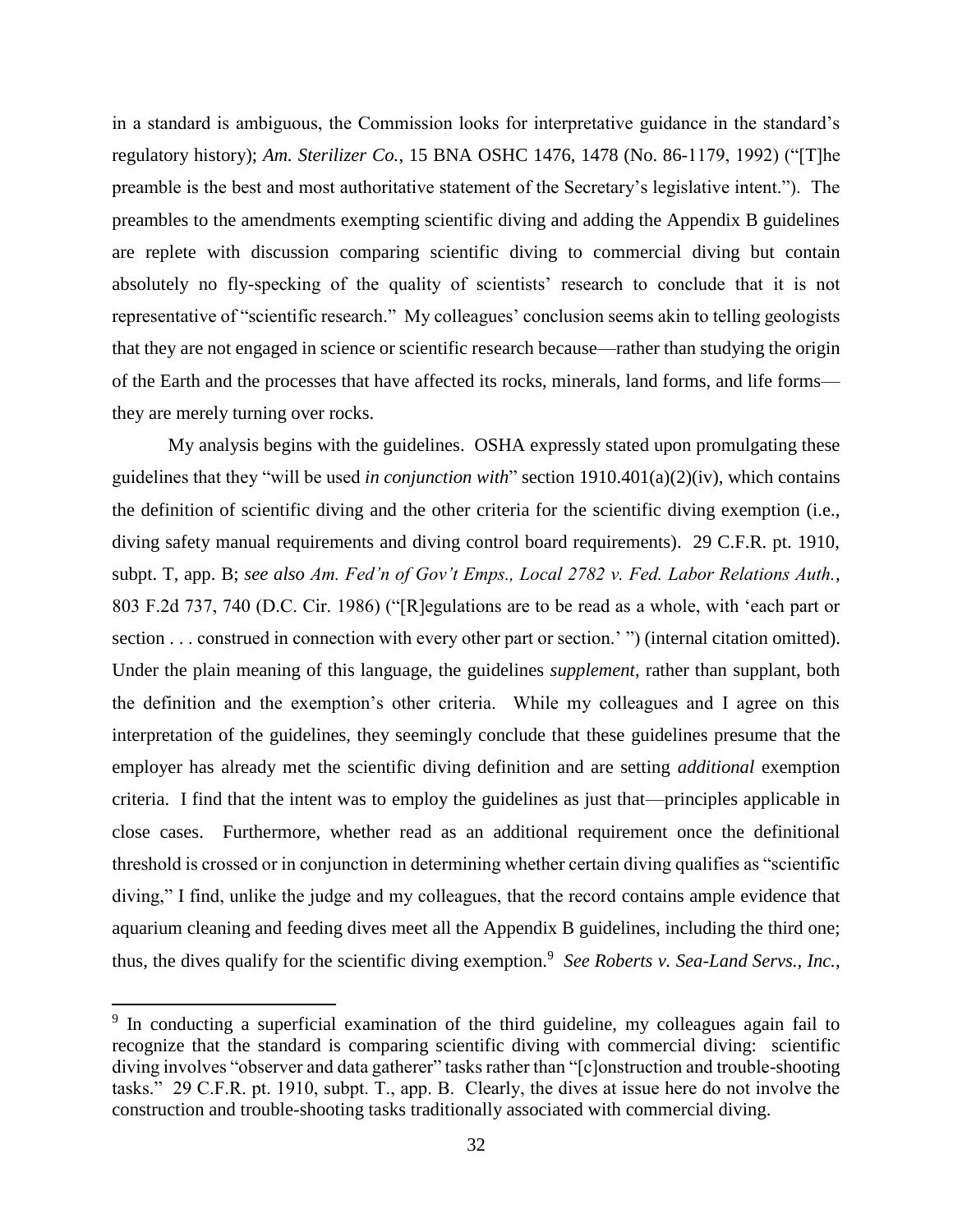in a standard is ambiguous, the Commission looks for interpretative guidance in the standard's regulatory history); *Am. Sterilizer Co.*, 15 BNA OSHC 1476, 1478 (No. 86-1179, 1992) ("[T]he preamble is the best and most authoritative statement of the Secretary's legislative intent."). The preambles to the amendments exempting scientific diving and adding the Appendix B guidelines are replete with discussion comparing scientific diving to commercial diving but contain absolutely no fly-specking of the quality of scientists' research to conclude that it is not representative of "scientific research." My colleagues' conclusion seems akin to telling geologists that they are not engaged in science or scientific research because—rather than studying the origin of the Earth and the processes that have affected its rocks, minerals, land forms, and life forms—they are merely turning over rocks.

My analysis begins with the guidelines. OSHA expressly stated upon promulgating these guidelines that they "will be used *in conjunction with*" section 1910.401(a)(2)(iv), which contains the definition of scientific diving and the other criteria for the scientific diving exemption (i.e., diving safety manual requirements and diving control board requirements). 29 C.F.R. pt. 1910, subpt. T, app. B; *see also Am. Fed'n of Gov't Emps., Local 2782 v. Fed. Labor Relations Auth.*, 803 F.2d 737, 740 (D.C. Cir. 1986) ("[R]egulations are to be read as a whole, with 'each part or section . . . construed in connection with every other part or section.' ") (internal citation omitted). Under the plain meaning of this language, the guidelines *supplement*, rather than supplant, both the definition and the exemption's other criteria. While my colleagues and I agree on this interpretation of the guidelines, they seemingly conclude that these guidelines presume that the employer has already met the scientific diving definition and are setting *additional* exemption criteria. I find that the intent was to employ the guidelines as just that—principles applicable in close cases. Furthermore, whether read as an additional requirement once the definitional threshold is crossed or in conjunction in determining whether certain diving qualifies as "scientific diving," I find, unlike the judge and my colleagues, that the record contains ample evidence that aquarium cleaning and feeding dives meet all the Appendix B guidelines, including the third one; thus, the dives qualify for the scientific diving exemption.[9] *See Roberts v. Sea-Land Servs., Inc.*,

[9] In conducting a superficial examination of the third guideline, my colleagues again fail to recognize that the standard is comparing scientific diving with commercial diving: scientific diving involves "observer and data gatherer" tasks rather than "[c]onstruction and trouble-shooting tasks." 29 C.F.R. pt. 1910, subpt. T., app. B. Clearly, the dives at issue here do not involve the construction and trouble-shooting tasks traditionally associated with commercial diving.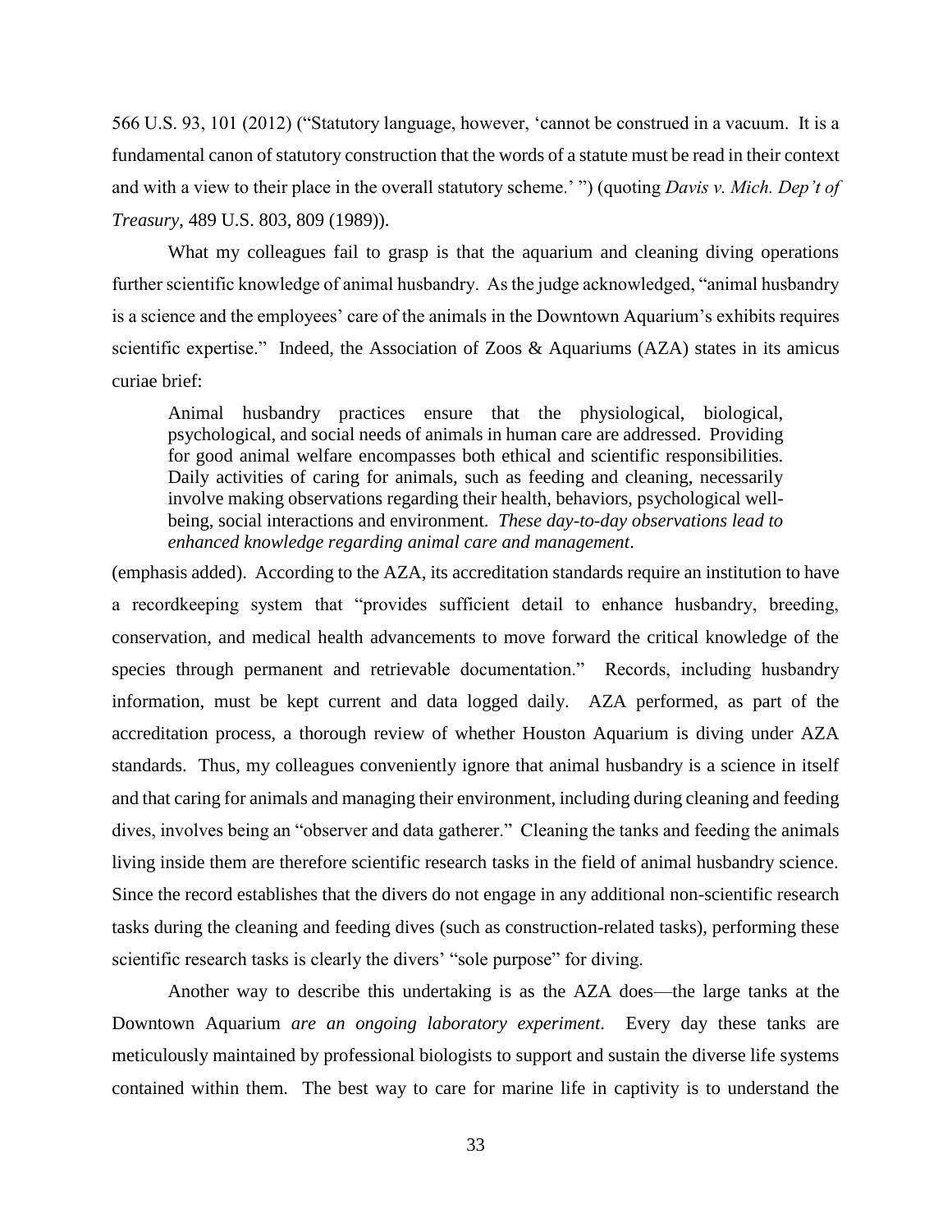566 U.S. 93, 101 (2012) ("Statutory language, however, 'cannot be construed in a vacuum. It is a fundamental canon of statutory construction that the words of a statute must be read in their context and with a view to their place in the overall statutory scheme.' ") (quoting *Davis v. Mich. Dep't of Treasury*, 489 U.S. 803, 809 (1989)).

What my colleagues fail to grasp is that the aquarium and cleaning diving operations further scientific knowledge of animal husbandry. As the judge acknowledged, "animal husbandry is a science and the employees' care of the animals in the Downtown Aquarium's exhibits requires scientific expertise." Indeed, the Association of Zoos & Aquariums (AZA) states in its amicus curiae brief:

> Animal husbandry practices ensure that the physiological, biological, psychological, and social needs of animals in human care are addressed. Providing for good animal welfare encompasses both ethical and scientific responsibilities. Daily activities of caring for animals, such as feeding and cleaning, necessarily involve making observations regarding their health, behaviors, psychological well-being, social interactions and environment. *These day-to-day observations lead to enhanced knowledge regarding animal care and management*.

(emphasis added). According to the AZA, its accreditation standards require an institution to have a recordkeeping system that "provides sufficient detail to enhance husbandry, breeding, conservation, and medical health advancements to move forward the critical knowledge of the species through permanent and retrievable documentation." Records, including husbandry information, must be kept current and data logged daily. AZA performed, as part of the accreditation process, a thorough review of whether Houston Aquarium is diving under AZA standards. Thus, my colleagues conveniently ignore that animal husbandry is a science in itself and that caring for animals and managing their environment, including during cleaning and feeding dives, involves being an "observer and data gatherer." Cleaning the tanks and feeding the animals living inside them are therefore scientific research tasks in the field of animal husbandry science. Since the record establishes that the divers do not engage in any additional non-scientific research tasks during the cleaning and feeding dives (such as construction-related tasks), performing these scientific research tasks is clearly the divers' "sole purpose" for diving.

Another way to describe this undertaking is as the AZA does—the large tanks at the Downtown Aquarium *are an ongoing laboratory experiment*. Every day these tanks are meticulously maintained by professional biologists to support and sustain the diverse life systems contained within them. The best way to care for marine life in captivity is to understand the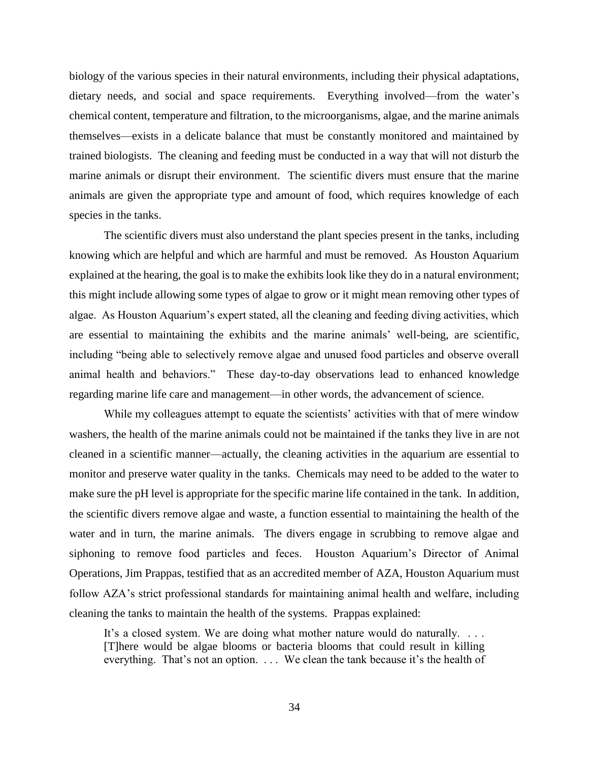biology of the various species in their natural environments, including their physical adaptations, dietary needs, and social and space requirements. Everything involved—from the water's chemical content, temperature and filtration, to the microorganisms, algae, and the marine animals themselves—exists in a delicate balance that must be constantly monitored and maintained by trained biologists. The cleaning and feeding must be conducted in a way that will not disturb the marine animals or disrupt their environment. The scientific divers must ensure that the marine animals are given the appropriate type and amount of food, which requires knowledge of each species in the tanks.

The scientific divers must also understand the plant species present in the tanks, including knowing which are helpful and which are harmful and must be removed. As Houston Aquarium explained at the hearing, the goal is to make the exhibits look like they do in a natural environment; this might include allowing some types of algae to grow or it might mean removing other types of algae. As Houston Aquarium's expert stated, all the cleaning and feeding diving activities, which are essential to maintaining the exhibits and the marine animals' well-being, are scientific, including "being able to selectively remove algae and unused food particles and observe overall animal health and behaviors." These day-to-day observations lead to enhanced knowledge regarding marine life care and management—in other words, the advancement of science.

While my colleagues attempt to equate the scientists' activities with that of mere window washers, the health of the marine animals could not be maintained if the tanks they live in are not cleaned in a scientific manner—actually, the cleaning activities in the aquarium are essential to monitor and preserve water quality in the tanks. Chemicals may need to be added to the water to make sure the pH level is appropriate for the specific marine life contained in the tank. In addition, the scientific divers remove algae and waste, a function essential to maintaining the health of the water and in turn, the marine animals. The divers engage in scrubbing to remove algae and siphoning to remove food particles and feces. Houston Aquarium's Director of Animal Operations, Jim Prappas, testified that as an accredited member of AZA, Houston Aquarium must follow AZA's strict professional standards for maintaining animal health and welfare, including cleaning the tanks to maintain the health of the systems. Prappas explained:

> It's a closed system. We are doing what mother nature would do naturally. . . . [T]here would be algae blooms or bacteria blooms that could result in killing everything. That's not an option. . . . We clean the tank because it's the health of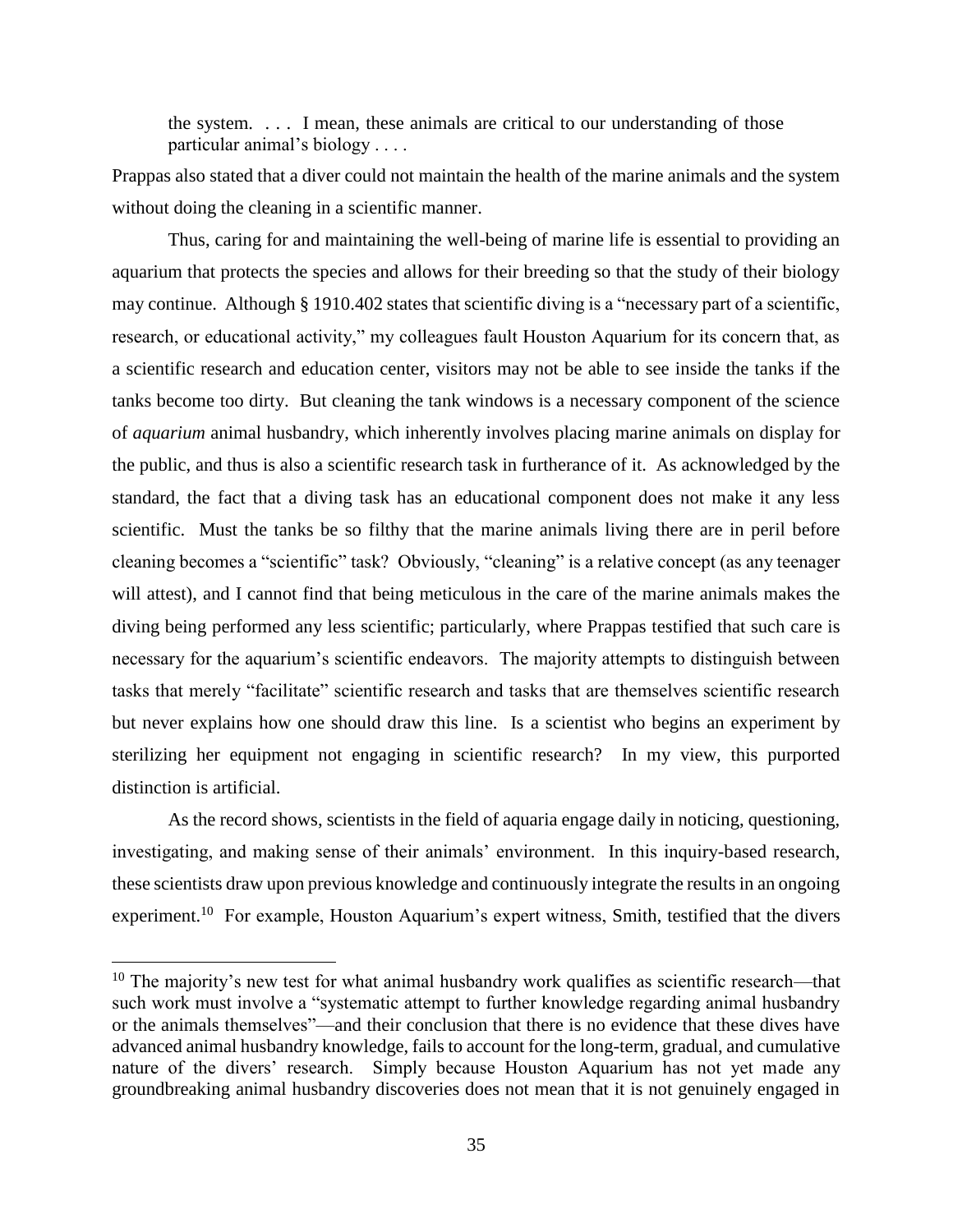> the system. . . . I mean, these animals are critical to our understanding of those particular animal's biology . . . .

Prappas also stated that a diver could not maintain the health of the marine animals and the system without doing the cleaning in a scientific manner.

Thus, caring for and maintaining the well-being of marine life is essential to providing an aquarium that protects the species and allows for their breeding so that the study of their biology may continue. Although § 1910.402 states that scientific diving is a "necessary part of a scientific, research, or educational activity," my colleagues fault Houston Aquarium for its concern that, as a scientific research and education center, visitors may not be able to see inside the tanks if the tanks become too dirty. But cleaning the tank windows is a necessary component of the science of *aquarium* animal husbandry, which inherently involves placing marine animals on display for the public, and thus is also a scientific research task in furtherance of it. As acknowledged by the standard, the fact that a diving task has an educational component does not make it any less scientific. Must the tanks be so filthy that the marine animals living there are in peril before cleaning becomes a "scientific" task? Obviously, "cleaning" is a relative concept (as any teenager will attest), and I cannot find that being meticulous in the care of the marine animals makes the diving being performed any less scientific; particularly, where Prappas testified that such care is necessary for the aquarium's scientific endeavors. The majority attempts to distinguish between tasks that merely "facilitate" scientific research and tasks that are themselves scientific research but never explains how one should draw this line. Is a scientist who begins an experiment by sterilizing her equipment not engaging in scientific research? In my view, this purported distinction is artificial.

As the record shows, scientists in the field of aquaria engage daily in noticing, questioning, investigating, and making sense of their animals' environment. In this inquiry-based research, these scientists draw upon previous knowledge and continuously integrate the results in an ongoing experiment.[10] For example, Houston Aquarium's expert witness, Smith, testified that the divers

[10] The majority's new test for what animal husbandry work qualifies as scientific research—that such work must involve a "systematic attempt to further knowledge regarding animal husbandry or the animals themselves"—and their conclusion that there is no evidence that these dives have advanced animal husbandry knowledge, fails to account for the long-term, gradual, and cumulative nature of the divers' research. Simply because Houston Aquarium has not yet made any groundbreaking animal husbandry discoveries does not mean that it is not genuinely engaged in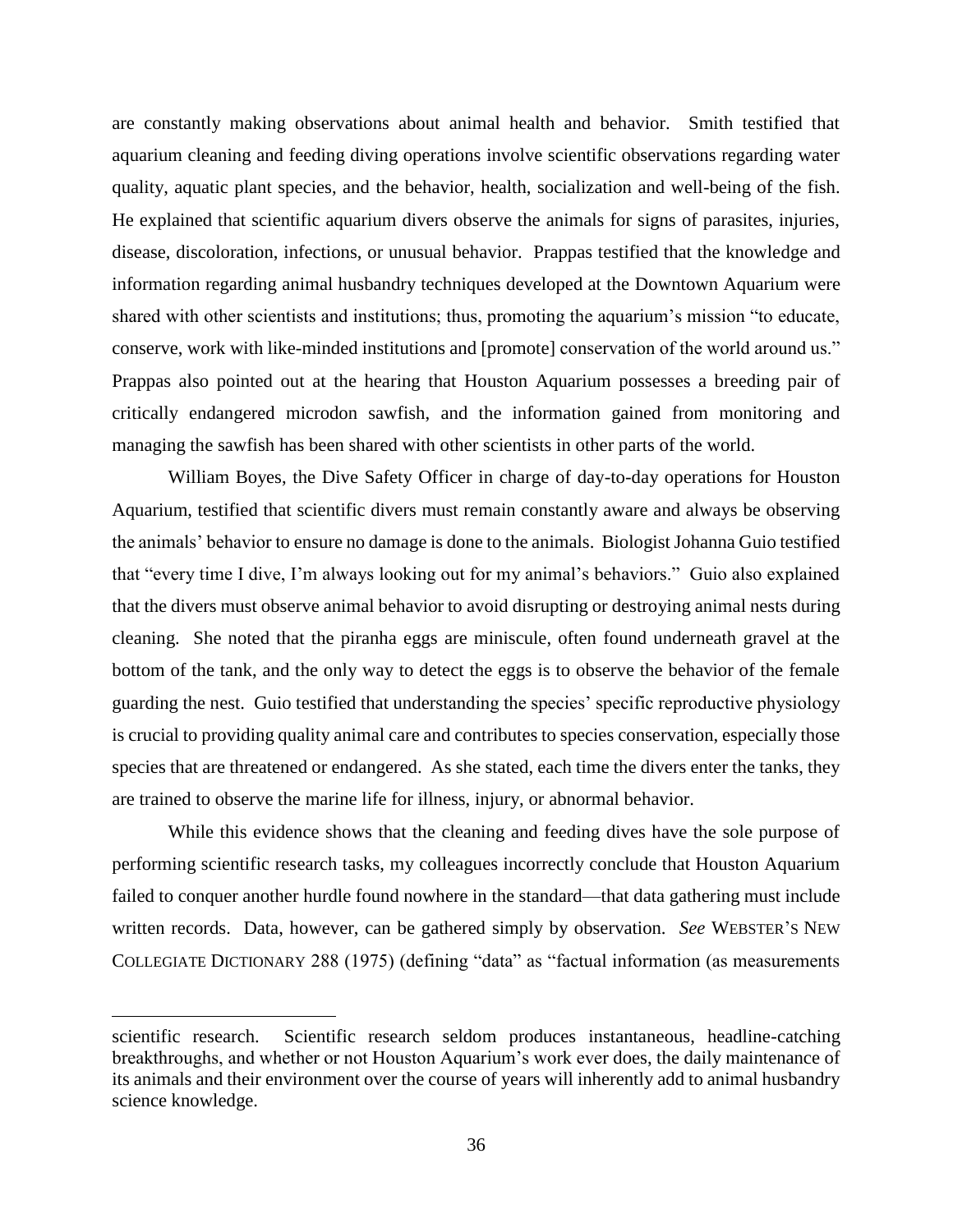are constantly making observations about animal health and behavior. Smith testified that aquarium cleaning and feeding diving operations involve scientific observations regarding water quality, aquatic plant species, and the behavior, health, socialization and well-being of the fish. He explained that scientific aquarium divers observe the animals for signs of parasites, injuries, disease, discoloration, infections, or unusual behavior. Prappas testified that the knowledge and information regarding animal husbandry techniques developed at the Downtown Aquarium were shared with other scientists and institutions; thus, promoting the aquarium's mission "to educate, conserve, work with like-minded institutions and [promote] conservation of the world around us." Prappas also pointed out at the hearing that Houston Aquarium possesses a breeding pair of critically endangered microdon sawfish, and the information gained from monitoring and managing the sawfish has been shared with other scientists in other parts of the world.

William Boyes, the Dive Safety Officer in charge of day-to-day operations for Houston Aquarium, testified that scientific divers must remain constantly aware and always be observing the animals' behavior to ensure no damage is done to the animals. Biologist Johanna Guio testified that "every time I dive, I'm always looking out for my animal's behaviors." Guio also explained that the divers must observe animal behavior to avoid disrupting or destroying animal nests during cleaning. She noted that the piranha eggs are miniscule, often found underneath gravel at the bottom of the tank, and the only way to detect the eggs is to observe the behavior of the female guarding the nest. Guio testified that understanding the species' specific reproductive physiology is crucial to providing quality animal care and contributes to species conservation, especially those species that are threatened or endangered. As she stated, each time the divers enter the tanks, they are trained to observe the marine life for illness, injury, or abnormal behavior.

While this evidence shows that the cleaning and feeding dives have the sole purpose of performing scientific research tasks, my colleagues incorrectly conclude that Houston Aquarium failed to conquer another hurdle found nowhere in the standard—that data gathering must include written records. Data, however, can be gathered simply by observation. *See* WEBSTER'S NEW COLLEGIATE DICTIONARY 288 (1975) (defining "data" as "factual information (as measurements

---

scientific research. Scientific research seldom produces instantaneous, headline-catching breakthroughs, and whether or not Houston Aquarium's work ever does, the daily maintenance of its animals and their environment over the course of years will inherently add to animal husbandry science knowledge.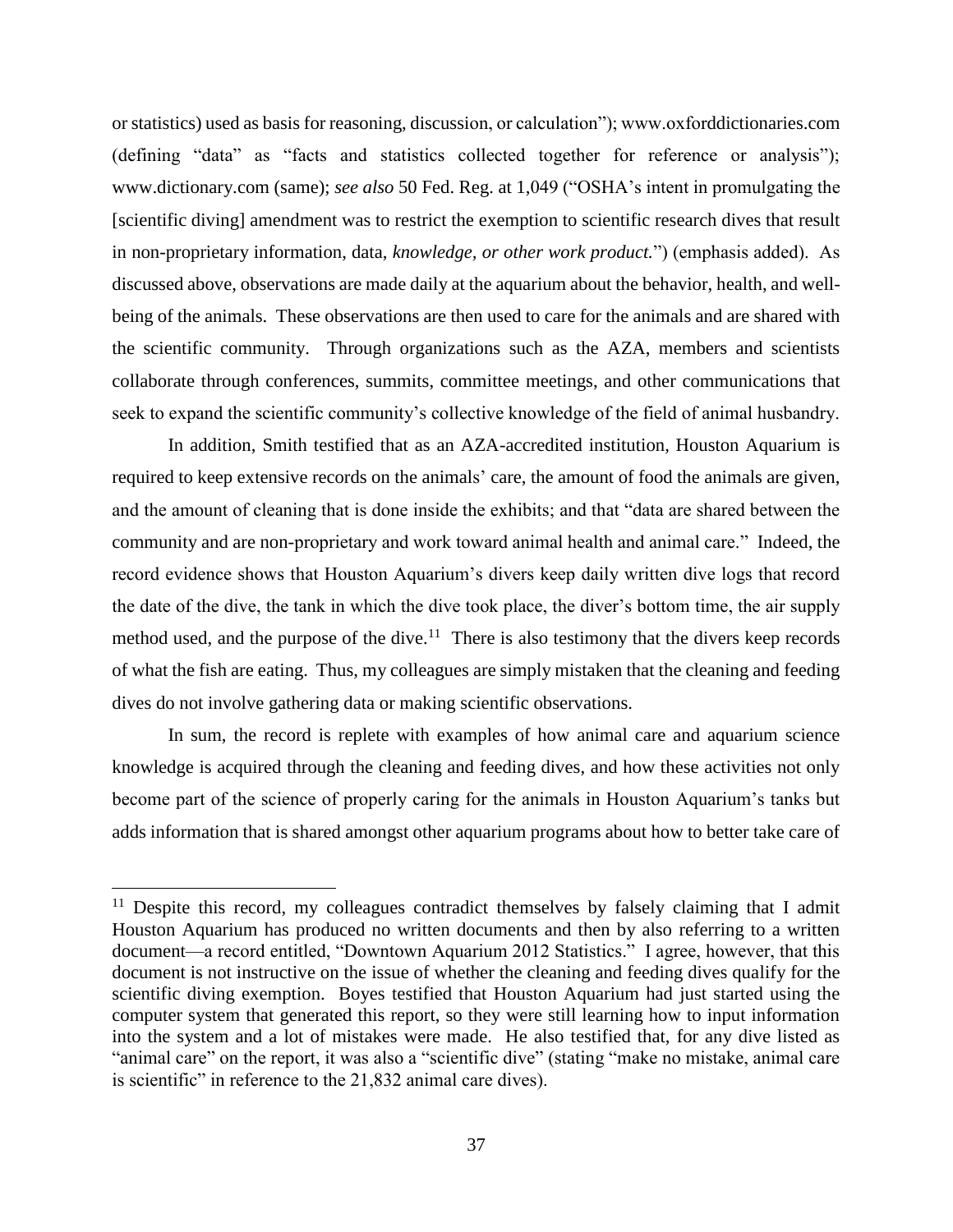or statistics) used as basis for reasoning, discussion, or calculation"); www.oxforddictionaries.com (defining "data" as "facts and statistics collected together for reference or analysis"); www.dictionary.com (same); *see also* 50 Fed. Reg. at 1,049 ("OSHA's intent in promulgating the [scientific diving] amendment was to restrict the exemption to scientific research dives that result in non-proprietary information, data, *knowledge, or other work product.*") (emphasis added). As discussed above, observations are made daily at the aquarium about the behavior, health, and well-being of the animals. These observations are then used to care for the animals and are shared with the scientific community. Through organizations such as the AZA, members and scientists collaborate through conferences, summits, committee meetings, and other communications that seek to expand the scientific community's collective knowledge of the field of animal husbandry.

In addition, Smith testified that as an AZA-accredited institution, Houston Aquarium is required to keep extensive records on the animals' care, the amount of food the animals are given, and the amount of cleaning that is done inside the exhibits; and that "data are shared between the community and are non-proprietary and work toward animal health and animal care." Indeed, the record evidence shows that Houston Aquarium's divers keep daily written dive logs that record the date of the dive, the tank in which the dive took place, the diver's bottom time, the air supply method used, and the purpose of the dive.[11] There is also testimony that the divers keep records of what the fish are eating. Thus, my colleagues are simply mistaken that the cleaning and feeding dives do not involve gathering data or making scientific observations.

In sum, the record is replete with examples of how animal care and aquarium science knowledge is acquired through the cleaning and feeding dives, and how these activities not only become part of the science of properly caring for the animals in Houston Aquarium's tanks but adds information that is shared amongst other aquarium programs about how to better take care of

---

[11] Despite this record, my colleagues contradict themselves by falsely claiming that I admit Houston Aquarium has produced no written documents and then by also referring to a written document—a record entitled, "Downtown Aquarium 2012 Statistics." I agree, however, that this document is not instructive on the issue of whether the cleaning and feeding dives qualify for the scientific diving exemption. Boyes testified that Houston Aquarium had just started using the computer system that generated this report, so they were still learning how to input information into the system and a lot of mistakes were made. He also testified that, for any dive listed as "animal care" on the report, it was also a "scientific dive" (stating "make no mistake, animal care is scientific" in reference to the 21,832 animal care dives).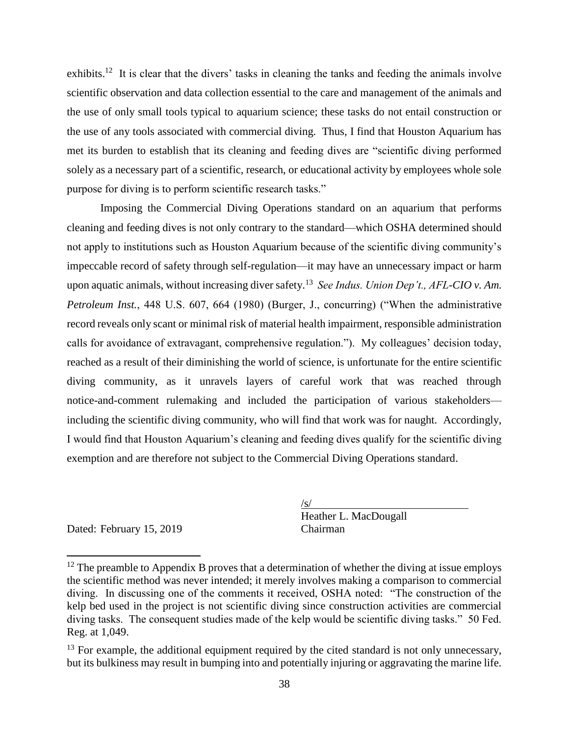exhibits.[12] It is clear that the divers' tasks in cleaning the tanks and feeding the animals involve scientific observation and data collection essential to the care and management of the animals and the use of only small tools typical to aquarium science; these tasks do not entail construction or the use of any tools associated with commercial diving. Thus, I find that Houston Aquarium has met its burden to establish that its cleaning and feeding dives are "scientific diving performed solely as a necessary part of a scientific, research, or educational activity by employees whole sole purpose for diving is to perform scientific research tasks."

Imposing the Commercial Diving Operations standard on an aquarium that performs cleaning and feeding dives is not only contrary to the standard—which OSHA determined should not apply to institutions such as Houston Aquarium because of the scientific diving community's impeccable record of safety through self-regulation—it may have an unnecessary impact or harm upon aquatic animals, without increasing diver safety.[13] *See Indus. Union Dep't., AFL-CIO v. Am. Petroleum Inst.*, 448 U.S. 607, 664 (1980) (Burger, J., concurring) ("When the administrative record reveals only scant or minimal risk of material health impairment, responsible administration calls for avoidance of extravagant, comprehensive regulation."). My colleagues' decision today, reached as a result of their diminishing the world of science, is unfortunate for the entire scientific diving community, as it unravels layers of careful work that was reached through notice-and-comment rulemaking and included the participation of various stakeholders—including the scientific diving community, who will find that work was for naught. Accordingly, I would find that Houston Aquarium's cleaning and feeding dives qualify for the scientific diving exemption and are therefore not subject to the Commercial Diving Operations standard.

/s/
Heather L. MacDougall
Chairman

Dated: February 15, 2019

---

[12] The preamble to Appendix B proves that a determination of whether the diving at issue employs the scientific method was never intended; it merely involves making a comparison to commercial diving. In discussing one of the comments it received, OSHA noted: "The construction of the kelp bed used in the project is not scientific diving since construction activities are commercial diving tasks. The consequent studies made of the kelp would be scientific diving tasks." 50 Fed. Reg. at 1,049.

[13] For example, the additional equipment required by the cited standard is not only unnecessary, but its bulkiness may result in bumping into and potentially injuring or aggravating the marine life.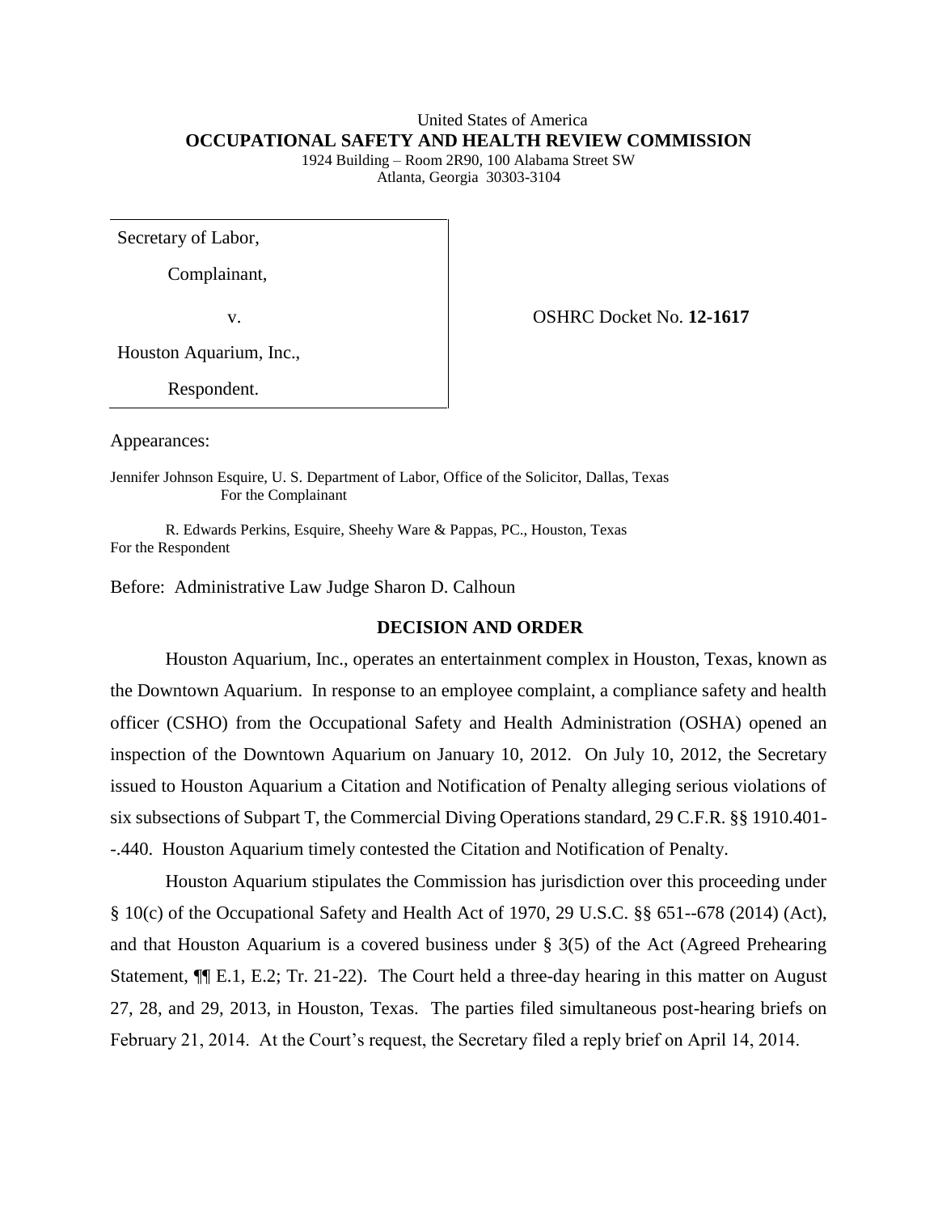United States of America
**OCCUPATIONAL SAFETY AND HEALTH REVIEW COMMISSION**
1924 Building – Room 2R90, 100 Alabama Street SW
Atlanta, Georgia 30303-3104

| | |
|---|---|
| Secretary of Labor,<br><br>Complainant,<br><br>v.<br><br>Houston Aquarium, Inc.,<br><br>Respondent. | OSHRC Docket No. **12-1617** |

Appearances:

Jennifer Johnson Esquire, U. S. Department of Labor, Office of the Solicitor, Dallas, Texas
For the Complainant

R. Edwards Perkins, Esquire, Sheehy Ware & Pappas, PC., Houston, Texas
For the Respondent

Before: Administrative Law Judge Sharon D. Calhoun

**DECISION AND ORDER**

Houston Aquarium, Inc., operates an entertainment complex in Houston, Texas, known as the Downtown Aquarium. In response to an employee complaint, a compliance safety and health officer (CSHO) from the Occupational Safety and Health Administration (OSHA) opened an inspection of the Downtown Aquarium on January 10, 2012. On July 10, 2012, the Secretary issued to Houston Aquarium a Citation and Notification of Penalty alleging serious violations of six subsections of Subpart T, the Commercial Diving Operations standard, 29 C.F.R. §§ 1910.401--.440. Houston Aquarium timely contested the Citation and Notification of Penalty.

Houston Aquarium stipulates the Commission has jurisdiction over this proceeding under § 10(c) of the Occupational Safety and Health Act of 1970, 29 U.S.C. §§ 651--678 (2014) (Act), and that Houston Aquarium is a covered business under § 3(5) of the Act (Agreed Prehearing Statement, ¶¶ E.1, E.2; Tr. 21-22). The Court held a three-day hearing in this matter on August 27, 28, and 29, 2013, in Houston, Texas. The parties filed simultaneous post-hearing briefs on February 21, 2014. At the Court's request, the Secretary filed a reply brief on April 14, 2014.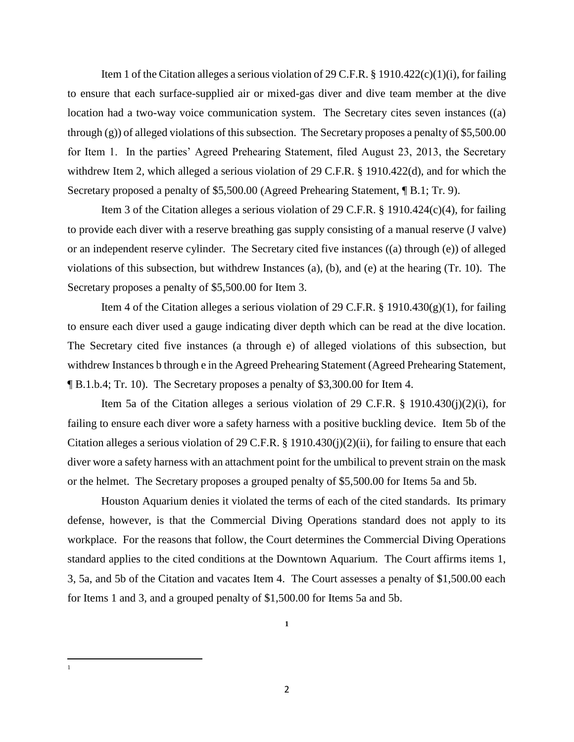Item 1 of the Citation alleges a serious violation of 29 C.F.R. § 1910.422(c)(1)(i), for failing to ensure that each surface-supplied air or mixed-gas diver and dive team member at the dive location had a two-way voice communication system. The Secretary cites seven instances ((a) through (g)) of alleged violations of this subsection. The Secretary proposes a penalty of $5,500.00 for Item 1. In the parties' Agreed Prehearing Statement, filed August 23, 2013, the Secretary withdrew Item 2, which alleged a serious violation of 29 C.F.R. § 1910.422(d), and for which the Secretary proposed a penalty of $5,500.00 (Agreed Prehearing Statement, ¶ B.1; Tr. 9).

Item 3 of the Citation alleges a serious violation of 29 C.F.R. § 1910.424(c)(4), for failing to provide each diver with a reserve breathing gas supply consisting of a manual reserve (J valve) or an independent reserve cylinder. The Secretary cited five instances ((a) through (e)) of alleged violations of this subsection, but withdrew Instances (a), (b), and (e) at the hearing (Tr. 10). The Secretary proposes a penalty of $5,500.00 for Item 3.

Item 4 of the Citation alleges a serious violation of 29 C.F.R. § 1910.430(g)(1), for failing to ensure each diver used a gauge indicating diver depth which can be read at the dive location. The Secretary cited five instances (a through e) of alleged violations of this subsection, but withdrew Instances b through e in the Agreed Prehearing Statement (Agreed Prehearing Statement, ¶ B.1.b.4; Tr. 10). The Secretary proposes a penalty of $3,300.00 for Item 4.

Item 5a of the Citation alleges a serious violation of 29 C.F.R. § 1910.430(j)(2)(i), for failing to ensure each diver wore a safety harness with a positive buckling device. Item 5b of the Citation alleges a serious violation of 29 C.F.R. § 1910.430(j)(2)(ii), for failing to ensure that each diver wore a safety harness with an attachment point for the umbilical to prevent strain on the mask or the helmet. The Secretary proposes a grouped penalty of $5,500.00 for Items 5a and 5b.

Houston Aquarium denies it violated the terms of each of the cited standards. Its primary defense, however, is that the Commercial Diving Operations standard does not apply to its workplace. For the reasons that follow, the Court determines the Commercial Diving Operations standard applies to the cited conditions at the Downtown Aquarium. The Court affirms items 1, 3, 5a, and 5b of the Citation and vacates Item 4. The Court assesses a penalty of $1,500.00 each for Items 1 and 3, and a grouped penalty of $1,500.00 for Items 5a and 5b.

[1]

---

[1]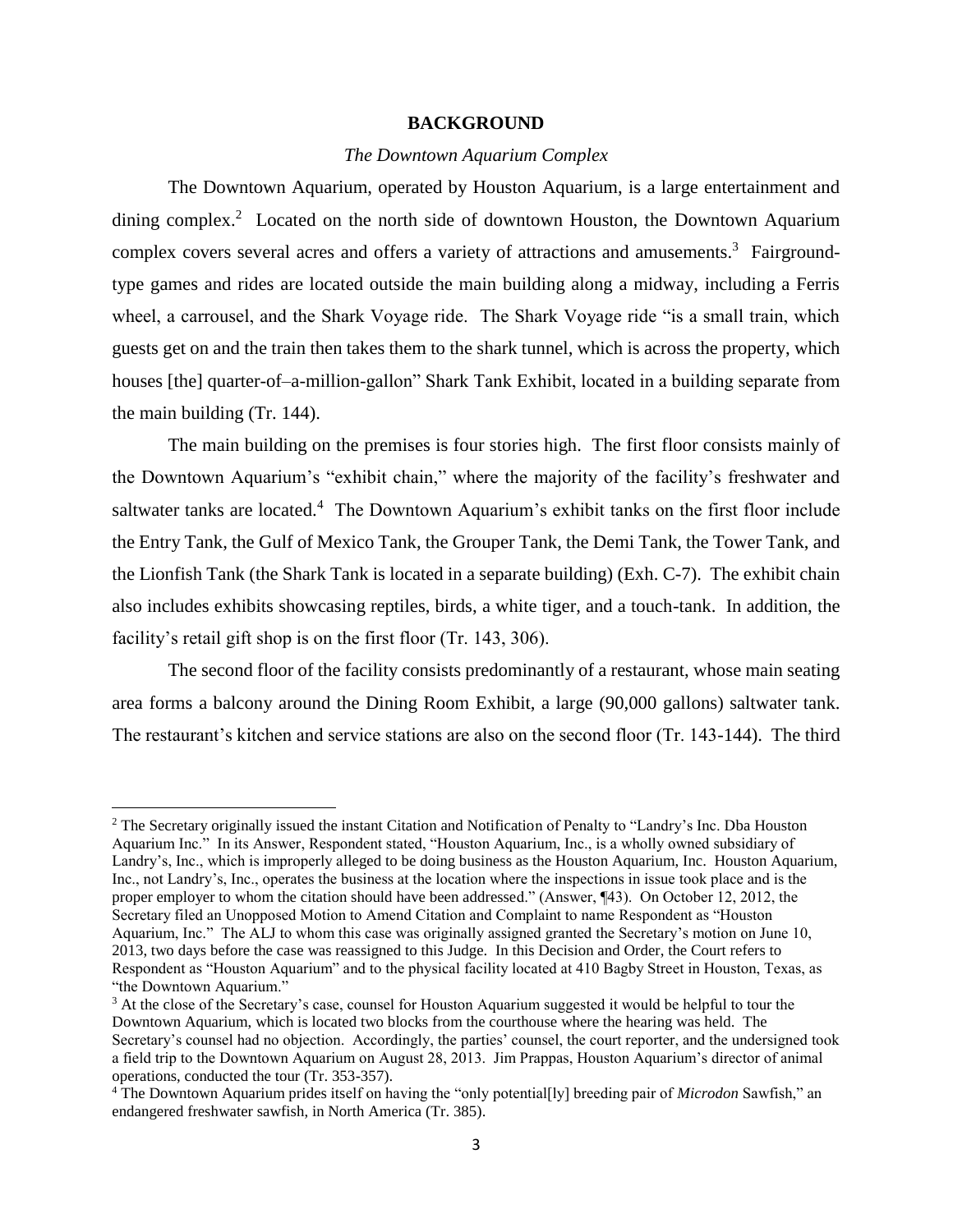## BACKGROUND

### *The Downtown Aquarium Complex*

The Downtown Aquarium, operated by Houston Aquarium, is a large entertainment and dining complex.[2] Located on the north side of downtown Houston, the Downtown Aquarium complex covers several acres and offers a variety of attractions and amusements.[3] Fairground-type games and rides are located outside the main building along a midway, including a Ferris wheel, a carrousel, and the Shark Voyage ride. The Shark Voyage ride "is a small train, which guests get on and the train then takes them to the shark tunnel, which is across the property, which houses [the] quarter-of–a-million-gallon" Shark Tank Exhibit, located in a building separate from the main building (Tr. 144).

The main building on the premises is four stories high. The first floor consists mainly of the Downtown Aquarium's "exhibit chain," where the majority of the facility's freshwater and saltwater tanks are located.[4] The Downtown Aquarium's exhibit tanks on the first floor include the Entry Tank, the Gulf of Mexico Tank, the Grouper Tank, the Demi Tank, the Tower Tank, and the Lionfish Tank (the Shark Tank is located in a separate building) (Exh. C-7). The exhibit chain also includes exhibits showcasing reptiles, birds, a white tiger, and a touch-tank. In addition, the facility's retail gift shop is on the first floor (Tr. 143, 306).

The second floor of the facility consists predominantly of a restaurant, whose main seating area forms a balcony around the Dining Room Exhibit, a large (90,000 gallons) saltwater tank. The restaurant's kitchen and service stations are also on the second floor (Tr. 143-144). The third

---

[2] The Secretary originally issued the instant Citation and Notification of Penalty to "Landry's Inc. Dba Houston Aquarium Inc." In its Answer, Respondent stated, "Houston Aquarium, Inc., is a wholly owned subsidiary of Landry's, Inc., which is improperly alleged to be doing business as the Houston Aquarium, Inc. Houston Aquarium, Inc., not Landry's, Inc., operates the business at the location where the inspections in issue took place and is the proper employer to whom the citation should have been addressed." (Answer, ¶43). On October 12, 2012, the Secretary filed an Unopposed Motion to Amend Citation and Complaint to name Respondent as "Houston Aquarium, Inc." The ALJ to whom this case was originally assigned granted the Secretary's motion on June 10, 2013, two days before the case was reassigned to this Judge. In this Decision and Order, the Court refers to Respondent as "Houston Aquarium" and to the physical facility located at 410 Bagby Street in Houston, Texas, as "the Downtown Aquarium."

[3] At the close of the Secretary's case, counsel for Houston Aquarium suggested it would be helpful to tour the Downtown Aquarium, which is located two blocks from the courthouse where the hearing was held. The Secretary's counsel had no objection. Accordingly, the parties' counsel, the court reporter, and the undersigned took a field trip to the Downtown Aquarium on August 28, 2013. Jim Prappas, Houston Aquarium's director of animal operations, conducted the tour (Tr. 353-357).

[4] The Downtown Aquarium prides itself on having the "only potential[ly] breeding pair of *Microdon* Sawfish," an endangered freshwater sawfish, in North America (Tr. 385).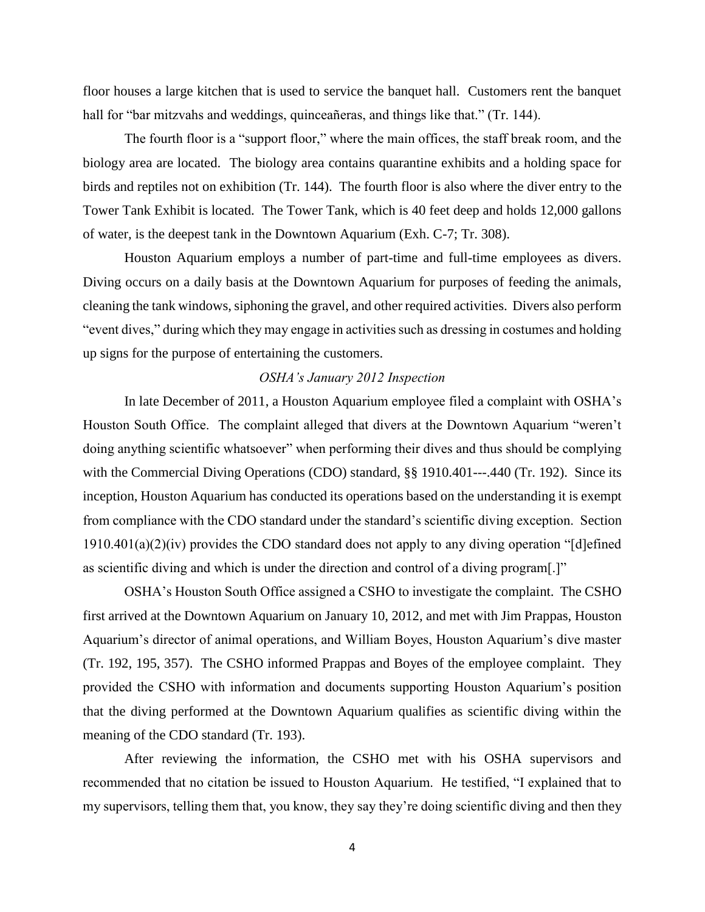floor houses a large kitchen that is used to service the banquet hall. Customers rent the banquet hall for "bar mitzvahs and weddings, quinceañeras, and things like that." (Tr. 144).

The fourth floor is a "support floor," where the main offices, the staff break room, and the biology area are located. The biology area contains quarantine exhibits and a holding space for birds and reptiles not on exhibition (Tr. 144). The fourth floor is also where the diver entry to the Tower Tank Exhibit is located. The Tower Tank, which is 40 feet deep and holds 12,000 gallons of water, is the deepest tank in the Downtown Aquarium (Exh. C-7; Tr. 308).

Houston Aquarium employs a number of part-time and full-time employees as divers. Diving occurs on a daily basis at the Downtown Aquarium for purposes of feeding the animals, cleaning the tank windows, siphoning the gravel, and other required activities. Divers also perform "event dives," during which they may engage in activities such as dressing in costumes and holding up signs for the purpose of entertaining the customers.

*OSHA's January 2012 Inspection*

In late December of 2011, a Houston Aquarium employee filed a complaint with OSHA's Houston South Office. The complaint alleged that divers at the Downtown Aquarium "weren't doing anything scientific whatsoever" when performing their dives and thus should be complying with the Commercial Diving Operations (CDO) standard, §§ 1910.401---.440 (Tr. 192). Since its inception, Houston Aquarium has conducted its operations based on the understanding it is exempt from compliance with the CDO standard under the standard's scientific diving exception. Section 1910.401(a)(2)(iv) provides the CDO standard does not apply to any diving operation "[d]efined as scientific diving and which is under the direction and control of a diving program[.]"

OSHA's Houston South Office assigned a CSHO to investigate the complaint. The CSHO first arrived at the Downtown Aquarium on January 10, 2012, and met with Jim Prappas, Houston Aquarium's director of animal operations, and William Boyes, Houston Aquarium's dive master (Tr. 192, 195, 357). The CSHO informed Prappas and Boyes of the employee complaint. They provided the CSHO with information and documents supporting Houston Aquarium's position that the diving performed at the Downtown Aquarium qualifies as scientific diving within the meaning of the CDO standard (Tr. 193).

After reviewing the information, the CSHO met with his OSHA supervisors and recommended that no citation be issued to Houston Aquarium. He testified, "I explained that to my supervisors, telling them that, you know, they say they're doing scientific diving and then they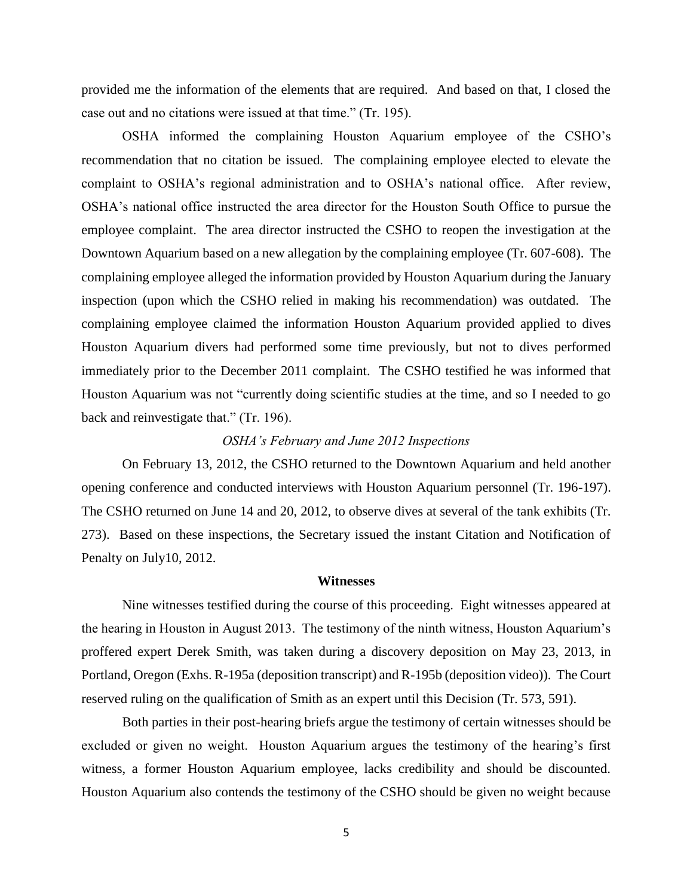provided me the information of the elements that are required. And based on that, I closed the case out and no citations were issued at that time." (Tr. 195).

OSHA informed the complaining Houston Aquarium employee of the CSHO's recommendation that no citation be issued. The complaining employee elected to elevate the complaint to OSHA's regional administration and to OSHA's national office. After review, OSHA's national office instructed the area director for the Houston South Office to pursue the employee complaint. The area director instructed the CSHO to reopen the investigation at the Downtown Aquarium based on a new allegation by the complaining employee (Tr. 607-608). The complaining employee alleged the information provided by Houston Aquarium during the January inspection (upon which the CSHO relied in making his recommendation) was outdated. The complaining employee claimed the information Houston Aquarium provided applied to dives Houston Aquarium divers had performed some time previously, but not to dives performed immediately prior to the December 2011 complaint. The CSHO testified he was informed that Houston Aquarium was not "currently doing scientific studies at the time, and so I needed to go back and reinvestigate that." (Tr. 196).

*OSHA's February and June 2012 Inspections*

On February 13, 2012, the CSHO returned to the Downtown Aquarium and held another opening conference and conducted interviews with Houston Aquarium personnel (Tr. 196-197). The CSHO returned on June 14 and 20, 2012, to observe dives at several of the tank exhibits (Tr. 273). Based on these inspections, the Secretary issued the instant Citation and Notification of Penalty on July10, 2012.

**Witnesses**

Nine witnesses testified during the course of this proceeding. Eight witnesses appeared at the hearing in Houston in August 2013. The testimony of the ninth witness, Houston Aquarium's proffered expert Derek Smith, was taken during a discovery deposition on May 23, 2013, in Portland, Oregon (Exhs. R-195a (deposition transcript) and R-195b (deposition video)). The Court reserved ruling on the qualification of Smith as an expert until this Decision (Tr. 573, 591).

Both parties in their post-hearing briefs argue the testimony of certain witnesses should be excluded or given no weight. Houston Aquarium argues the testimony of the hearing's first witness, a former Houston Aquarium employee, lacks credibility and should be discounted. Houston Aquarium also contends the testimony of the CSHO should be given no weight because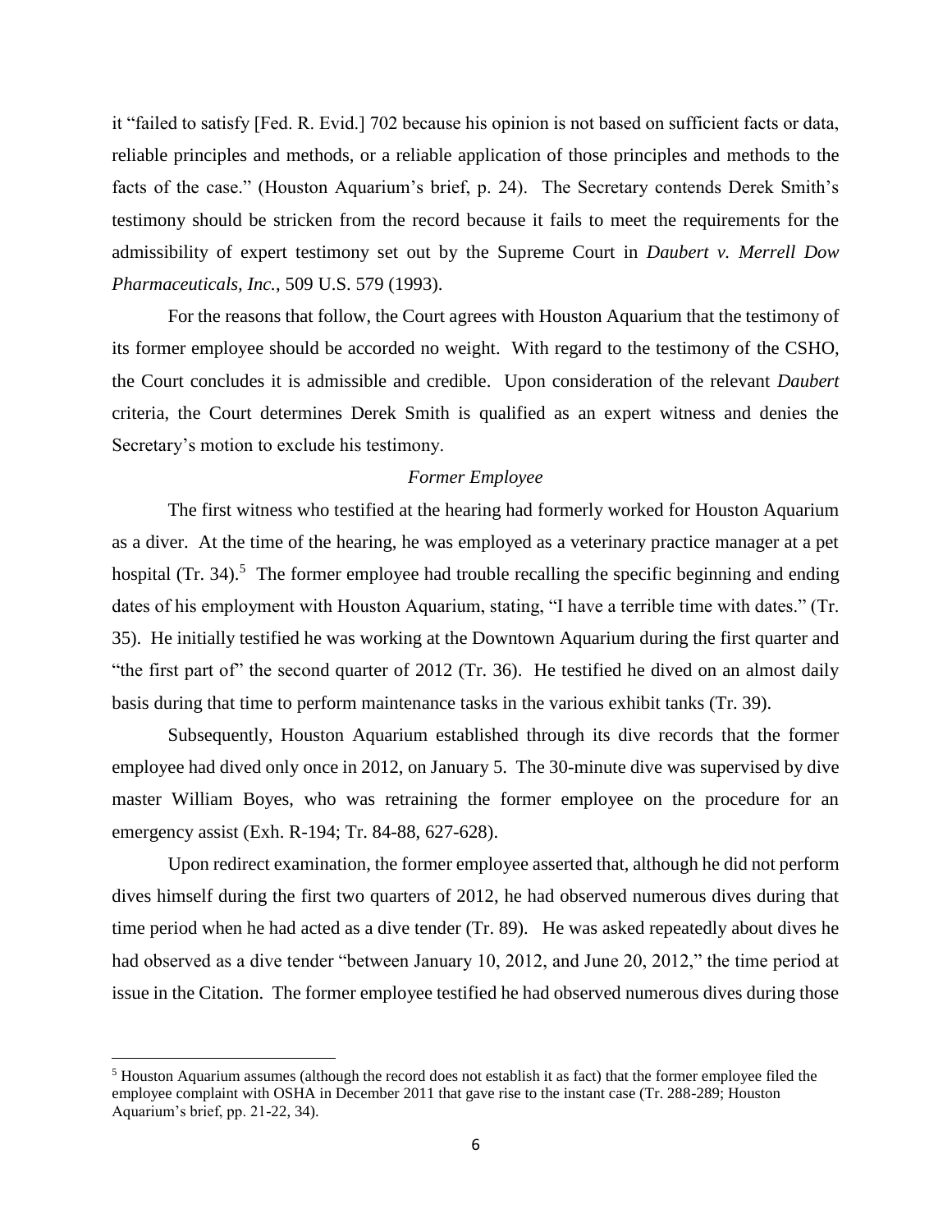it "failed to satisfy [Fed. R. Evid.] 702 because his opinion is not based on sufficient facts or data, reliable principles and methods, or a reliable application of those principles and methods to the facts of the case." (Houston Aquarium's brief, p. 24). The Secretary contends Derek Smith's testimony should be stricken from the record because it fails to meet the requirements for the admissibility of expert testimony set out by the Supreme Court in *Daubert v. Merrell Dow Pharmaceuticals, Inc.*, 509 U.S. 579 (1993).

For the reasons that follow, the Court agrees with Houston Aquarium that the testimony of its former employee should be accorded no weight. With regard to the testimony of the CSHO, the Court concludes it is admissible and credible. Upon consideration of the relevant *Daubert* criteria, the Court determines Derek Smith is qualified as an expert witness and denies the Secretary's motion to exclude his testimony.

*Former Employee*

The first witness who testified at the hearing had formerly worked for Houston Aquarium as a diver. At the time of the hearing, he was employed as a veterinary practice manager at a pet hospital (Tr. 34).[5] The former employee had trouble recalling the specific beginning and ending dates of his employment with Houston Aquarium, stating, "I have a terrible time with dates." (Tr. 35). He initially testified he was working at the Downtown Aquarium during the first quarter and "the first part of" the second quarter of 2012 (Tr. 36). He testified he dived on an almost daily basis during that time to perform maintenance tasks in the various exhibit tanks (Tr. 39).

Subsequently, Houston Aquarium established through its dive records that the former employee had dived only once in 2012, on January 5. The 30-minute dive was supervised by dive master William Boyes, who was retraining the former employee on the procedure for an emergency assist (Exh. R-194; Tr. 84-88, 627-628).

Upon redirect examination, the former employee asserted that, although he did not perform dives himself during the first two quarters of 2012, he had observed numerous dives during that time period when he had acted as a dive tender (Tr. 89). He was asked repeatedly about dives he had observed as a dive tender "between January 10, 2012, and June 20, 2012," the time period at issue in the Citation. The former employee testified he had observed numerous dives during those

[5] Houston Aquarium assumes (although the record does not establish it as fact) that the former employee filed the employee complaint with OSHA in December 2011 that gave rise to the instant case (Tr. 288-289; Houston Aquarium's brief, pp. 21-22, 34).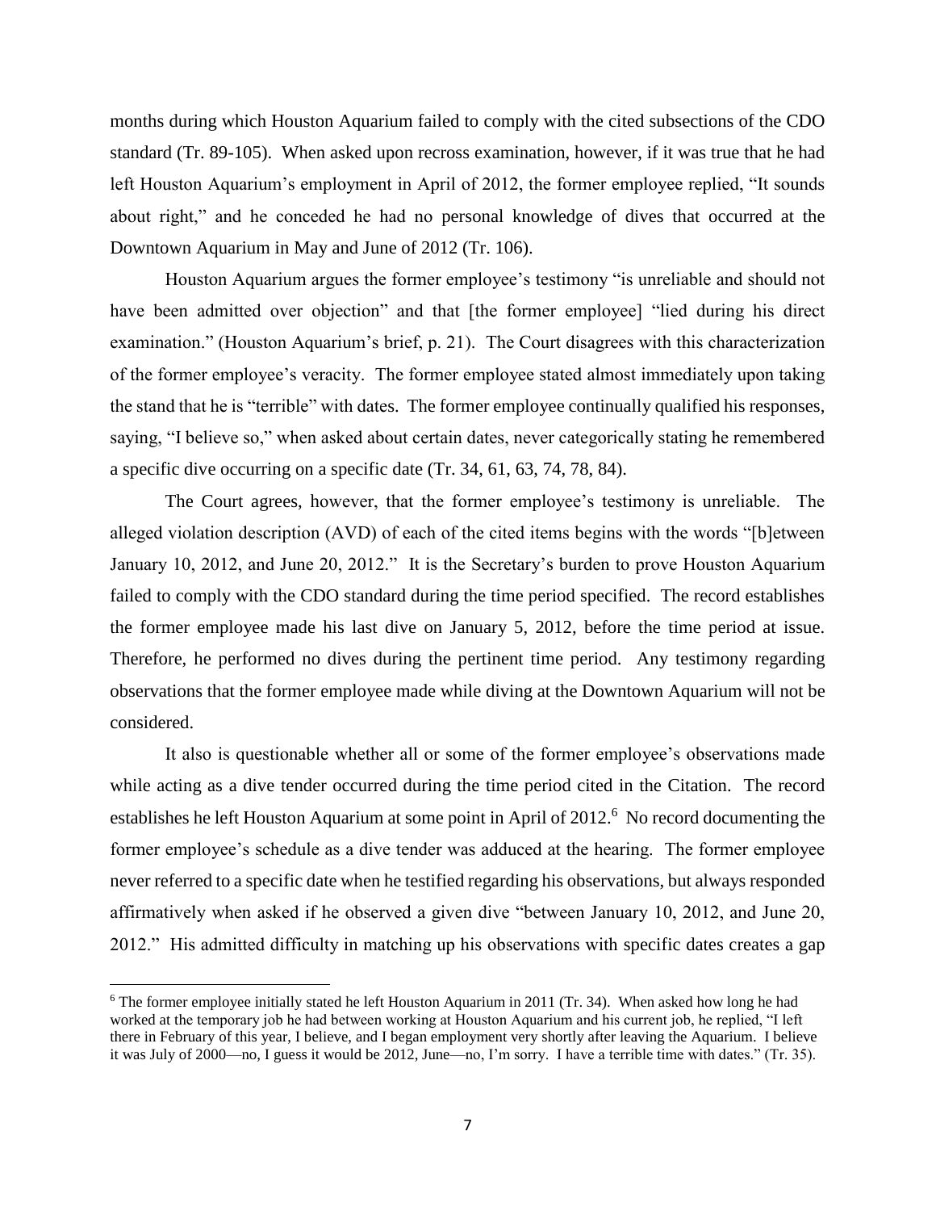months during which Houston Aquarium failed to comply with the cited subsections of the CDO standard (Tr. 89-105). When asked upon recross examination, however, if it was true that he had left Houston Aquarium's employment in April of 2012, the former employee replied, "It sounds about right," and he conceded he had no personal knowledge of dives that occurred at the Downtown Aquarium in May and June of 2012 (Tr. 106).

Houston Aquarium argues the former employee's testimony "is unreliable and should not have been admitted over objection" and that [the former employee] "lied during his direct examination." (Houston Aquarium's brief, p. 21). The Court disagrees with this characterization of the former employee's veracity. The former employee stated almost immediately upon taking the stand that he is "terrible" with dates. The former employee continually qualified his responses, saying, "I believe so," when asked about certain dates, never categorically stating he remembered a specific dive occurring on a specific date (Tr. 34, 61, 63, 74, 78, 84).

The Court agrees, however, that the former employee's testimony is unreliable. The alleged violation description (AVD) of each of the cited items begins with the words "[b]etween January 10, 2012, and June 20, 2012." It is the Secretary's burden to prove Houston Aquarium failed to comply with the CDO standard during the time period specified. The record establishes the former employee made his last dive on January 5, 2012, before the time period at issue. Therefore, he performed no dives during the pertinent time period. Any testimony regarding observations that the former employee made while diving at the Downtown Aquarium will not be considered.

It also is questionable whether all or some of the former employee's observations made while acting as a dive tender occurred during the time period cited in the Citation. The record establishes he left Houston Aquarium at some point in April of 2012.[6] No record documenting the former employee's schedule as a dive tender was adduced at the hearing. The former employee never referred to a specific date when he testified regarding his observations, but always responded affirmatively when asked if he observed a given dive "between January 10, 2012, and June 20, 2012." His admitted difficulty in matching up his observations with specific dates creates a gap

[6] The former employee initially stated he left Houston Aquarium in 2011 (Tr. 34). When asked how long he had worked at the temporary job he had between working at Houston Aquarium and his current job, he replied, "I left there in February of this year, I believe, and I began employment very shortly after leaving the Aquarium. I believe it was July of 2000—no, I guess it would be 2012, June—no, I'm sorry. I have a terrible time with dates." (Tr. 35).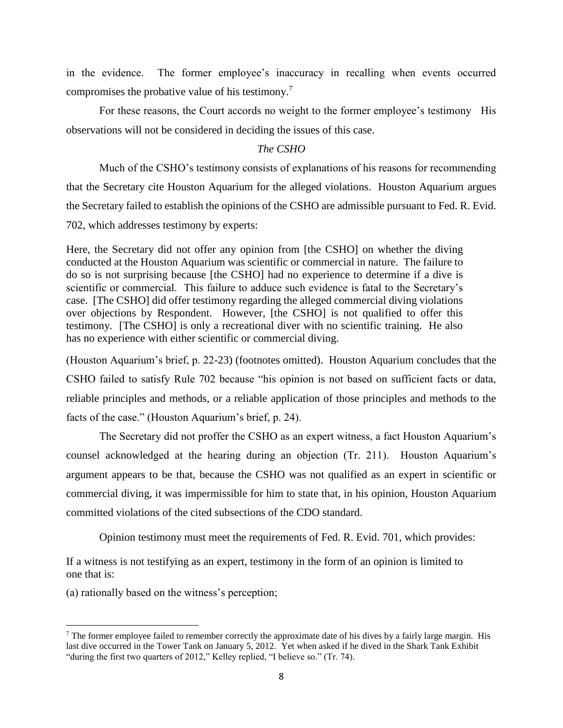in the evidence. The former employee's inaccuracy in recalling when events occurred compromises the probative value of his testimony.[7]

For these reasons, the Court accords no weight to the former employee's testimony His observations will not be considered in deciding the issues of this case.

*The CSHO*

Much of the CSHO's testimony consists of explanations of his reasons for recommending that the Secretary cite Houston Aquarium for the alleged violations. Houston Aquarium argues the Secretary failed to establish the opinions of the CSHO are admissible pursuant to Fed. R. Evid. 702, which addresses testimony by experts:

> Here, the Secretary did not offer any opinion from [the CSHO] on whether the diving conducted at the Houston Aquarium was scientific or commercial in nature. The failure to do so is not surprising because [the CSHO] had no experience to determine if a dive is scientific or commercial. This failure to adduce such evidence is fatal to the Secretary's case. [The CSHO] did offer testimony regarding the alleged commercial diving violations over objections by Respondent. However, [the CSHO] is not qualified to offer this testimony. [The CSHO] is only a recreational diver with no scientific training. He also has no experience with either scientific or commercial diving.

(Houston Aquarium's brief, p. 22-23) (footnotes omitted). Houston Aquarium concludes that the CSHO failed to satisfy Rule 702 because "his opinion is not based on sufficient facts or data, reliable principles and methods, or a reliable application of those principles and methods to the facts of the case." (Houston Aquarium's brief, p. 24).

The Secretary did not proffer the CSHO as an expert witness, a fact Houston Aquarium's counsel acknowledged at the hearing during an objection (Tr. 211). Houston Aquarium's argument appears to be that, because the CSHO was not qualified as an expert in scientific or commercial diving, it was impermissible for him to state that, in his opinion, Houston Aquarium committed violations of the cited subsections of the CDO standard.

Opinion testimony must meet the requirements of Fed. R. Evid. 701, which provides:

> If a witness is not testifying as an expert, testimony in the form of an opinion is limited to one that is:
>
> (a) rationally based on the witness's perception;

---

[7] The former employee failed to remember correctly the approximate date of his dives by a fairly large margin. His last dive occurred in the Tower Tank on January 5, 2012. Yet when asked if he dived in the Shark Tank Exhibit "during the first two quarters of 2012," Kelley replied, "I believe so." (Tr. 74).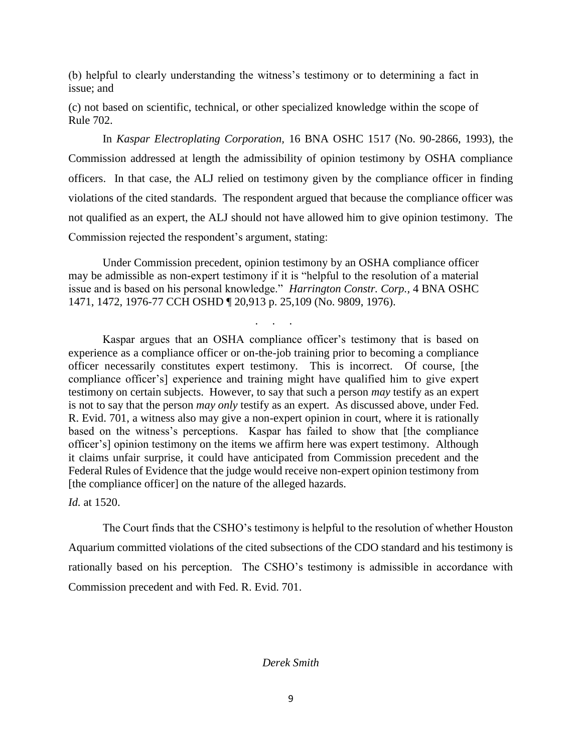(b) helpful to clearly understanding the witness's testimony or to determining a fact in issue; and

(c) not based on scientific, technical, or other specialized knowledge within the scope of Rule 702.

In *Kaspar Electroplating Corporation*, 16 BNA OSHC 1517 (No. 90-2866, 1993), the Commission addressed at length the admissibility of opinion testimony by OSHA compliance officers. In that case, the ALJ relied on testimony given by the compliance officer in finding violations of the cited standards. The respondent argued that because the compliance officer was not qualified as an expert, the ALJ should not have allowed him to give opinion testimony. The Commission rejected the respondent's argument, stating:

> Under Commission precedent, opinion testimony by an OSHA compliance officer may be admissible as non-expert testimony if it is "helpful to the resolution of a material issue and is based on his personal knowledge." *Harrington Constr. Corp.*, 4 BNA OSHC 1471, 1472, 1976-77 CCH OSHD ¶ 20,913 p. 25,109 (No. 9809, 1976).
>
> . . .
>
> Kaspar argues that an OSHA compliance officer's testimony that is based on experience as a compliance officer or on-the-job training prior to becoming a compliance officer necessarily constitutes expert testimony. This is incorrect. Of course, [the compliance officer's] experience and training might have qualified him to give expert testimony on certain subjects. However, to say that such a person *may* testify as an expert is not to say that the person *may only* testify as an expert. As discussed above, under Fed. R. Evid. 701, a witness also may give a non-expert opinion in court, where it is rationally based on the witness's perceptions. Kaspar has failed to show that [the compliance officer's] opinion testimony on the items we affirm here was expert testimony. Although it claims unfair surprise, it could have anticipated from Commission precedent and the Federal Rules of Evidence that the judge would receive non-expert opinion testimony from [the compliance officer] on the nature of the alleged hazards.

*Id.* at 1520.

The Court finds that the CSHO's testimony is helpful to the resolution of whether Houston Aquarium committed violations of the cited subsections of the CDO standard and his testimony is rationally based on his perception. The CSHO's testimony is admissible in accordance with Commission precedent and with Fed. R. Evid. 701.

*Derek Smith*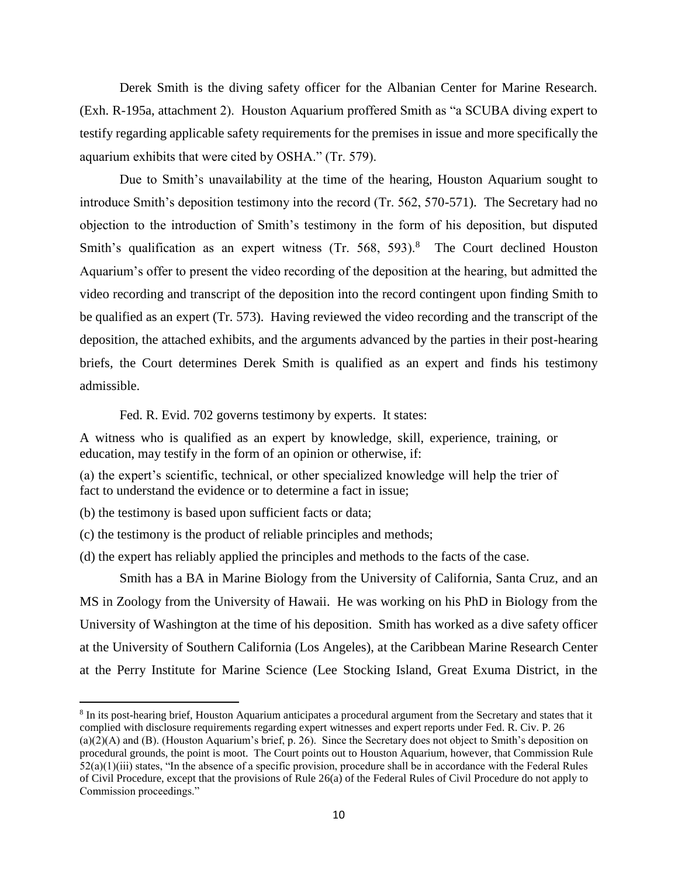Derek Smith is the diving safety officer for the Albanian Center for Marine Research. (Exh. R-195a, attachment 2). Houston Aquarium proffered Smith as "a SCUBA diving expert to testify regarding applicable safety requirements for the premises in issue and more specifically the aquarium exhibits that were cited by OSHA." (Tr. 579).

Due to Smith's unavailability at the time of the hearing, Houston Aquarium sought to introduce Smith's deposition testimony into the record (Tr. 562, 570-571). The Secretary had no objection to the introduction of Smith's testimony in the form of his deposition, but disputed Smith's qualification as an expert witness (Tr. 568, 593).[8] The Court declined Houston Aquarium's offer to present the video recording of the deposition at the hearing, but admitted the video recording and transcript of the deposition into the record contingent upon finding Smith to be qualified as an expert (Tr. 573). Having reviewed the video recording and the transcript of the deposition, the attached exhibits, and the arguments advanced by the parties in their post-hearing briefs, the Court determines Derek Smith is qualified as an expert and finds his testimony admissible.

Fed. R. Evid. 702 governs testimony by experts. It states:

A witness who is qualified as an expert by knowledge, skill, experience, training, or education, may testify in the form of an opinion or otherwise, if:

(a) the expert's scientific, technical, or other specialized knowledge will help the trier of fact to understand the evidence or to determine a fact in issue;

(b) the testimony is based upon sufficient facts or data;

(c) the testimony is the product of reliable principles and methods;

(d) the expert has reliably applied the principles and methods to the facts of the case.

Smith has a BA in Marine Biology from the University of California, Santa Cruz, and an MS in Zoology from the University of Hawaii. He was working on his PhD in Biology from the University of Washington at the time of his deposition. Smith has worked as a dive safety officer at the University of Southern California (Los Angeles), at the Caribbean Marine Research Center at the Perry Institute for Marine Science (Lee Stocking Island, Great Exuma District, in the

---

[8] In its post-hearing brief, Houston Aquarium anticipates a procedural argument from the Secretary and states that it complied with disclosure requirements regarding expert witnesses and expert reports under Fed. R. Civ. P. 26 (a)(2)(A) and (B). (Houston Aquarium's brief, p. 26). Since the Secretary does not object to Smith's deposition on procedural grounds, the point is moot. The Court points out to Houston Aquarium, however, that Commission Rule 52(a)(1)(iii) states, "In the absence of a specific provision, procedure shall be in accordance with the Federal Rules of Civil Procedure, except that the provisions of Rule 26(a) of the Federal Rules of Civil Procedure do not apply to Commission proceedings."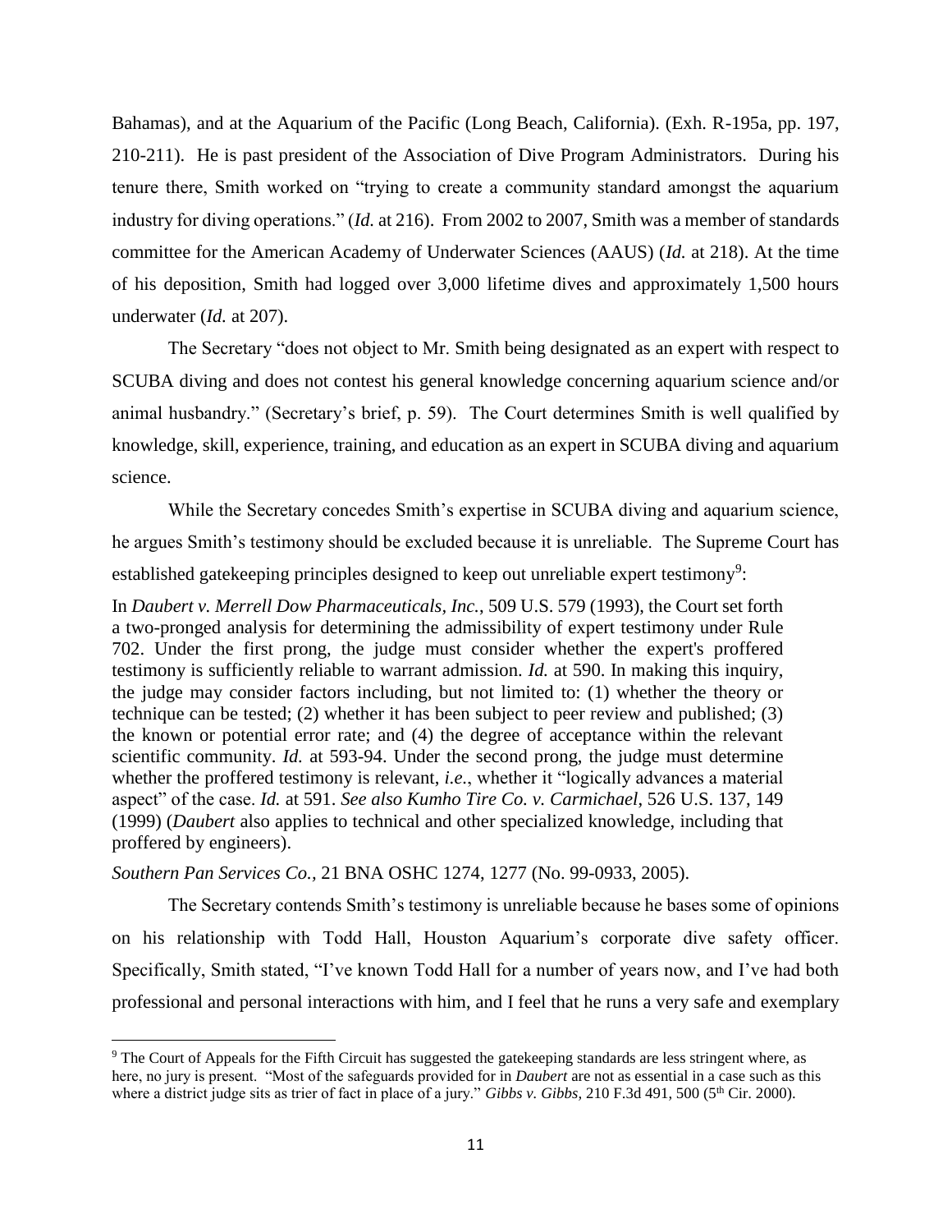Bahamas), and at the Aquarium of the Pacific (Long Beach, California). (Exh. R-195a, pp. 197, 210-211). He is past president of the Association of Dive Program Administrators. During his tenure there, Smith worked on "trying to create a community standard amongst the aquarium industry for diving operations." (*Id.* at 216). From 2002 to 2007, Smith was a member of standards committee for the American Academy of Underwater Sciences (AAUS) (*Id.* at 218). At the time of his deposition, Smith had logged over 3,000 lifetime dives and approximately 1,500 hours underwater (*Id.* at 207).

The Secretary "does not object to Mr. Smith being designated as an expert with respect to SCUBA diving and does not contest his general knowledge concerning aquarium science and/or animal husbandry." (Secretary's brief, p. 59). The Court determines Smith is well qualified by knowledge, skill, experience, training, and education as an expert in SCUBA diving and aquarium science.

While the Secretary concedes Smith's expertise in SCUBA diving and aquarium science, he argues Smith's testimony should be excluded because it is unreliable. The Supreme Court has established gatekeeping principles designed to keep out unreliable expert testimony[9]:

> In *Daubert v. Merrell Dow Pharmaceuticals, Inc.*, 509 U.S. 579 (1993), the Court set forth a two-pronged analysis for determining the admissibility of expert testimony under Rule 702. Under the first prong, the judge must consider whether the expert's proffered testimony is sufficiently reliable to warrant admission. *Id.* at 590. In making this inquiry, the judge may consider factors including, but not limited to: (1) whether the theory or technique can be tested; (2) whether it has been subject to peer review and published; (3) the known or potential error rate; and (4) the degree of acceptance within the relevant scientific community. *Id.* at 593-94. Under the second prong, the judge must determine whether the proffered testimony is relevant, *i.e.*, whether it "logically advances a material aspect" of the case. *Id.* at 591. *See also Kumho Tire Co. v. Carmichael*, 526 U.S. 137, 149 (1999) (*Daubert* also applies to technical and other specialized knowledge, including that proffered by engineers).

*Southern Pan Services Co.,* 21 BNA OSHC 1274, 1277 (No. 99-0933, 2005).

The Secretary contends Smith's testimony is unreliable because he bases some of opinions on his relationship with Todd Hall, Houston Aquarium's corporate dive safety officer. Specifically, Smith stated, "I've known Todd Hall for a number of years now, and I've had both professional and personal interactions with him, and I feel that he runs a very safe and exemplary

---

[9] The Court of Appeals for the Fifth Circuit has suggested the gatekeeping standards are less stringent where, as here, no jury is present. "Most of the safeguards provided for in *Daubert* are not as essential in a case such as this where a district judge sits as trier of fact in place of a jury." *Gibbs v. Gibbs,* 210 F.3d 491, 500 (5th Cir. 2000).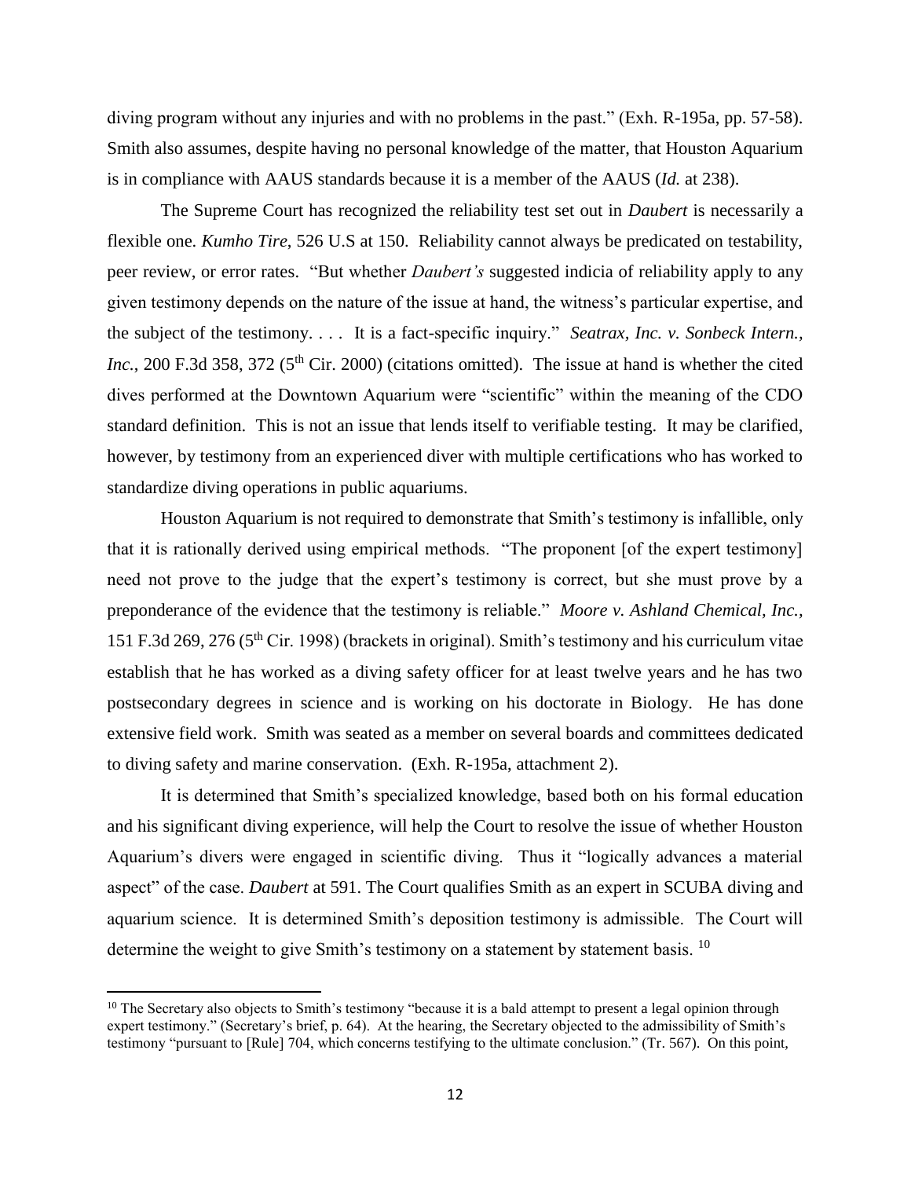diving program without any injuries and with no problems in the past." (Exh. R-195a, pp. 57-58). Smith also assumes, despite having no personal knowledge of the matter, that Houston Aquarium is in compliance with AAUS standards because it is a member of the AAUS (*Id.* at 238).

The Supreme Court has recognized the reliability test set out in *Daubert* is necessarily a flexible one. *Kumho Tire*, 526 U.S at 150. Reliability cannot always be predicated on testability, peer review, or error rates. "But whether *Daubert's* suggested indicia of reliability apply to any given testimony depends on the nature of the issue at hand, the witness's particular expertise, and the subject of the testimony. . . . It is a fact-specific inquiry." *Seatrax, Inc. v. Sonbeck Intern., Inc.*, 200 F.3d 358, 372 (5th Cir. 2000) (citations omitted). The issue at hand is whether the cited dives performed at the Downtown Aquarium were "scientific" within the meaning of the CDO standard definition. This is not an issue that lends itself to verifiable testing. It may be clarified, however, by testimony from an experienced diver with multiple certifications who has worked to standardize diving operations in public aquariums.

Houston Aquarium is not required to demonstrate that Smith's testimony is infallible, only that it is rationally derived using empirical methods. "The proponent [of the expert testimony] need not prove to the judge that the expert's testimony is correct, but she must prove by a preponderance of the evidence that the testimony is reliable." *Moore v. Ashland Chemical, Inc.*, 151 F.3d 269, 276 (5th Cir. 1998) (brackets in original). Smith's testimony and his curriculum vitae establish that he has worked as a diving safety officer for at least twelve years and he has two postsecondary degrees in science and is working on his doctorate in Biology. He has done extensive field work. Smith was seated as a member on several boards and committees dedicated to diving safety and marine conservation. (Exh. R-195a, attachment 2).

It is determined that Smith's specialized knowledge, based both on his formal education and his significant diving experience, will help the Court to resolve the issue of whether Houston Aquarium's divers were engaged in scientific diving. Thus it "logically advances a material aspect" of the case. *Daubert* at 591. The Court qualifies Smith as an expert in SCUBA diving and aquarium science. It is determined Smith's deposition testimony is admissible. The Court will determine the weight to give Smith's testimony on a statement by statement basis. [10]

---

[10] The Secretary also objects to Smith's testimony "because it is a bald attempt to present a legal opinion through expert testimony." (Secretary's brief, p. 64). At the hearing, the Secretary objected to the admissibility of Smith's testimony "pursuant to [Rule] 704, which concerns testifying to the ultimate conclusion." (Tr. 567). On this point,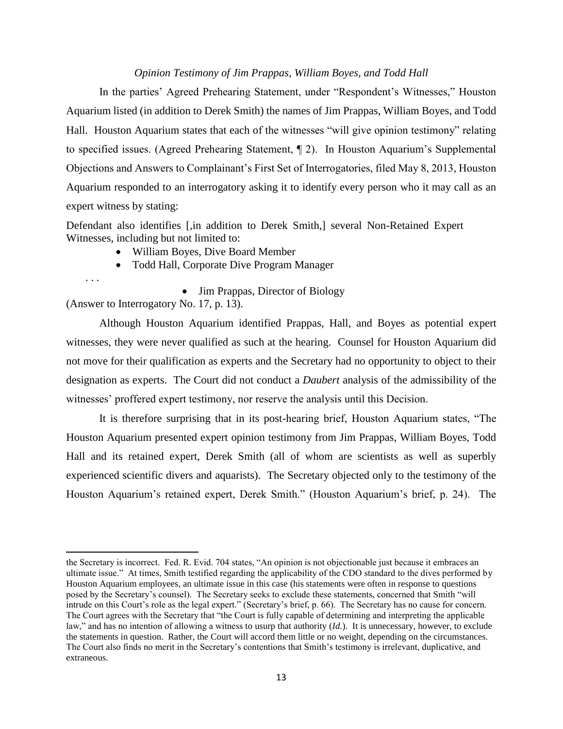*Opinion Testimony of Jim Prappas, William Boyes, and Todd Hall*

In the parties' Agreed Prehearing Statement, under "Respondent's Witnesses," Houston Aquarium listed (in addition to Derek Smith) the names of Jim Prappas, William Boyes, and Todd Hall. Houston Aquarium states that each of the witnesses "will give opinion testimony" relating to specified issues. (Agreed Prehearing Statement, ¶ 2). In Houston Aquarium's Supplemental Objections and Answers to Complainant's First Set of Interrogatories, filed May 8, 2013, Houston Aquarium responded to an interrogatory asking it to identify every person who it may call as an expert witness by stating:

> Defendant also identifies [,in addition to Derek Smith,] several Non-Retained Expert Witnesses, including but not limited to:
>
> - William Boyes, Dive Board Member
> - Todd Hall, Corporate Dive Program Manager
>
> . . .
>
> - Jim Prappas, Director of Biology

(Answer to Interrogatory No. 17, p. 13).

Although Houston Aquarium identified Prappas, Hall, and Boyes as potential expert witnesses, they were never qualified as such at the hearing. Counsel for Houston Aquarium did not move for their qualification as experts and the Secretary had no opportunity to object to their designation as experts. The Court did not conduct a *Daubert* analysis of the admissibility of the witnesses' proffered expert testimony, nor reserve the analysis until this Decision.

It is therefore surprising that in its post-hearing brief, Houston Aquarium states, "The Houston Aquarium presented expert opinion testimony from Jim Prappas, William Boyes, Todd Hall and its retained expert, Derek Smith (all of whom are scientists as well as superbly experienced scientific divers and aquarists). The Secretary objected only to the testimony of the Houston Aquarium's retained expert, Derek Smith." (Houston Aquarium's brief, p. 24). The

---

the Secretary is incorrect. Fed. R. Evid. 704 states, "An opinion is not objectionable just because it embraces an ultimate issue." At times, Smith testified regarding the applicability of the CDO standard to the dives performed by Houston Aquarium employees, an ultimate issue in this case (his statements were often in response to questions posed by the Secretary's counsel). The Secretary seeks to exclude these statements, concerned that Smith "will intrude on this Court's role as the legal expert." (Secretary's brief, p. 66). The Secretary has no cause for concern. The Court agrees with the Secretary that "the Court is fully capable of determining and interpreting the applicable law," and has no intention of allowing a witness to usurp that authority (*Id.*). It is unnecessary, however, to exclude the statements in question. Rather, the Court will accord them little or no weight, depending on the circumstances. The Court also finds no merit in the Secretary's contentions that Smith's testimony is irrelevant, duplicative, and extraneous.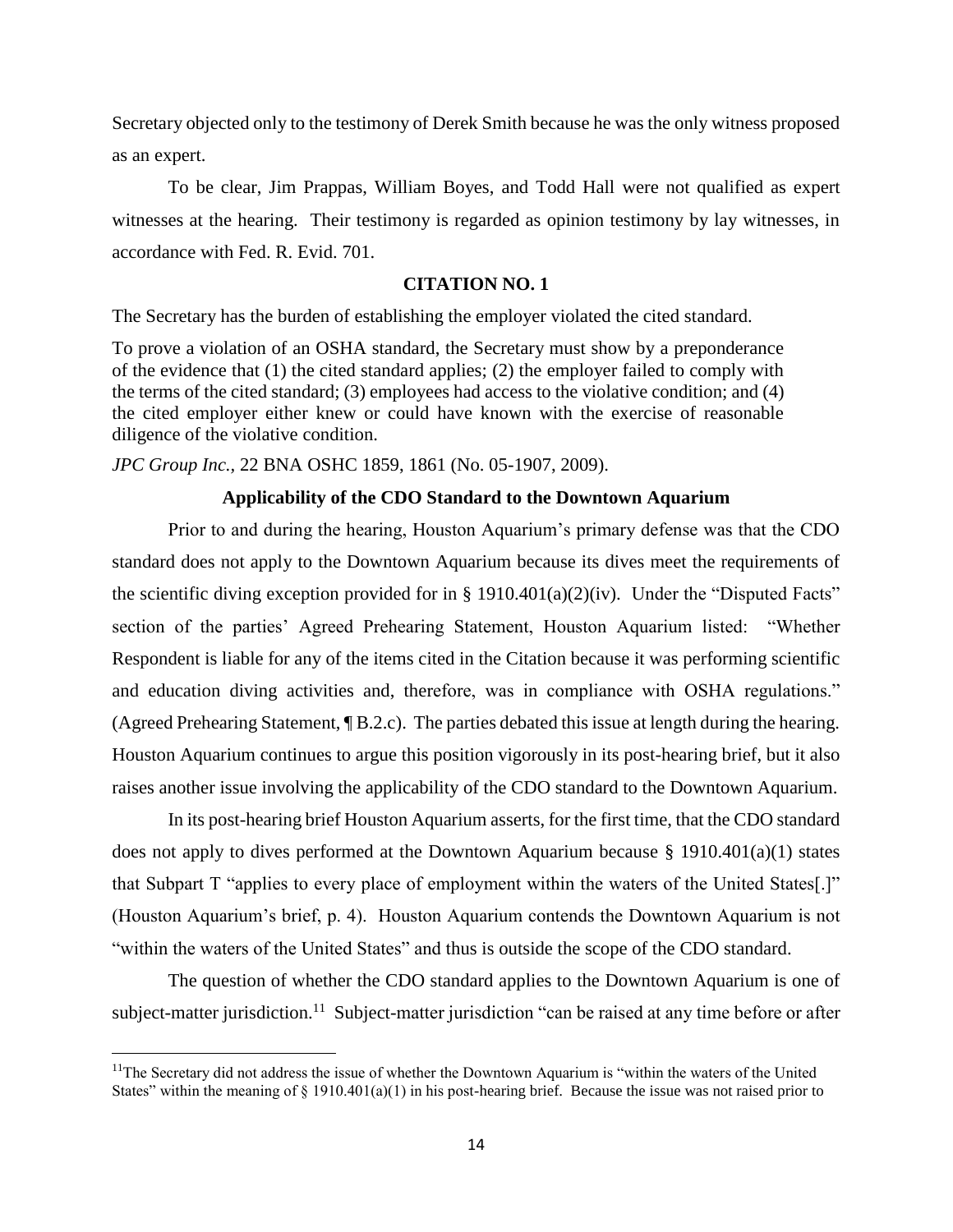Secretary objected only to the testimony of Derek Smith because he was the only witness proposed as an expert.

To be clear, Jim Prappas, William Boyes, and Todd Hall were not qualified as expert witnesses at the hearing. Their testimony is regarded as opinion testimony by lay witnesses, in accordance with Fed. R. Evid. 701.

## CITATION NO. 1

The Secretary has the burden of establishing the employer violated the cited standard.

> To prove a violation of an OSHA standard, the Secretary must show by a preponderance of the evidence that (1) the cited standard applies; (2) the employer failed to comply with the terms of the cited standard; (3) employees had access to the violative condition; and (4) the cited employer either knew or could have known with the exercise of reasonable diligence of the violative condition.

*JPC Group Inc.,* 22 BNA OSHC 1859, 1861 (No. 05-1907, 2009).

### Applicability of the CDO Standard to the Downtown Aquarium

Prior to and during the hearing, Houston Aquarium's primary defense was that the CDO standard does not apply to the Downtown Aquarium because its dives meet the requirements of the scientific diving exception provided for in § 1910.401(a)(2)(iv). Under the "Disputed Facts" section of the parties' Agreed Prehearing Statement, Houston Aquarium listed: "Whether Respondent is liable for any of the items cited in the Citation because it was performing scientific and education diving activities and, therefore, was in compliance with OSHA regulations." (Agreed Prehearing Statement, ¶ B.2.c). The parties debated this issue at length during the hearing. Houston Aquarium continues to argue this position vigorously in its post-hearing brief, but it also raises another issue involving the applicability of the CDO standard to the Downtown Aquarium.

In its post-hearing brief Houston Aquarium asserts, for the first time, that the CDO standard does not apply to dives performed at the Downtown Aquarium because § 1910.401(a)(1) states that Subpart T "applies to every place of employment within the waters of the United States[.]" (Houston Aquarium's brief, p. 4). Houston Aquarium contends the Downtown Aquarium is not "within the waters of the United States" and thus is outside the scope of the CDO standard.

The question of whether the CDO standard applies to the Downtown Aquarium is one of subject-matter jurisdiction.[11] Subject-matter jurisdiction "can be raised at any time before or after

[11] The Secretary did not address the issue of whether the Downtown Aquarium is "within the waters of the United States" within the meaning of § 1910.401(a)(1) in his post-hearing brief. Because the issue was not raised prior to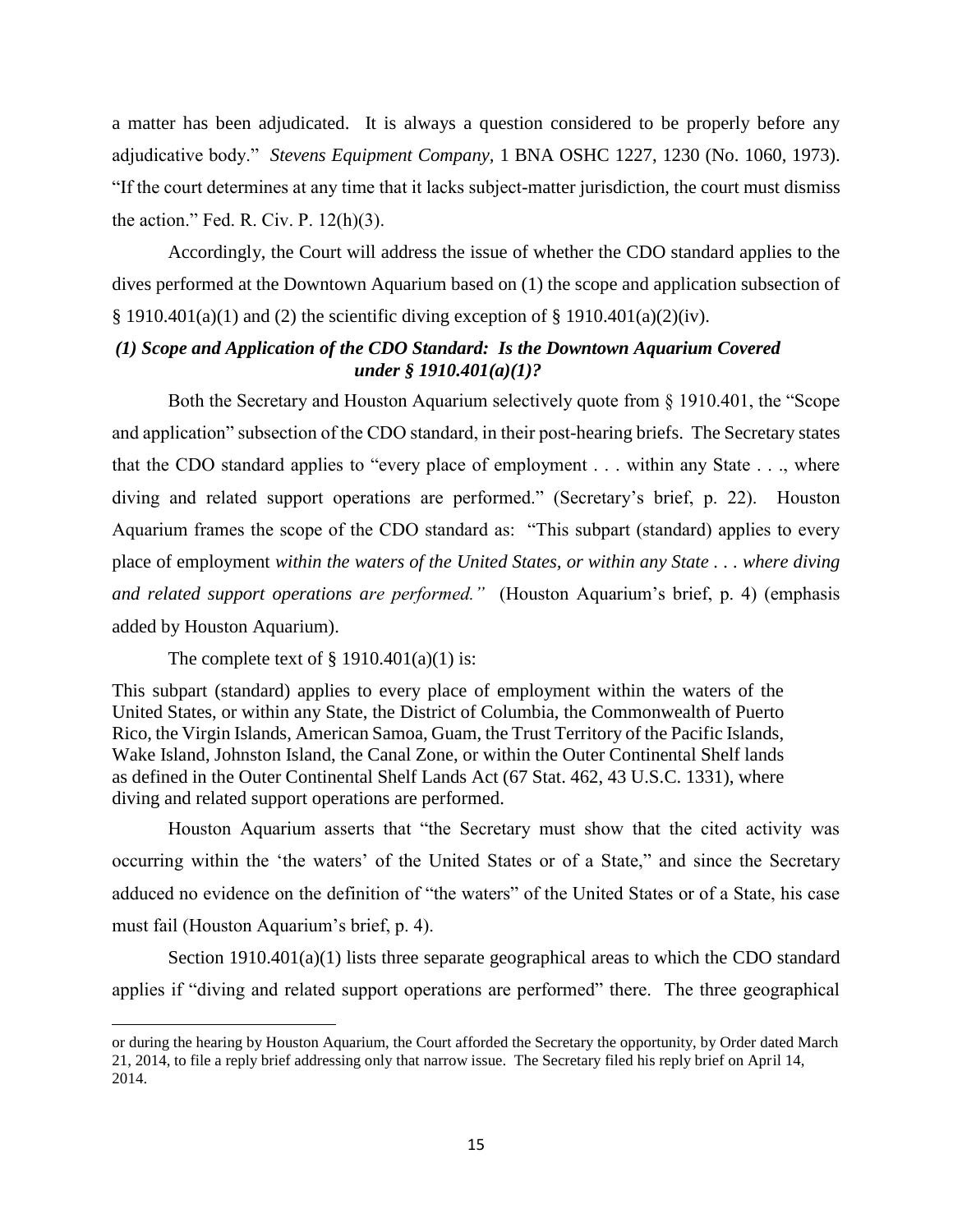a matter has been adjudicated. It is always a question considered to be properly before any adjudicative body." *Stevens Equipment Company,* 1 BNA OSHC 1227, 1230 (No. 1060, 1973). "If the court determines at any time that it lacks subject-matter jurisdiction, the court must dismiss the action." Fed. R. Civ. P. 12(h)(3).

Accordingly, the Court will address the issue of whether the CDO standard applies to the dives performed at the Downtown Aquarium based on (1) the scope and application subsection of § 1910.401(a)(1) and (2) the scientific diving exception of § 1910.401(a)(2)(iv).

***(1) Scope and Application of the CDO Standard: Is the Downtown Aquarium Covered under § 1910.401(a)(1)?***

Both the Secretary and Houston Aquarium selectively quote from § 1910.401, the "Scope and application" subsection of the CDO standard, in their post-hearing briefs. The Secretary states that the CDO standard applies to "every place of employment . . . within any State . . ., where diving and related support operations are performed." (Secretary's brief, p. 22). Houston Aquarium frames the scope of the CDO standard as: "This subpart (standard) applies to every place of employment *within the waters of the United States, or within any State . . . where diving and related support operations are performed."* (Houston Aquarium's brief, p. 4) (emphasis added by Houston Aquarium).

The complete text of § 1910.401(a)(1) is:

> This subpart (standard) applies to every place of employment within the waters of the United States, or within any State, the District of Columbia, the Commonwealth of Puerto Rico, the Virgin Islands, American Samoa, Guam, the Trust Territory of the Pacific Islands, Wake Island, Johnston Island, the Canal Zone, or within the Outer Continental Shelf lands as defined in the Outer Continental Shelf Lands Act (67 Stat. 462, 43 U.S.C. 1331), where diving and related support operations are performed.

Houston Aquarium asserts that "the Secretary must show that the cited activity was occurring within the 'the waters' of the United States or of a State," and since the Secretary adduced no evidence on the definition of "the waters" of the United States or of a State, his case must fail (Houston Aquarium's brief, p. 4).

Section 1910.401(a)(1) lists three separate geographical areas to which the CDO standard applies if "diving and related support operations are performed" there. The three geographical

---

or during the hearing by Houston Aquarium, the Court afforded the Secretary the opportunity, by Order dated March 21, 2014, to file a reply brief addressing only that narrow issue. The Secretary filed his reply brief on April 14, 2014.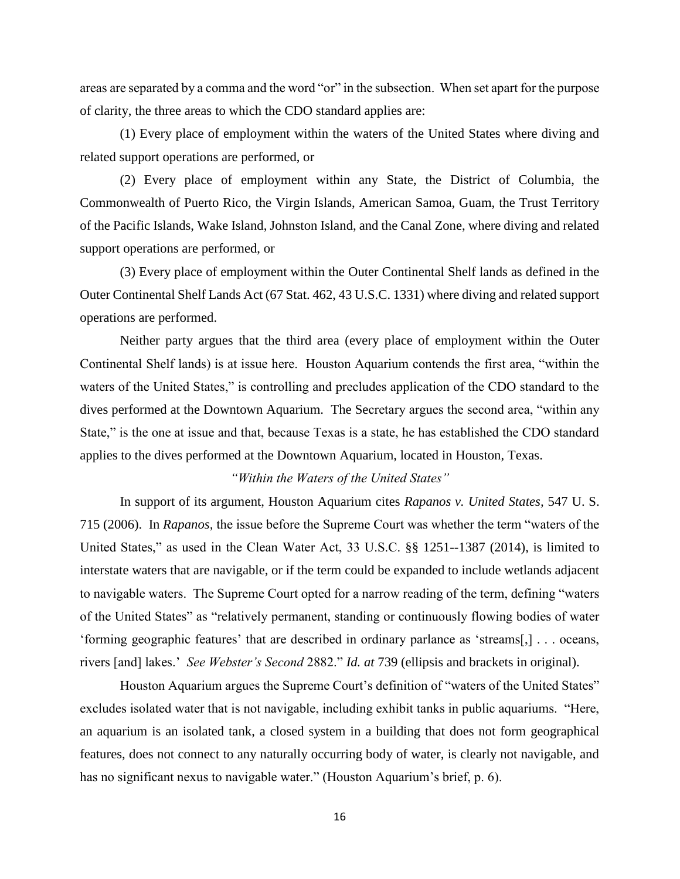areas are separated by a comma and the word "or" in the subsection. When set apart for the purpose of clarity, the three areas to which the CDO standard applies are:

(1) Every place of employment within the waters of the United States where diving and related support operations are performed, or

(2) Every place of employment within any State, the District of Columbia, the Commonwealth of Puerto Rico, the Virgin Islands, American Samoa, Guam, the Trust Territory of the Pacific Islands, Wake Island, Johnston Island, and the Canal Zone, where diving and related support operations are performed, or

(3) Every place of employment within the Outer Continental Shelf lands as defined in the Outer Continental Shelf Lands Act (67 Stat. 462, 43 U.S.C. 1331) where diving and related support operations are performed.

Neither party argues that the third area (every place of employment within the Outer Continental Shelf lands) is at issue here. Houston Aquarium contends the first area, "within the waters of the United States," is controlling and precludes application of the CDO standard to the dives performed at the Downtown Aquarium. The Secretary argues the second area, "within any State," is the one at issue and that, because Texas is a state, he has established the CDO standard applies to the dives performed at the Downtown Aquarium, located in Houston, Texas.

*"Within the Waters of the United States"*

In support of its argument, Houston Aquarium cites *Rapanos v. United States,* 547 U. S. 715 (2006). In *Rapanos*, the issue before the Supreme Court was whether the term "waters of the United States," as used in the Clean Water Act, 33 U.S.C. §§ 1251--1387 (2014), is limited to interstate waters that are navigable, or if the term could be expanded to include wetlands adjacent to navigable waters. The Supreme Court opted for a narrow reading of the term, defining "waters of the United States" as "relatively permanent, standing or continuously flowing bodies of water 'forming geographic features' that are described in ordinary parlance as 'streams[,] . . . oceans, rivers [and] lakes.' *See Webster's Second* 2882." *Id. at* 739 (ellipsis and brackets in original).

Houston Aquarium argues the Supreme Court's definition of "waters of the United States" excludes isolated water that is not navigable, including exhibit tanks in public aquariums. "Here, an aquarium is an isolated tank, a closed system in a building that does not form geographical features, does not connect to any naturally occurring body of water, is clearly not navigable, and has no significant nexus to navigable water." (Houston Aquarium's brief, p. 6).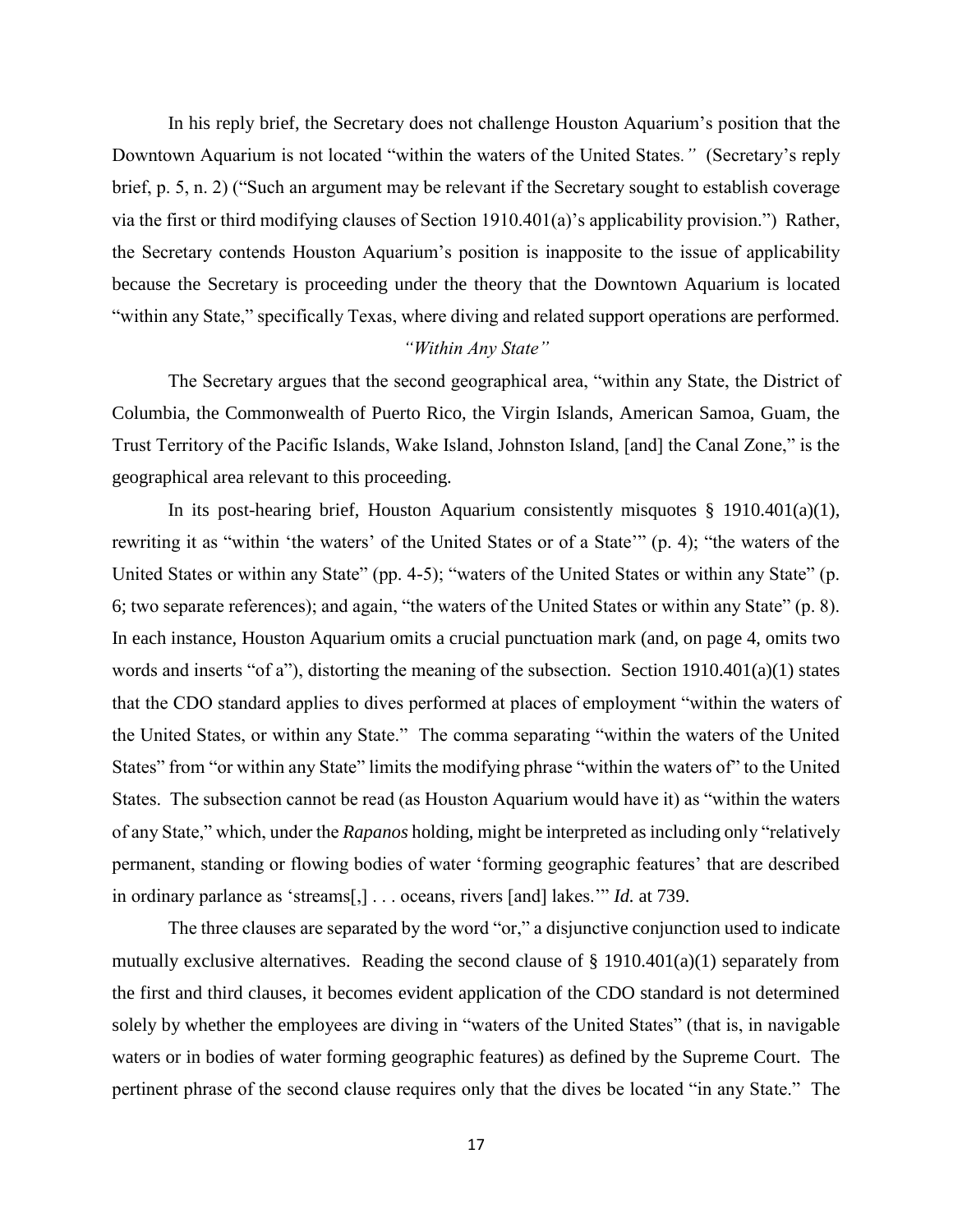In his reply brief, the Secretary does not challenge Houston Aquarium's position that the Downtown Aquarium is not located "within the waters of the United States*."* (Secretary's reply brief, p. 5, n. 2) ("Such an argument may be relevant if the Secretary sought to establish coverage via the first or third modifying clauses of Section 1910.401(a)'s applicability provision.") Rather, the Secretary contends Houston Aquarium's position is inapposite to the issue of applicability because the Secretary is proceeding under the theory that the Downtown Aquarium is located "within any State," specifically Texas, where diving and related support operations are performed.

*"Within Any State"*

The Secretary argues that the second geographical area, "within any State, the District of Columbia, the Commonwealth of Puerto Rico, the Virgin Islands, American Samoa, Guam, the Trust Territory of the Pacific Islands, Wake Island, Johnston Island, [and] the Canal Zone," is the geographical area relevant to this proceeding.

In its post-hearing brief, Houston Aquarium consistently misquotes § 1910.401(a)(1), rewriting it as "within 'the waters' of the United States or of a State'" (p. 4); "the waters of the United States or within any State" (pp. 4-5); "waters of the United States or within any State" (p. 6; two separate references); and again, "the waters of the United States or within any State" (p. 8). In each instance, Houston Aquarium omits a crucial punctuation mark (and, on page 4, omits two words and inserts "of a"), distorting the meaning of the subsection. Section 1910.401(a)(1) states that the CDO standard applies to dives performed at places of employment "within the waters of the United States, or within any State." The comma separating "within the waters of the United States" from "or within any State" limits the modifying phrase "within the waters of" to the United States. The subsection cannot be read (as Houston Aquarium would have it) as "within the waters of any State," which, under the *Rapanos* holding, might be interpreted as including only "relatively permanent, standing or flowing bodies of water 'forming geographic features' that are described in ordinary parlance as 'streams[,] . . . oceans, rivers [and] lakes.'" *Id.* at 739.

The three clauses are separated by the word "or," a disjunctive conjunction used to indicate mutually exclusive alternatives. Reading the second clause of § 1910.401(a)(1) separately from the first and third clauses, it becomes evident application of the CDO standard is not determined solely by whether the employees are diving in "waters of the United States" (that is, in navigable waters or in bodies of water forming geographic features) as defined by the Supreme Court. The pertinent phrase of the second clause requires only that the dives be located "in any State." The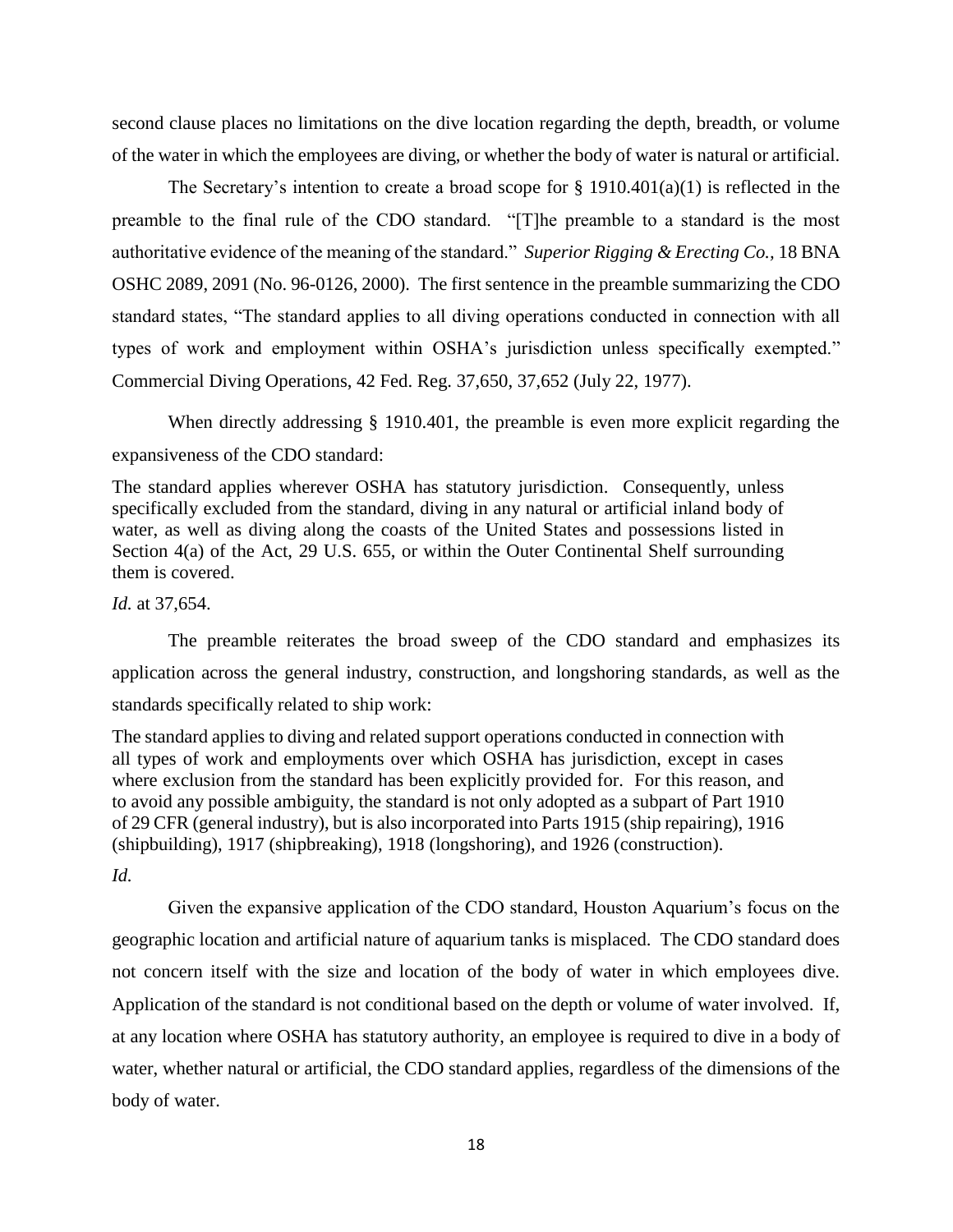second clause places no limitations on the dive location regarding the depth, breadth, or volume of the water in which the employees are diving, or whether the body of water is natural or artificial.

The Secretary's intention to create a broad scope for § 1910.401(a)(1) is reflected in the preamble to the final rule of the CDO standard. "[T]he preamble to a standard is the most authoritative evidence of the meaning of the standard." *Superior Rigging & Erecting Co.,* 18 BNA OSHC 2089, 2091 (No. 96-0126, 2000). The first sentence in the preamble summarizing the CDO standard states, "The standard applies to all diving operations conducted in connection with all types of work and employment within OSHA's jurisdiction unless specifically exempted." Commercial Diving Operations, 42 Fed. Reg. 37,650, 37,652 (July 22, 1977).

When directly addressing § 1910.401, the preamble is even more explicit regarding the expansiveness of the CDO standard:

> The standard applies wherever OSHA has statutory jurisdiction. Consequently, unless specifically excluded from the standard, diving in any natural or artificial inland body of water, as well as diving along the coasts of the United States and possessions listed in Section 4(a) of the Act, 29 U.S. 655, or within the Outer Continental Shelf surrounding them is covered.

*Id.* at 37,654.

The preamble reiterates the broad sweep of the CDO standard and emphasizes its application across the general industry, construction, and longshoring standards, as well as the standards specifically related to ship work:

> The standard applies to diving and related support operations conducted in connection with all types of work and employments over which OSHA has jurisdiction, except in cases where exclusion from the standard has been explicitly provided for. For this reason, and to avoid any possible ambiguity, the standard is not only adopted as a subpart of Part 1910 of 29 CFR (general industry), but is also incorporated into Parts 1915 (ship repairing), 1916 (shipbuilding), 1917 (shipbreaking), 1918 (longshoring), and 1926 (construction).

*Id.*

Given the expansive application of the CDO standard, Houston Aquarium's focus on the geographic location and artificial nature of aquarium tanks is misplaced. The CDO standard does not concern itself with the size and location of the body of water in which employees dive. Application of the standard is not conditional based on the depth or volume of water involved. If, at any location where OSHA has statutory authority, an employee is required to dive in a body of water, whether natural or artificial, the CDO standard applies, regardless of the dimensions of the body of water.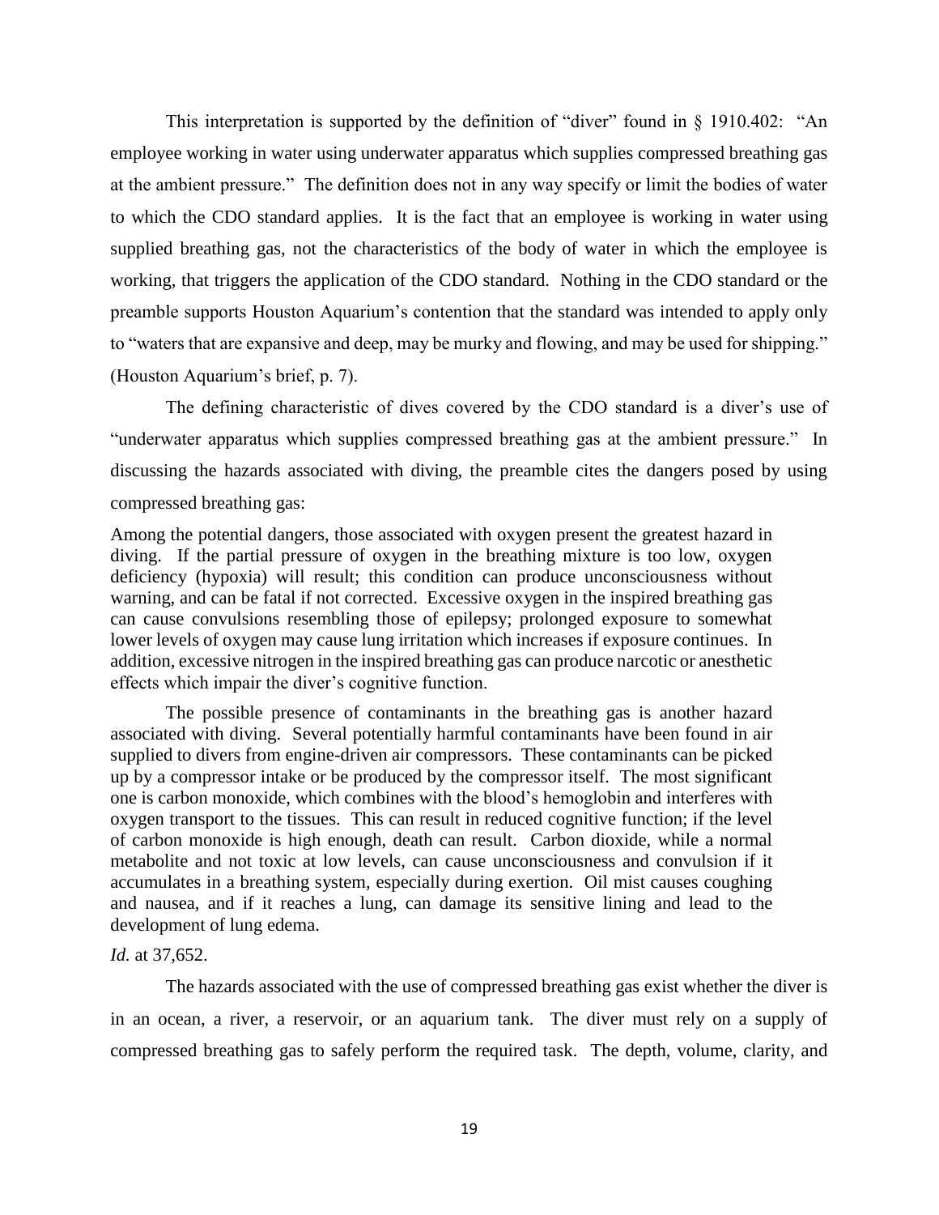This interpretation is supported by the definition of "diver" found in § 1910.402: "An employee working in water using underwater apparatus which supplies compressed breathing gas at the ambient pressure." The definition does not in any way specify or limit the bodies of water to which the CDO standard applies. It is the fact that an employee is working in water using supplied breathing gas, not the characteristics of the body of water in which the employee is working, that triggers the application of the CDO standard. Nothing in the CDO standard or the preamble supports Houston Aquarium's contention that the standard was intended to apply only to "waters that are expansive and deep, may be murky and flowing, and may be used for shipping." (Houston Aquarium's brief, p. 7).

The defining characteristic of dives covered by the CDO standard is a diver's use of "underwater apparatus which supplies compressed breathing gas at the ambient pressure." In discussing the hazards associated with diving, the preamble cites the dangers posed by using compressed breathing gas:

> Among the potential dangers, those associated with oxygen present the greatest hazard in diving. If the partial pressure of oxygen in the breathing mixture is too low, oxygen deficiency (hypoxia) will result; this condition can produce unconsciousness without warning, and can be fatal if not corrected. Excessive oxygen in the inspired breathing gas can cause convulsions resembling those of epilepsy; prolonged exposure to somewhat lower levels of oxygen may cause lung irritation which increases if exposure continues. In addition, excessive nitrogen in the inspired breathing gas can produce narcotic or anesthetic effects which impair the diver's cognitive function.
>
> The possible presence of contaminants in the breathing gas is another hazard associated with diving. Several potentially harmful contaminants have been found in air supplied to divers from engine-driven air compressors. These contaminants can be picked up by a compressor intake or be produced by the compressor itself. The most significant one is carbon monoxide, which combines with the blood's hemoglobin and interferes with oxygen transport to the tissues. This can result in reduced cognitive function; if the level of carbon monoxide is high enough, death can result. Carbon dioxide, while a normal metabolite and not toxic at low levels, can cause unconsciousness and convulsion if it accumulates in a breathing system, especially during exertion. Oil mist causes coughing and nausea, and if it reaches a lung, can damage its sensitive lining and lead to the development of lung edema.

*Id.* at 37,652.

The hazards associated with the use of compressed breathing gas exist whether the diver is in an ocean, a river, a reservoir, or an aquarium tank. The diver must rely on a supply of compressed breathing gas to safely perform the required task. The depth, volume, clarity, and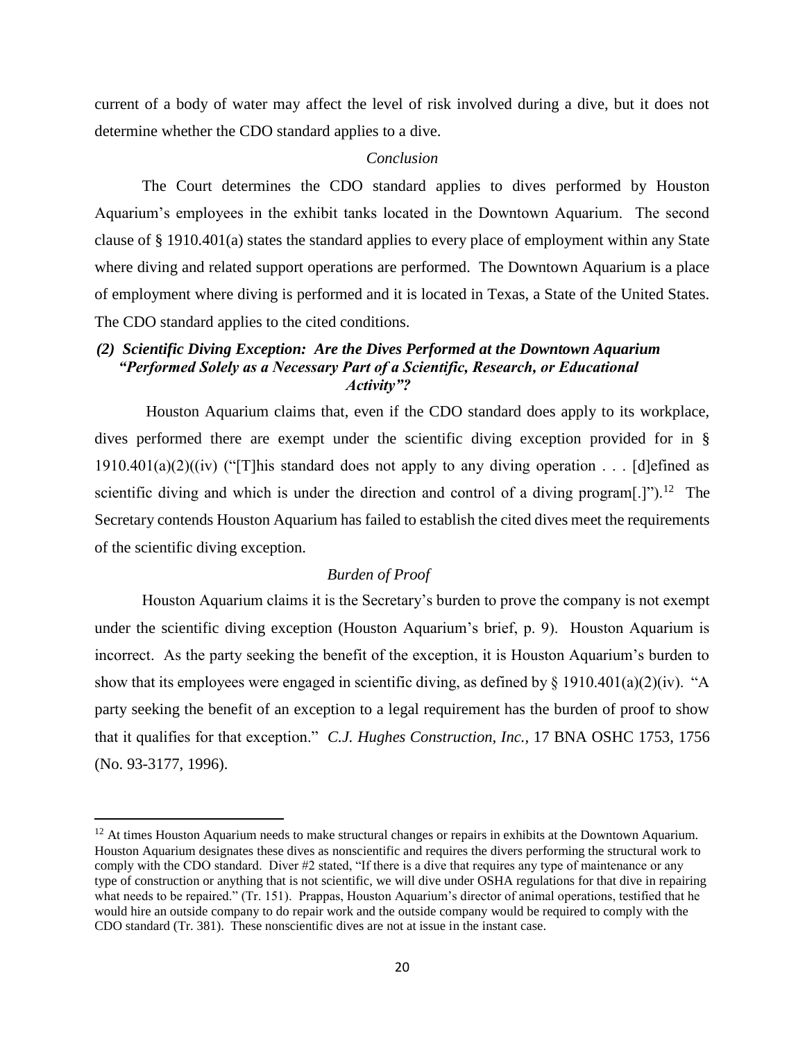current of a body of water may affect the level of risk involved during a dive, but it does not determine whether the CDO standard applies to a dive.

*Conclusion*

The Court determines the CDO standard applies to dives performed by Houston Aquarium's employees in the exhibit tanks located in the Downtown Aquarium. The second clause of § 1910.401(a) states the standard applies to every place of employment within any State where diving and related support operations are performed. The Downtown Aquarium is a place of employment where diving is performed and it is located in Texas, a State of the United States. The CDO standard applies to the cited conditions.

### *(2) Scientific Diving Exception: Are the Dives Performed at the Downtown Aquarium "Performed Solely as a Necessary Part of a Scientific, Research, or Educational Activity"?*

Houston Aquarium claims that, even if the CDO standard does apply to its workplace, dives performed there are exempt under the scientific diving exception provided for in § 1910.401(a)(2)((iv) ("[T]his standard does not apply to any diving operation . . . [d]efined as scientific diving and which is under the direction and control of a diving program[.]").[12] The Secretary contends Houston Aquarium has failed to establish the cited dives meet the requirements of the scientific diving exception.

*Burden of Proof*

Houston Aquarium claims it is the Secretary's burden to prove the company is not exempt under the scientific diving exception (Houston Aquarium's brief, p. 9). Houston Aquarium is incorrect. As the party seeking the benefit of the exception, it is Houston Aquarium's burden to show that its employees were engaged in scientific diving, as defined by § 1910.401(a)(2)(iv). "A party seeking the benefit of an exception to a legal requirement has the burden of proof to show that it qualifies for that exception." *C.J. Hughes Construction, Inc.*, 17 BNA OSHC 1753, 1756 (No. 93-3177, 1996).

---

[12] At times Houston Aquarium needs to make structural changes or repairs in exhibits at the Downtown Aquarium. Houston Aquarium designates these dives as nonscientific and requires the divers performing the structural work to comply with the CDO standard. Diver #2 stated, "If there is a dive that requires any type of maintenance or any type of construction or anything that is not scientific, we will dive under OSHA regulations for that dive in repairing what needs to be repaired." (Tr. 151). Prappas, Houston Aquarium's director of animal operations, testified that he would hire an outside company to do repair work and the outside company would be required to comply with the CDO standard (Tr. 381). These nonscientific dives are not at issue in the instant case.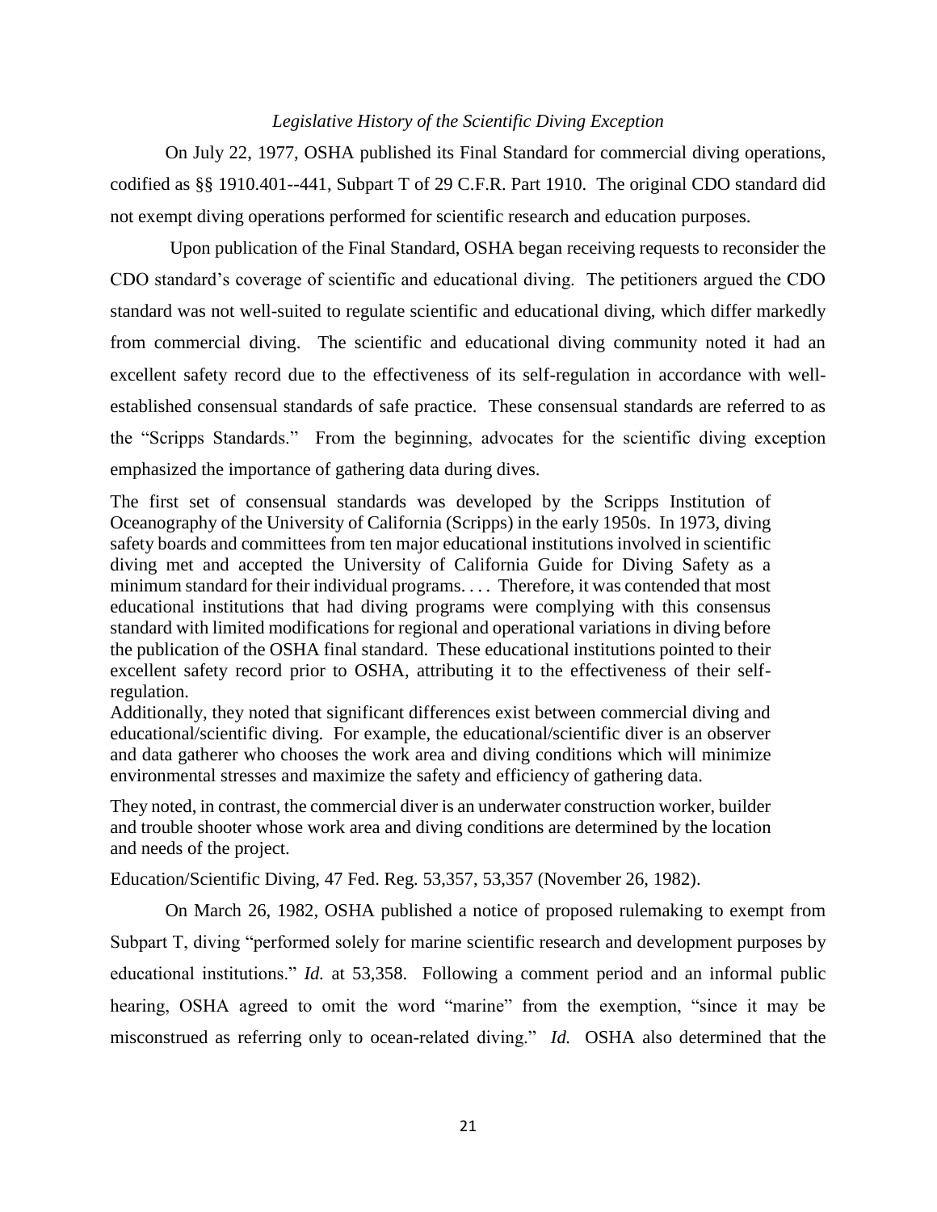*Legislative History of the Scientific Diving Exception*

On July 22, 1977, OSHA published its Final Standard for commercial diving operations, codified as §§ 1910.401--441, Subpart T of 29 C.F.R. Part 1910. The original CDO standard did not exempt diving operations performed for scientific research and education purposes.

Upon publication of the Final Standard, OSHA began receiving requests to reconsider the CDO standard's coverage of scientific and educational diving. The petitioners argued the CDO standard was not well-suited to regulate scientific and educational diving, which differ markedly from commercial diving. The scientific and educational diving community noted it had an excellent safety record due to the effectiveness of its self-regulation in accordance with well-established consensual standards of safe practice. These consensual standards are referred to as the "Scripps Standards." From the beginning, advocates for the scientific diving exception emphasized the importance of gathering data during dives.

> The first set of consensual standards was developed by the Scripps Institution of Oceanography of the University of California (Scripps) in the early 1950s. In 1973, diving safety boards and committees from ten major educational institutions involved in scientific diving met and accepted the University of California Guide for Diving Safety as a minimum standard for their individual programs. . . . Therefore, it was contended that most educational institutions that had diving programs were complying with this consensus standard with limited modifications for regional and operational variations in diving before the publication of the OSHA final standard. These educational institutions pointed to their excellent safety record prior to OSHA, attributing it to the effectiveness of their self-regulation.
>
> Additionally, they noted that significant differences exist between commercial diving and educational/scientific diving. For example, the educational/scientific diver is an observer and data gatherer who chooses the work area and diving conditions which will minimize environmental stresses and maximize the safety and efficiency of gathering data.
>
> They noted, in contrast, the commercial diver is an underwater construction worker, builder and trouble shooter whose work area and diving conditions are determined by the location and needs of the project.

Education/Scientific Diving, 47 Fed. Reg. 53,357, 53,357 (November 26, 1982).

On March 26, 1982, OSHA published a notice of proposed rulemaking to exempt from Subpart T, diving "performed solely for marine scientific research and development purposes by educational institutions." *Id.* at 53,358. Following a comment period and an informal public hearing, OSHA agreed to omit the word "marine" from the exemption, "since it may be misconstrued as referring only to ocean-related diving." *Id.* OSHA also determined that the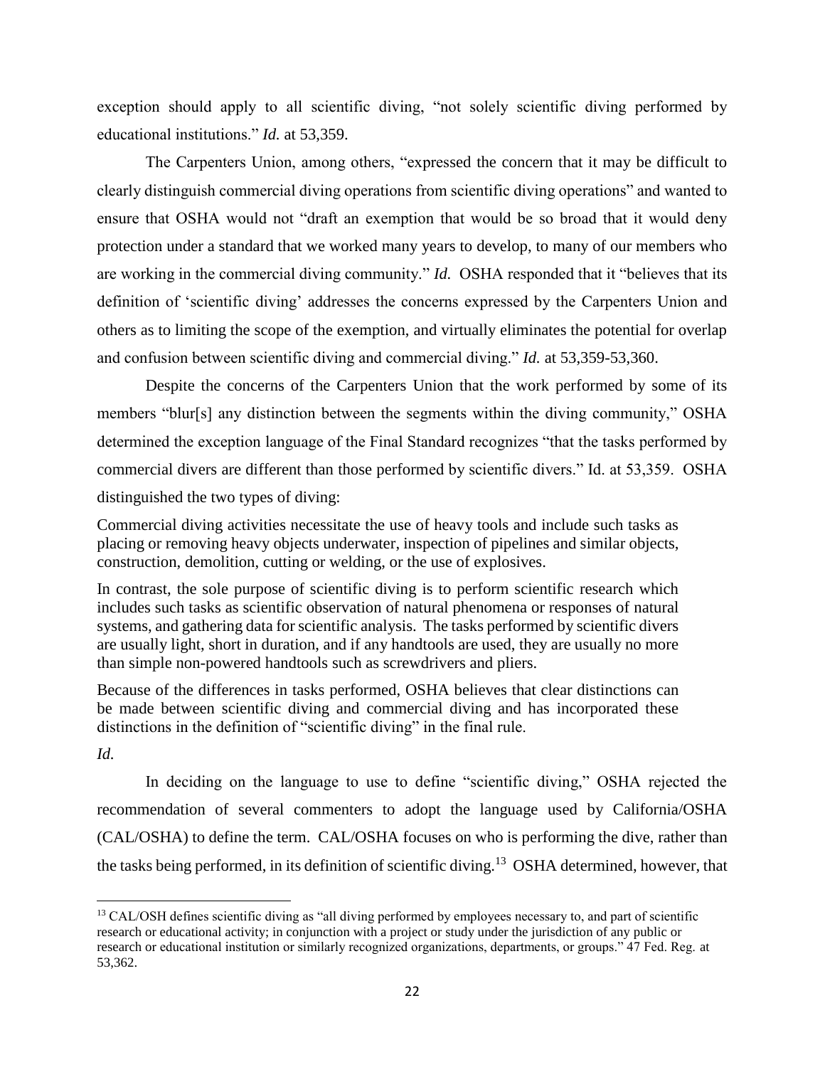exception should apply to all scientific diving, "not solely scientific diving performed by educational institutions." *Id.* at 53,359.

The Carpenters Union, among others, "expressed the concern that it may be difficult to clearly distinguish commercial diving operations from scientific diving operations" and wanted to ensure that OSHA would not "draft an exemption that would be so broad that it would deny protection under a standard that we worked many years to develop, to many of our members who are working in the commercial diving community." *Id.* OSHA responded that it "believes that its definition of 'scientific diving' addresses the concerns expressed by the Carpenters Union and others as to limiting the scope of the exemption, and virtually eliminates the potential for overlap and confusion between scientific diving and commercial diving." *Id.* at 53,359-53,360.

Despite the concerns of the Carpenters Union that the work performed by some of its members "blur[s] any distinction between the segments within the diving community," OSHA determined the exception language of the Final Standard recognizes "that the tasks performed by commercial divers are different than those performed by scientific divers." Id. at 53,359. OSHA distinguished the two types of diving:

> Commercial diving activities necessitate the use of heavy tools and include such tasks as placing or removing heavy objects underwater, inspection of pipelines and similar objects, construction, demolition, cutting or welding, or the use of explosives.
>
> In contrast, the sole purpose of scientific diving is to perform scientific research which includes such tasks as scientific observation of natural phenomena or responses of natural systems, and gathering data for scientific analysis. The tasks performed by scientific divers are usually light, short in duration, and if any handtools are used, they are usually no more than simple non-powered handtools such as screwdrivers and pliers.
>
> Because of the differences in tasks performed, OSHA believes that clear distinctions can be made between scientific diving and commercial diving and has incorporated these distinctions in the definition of "scientific diving" in the final rule.

*Id.*

In deciding on the language to use to define "scientific diving," OSHA rejected the recommendation of several commenters to adopt the language used by California/OSHA (CAL/OSHA) to define the term. CAL/OSHA focuses on who is performing the dive, rather than the tasks being performed, in its definition of scientific diving.[13] OSHA determined, however, that

---

[13] CAL/OSH defines scientific diving as "all diving performed by employees necessary to, and part of scientific research or educational activity; in conjunction with a project or study under the jurisdiction of any public or research or educational institution or similarly recognized organizations, departments, or groups." 47 Fed. Reg. at 53,362.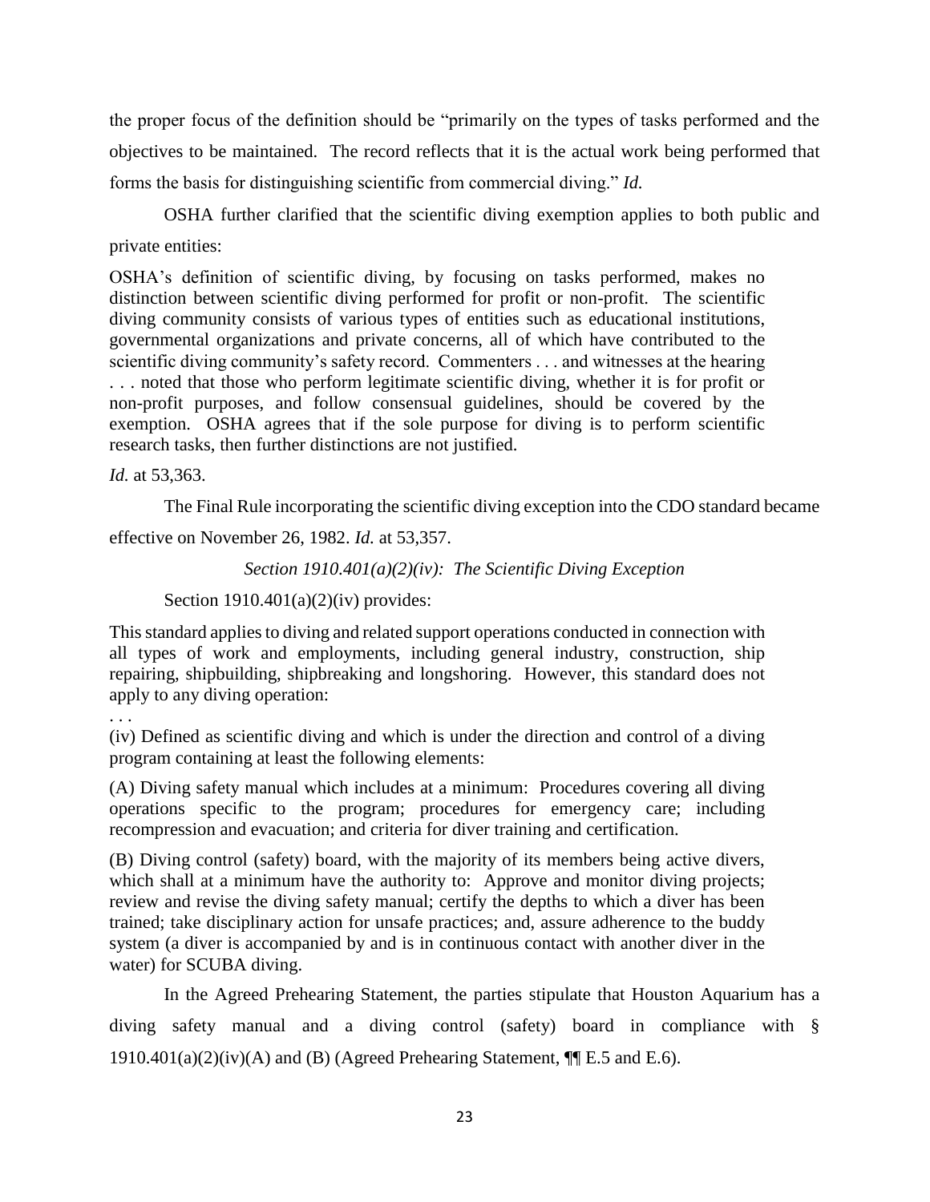the proper focus of the definition should be "primarily on the types of tasks performed and the objectives to be maintained. The record reflects that it is the actual work being performed that forms the basis for distinguishing scientific from commercial diving." *Id.*

OSHA further clarified that the scientific diving exemption applies to both public and private entities:

> OSHA's definition of scientific diving, by focusing on tasks performed, makes no distinction between scientific diving performed for profit or non-profit. The scientific diving community consists of various types of entities such as educational institutions, governmental organizations and private concerns, all of which have contributed to the scientific diving community's safety record. Commenters . . . and witnesses at the hearing . . . noted that those who perform legitimate scientific diving, whether it is for profit or non-profit purposes, and follow consensual guidelines, should be covered by the exemption. OSHA agrees that if the sole purpose for diving is to perform scientific research tasks, then further distinctions are not justified.

*Id.* at 53,363.

The Final Rule incorporating the scientific diving exception into the CDO standard became effective on November 26, 1982. *Id.* at 53,357.

*Section 1910.401(a)(2)(iv): The Scientific Diving Exception*

Section 1910.401(a)(2)(iv) provides:

> This standard applies to diving and related support operations conducted in connection with all types of work and employments, including general industry, construction, ship repairing, shipbuilding, shipbreaking and longshoring. However, this standard does not apply to any diving operation:
>
> . . .
>
> (iv) Defined as scientific diving and which is under the direction and control of a diving program containing at least the following elements:
>
> (A) Diving safety manual which includes at a minimum: Procedures covering all diving operations specific to the program; procedures for emergency care; including recompression and evacuation; and criteria for diver training and certification.
>
> (B) Diving control (safety) board, with the majority of its members being active divers, which shall at a minimum have the authority to: Approve and monitor diving projects; review and revise the diving safety manual; certify the depths to which a diver has been trained; take disciplinary action for unsafe practices; and, assure adherence to the buddy system (a diver is accompanied by and is in continuous contact with another diver in the water) for SCUBA diving.

In the Agreed Prehearing Statement, the parties stipulate that Houston Aquarium has a diving safety manual and a diving control (safety) board in compliance with § 1910.401(a)(2)(iv)(A) and (B) (Agreed Prehearing Statement, ¶¶ E.5 and E.6).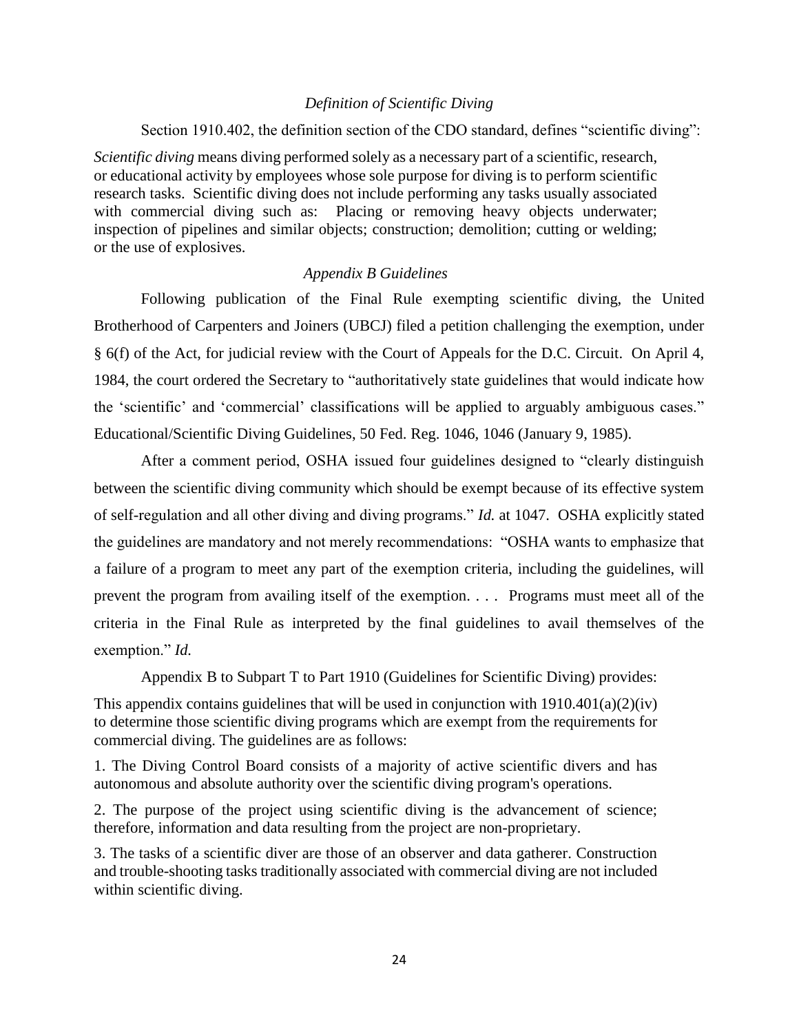### *Definition of Scientific Diving*

Section 1910.402, the definition section of the CDO standard, defines "scientific diving":

> *Scientific diving* means diving performed solely as a necessary part of a scientific, research, or educational activity by employees whose sole purpose for diving is to perform scientific research tasks. Scientific diving does not include performing any tasks usually associated with commercial diving such as: Placing or removing heavy objects underwater; inspection of pipelines and similar objects; construction; demolition; cutting or welding; or the use of explosives.

### *Appendix B Guidelines*

Following publication of the Final Rule exempting scientific diving, the United Brotherhood of Carpenters and Joiners (UBCJ) filed a petition challenging the exemption, under § 6(f) of the Act, for judicial review with the Court of Appeals for the D.C. Circuit. On April 4, 1984, the court ordered the Secretary to "authoritatively state guidelines that would indicate how the 'scientific' and 'commercial' classifications will be applied to arguably ambiguous cases." Educational/Scientific Diving Guidelines, 50 Fed. Reg. 1046, 1046 (January 9, 1985).

After a comment period, OSHA issued four guidelines designed to "clearly distinguish between the scientific diving community which should be exempt because of its effective system of self-regulation and all other diving and diving programs." *Id.* at 1047. OSHA explicitly stated the guidelines are mandatory and not merely recommendations: "OSHA wants to emphasize that a failure of a program to meet any part of the exemption criteria, including the guidelines, will prevent the program from availing itself of the exemption. . . . Programs must meet all of the criteria in the Final Rule as interpreted by the final guidelines to avail themselves of the exemption." *Id.*

Appendix B to Subpart T to Part 1910 (Guidelines for Scientific Diving) provides:

> This appendix contains guidelines that will be used in conjunction with 1910.401(a)(2)(iv) to determine those scientific diving programs which are exempt from the requirements for commercial diving. The guidelines are as follows:
>
> 1. The Diving Control Board consists of a majority of active scientific divers and has autonomous and absolute authority over the scientific diving program's operations.
>
> 2. The purpose of the project using scientific diving is the advancement of science; therefore, information and data resulting from the project are non-proprietary.
>
> 3. The tasks of a scientific diver are those of an observer and data gatherer. Construction and trouble-shooting tasks traditionally associated with commercial diving are not included within scientific diving.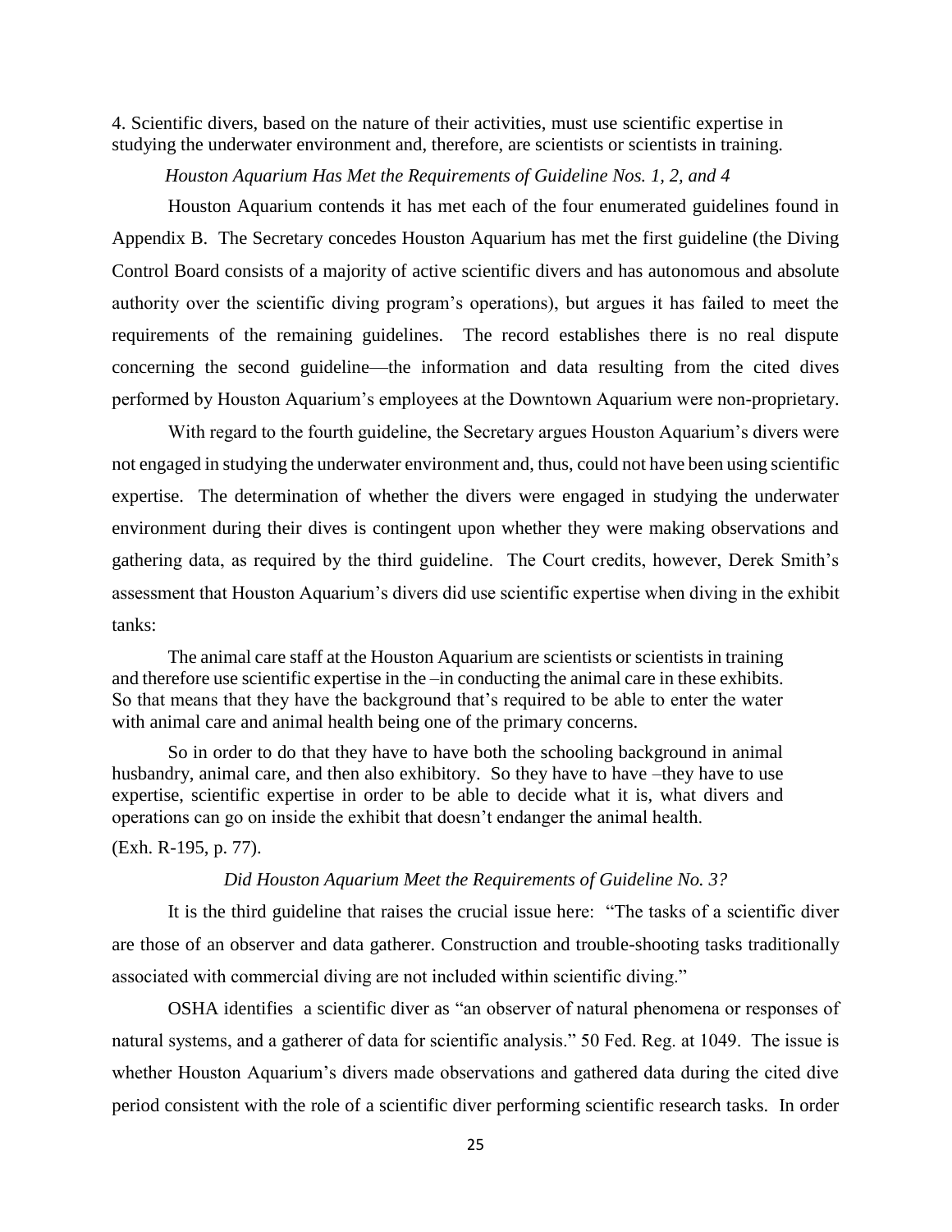4. Scientific divers, based on the nature of their activities, must use scientific expertise in studying the underwater environment and, therefore, are scientists or scientists in training.

*Houston Aquarium Has Met the Requirements of Guideline Nos. 1, 2, and 4*

Houston Aquarium contends it has met each of the four enumerated guidelines found in Appendix B. The Secretary concedes Houston Aquarium has met the first guideline (the Diving Control Board consists of a majority of active scientific divers and has autonomous and absolute authority over the scientific diving program's operations), but argues it has failed to meet the requirements of the remaining guidelines. The record establishes there is no real dispute concerning the second guideline—the information and data resulting from the cited dives performed by Houston Aquarium's employees at the Downtown Aquarium were non-proprietary.

With regard to the fourth guideline, the Secretary argues Houston Aquarium's divers were not engaged in studying the underwater environment and, thus, could not have been using scientific expertise. The determination of whether the divers were engaged in studying the underwater environment during their dives is contingent upon whether they were making observations and gathering data, as required by the third guideline. The Court credits, however, Derek Smith's assessment that Houston Aquarium's divers did use scientific expertise when diving in the exhibit tanks:

> The animal care staff at the Houston Aquarium are scientists or scientists in training and therefore use scientific expertise in the –in conducting the animal care in these exhibits. So that means that they have the background that's required to be able to enter the water with animal care and animal health being one of the primary concerns.
>
> So in order to do that they have to have both the schooling background in animal husbandry, animal care, and then also exhibitory. So they have to have –they have to use expertise, scientific expertise in order to be able to decide what it is, what divers and operations can go on inside the exhibit that doesn't endanger the animal health.

(Exh. R-195, p. 77).

*Did Houston Aquarium Meet the Requirements of Guideline No. 3?*

It is the third guideline that raises the crucial issue here: "The tasks of a scientific diver are those of an observer and data gatherer. Construction and trouble-shooting tasks traditionally associated with commercial diving are not included within scientific diving."

OSHA identifies a scientific diver as "an observer of natural phenomena or responses of natural systems, and a gatherer of data for scientific analysis." 50 Fed. Reg. at 1049. The issue is whether Houston Aquarium's divers made observations and gathered data during the cited dive period consistent with the role of a scientific diver performing scientific research tasks. In order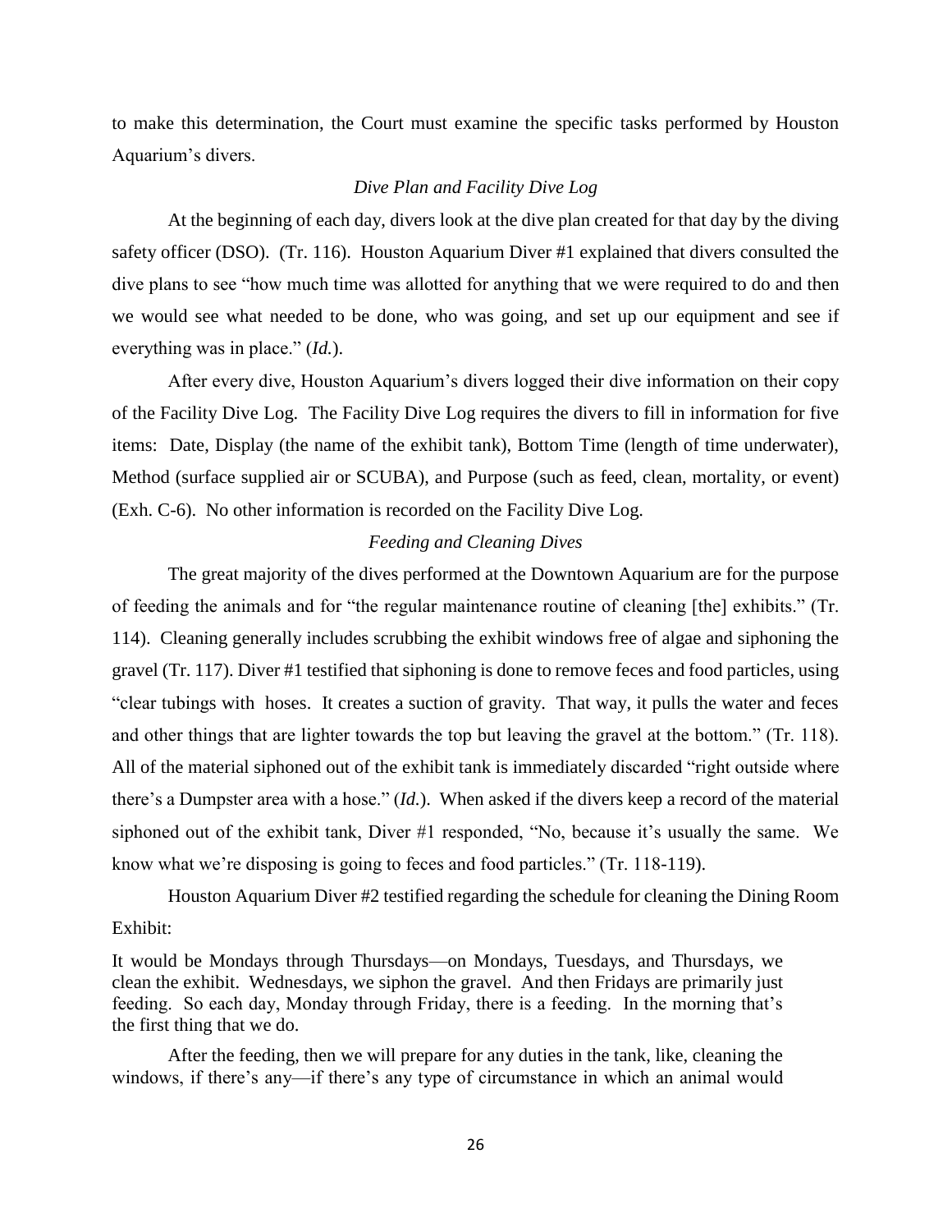to make this determination, the Court must examine the specific tasks performed by Houston Aquarium's divers.

*Dive Plan and Facility Dive Log*

At the beginning of each day, divers look at the dive plan created for that day by the diving safety officer (DSO). (Tr. 116). Houston Aquarium Diver #1 explained that divers consulted the dive plans to see "how much time was allotted for anything that we were required to do and then we would see what needed to be done, who was going, and set up our equipment and see if everything was in place." (*Id.*).

After every dive, Houston Aquarium's divers logged their dive information on their copy of the Facility Dive Log. The Facility Dive Log requires the divers to fill in information for five items: Date, Display (the name of the exhibit tank), Bottom Time (length of time underwater), Method (surface supplied air or SCUBA), and Purpose (such as feed, clean, mortality, or event) (Exh. C-6). No other information is recorded on the Facility Dive Log.

*Feeding and Cleaning Dives*

The great majority of the dives performed at the Downtown Aquarium are for the purpose of feeding the animals and for "the regular maintenance routine of cleaning [the] exhibits." (Tr. 114). Cleaning generally includes scrubbing the exhibit windows free of algae and siphoning the gravel (Tr. 117). Diver #1 testified that siphoning is done to remove feces and food particles, using "clear tubings with hoses. It creates a suction of gravity. That way, it pulls the water and feces and other things that are lighter towards the top but leaving the gravel at the bottom." (Tr. 118). All of the material siphoned out of the exhibit tank is immediately discarded "right outside where there's a Dumpster area with a hose." (*Id.*). When asked if the divers keep a record of the material siphoned out of the exhibit tank, Diver #1 responded, "No, because it's usually the same. We know what we're disposing is going to feces and food particles." (Tr. 118-119).

Houston Aquarium Diver #2 testified regarding the schedule for cleaning the Dining Room Exhibit:

> It would be Mondays through Thursdays—on Mondays, Tuesdays, and Thursdays, we clean the exhibit. Wednesdays, we siphon the gravel. And then Fridays are primarily just feeding. So each day, Monday through Friday, there is a feeding. In the morning that's the first thing that we do.
>
> After the feeding, then we will prepare for any duties in the tank, like, cleaning the windows, if there's any—if there's any type of circumstance in which an animal would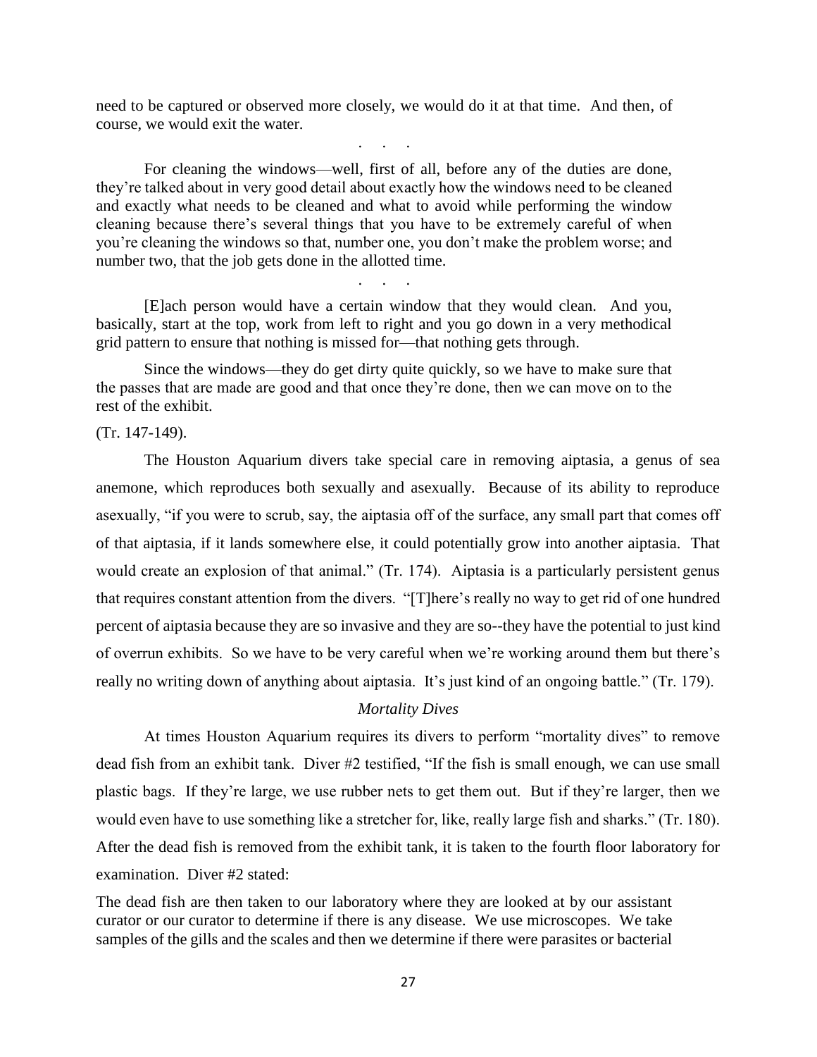need to be captured or observed more closely, we would do it at that time. And then, of course, we would exit the water.

. . .

For cleaning the windows—well, first of all, before any of the duties are done, they're talked about in very good detail about exactly how the windows need to be cleaned and exactly what needs to be cleaned and what to avoid while performing the window cleaning because there's several things that you have to be extremely careful of when you're cleaning the windows so that, number one, you don't make the problem worse; and number two, that the job gets done in the allotted time.

. . .

[E]ach person would have a certain window that they would clean. And you, basically, start at the top, work from left to right and you go down in a very methodical grid pattern to ensure that nothing is missed for—that nothing gets through.

Since the windows—they do get dirty quite quickly, so we have to make sure that the passes that are made are good and that once they're done, then we can move on to the rest of the exhibit.

(Tr. 147-149).

The Houston Aquarium divers take special care in removing aiptasia, a genus of sea anemone, which reproduces both sexually and asexually. Because of its ability to reproduce asexually, "if you were to scrub, say, the aiptasia off of the surface, any small part that comes off of that aiptasia, if it lands somewhere else, it could potentially grow into another aiptasia. That would create an explosion of that animal." (Tr. 174). Aiptasia is a particularly persistent genus that requires constant attention from the divers. "[T]here's really no way to get rid of one hundred percent of aiptasia because they are so invasive and they are so--they have the potential to just kind of overrun exhibits. So we have to be very careful when we're working around them but there's really no writing down of anything about aiptasia. It's just kind of an ongoing battle." (Tr. 179).

*Mortality Dives*

At times Houston Aquarium requires its divers to perform "mortality dives" to remove dead fish from an exhibit tank. Diver #2 testified, "If the fish is small enough, we can use small plastic bags. If they're large, we use rubber nets to get them out. But if they're larger, then we would even have to use something like a stretcher for, like, really large fish and sharks." (Tr. 180). After the dead fish is removed from the exhibit tank, it is taken to the fourth floor laboratory for examination. Diver #2 stated:

The dead fish are then taken to our laboratory where they are looked at by our assistant curator or our curator to determine if there is any disease. We use microscopes. We take samples of the gills and the scales and then we determine if there were parasites or bacterial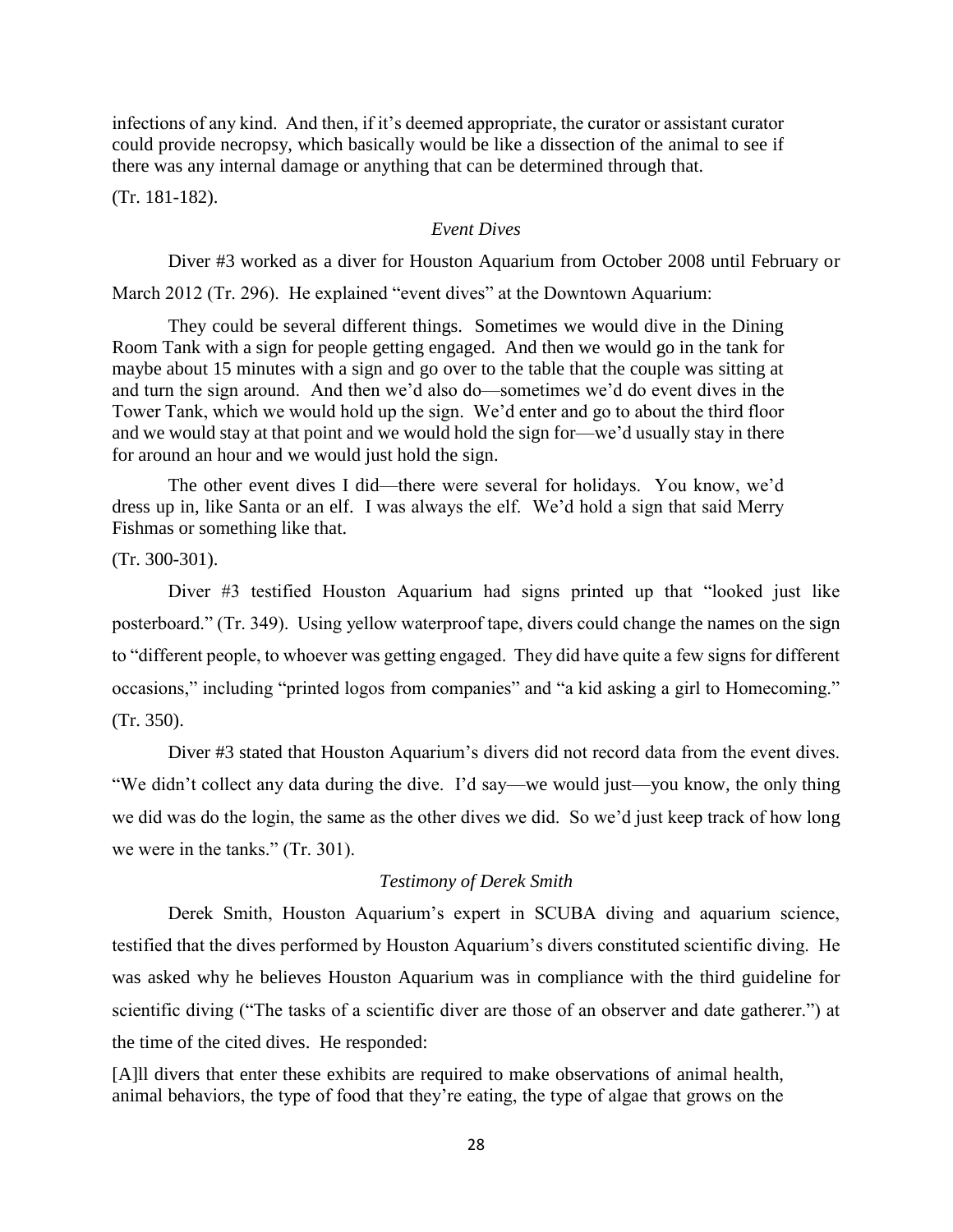infections of any kind. And then, if it's deemed appropriate, the curator or assistant curator could provide necropsy, which basically would be like a dissection of the animal to see if there was any internal damage or anything that can be determined through that.

(Tr. 181-182).

### *Event Dives*

Diver #3 worked as a diver for Houston Aquarium from October 2008 until February or March 2012 (Tr. 296). He explained "event dives" at the Downtown Aquarium:

> They could be several different things. Sometimes we would dive in the Dining Room Tank with a sign for people getting engaged. And then we would go in the tank for maybe about 15 minutes with a sign and go over to the table that the couple was sitting at and turn the sign around. And then we'd also do—sometimes we'd do event dives in the Tower Tank, which we would hold up the sign. We'd enter and go to about the third floor and we would stay at that point and we would hold the sign for—we'd usually stay in there for around an hour and we would just hold the sign.
>
> The other event dives I did—there were several for holidays. You know, we'd dress up in, like Santa or an elf. I was always the elf. We'd hold a sign that said Merry Fishmas or something like that.

(Tr. 300-301).

Diver #3 testified Houston Aquarium had signs printed up that "looked just like posterboard." (Tr. 349). Using yellow waterproof tape, divers could change the names on the sign to "different people, to whoever was getting engaged. They did have quite a few signs for different occasions," including "printed logos from companies" and "a kid asking a girl to Homecoming." (Tr. 350).

Diver #3 stated that Houston Aquarium's divers did not record data from the event dives. "We didn't collect any data during the dive. I'd say—we would just—you know, the only thing we did was do the login, the same as the other dives we did. So we'd just keep track of how long we were in the tanks." (Tr. 301).

### *Testimony of Derek Smith*

Derek Smith, Houston Aquarium's expert in SCUBA diving and aquarium science, testified that the dives performed by Houston Aquarium's divers constituted scientific diving. He was asked why he believes Houston Aquarium was in compliance with the third guideline for scientific diving ("The tasks of a scientific diver are those of an observer and date gatherer.") at the time of the cited dives. He responded:

> [A]ll divers that enter these exhibits are required to make observations of animal health, animal behaviors, the type of food that they're eating, the type of algae that grows on the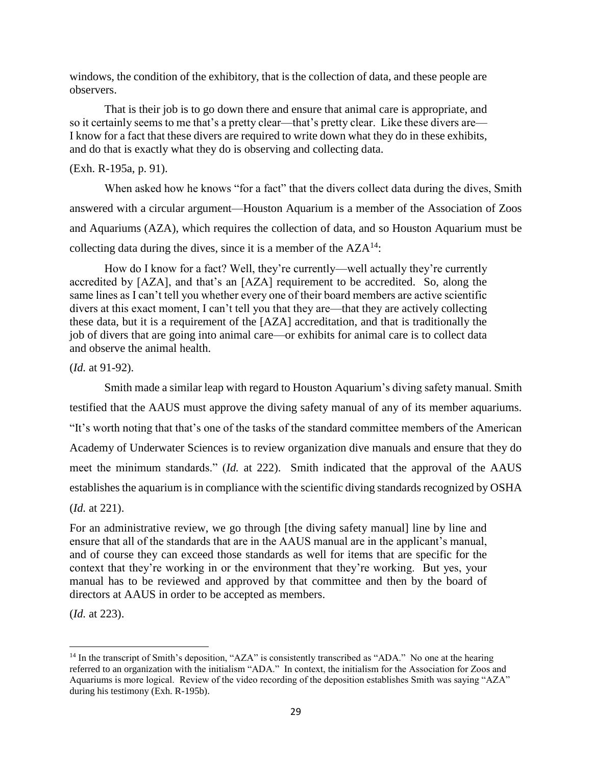windows, the condition of the exhibitory, that is the collection of data, and these people are observers.

> That is their job is to go down there and ensure that animal care is appropriate, and so it certainly seems to me that's a pretty clear—that's pretty clear. Like these divers are—I know for a fact that these divers are required to write down what they do in these exhibits, and do that is exactly what they do is observing and collecting data.

(Exh. R-195a, p. 91).

When asked how he knows "for a fact" that the divers collect data during the dives, Smith answered with a circular argument—Houston Aquarium is a member of the Association of Zoos and Aquariums (AZA), which requires the collection of data, and so Houston Aquarium must be collecting data during the dives, since it is a member of the AZA[14]:

> How do I know for a fact? Well, they're currently—well actually they're currently accredited by [AZA], and that's an [AZA] requirement to be accredited. So, along the same lines as I can't tell you whether every one of their board members are active scientific divers at this exact moment, I can't tell you that they are—that they are actively collecting these data, but it is a requirement of the [AZA] accreditation, and that is traditionally the job of divers that are going into animal care—or exhibits for animal care is to collect data and observe the animal health.

(*Id.* at 91-92).

Smith made a similar leap with regard to Houston Aquarium's diving safety manual. Smith testified that the AAUS must approve the diving safety manual of any of its member aquariums. "It's worth noting that that's one of the tasks of the standard committee members of the American Academy of Underwater Sciences is to review organization dive manuals and ensure that they do meet the minimum standards." (*Id.* at 222). Smith indicated that the approval of the AAUS establishes the aquarium is in compliance with the scientific diving standards recognized by OSHA (*Id.* at 221).

> For an administrative review, we go through [the diving safety manual] line by line and ensure that all of the standards that are in the AAUS manual are in the applicant's manual, and of course they can exceed those standards as well for items that are specific for the context that they're working in or the environment that they're working. But yes, your manual has to be reviewed and approved by that committee and then by the board of directors at AAUS in order to be accepted as members.

(*Id.* at 223).

---

[14] In the transcript of Smith's deposition, "AZA" is consistently transcribed as "ADA." No one at the hearing referred to an organization with the initialism "ADA." In context, the initialism for the Association for Zoos and Aquariums is more logical. Review of the video recording of the deposition establishes Smith was saying "AZA" during his testimony (Exh. R-195b).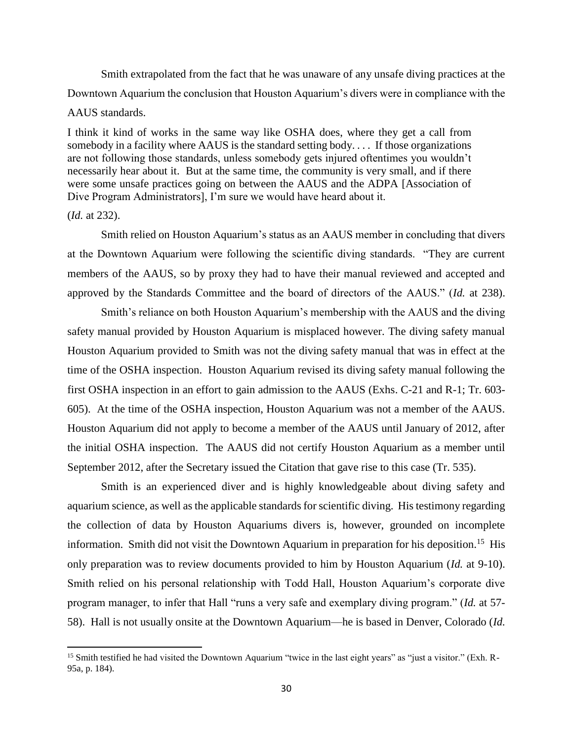Smith extrapolated from the fact that he was unaware of any unsafe diving practices at the Downtown Aquarium the conclusion that Houston Aquarium's divers were in compliance with the AAUS standards.

> I think it kind of works in the same way like OSHA does, where they get a call from somebody in a facility where AAUS is the standard setting body. . . . If those organizations are not following those standards, unless somebody gets injured oftentimes you wouldn't necessarily hear about it. But at the same time, the community is very small, and if there were some unsafe practices going on between the AAUS and the ADPA [Association of Dive Program Administrators], I'm sure we would have heard about it.

(*Id.* at 232).

Smith relied on Houston Aquarium's status as an AAUS member in concluding that divers at the Downtown Aquarium were following the scientific diving standards. "They are current members of the AAUS, so by proxy they had to have their manual reviewed and accepted and approved by the Standards Committee and the board of directors of the AAUS." (*Id.* at 238).

Smith's reliance on both Houston Aquarium's membership with the AAUS and the diving safety manual provided by Houston Aquarium is misplaced however. The diving safety manual Houston Aquarium provided to Smith was not the diving safety manual that was in effect at the time of the OSHA inspection. Houston Aquarium revised its diving safety manual following the first OSHA inspection in an effort to gain admission to the AAUS (Exhs. C-21 and R-1; Tr. 603-605). At the time of the OSHA inspection, Houston Aquarium was not a member of the AAUS. Houston Aquarium did not apply to become a member of the AAUS until January of 2012, after the initial OSHA inspection. The AAUS did not certify Houston Aquarium as a member until September 2012, after the Secretary issued the Citation that gave rise to this case (Tr. 535).

Smith is an experienced diver and is highly knowledgeable about diving safety and aquarium science, as well as the applicable standards for scientific diving. His testimony regarding the collection of data by Houston Aquariums divers is, however, grounded on incomplete information. Smith did not visit the Downtown Aquarium in preparation for his deposition.[15] His only preparation was to review documents provided to him by Houston Aquarium (*Id.* at 9-10). Smith relied on his personal relationship with Todd Hall, Houston Aquarium's corporate dive program manager, to infer that Hall "runs a very safe and exemplary diving program." (*Id.* at 57-58). Hall is not usually onsite at the Downtown Aquarium—he is based in Denver, Colorado (*Id.*

[15] Smith testified he had visited the Downtown Aquarium "twice in the last eight years" as "just a visitor." (Exh. R-95a, p. 184).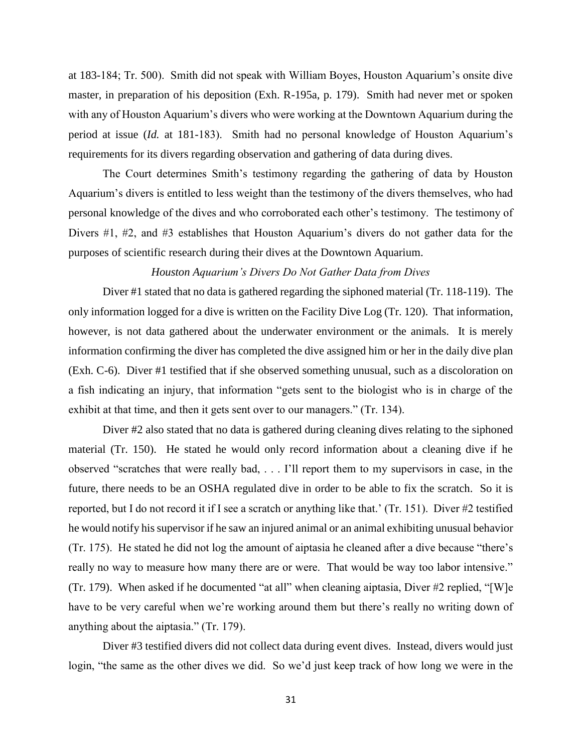at 183-184; Tr. 500). Smith did not speak with William Boyes, Houston Aquarium's onsite dive master, in preparation of his deposition (Exh. R-195a, p. 179). Smith had never met or spoken with any of Houston Aquarium's divers who were working at the Downtown Aquarium during the period at issue (*Id.* at 181-183). Smith had no personal knowledge of Houston Aquarium's requirements for its divers regarding observation and gathering of data during dives.

The Court determines Smith's testimony regarding the gathering of data by Houston Aquarium's divers is entitled to less weight than the testimony of the divers themselves, who had personal knowledge of the dives and who corroborated each other's testimony. The testimony of Divers #1, #2, and #3 establishes that Houston Aquarium's divers do not gather data for the purposes of scientific research during their dives at the Downtown Aquarium.

*Houston Aquarium's Divers Do Not Gather Data from Dives*

Diver #1 stated that no data is gathered regarding the siphoned material (Tr. 118-119). The only information logged for a dive is written on the Facility Dive Log (Tr. 120). That information, however, is not data gathered about the underwater environment or the animals. It is merely information confirming the diver has completed the dive assigned him or her in the daily dive plan (Exh. C-6). Diver #1 testified that if she observed something unusual, such as a discoloration on a fish indicating an injury, that information "gets sent to the biologist who is in charge of the exhibit at that time, and then it gets sent over to our managers." (Tr. 134).

Diver #2 also stated that no data is gathered during cleaning dives relating to the siphoned material (Tr. 150). He stated he would only record information about a cleaning dive if he observed "scratches that were really bad, . . . I'll report them to my supervisors in case, in the future, there needs to be an OSHA regulated dive in order to be able to fix the scratch. So it is reported, but I do not record it if I see a scratch or anything like that.' (Tr. 151). Diver #2 testified he would notify his supervisor if he saw an injured animal or an animal exhibiting unusual behavior (Tr. 175). He stated he did not log the amount of aiptasia he cleaned after a dive because "there's really no way to measure how many there are or were. That would be way too labor intensive." (Tr. 179). When asked if he documented "at all" when cleaning aiptasia, Diver #2 replied, "[W]e have to be very careful when we're working around them but there's really no writing down of anything about the aiptasia." (Tr. 179).

Diver #3 testified divers did not collect data during event dives. Instead, divers would just login, "the same as the other dives we did. So we'd just keep track of how long we were in the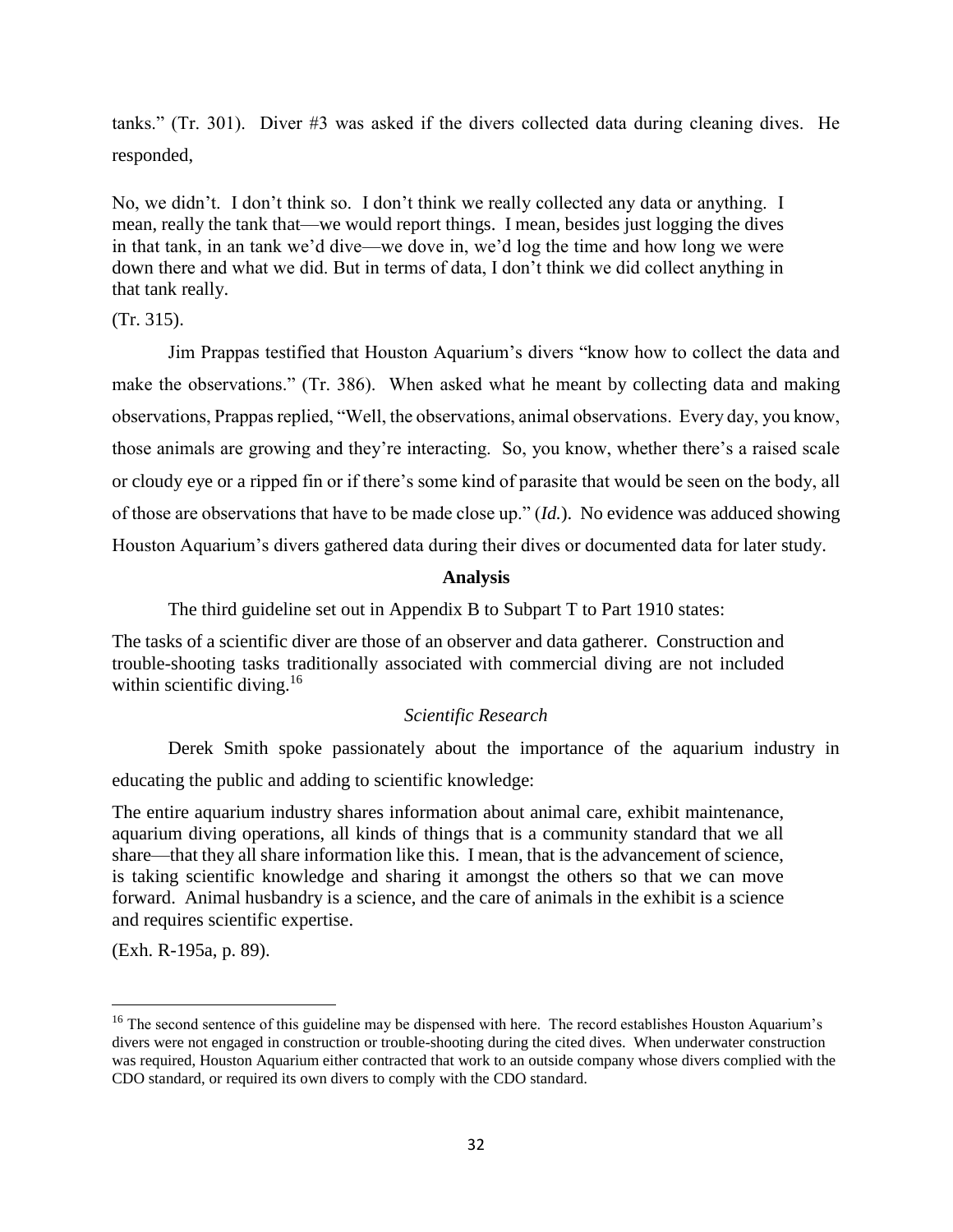tanks." (Tr. 301). Diver #3 was asked if the divers collected data during cleaning dives. He responded,

> No, we didn't. I don't think so. I don't think we really collected any data or anything. I mean, really the tank that—we would report things. I mean, besides just logging the dives in that tank, in an tank we'd dive—we dove in, we'd log the time and how long we were down there and what we did. But in terms of data, I don't think we did collect anything in that tank really.

(Tr. 315).

Jim Prappas testified that Houston Aquarium's divers "know how to collect the data and make the observations." (Tr. 386). When asked what he meant by collecting data and making observations, Prappas replied, "Well, the observations, animal observations. Every day, you know, those animals are growing and they're interacting. So, you know, whether there's a raised scale or cloudy eye or a ripped fin or if there's some kind of parasite that would be seen on the body, all of those are observations that have to be made close up." (*Id.*). No evidence was adduced showing Houston Aquarium's divers gathered data during their dives or documented data for later study.

**Analysis**

The third guideline set out in Appendix B to Subpart T to Part 1910 states:

> The tasks of a scientific diver are those of an observer and data gatherer. Construction and trouble-shooting tasks traditionally associated with commercial diving are not included within scientific diving.[16]

*Scientific Research*

Derek Smith spoke passionately about the importance of the aquarium industry in educating the public and adding to scientific knowledge:

> The entire aquarium industry shares information about animal care, exhibit maintenance, aquarium diving operations, all kinds of things that is a community standard that we all share—that they all share information like this. I mean, that is the advancement of science, is taking scientific knowledge and sharing it amongst the others so that we can move forward. Animal husbandry is a science, and the care of animals in the exhibit is a science and requires scientific expertise.

(Exh. R-195a, p. 89).

---

[16] The second sentence of this guideline may be dispensed with here. The record establishes Houston Aquarium's divers were not engaged in construction or trouble-shooting during the cited dives. When underwater construction was required, Houston Aquarium either contracted that work to an outside company whose divers complied with the CDO standard, or required its own divers to comply with the CDO standard.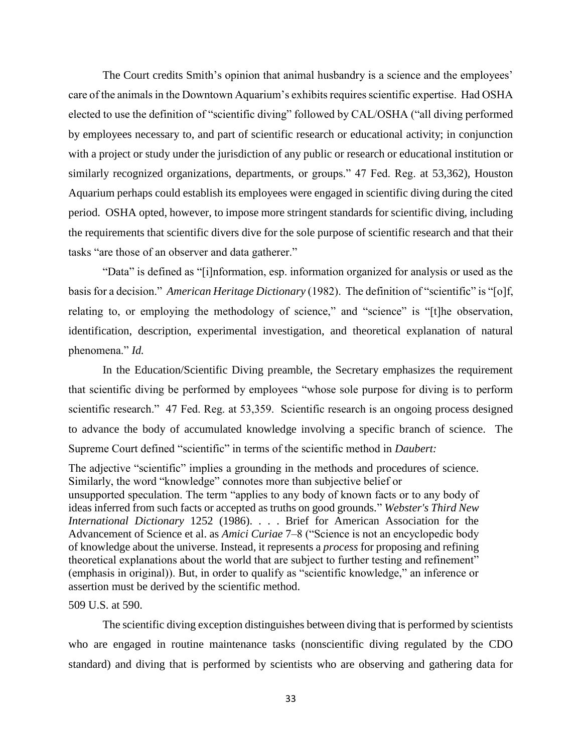The Court credits Smith's opinion that animal husbandry is a science and the employees' care of the animals in the Downtown Aquarium's exhibits requires scientific expertise. Had OSHA elected to use the definition of "scientific diving" followed by CAL/OSHA ("all diving performed by employees necessary to, and part of scientific research or educational activity; in conjunction with a project or study under the jurisdiction of any public or research or educational institution or similarly recognized organizations, departments, or groups." 47 Fed. Reg. at 53,362), Houston Aquarium perhaps could establish its employees were engaged in scientific diving during the cited period. OSHA opted, however, to impose more stringent standards for scientific diving, including the requirements that scientific divers dive for the sole purpose of scientific research and that their tasks "are those of an observer and data gatherer."

"Data" is defined as "[i]nformation, esp. information organized for analysis or used as the basis for a decision." *American Heritage Dictionary* (1982). The definition of "scientific" is "[o]f, relating to, or employing the methodology of science," and "science" is "[t]he observation, identification, description, experimental investigation, and theoretical explanation of natural phenomena." *Id.*

In the Education/Scientific Diving preamble, the Secretary emphasizes the requirement that scientific diving be performed by employees "whose sole purpose for diving is to perform scientific research." 47 Fed. Reg. at 53,359. Scientific research is an ongoing process designed to advance the body of accumulated knowledge involving a specific branch of science. The Supreme Court defined "scientific" in terms of the scientific method in *Daubert:*

> The adjective "scientific" implies a grounding in the methods and procedures of science. Similarly, the word "knowledge" connotes more than subjective belief or unsupported speculation. The term "applies to any body of known facts or to any body of ideas inferred from such facts or accepted as truths on good grounds." *Webster's Third New International Dictionary* 1252 (1986). . . . Brief for American Association for the Advancement of Science et al. as *Amici Curiae* 7–8 ("Science is not an encyclopedic body of knowledge about the universe. Instead, it represents a *process* for proposing and refining theoretical explanations about the world that are subject to further testing and refinement" (emphasis in original)). But, in order to qualify as "scientific knowledge," an inference or assertion must be derived by the scientific method.

509 U.S. at 590.

The scientific diving exception distinguishes between diving that is performed by scientists who are engaged in routine maintenance tasks (nonscientific diving regulated by the CDO standard) and diving that is performed by scientists who are observing and gathering data for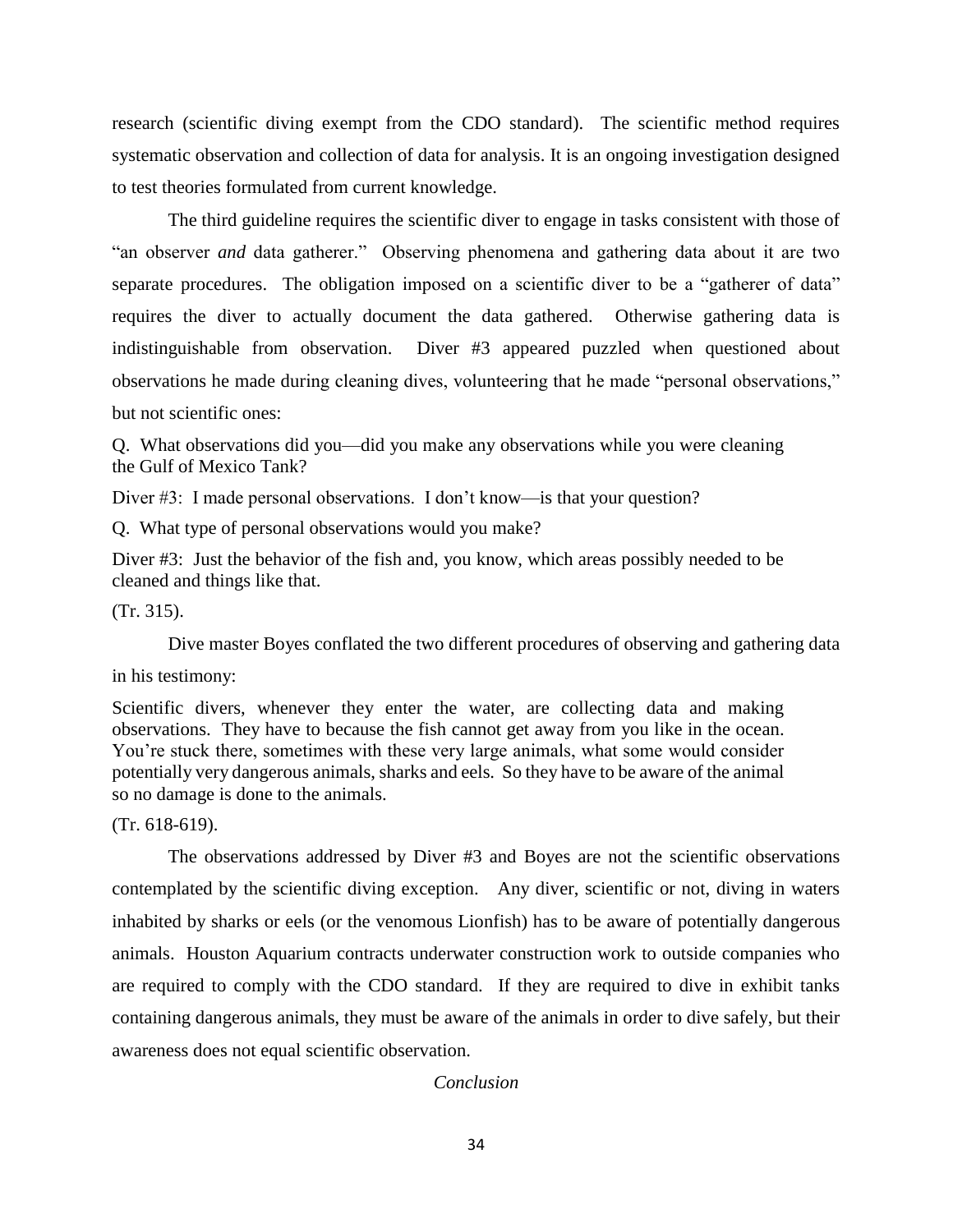research (scientific diving exempt from the CDO standard). The scientific method requires systematic observation and collection of data for analysis. It is an ongoing investigation designed to test theories formulated from current knowledge.

The third guideline requires the scientific diver to engage in tasks consistent with those of "an observer *and* data gatherer." Observing phenomena and gathering data about it are two separate procedures. The obligation imposed on a scientific diver to be a "gatherer of data" requires the diver to actually document the data gathered. Otherwise gathering data is indistinguishable from observation. Diver #3 appeared puzzled when questioned about observations he made during cleaning dives, volunteering that he made "personal observations," but not scientific ones:

> Q. What observations did you—did you make any observations while you were cleaning the Gulf of Mexico Tank?
>
> Diver #3: I made personal observations. I don't know—is that your question?
>
> Q. What type of personal observations would you make?
>
> Diver #3: Just the behavior of the fish and, you know, which areas possibly needed to be cleaned and things like that.

(Tr. 315).

Dive master Boyes conflated the two different procedures of observing and gathering data in his testimony:

> Scientific divers, whenever they enter the water, are collecting data and making observations. They have to because the fish cannot get away from you like in the ocean. You're stuck there, sometimes with these very large animals, what some would consider potentially very dangerous animals, sharks and eels. So they have to be aware of the animal so no damage is done to the animals.

(Tr. 618-619).

The observations addressed by Diver #3 and Boyes are not the scientific observations contemplated by the scientific diving exception. Any diver, scientific or not, diving in waters inhabited by sharks or eels (or the venomous Lionfish) has to be aware of potentially dangerous animals. Houston Aquarium contracts underwater construction work to outside companies who are required to comply with the CDO standard. If they are required to dive in exhibit tanks containing dangerous animals, they must be aware of the animals in order to dive safely, but their awareness does not equal scientific observation.

*Conclusion*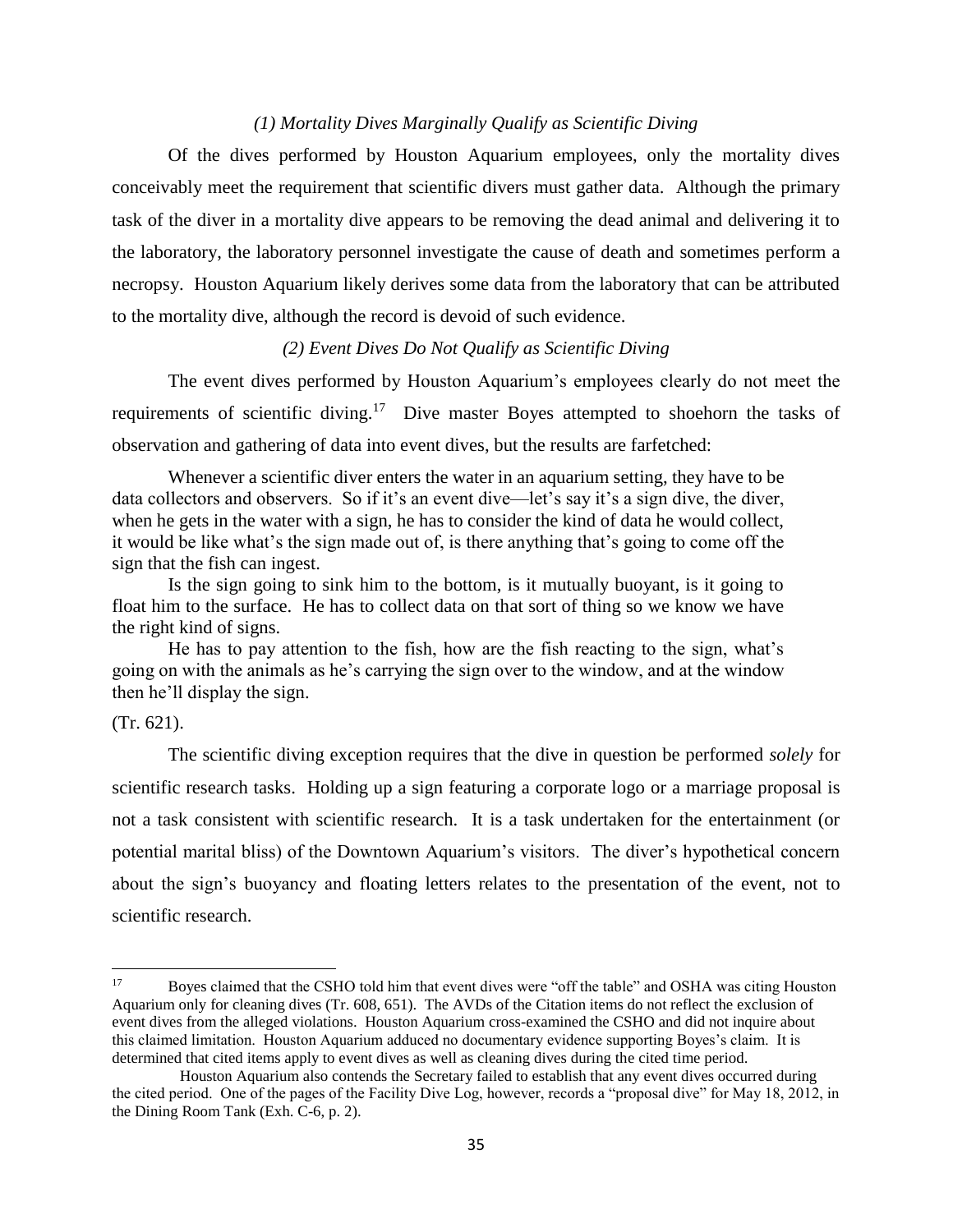*(1) Mortality Dives Marginally Qualify as Scientific Diving*

Of the dives performed by Houston Aquarium employees, only the mortality dives conceivably meet the requirement that scientific divers must gather data. Although the primary task of the diver in a mortality dive appears to be removing the dead animal and delivering it to the laboratory, the laboratory personnel investigate the cause of death and sometimes perform a necropsy. Houston Aquarium likely derives some data from the laboratory that can be attributed to the mortality dive, although the record is devoid of such evidence.

*(2) Event Dives Do Not Qualify as Scientific Diving*

The event dives performed by Houston Aquarium's employees clearly do not meet the requirements of scientific diving.[17] Dive master Boyes attempted to shoehorn the tasks of observation and gathering of data into event dives, but the results are farfetched:

> Whenever a scientific diver enters the water in an aquarium setting, they have to be data collectors and observers. So if it's an event dive—let's say it's a sign dive, the diver, when he gets in the water with a sign, he has to consider the kind of data he would collect, it would be like what's the sign made out of, is there anything that's going to come off the sign that the fish can ingest.
>
> Is the sign going to sink him to the bottom, is it mutually buoyant, is it going to float him to the surface. He has to collect data on that sort of thing so we know we have the right kind of signs.
>
> He has to pay attention to the fish, how are the fish reacting to the sign, what's going on with the animals as he's carrying the sign over to the window, and at the window then he'll display the sign.

(Tr. 621).

The scientific diving exception requires that the dive in question be performed *solely* for scientific research tasks. Holding up a sign featuring a corporate logo or a marriage proposal is not a task consistent with scientific research. It is a task undertaken for the entertainment (or potential marital bliss) of the Downtown Aquarium's visitors. The diver's hypothetical concern about the sign's buoyancy and floating letters relates to the presentation of the event, not to scientific research.

---

[17] Boyes claimed that the CSHO told him that event dives were "off the table" and OSHA was citing Houston Aquarium only for cleaning dives (Tr. 608, 651). The AVDs of the Citation items do not reflect the exclusion of event dives from the alleged violations. Houston Aquarium cross-examined the CSHO and did not inquire about this claimed limitation. Houston Aquarium adduced no documentary evidence supporting Boyes's claim. It is determined that cited items apply to event dives as well as cleaning dives during the cited time period.

Houston Aquarium also contends the Secretary failed to establish that any event dives occurred during the cited period. One of the pages of the Facility Dive Log, however, records a "proposal dive" for May 18, 2012, in the Dining Room Tank (Exh. C-6, p. 2).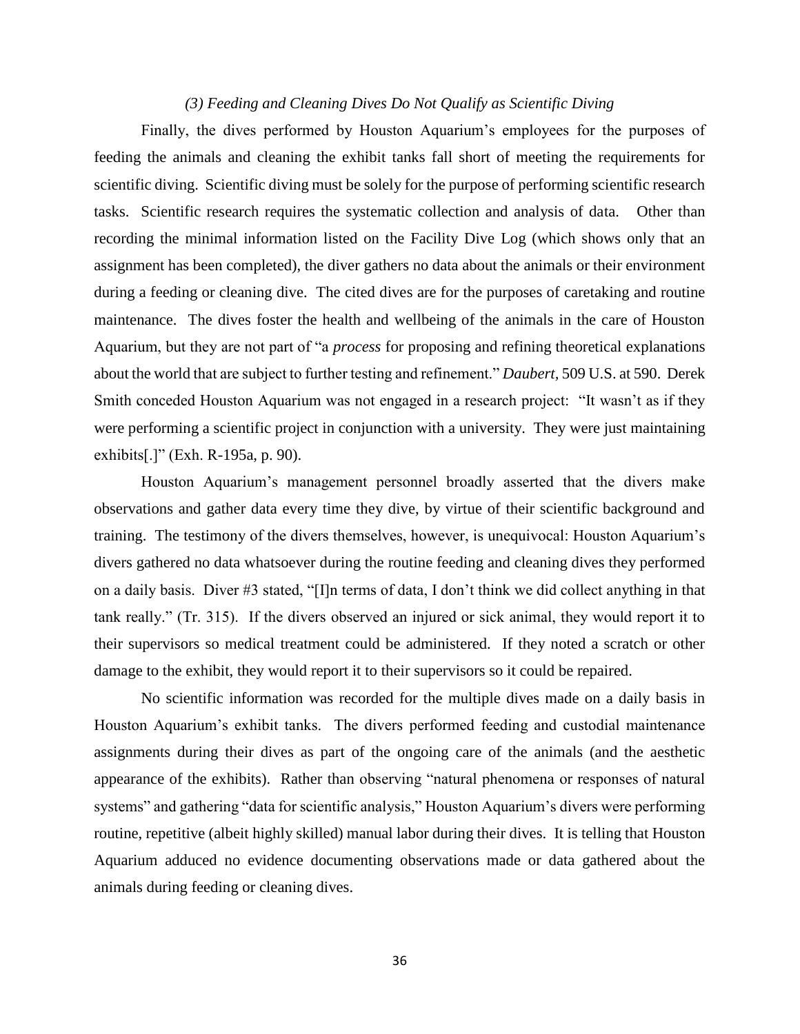### *(3) Feeding and Cleaning Dives Do Not Qualify as Scientific Diving*

Finally, the dives performed by Houston Aquarium's employees for the purposes of feeding the animals and cleaning the exhibit tanks fall short of meeting the requirements for scientific diving. Scientific diving must be solely for the purpose of performing scientific research tasks. Scientific research requires the systematic collection and analysis of data. Other than recording the minimal information listed on the Facility Dive Log (which shows only that an assignment has been completed), the diver gathers no data about the animals or their environment during a feeding or cleaning dive. The cited dives are for the purposes of caretaking and routine maintenance. The dives foster the health and wellbeing of the animals in the care of Houston Aquarium, but they are not part of "a *process* for proposing and refining theoretical explanations about the world that are subject to further testing and refinement." *Daubert,* 509 U.S. at 590. Derek Smith conceded Houston Aquarium was not engaged in a research project: "It wasn't as if they were performing a scientific project in conjunction with a university. They were just maintaining exhibits[.]" (Exh. R-195a, p. 90).

Houston Aquarium's management personnel broadly asserted that the divers make observations and gather data every time they dive, by virtue of their scientific background and training. The testimony of the divers themselves, however, is unequivocal: Houston Aquarium's divers gathered no data whatsoever during the routine feeding and cleaning dives they performed on a daily basis. Diver #3 stated, "[I]n terms of data, I don't think we did collect anything in that tank really." (Tr. 315). If the divers observed an injured or sick animal, they would report it to their supervisors so medical treatment could be administered. If they noted a scratch or other damage to the exhibit, they would report it to their supervisors so it could be repaired.

No scientific information was recorded for the multiple dives made on a daily basis in Houston Aquarium's exhibit tanks. The divers performed feeding and custodial maintenance assignments during their dives as part of the ongoing care of the animals (and the aesthetic appearance of the exhibits). Rather than observing "natural phenomena or responses of natural systems" and gathering "data for scientific analysis," Houston Aquarium's divers were performing routine, repetitive (albeit highly skilled) manual labor during their dives. It is telling that Houston Aquarium adduced no evidence documenting observations made or data gathered about the animals during feeding or cleaning dives.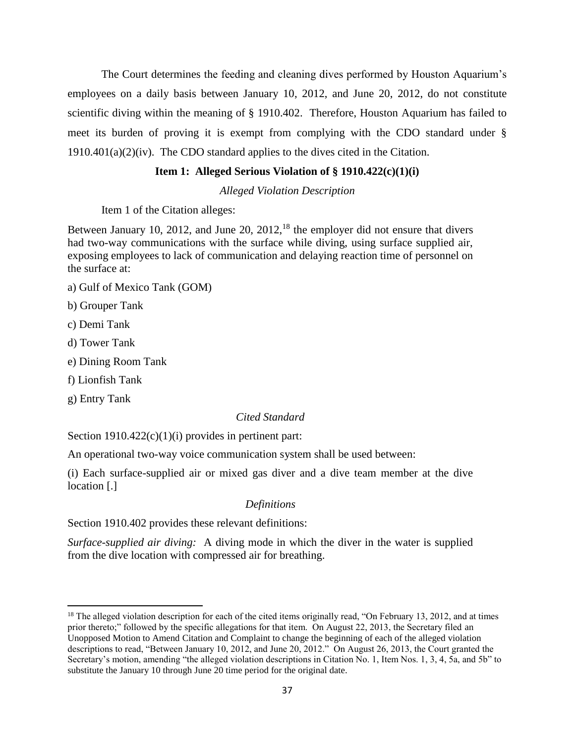The Court determines the feeding and cleaning dives performed by Houston Aquarium's employees on a daily basis between January 10, 2012, and June 20, 2012, do not constitute scientific diving within the meaning of § 1910.402. Therefore, Houston Aquarium has failed to meet its burden of proving it is exempt from complying with the CDO standard under § 1910.401(a)(2)(iv). The CDO standard applies to the dives cited in the Citation.

### Item 1: Alleged Serious Violation of § 1910.422(c)(1)(i)

*Alleged Violation Description*

Item 1 of the Citation alleges:

> Between January 10, 2012, and June 20, 2012,[18] the employer did not ensure that divers had two-way communications with the surface while diving, using surface supplied air, exposing employees to lack of communication and delaying reaction time of personnel on the surface at:
>
> a) Gulf of Mexico Tank (GOM)
>
> b) Grouper Tank
>
> c) Demi Tank
>
> d) Tower Tank
>
> e) Dining Room Tank
>
> f) Lionfish Tank
>
> g) Entry Tank

*Cited Standard*

Section 1910.422(c)(1)(i) provides in pertinent part:

> An operational two-way voice communication system shall be used between:
>
> (i) Each surface-supplied air or mixed gas diver and a dive team member at the dive location [.]

*Definitions*

Section 1910.402 provides these relevant definitions:

> *Surface-supplied air diving:* A diving mode in which the diver in the water is supplied from the dive location with compressed air for breathing.

---

[18] The alleged violation description for each of the cited items originally read, "On February 13, 2012, and at times prior thereto;" followed by the specific allegations for that item. On August 22, 2013, the Secretary filed an Unopposed Motion to Amend Citation and Complaint to change the beginning of each of the alleged violation descriptions to read, "Between January 10, 2012, and June 20, 2012." On August 26, 2013, the Court granted the Secretary's motion, amending "the alleged violation descriptions in Citation No. 1, Item Nos. 1, 3, 4, 5a, and 5b" to substitute the January 10 through June 20 time period for the original date.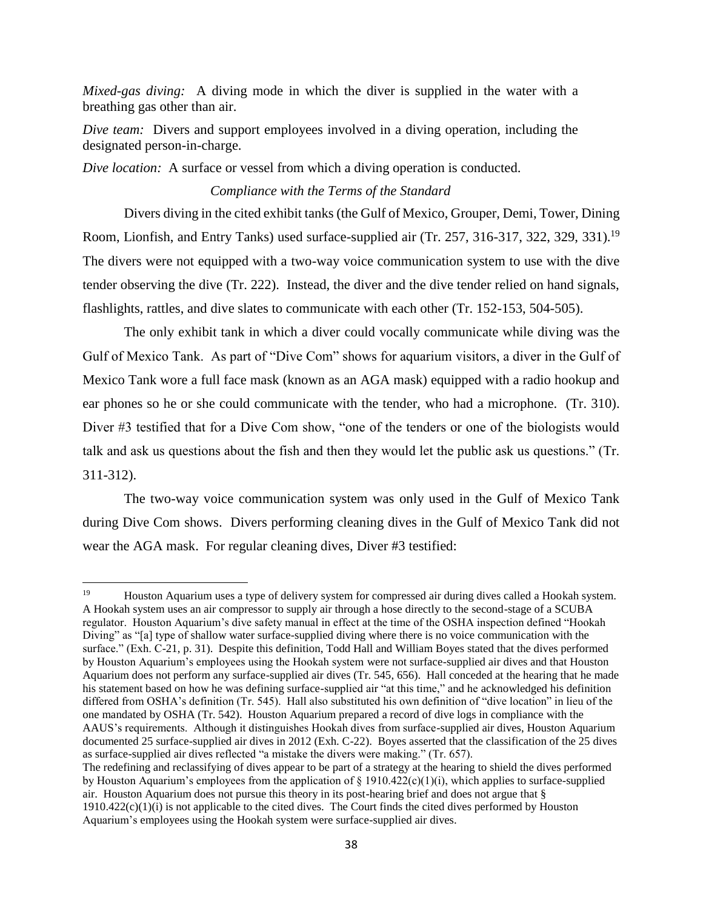*Mixed-gas diving:* A diving mode in which the diver is supplied in the water with a breathing gas other than air.

*Dive team:* Divers and support employees involved in a diving operation, including the designated person-in-charge.

*Dive location:* A surface or vessel from which a diving operation is conducted.

*Compliance with the Terms of the Standard*

Divers diving in the cited exhibit tanks (the Gulf of Mexico, Grouper, Demi, Tower, Dining Room, Lionfish, and Entry Tanks) used surface-supplied air (Tr. 257, 316-317, 322, 329, 331).[19] The divers were not equipped with a two-way voice communication system to use with the dive tender observing the dive (Tr. 222). Instead, the diver and the dive tender relied on hand signals, flashlights, rattles, and dive slates to communicate with each other (Tr. 152-153, 504-505).

The only exhibit tank in which a diver could vocally communicate while diving was the Gulf of Mexico Tank. As part of "Dive Com" shows for aquarium visitors, a diver in the Gulf of Mexico Tank wore a full face mask (known as an AGA mask) equipped with a radio hookup and ear phones so he or she could communicate with the tender, who had a microphone. (Tr. 310). Diver #3 testified that for a Dive Com show, "one of the tenders or one of the biologists would talk and ask us questions about the fish and then they would let the public ask us questions." (Tr. 311-312).

The two-way voice communication system was only used in the Gulf of Mexico Tank during Dive Com shows. Divers performing cleaning dives in the Gulf of Mexico Tank did not wear the AGA mask. For regular cleaning dives, Diver #3 testified:

---

[19] Houston Aquarium uses a type of delivery system for compressed air during dives called a Hookah system. A Hookah system uses an air compressor to supply air through a hose directly to the second-stage of a SCUBA regulator. Houston Aquarium's dive safety manual in effect at the time of the OSHA inspection defined "Hookah Diving" as "[a] type of shallow water surface-supplied diving where there is no voice communication with the surface." (Exh. C-21, p. 31). Despite this definition, Todd Hall and William Boyes stated that the dives performed by Houston Aquarium's employees using the Hookah system were not surface-supplied air dives and that Houston Aquarium does not perform any surface-supplied air dives (Tr. 545, 656). Hall conceded at the hearing that he made his statement based on how he was defining surface-supplied air "at this time," and he acknowledged his definition differed from OSHA's definition (Tr. 545). Hall also substituted his own definition of "dive location" in lieu of the one mandated by OSHA (Tr. 542). Houston Aquarium prepared a record of dive logs in compliance with the AAUS's requirements. Although it distinguishes Hookah dives from surface-supplied air dives, Houston Aquarium documented 25 surface-supplied air dives in 2012 (Exh. C-22). Boyes asserted that the classification of the 25 dives as surface-supplied air dives reflected "a mistake the divers were making." (Tr. 657).

The redefining and reclassifying of dives appear to be part of a strategy at the hearing to shield the dives performed by Houston Aquarium's employees from the application of § 1910.422(c)(1)(i), which applies to surface-supplied air. Houston Aquarium does not pursue this theory in its post-hearing brief and does not argue that § 1910.422(c)(1)(i) is not applicable to the cited dives. The Court finds the cited dives performed by Houston Aquarium's employees using the Hookah system were surface-supplied air dives.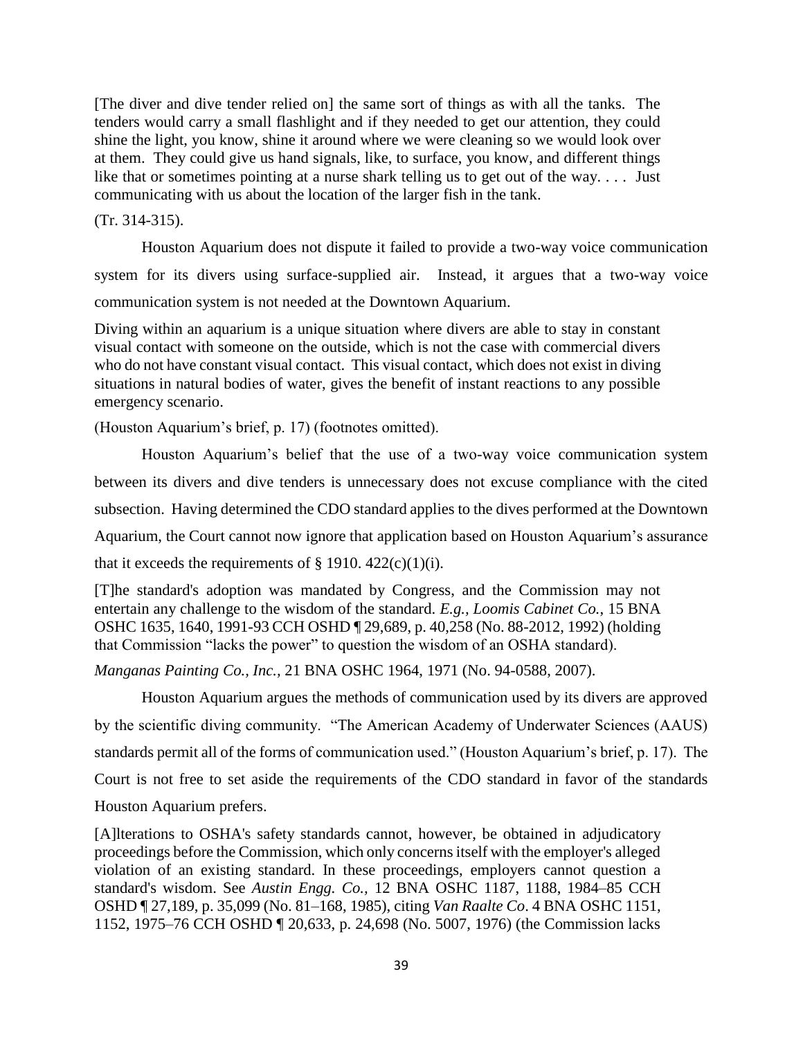[The diver and dive tender relied on] the same sort of things as with all the tanks. The tenders would carry a small flashlight and if they needed to get our attention, they could shine the light, you know, shine it around where we were cleaning so we would look over at them. They could give us hand signals, like, to surface, you know, and different things like that or sometimes pointing at a nurse shark telling us to get out of the way. . . . Just communicating with us about the location of the larger fish in the tank.

(Tr. 314-315).

Houston Aquarium does not dispute it failed to provide a two-way voice communication system for its divers using surface-supplied air. Instead, it argues that a two-way voice communication system is not needed at the Downtown Aquarium.

Diving within an aquarium is a unique situation where divers are able to stay in constant visual contact with someone on the outside, which is not the case with commercial divers who do not have constant visual contact. This visual contact, which does not exist in diving situations in natural bodies of water, gives the benefit of instant reactions to any possible emergency scenario.

(Houston Aquarium's brief, p. 17) (footnotes omitted).

Houston Aquarium's belief that the use of a two-way voice communication system between its divers and dive tenders is unnecessary does not excuse compliance with the cited subsection. Having determined the CDO standard applies to the dives performed at the Downtown Aquarium, the Court cannot now ignore that application based on Houston Aquarium's assurance that it exceeds the requirements of § 1910. 422(c)(1)(i).

[T]he standard's adoption was mandated by Congress, and the Commission may not entertain any challenge to the wisdom of the standard. *E.g.*, *Loomis Cabinet Co.*, 15 BNA OSHC 1635, 1640, 1991-93 CCH OSHD ¶ 29,689, p. 40,258 (No. 88-2012, 1992) (holding that Commission "lacks the power" to question the wisdom of an OSHA standard).

*Manganas Painting Co., Inc.*, 21 BNA OSHC 1964, 1971 (No. 94-0588, 2007).

Houston Aquarium argues the methods of communication used by its divers are approved by the scientific diving community. "The American Academy of Underwater Sciences (AAUS) standards permit all of the forms of communication used." (Houston Aquarium's brief, p. 17). The Court is not free to set aside the requirements of the CDO standard in favor of the standards Houston Aquarium prefers.

[A]lterations to OSHA's safety standards cannot, however, be obtained in adjudicatory proceedings before the Commission, which only concerns itself with the employer's alleged violation of an existing standard. In these proceedings, employers cannot question a standard's wisdom. See *Austin Engg. Co.*, 12 BNA OSHC 1187, 1188, 1984–85 CCH OSHD ¶ 27,189, p. 35,099 (No. 81–168, 1985), citing *Van Raalte Co*. 4 BNA OSHC 1151, 1152, 1975–76 CCH OSHD ¶ 20,633, p. 24,698 (No. 5007, 1976) (the Commission lacks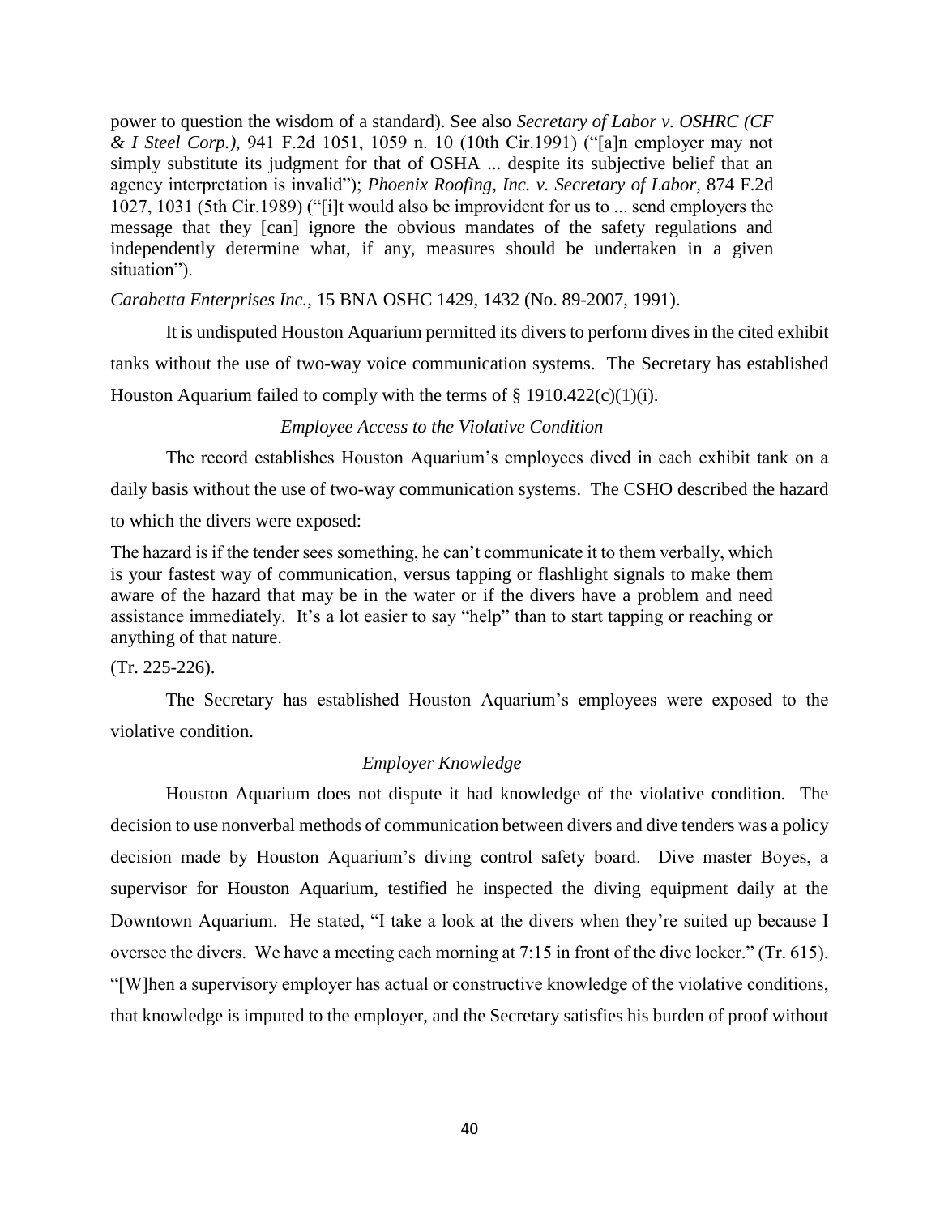power to question the wisdom of a standard). See also *Secretary of Labor v. OSHRC (CF & I Steel Corp.),* 941 F.2d 1051, 1059 n. 10 (10th Cir.1991) ("[a]n employer may not simply substitute its judgment for that of OSHA ... despite its subjective belief that an agency interpretation is invalid"); *Phoenix Roofing, Inc. v. Secretary of Labor,* 874 F.2d 1027, 1031 (5th Cir.1989) ("[i]t would also be improvident for us to ... send employers the message that they [can] ignore the obvious mandates of the safety regulations and independently determine what, if any, measures should be undertaken in a given situation").

*Carabetta Enterprises Inc.*, 15 BNA OSHC 1429, 1432 (No. 89-2007, 1991).

It is undisputed Houston Aquarium permitted its divers to perform dives in the cited exhibit tanks without the use of two-way voice communication systems. The Secretary has established Houston Aquarium failed to comply with the terms of § 1910.422(c)(1)(i).

*Employee Access to the Violative Condition*

The record establishes Houston Aquarium's employees dived in each exhibit tank on a daily basis without the use of two-way communication systems. The CSHO described the hazard to which the divers were exposed:

> The hazard is if the tender sees something, he can't communicate it to them verbally, which is your fastest way of communication, versus tapping or flashlight signals to make them aware of the hazard that may be in the water or if the divers have a problem and need assistance immediately. It's a lot easier to say "help" than to start tapping or reaching or anything of that nature.

(Tr. 225-226).

The Secretary has established Houston Aquarium's employees were exposed to the violative condition.

*Employer Knowledge*

Houston Aquarium does not dispute it had knowledge of the violative condition. The decision to use nonverbal methods of communication between divers and dive tenders was a policy decision made by Houston Aquarium's diving control safety board. Dive master Boyes, a supervisor for Houston Aquarium, testified he inspected the diving equipment daily at the Downtown Aquarium. He stated, "I take a look at the divers when they're suited up because I oversee the divers. We have a meeting each morning at 7:15 in front of the dive locker." (Tr. 615). "[W]hen a supervisory employer has actual or constructive knowledge of the violative conditions, that knowledge is imputed to the employer, and the Secretary satisfies his burden of proof without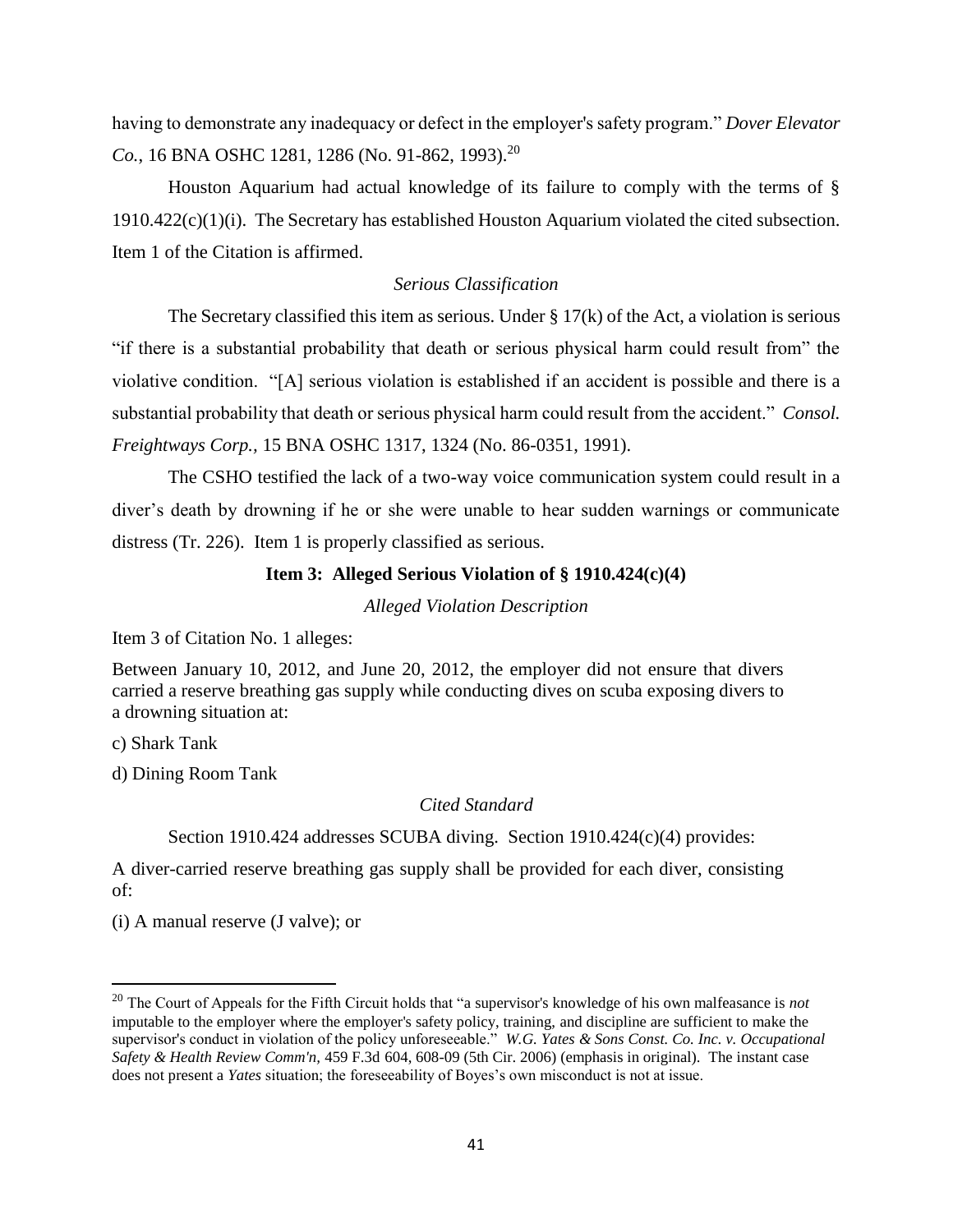having to demonstrate any inadequacy or defect in the employer's safety program." *Dover Elevator Co.*, 16 BNA OSHC 1281, 1286 (No. 91-862, 1993).[20]

Houston Aquarium had actual knowledge of its failure to comply with the terms of § 1910.422(c)(1)(i). The Secretary has established Houston Aquarium violated the cited subsection. Item 1 of the Citation is affirmed.

*Serious Classification*

The Secretary classified this item as serious. Under § 17(k) of the Act, a violation is serious "if there is a substantial probability that death or serious physical harm could result from" the violative condition. "[A] serious violation is established if an accident is possible and there is a substantial probability that death or serious physical harm could result from the accident." *Consol. Freightways Corp.*, 15 BNA OSHC 1317, 1324 (No. 86-0351, 1991).

The CSHO testified the lack of a two-way voice communication system could result in a diver's death by drowning if he or she were unable to hear sudden warnings or communicate distress (Tr. 226). Item 1 is properly classified as serious.

**Item 3: Alleged Serious Violation of § 1910.424(c)(4)**

*Alleged Violation Description*

Item 3 of Citation No. 1 alleges:

Between January 10, 2012, and June 20, 2012, the employer did not ensure that divers carried a reserve breathing gas supply while conducting dives on scuba exposing divers to a drowning situation at:

c) Shark Tank

d) Dining Room Tank

*Cited Standard*

Section 1910.424 addresses SCUBA diving. Section 1910.424(c)(4) provides:

A diver-carried reserve breathing gas supply shall be provided for each diver, consisting of:

(i) A manual reserve (J valve); or

---

[20] The Court of Appeals for the Fifth Circuit holds that "a supervisor's knowledge of his own malfeasance is *not* imputable to the employer where the employer's safety policy, training, and discipline are sufficient to make the supervisor's conduct in violation of the policy unforeseeable." *W.G. Yates & Sons Const. Co. Inc. v. Occupational Safety & Health Review Comm'n*, 459 F.3d 604, 608-09 (5th Cir. 2006) (emphasis in original). The instant case does not present a *Yates* situation; the foreseeability of Boyes's own misconduct is not at issue.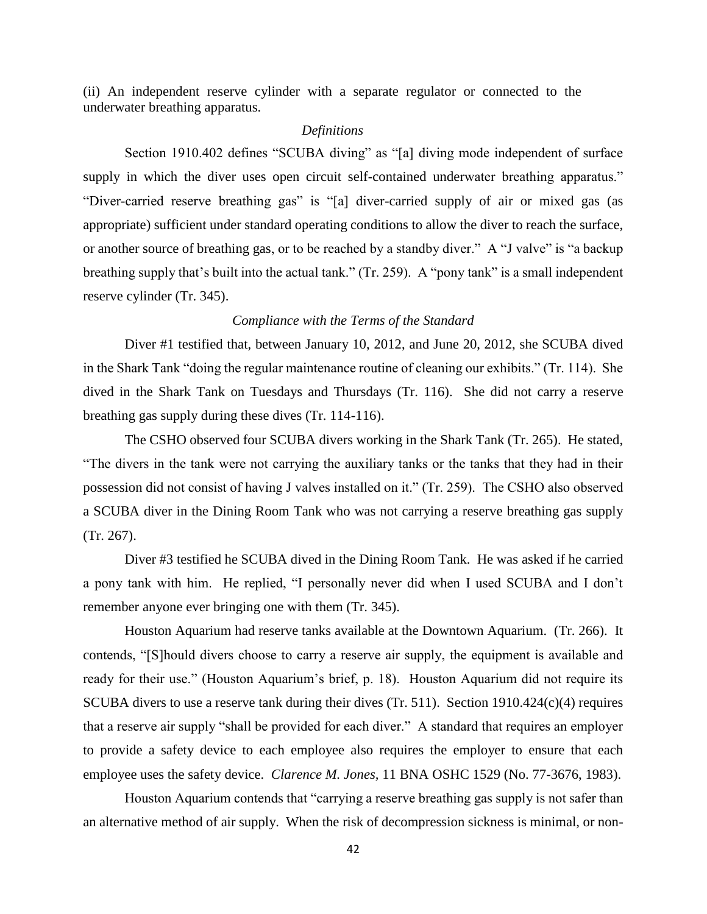(ii) An independent reserve cylinder with a separate regulator or connected to the underwater breathing apparatus.

*Definitions*

Section 1910.402 defines "SCUBA diving" as "[a] diving mode independent of surface supply in which the diver uses open circuit self-contained underwater breathing apparatus." "Diver-carried reserve breathing gas" is "[a] diver-carried supply of air or mixed gas (as appropriate) sufficient under standard operating conditions to allow the diver to reach the surface, or another source of breathing gas, or to be reached by a standby diver." A "J valve" is "a backup breathing supply that's built into the actual tank." (Tr. 259). A "pony tank" is a small independent reserve cylinder (Tr. 345).

*Compliance with the Terms of the Standard*

Diver #1 testified that, between January 10, 2012, and June 20, 2012, she SCUBA dived in the Shark Tank "doing the regular maintenance routine of cleaning our exhibits." (Tr. 114). She dived in the Shark Tank on Tuesdays and Thursdays (Tr. 116). She did not carry a reserve breathing gas supply during these dives (Tr. 114-116).

The CSHO observed four SCUBA divers working in the Shark Tank (Tr. 265). He stated, "The divers in the tank were not carrying the auxiliary tanks or the tanks that they had in their possession did not consist of having J valves installed on it." (Tr. 259). The CSHO also observed a SCUBA diver in the Dining Room Tank who was not carrying a reserve breathing gas supply (Tr. 267).

Diver #3 testified he SCUBA dived in the Dining Room Tank. He was asked if he carried a pony tank with him. He replied, "I personally never did when I used SCUBA and I don't remember anyone ever bringing one with them (Tr. 345).

Houston Aquarium had reserve tanks available at the Downtown Aquarium. (Tr. 266). It contends, "[S]hould divers choose to carry a reserve air supply, the equipment is available and ready for their use." (Houston Aquarium's brief, p. 18). Houston Aquarium did not require its SCUBA divers to use a reserve tank during their dives (Tr. 511). Section 1910.424(c)(4) requires that a reserve air supply "shall be provided for each diver." A standard that requires an employer to provide a safety device to each employee also requires the employer to ensure that each employee uses the safety device. *Clarence M. Jones*, 11 BNA OSHC 1529 (No. 77-3676, 1983).

Houston Aquarium contends that "carrying a reserve breathing gas supply is not safer than an alternative method of air supply. When the risk of decompression sickness is minimal, or non-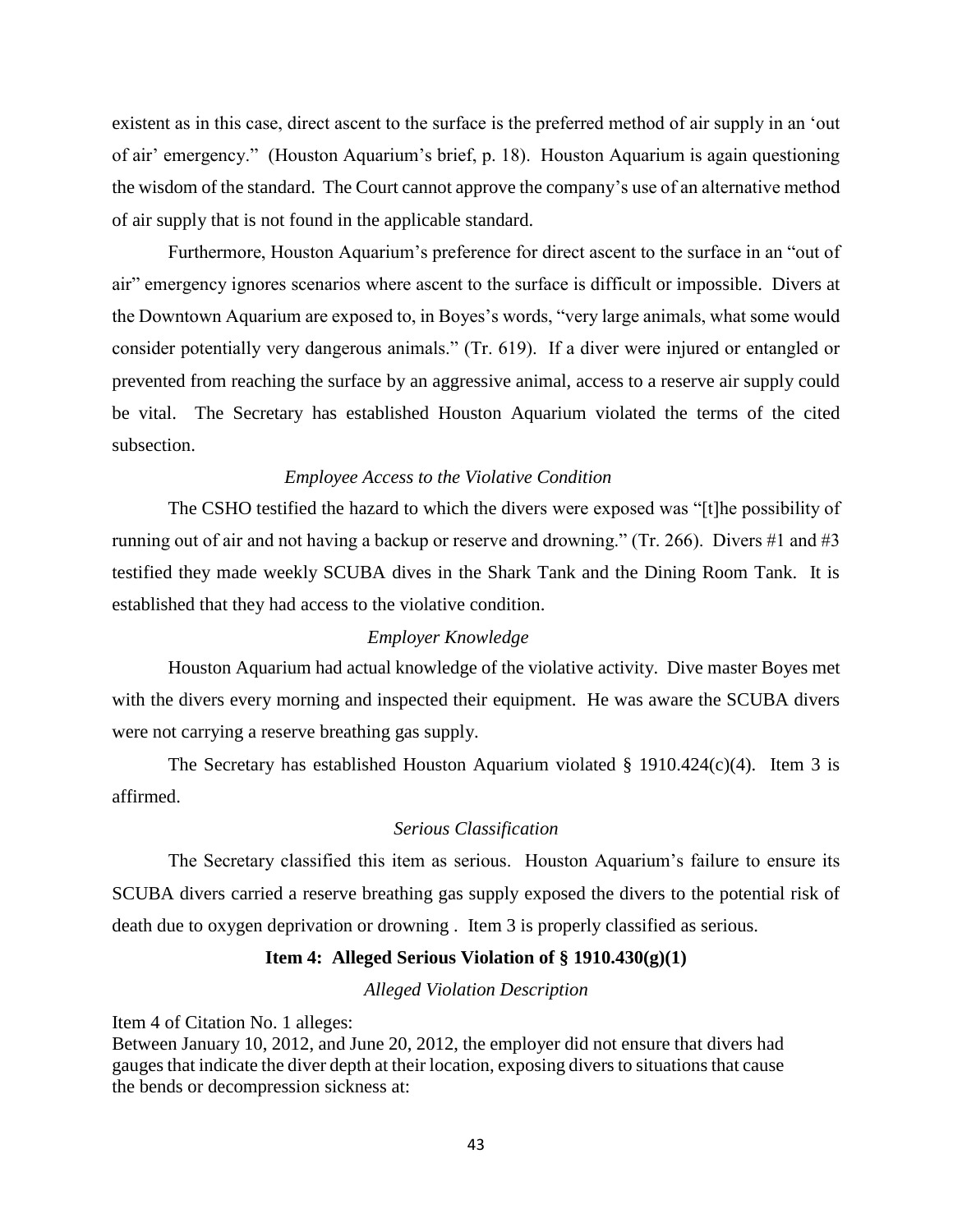existent as in this case, direct ascent to the surface is the preferred method of air supply in an 'out of air' emergency." (Houston Aquarium's brief, p. 18). Houston Aquarium is again questioning the wisdom of the standard. The Court cannot approve the company's use of an alternative method of air supply that is not found in the applicable standard.

Furthermore, Houston Aquarium's preference for direct ascent to the surface in an "out of air" emergency ignores scenarios where ascent to the surface is difficult or impossible. Divers at the Downtown Aquarium are exposed to, in Boyes's words, "very large animals, what some would consider potentially very dangerous animals." (Tr. 619). If a diver were injured or entangled or prevented from reaching the surface by an aggressive animal, access to a reserve air supply could be vital. The Secretary has established Houston Aquarium violated the terms of the cited subsection.

*Employee Access to the Violative Condition*

The CSHO testified the hazard to which the divers were exposed was "[t]he possibility of running out of air and not having a backup or reserve and drowning." (Tr. 266). Divers #1 and #3 testified they made weekly SCUBA dives in the Shark Tank and the Dining Room Tank. It is established that they had access to the violative condition.

*Employer Knowledge*

Houston Aquarium had actual knowledge of the violative activity. Dive master Boyes met with the divers every morning and inspected their equipment. He was aware the SCUBA divers were not carrying a reserve breathing gas supply.

The Secretary has established Houston Aquarium violated § 1910.424(c)(4). Item 3 is affirmed.

*Serious Classification*

The Secretary classified this item as serious. Houston Aquarium's failure to ensure its SCUBA divers carried a reserve breathing gas supply exposed the divers to the potential risk of death due to oxygen deprivation or drowning . Item 3 is properly classified as serious.

**Item 4: Alleged Serious Violation of § 1910.430(g)(1)**

*Alleged Violation Description*

Item 4 of Citation No. 1 alleges:

Between January 10, 2012, and June 20, 2012, the employer did not ensure that divers had gauges that indicate the diver depth at their location, exposing divers to situations that cause the bends or decompression sickness at: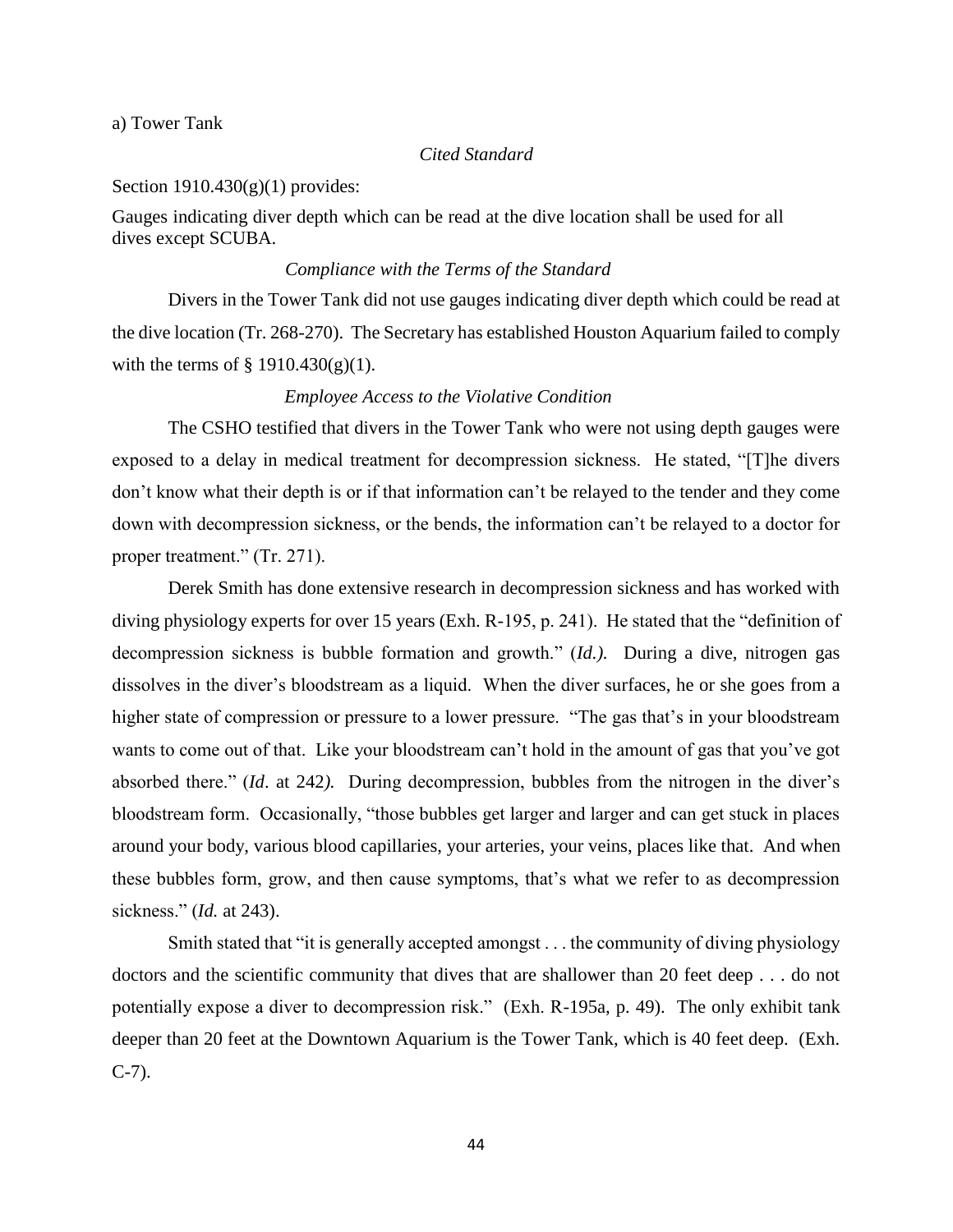a) Tower Tank

*Cited Standard*

Section 1910.430(g)(1) provides:

Gauges indicating diver depth which can be read at the dive location shall be used for all dives except SCUBA.

*Compliance with the Terms of the Standard*

Divers in the Tower Tank did not use gauges indicating diver depth which could be read at the dive location (Tr. 268-270). The Secretary has established Houston Aquarium failed to comply with the terms of § 1910.430(g)(1).

*Employee Access to the Violative Condition*

The CSHO testified that divers in the Tower Tank who were not using depth gauges were exposed to a delay in medical treatment for decompression sickness. He stated, "[T]he divers don't know what their depth is or if that information can't be relayed to the tender and they come down with decompression sickness, or the bends, the information can't be relayed to a doctor for proper treatment." (Tr. 271).

Derek Smith has done extensive research in decompression sickness and has worked with diving physiology experts for over 15 years (Exh. R-195, p. 241). He stated that the "definition of decompression sickness is bubble formation and growth." (*Id.).* During a dive, nitrogen gas dissolves in the diver's bloodstream as a liquid. When the diver surfaces, he or she goes from a higher state of compression or pressure to a lower pressure. "The gas that's in your bloodstream wants to come out of that. Like your bloodstream can't hold in the amount of gas that you've got absorbed there." (*Id*. at 242*).* During decompression, bubbles from the nitrogen in the diver's bloodstream form. Occasionally, "those bubbles get larger and larger and can get stuck in places around your body, various blood capillaries, your arteries, your veins, places like that. And when these bubbles form, grow, and then cause symptoms, that's what we refer to as decompression sickness." (*Id.* at 243).

Smith stated that "it is generally accepted amongst . . . the community of diving physiology doctors and the scientific community that dives that are shallower than 20 feet deep . . . do not potentially expose a diver to decompression risk." (Exh. R-195a, p. 49). The only exhibit tank deeper than 20 feet at the Downtown Aquarium is the Tower Tank, which is 40 feet deep. (Exh. C-7).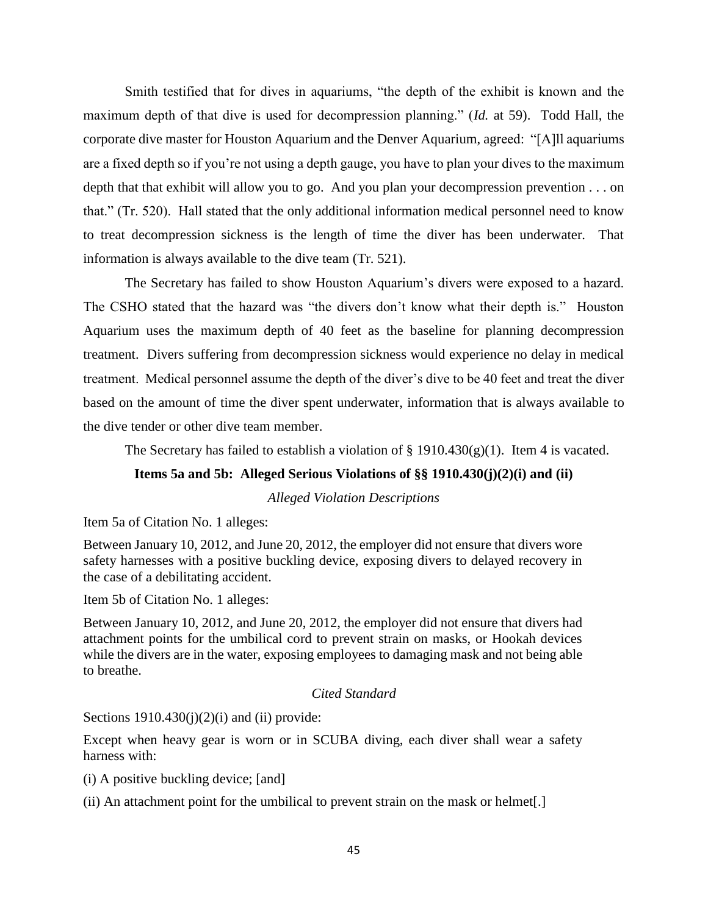Smith testified that for dives in aquariums, "the depth of the exhibit is known and the maximum depth of that dive is used for decompression planning." (*Id.* at 59). Todd Hall, the corporate dive master for Houston Aquarium and the Denver Aquarium, agreed: "[A]ll aquariums are a fixed depth so if you're not using a depth gauge, you have to plan your dives to the maximum depth that that exhibit will allow you to go. And you plan your decompression prevention . . . on that." (Tr. 520). Hall stated that the only additional information medical personnel need to know to treat decompression sickness is the length of time the diver has been underwater. That information is always available to the dive team (Tr. 521).

The Secretary has failed to show Houston Aquarium's divers were exposed to a hazard. The CSHO stated that the hazard was "the divers don't know what their depth is." Houston Aquarium uses the maximum depth of 40 feet as the baseline for planning decompression treatment. Divers suffering from decompression sickness would experience no delay in medical treatment. Medical personnel assume the depth of the diver's dive to be 40 feet and treat the diver based on the amount of time the diver spent underwater, information that is always available to the dive tender or other dive team member.

The Secretary has failed to establish a violation of § 1910.430(g)(1). Item 4 is vacated.

**Items 5a and 5b: Alleged Serious Violations of §§ 1910.430(j)(2)(i) and (ii)**

*Alleged Violation Descriptions*

Item 5a of Citation No. 1 alleges:

Between January 10, 2012, and June 20, 2012, the employer did not ensure that divers wore safety harnesses with a positive buckling device, exposing divers to delayed recovery in the case of a debilitating accident.

Item 5b of Citation No. 1 alleges:

Between January 10, 2012, and June 20, 2012, the employer did not ensure that divers had attachment points for the umbilical cord to prevent strain on masks, or Hookah devices while the divers are in the water, exposing employees to damaging mask and not being able to breathe.

*Cited Standard*

Sections 1910.430(j)(2)(i) and (ii) provide:

Except when heavy gear is worn or in SCUBA diving, each diver shall wear a safety harness with:

(i) A positive buckling device; [and]

(ii) An attachment point for the umbilical to prevent strain on the mask or helmet[.]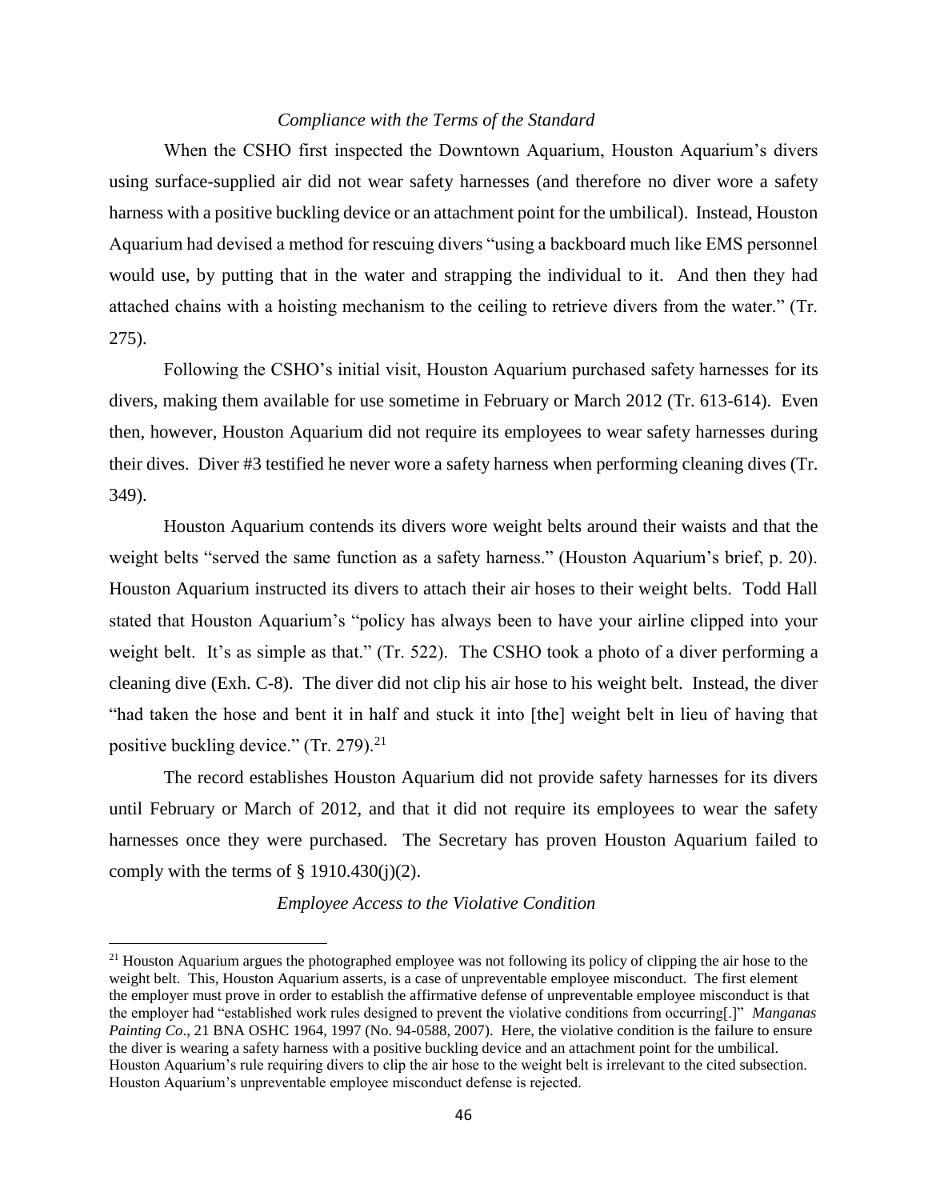*Compliance with the Terms of the Standard*

When the CSHO first inspected the Downtown Aquarium, Houston Aquarium's divers using surface-supplied air did not wear safety harnesses (and therefore no diver wore a safety harness with a positive buckling device or an attachment point for the umbilical). Instead, Houston Aquarium had devised a method for rescuing divers "using a backboard much like EMS personnel would use, by putting that in the water and strapping the individual to it. And then they had attached chains with a hoisting mechanism to the ceiling to retrieve divers from the water." (Tr. 275).

Following the CSHO's initial visit, Houston Aquarium purchased safety harnesses for its divers, making them available for use sometime in February or March 2012 (Tr. 613-614). Even then, however, Houston Aquarium did not require its employees to wear safety harnesses during their dives. Diver #3 testified he never wore a safety harness when performing cleaning dives (Tr. 349).

Houston Aquarium contends its divers wore weight belts around their waists and that the weight belts "served the same function as a safety harness." (Houston Aquarium's brief, p. 20). Houston Aquarium instructed its divers to attach their air hoses to their weight belts. Todd Hall stated that Houston Aquarium's "policy has always been to have your airline clipped into your weight belt. It's as simple as that." (Tr. 522). The CSHO took a photo of a diver performing a cleaning dive (Exh. C-8). The diver did not clip his air hose to his weight belt. Instead, the diver "had taken the hose and bent it in half and stuck it into [the] weight belt in lieu of having that positive buckling device." (Tr. 279).[21]

The record establishes Houston Aquarium did not provide safety harnesses for its divers until February or March of 2012, and that it did not require its employees to wear the safety harnesses once they were purchased. The Secretary has proven Houston Aquarium failed to comply with the terms of § 1910.430(j)(2).

*Employee Access to the Violative Condition*

[21] Houston Aquarium argues the photographed employee was not following its policy of clipping the air hose to the weight belt. This, Houston Aquarium asserts, is a case of unpreventable employee misconduct. The first element the employer must prove in order to establish the affirmative defense of unpreventable employee misconduct is that the employer had "established work rules designed to prevent the violative conditions from occurring[.]" *Manganas Painting Co*., 21 BNA OSHC 1964, 1997 (No. 94-0588, 2007). Here, the violative condition is the failure to ensure the diver is wearing a safety harness with a positive buckling device and an attachment point for the umbilical. Houston Aquarium's rule requiring divers to clip the air hose to the weight belt is irrelevant to the cited subsection. Houston Aquarium's unpreventable employee misconduct defense is rejected.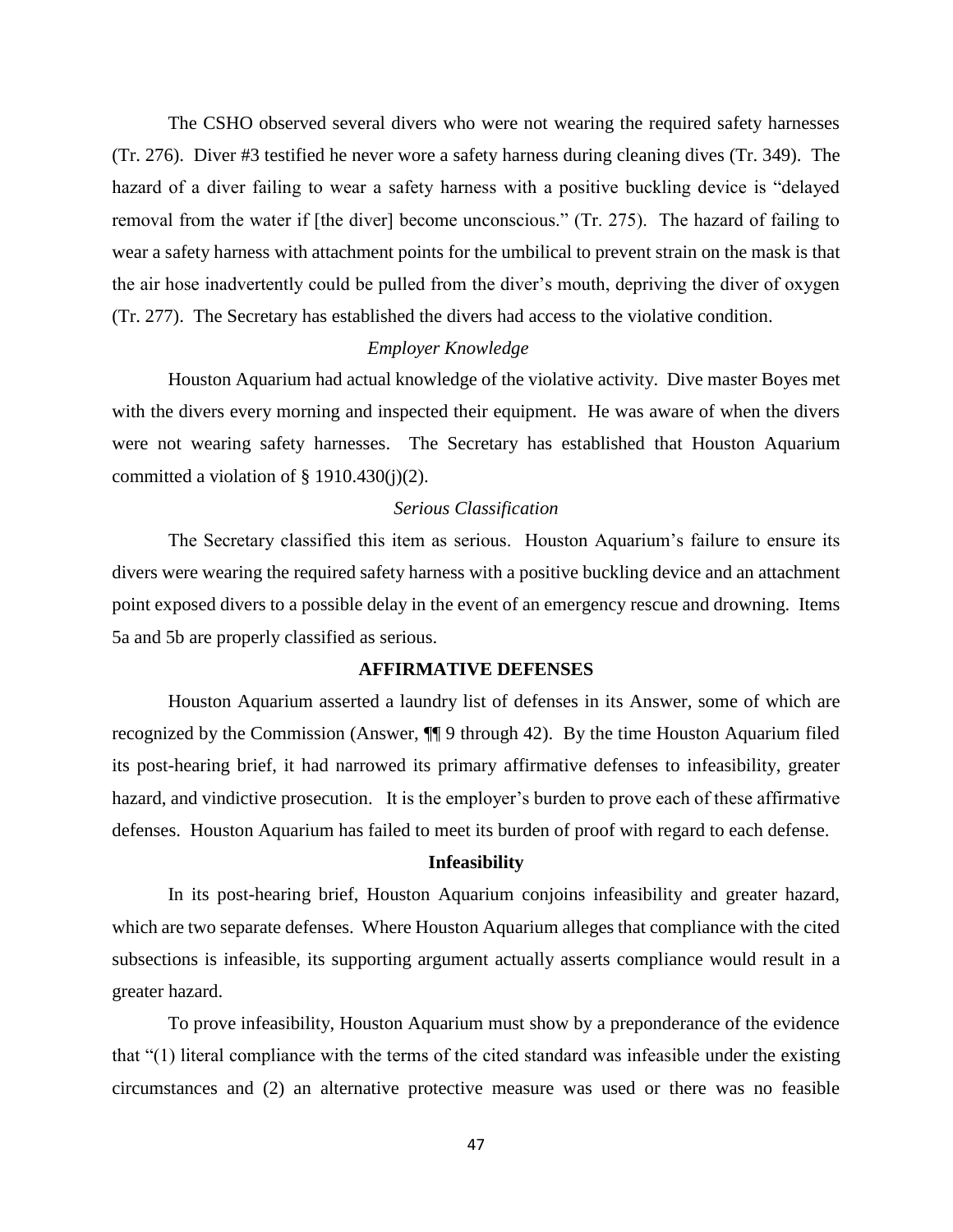The CSHO observed several divers who were not wearing the required safety harnesses (Tr. 276). Diver #3 testified he never wore a safety harness during cleaning dives (Tr. 349). The hazard of a diver failing to wear a safety harness with a positive buckling device is "delayed removal from the water if [the diver] become unconscious." (Tr. 275). The hazard of failing to wear a safety harness with attachment points for the umbilical to prevent strain on the mask is that the air hose inadvertently could be pulled from the diver's mouth, depriving the diver of oxygen (Tr. 277). The Secretary has established the divers had access to the violative condition.

*Employer Knowledge*

Houston Aquarium had actual knowledge of the violative activity. Dive master Boyes met with the divers every morning and inspected their equipment. He was aware of when the divers were not wearing safety harnesses. The Secretary has established that Houston Aquarium committed a violation of § 1910.430(j)(2).

*Serious Classification*

The Secretary classified this item as serious. Houston Aquarium's failure to ensure its divers were wearing the required safety harness with a positive buckling device and an attachment point exposed divers to a possible delay in the event of an emergency rescue and drowning. Items 5a and 5b are properly classified as serious.

## AFFIRMATIVE DEFENSES

Houston Aquarium asserted a laundry list of defenses in its Answer, some of which are recognized by the Commission (Answer, ¶¶ 9 through 42). By the time Houston Aquarium filed its post-hearing brief, it had narrowed its primary affirmative defenses to infeasibility, greater hazard, and vindictive prosecution. It is the employer's burden to prove each of these affirmative defenses. Houston Aquarium has failed to meet its burden of proof with regard to each defense.

### Infeasibility

In its post-hearing brief, Houston Aquarium conjoins infeasibility and greater hazard, which are two separate defenses. Where Houston Aquarium alleges that compliance with the cited subsections is infeasible, its supporting argument actually asserts compliance would result in a greater hazard.

To prove infeasibility, Houston Aquarium must show by a preponderance of the evidence that "(1) literal compliance with the terms of the cited standard was infeasible under the existing circumstances and (2) an alternative protective measure was used or there was no feasible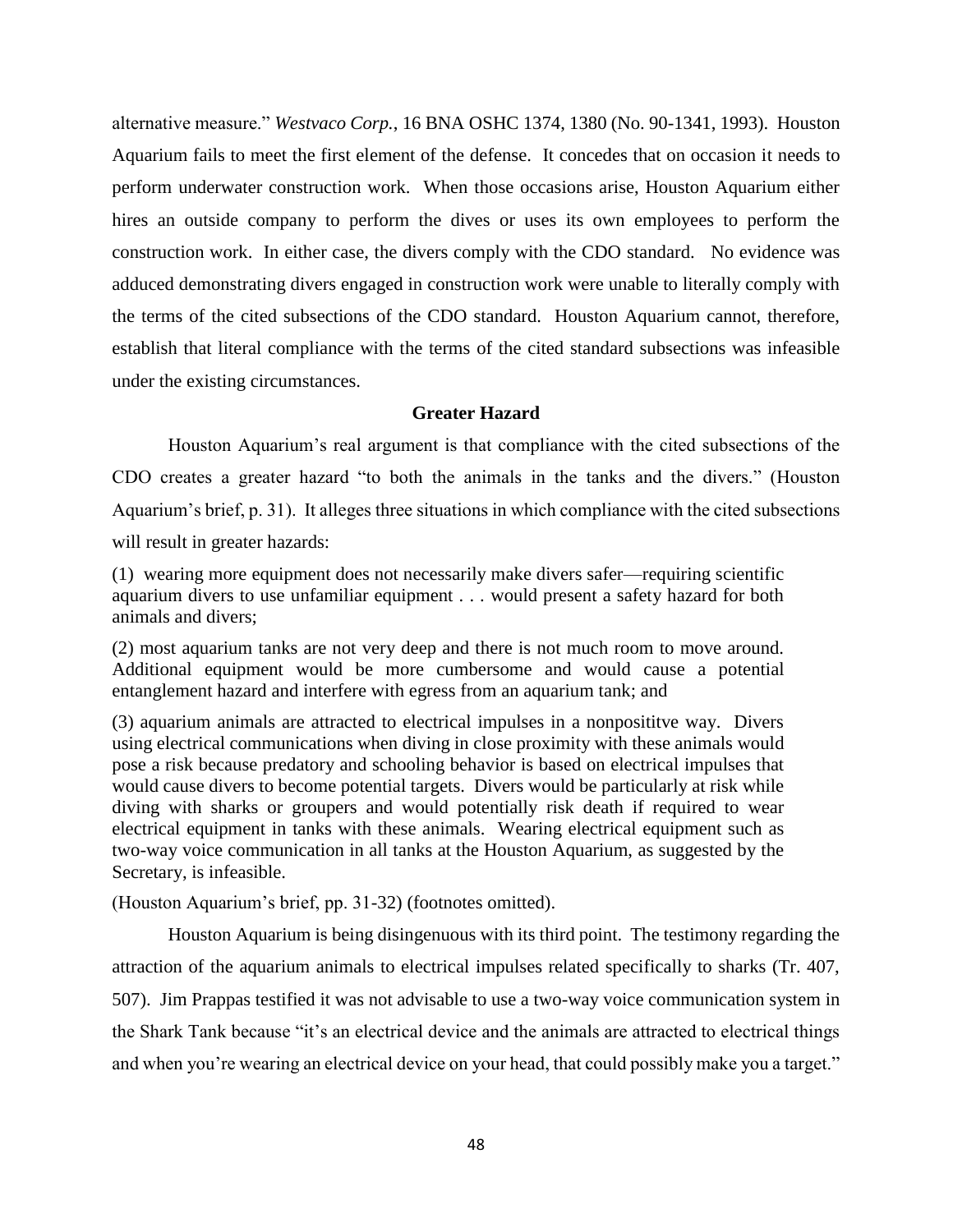alternative measure." *Westvaco Corp.*, 16 BNA OSHC 1374, 1380 (No. 90-1341, 1993). Houston Aquarium fails to meet the first element of the defense. It concedes that on occasion it needs to perform underwater construction work. When those occasions arise, Houston Aquarium either hires an outside company to perform the dives or uses its own employees to perform the construction work. In either case, the divers comply with the CDO standard. No evidence was adduced demonstrating divers engaged in construction work were unable to literally comply with the terms of the cited subsections of the CDO standard. Houston Aquarium cannot, therefore, establish that literal compliance with the terms of the cited standard subsections was infeasible under the existing circumstances.

**Greater Hazard**

Houston Aquarium's real argument is that compliance with the cited subsections of the CDO creates a greater hazard "to both the animals in the tanks and the divers." (Houston Aquarium's brief, p. 31). It alleges three situations in which compliance with the cited subsections will result in greater hazards:

> (1) wearing more equipment does not necessarily make divers safer—requiring scientific aquarium divers to use unfamiliar equipment . . . would present a safety hazard for both animals and divers;
>
> (2) most aquarium tanks are not very deep and there is not much room to move around. Additional equipment would be more cumbersome and would cause a potential entanglement hazard and interfere with egress from an aquarium tank; and
>
> (3) aquarium animals are attracted to electrical impulses in a nonposititve way. Divers using electrical communications when diving in close proximity with these animals would pose a risk because predatory and schooling behavior is based on electrical impulses that would cause divers to become potential targets. Divers would be particularly at risk while diving with sharks or groupers and would potentially risk death if required to wear electrical equipment in tanks with these animals. Wearing electrical equipment such as two-way voice communication in all tanks at the Houston Aquarium, as suggested by the Secretary, is infeasible.

(Houston Aquarium's brief, pp. 31-32) (footnotes omitted).

Houston Aquarium is being disingenuous with its third point. The testimony regarding the attraction of the aquarium animals to electrical impulses related specifically to sharks (Tr. 407, 507). Jim Prappas testified it was not advisable to use a two-way voice communication system in the Shark Tank because "it's an electrical device and the animals are attracted to electrical things and when you're wearing an electrical device on your head, that could possibly make you a target."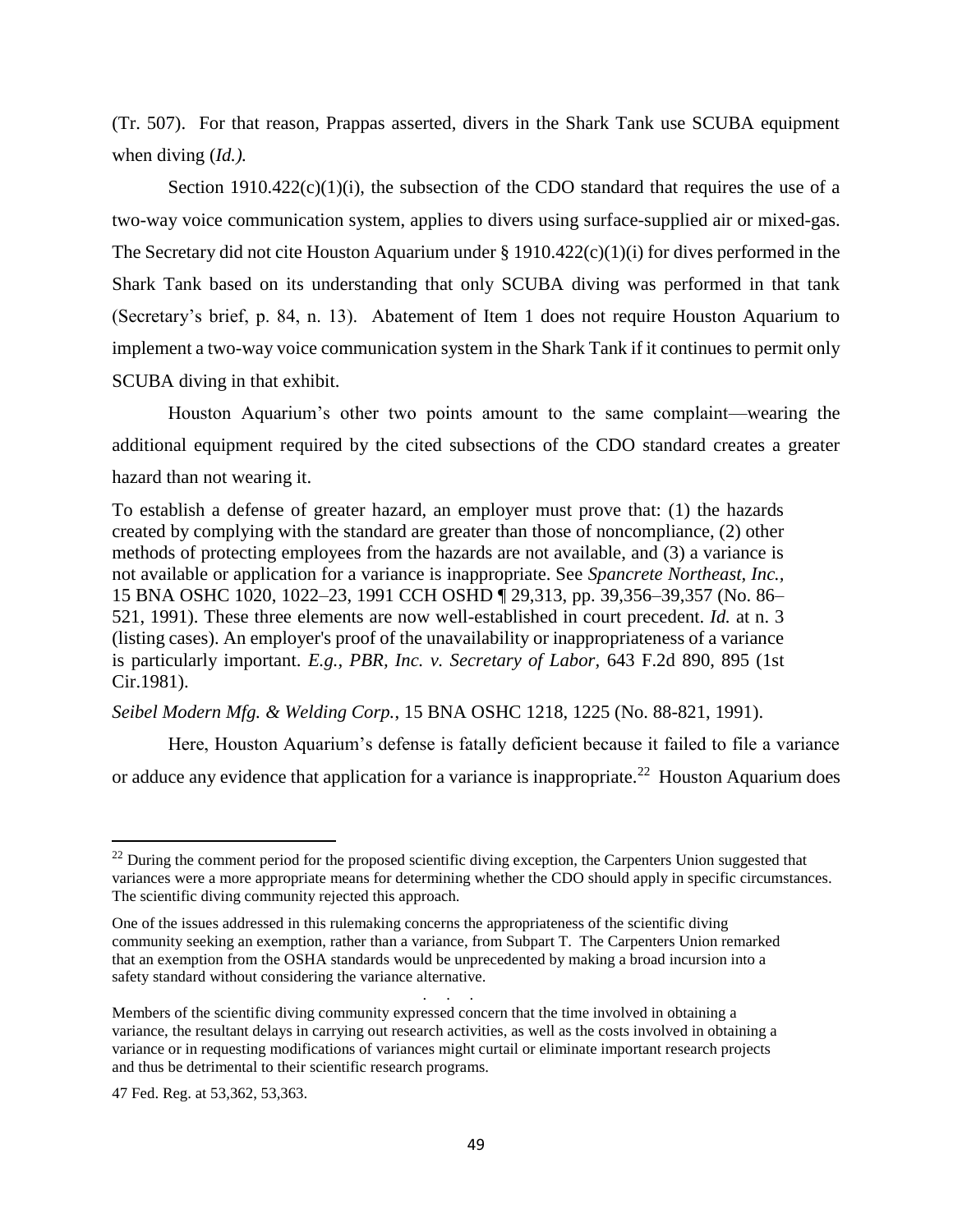(Tr. 507). For that reason, Prappas asserted, divers in the Shark Tank use SCUBA equipment when diving (*Id.).*

Section 1910.422(c)(1)(i), the subsection of the CDO standard that requires the use of a two-way voice communication system, applies to divers using surface-supplied air or mixed-gas. The Secretary did not cite Houston Aquarium under § 1910.422(c)(1)(i) for dives performed in the Shark Tank based on its understanding that only SCUBA diving was performed in that tank (Secretary's brief, p. 84, n. 13). Abatement of Item 1 does not require Houston Aquarium to implement a two-way voice communication system in the Shark Tank if it continues to permit only SCUBA diving in that exhibit.

Houston Aquarium's other two points amount to the same complaint—wearing the additional equipment required by the cited subsections of the CDO standard creates a greater hazard than not wearing it.

> To establish a defense of greater hazard, an employer must prove that: (1) the hazards created by complying with the standard are greater than those of noncompliance, (2) other methods of protecting employees from the hazards are not available, and (3) a variance is not available or application for a variance is inappropriate. See *Spancrete Northeast, Inc.,* 15 BNA OSHC 1020, 1022–23, 1991 CCH OSHD ¶ 29,313, pp. 39,356–39,357 (No. 86–521, 1991). These three elements are now well-established in court precedent. *Id.* at n. 3 (listing cases). An employer's proof of the unavailability or inappropriateness of a variance is particularly important. *E.g., PBR, Inc. v. Secretary of Labor,* 643 F.2d 890, 895 (1st Cir.1981).

*Seibel Modern Mfg. & Welding Corp.*, 15 BNA OSHC 1218, 1225 (No. 88-821, 1991).

Here, Houston Aquarium's defense is fatally deficient because it failed to file a variance or adduce any evidence that application for a variance is inappropriate.[22] Houston Aquarium does

---

[22] During the comment period for the proposed scientific diving exception, the Carpenters Union suggested that variances were a more appropriate means for determining whether the CDO should apply in specific circumstances. The scientific diving community rejected this approach.

> One of the issues addressed in this rulemaking concerns the appropriateness of the scientific diving community seeking an exemption, rather than a variance, from Subpart T. The Carpenters Union remarked that an exemption from the OSHA standards would be unprecedented by making a broad incursion into a safety standard without considering the variance alternative.
>
> . . .
>
> Members of the scientific diving community expressed concern that the time involved in obtaining a variance, the resultant delays in carrying out research activities, as well as the costs involved in obtaining a variance or in requesting modifications of variances might curtail or eliminate important research projects and thus be detrimental to their scientific research programs.

47 Fed. Reg. at 53,362, 53,363.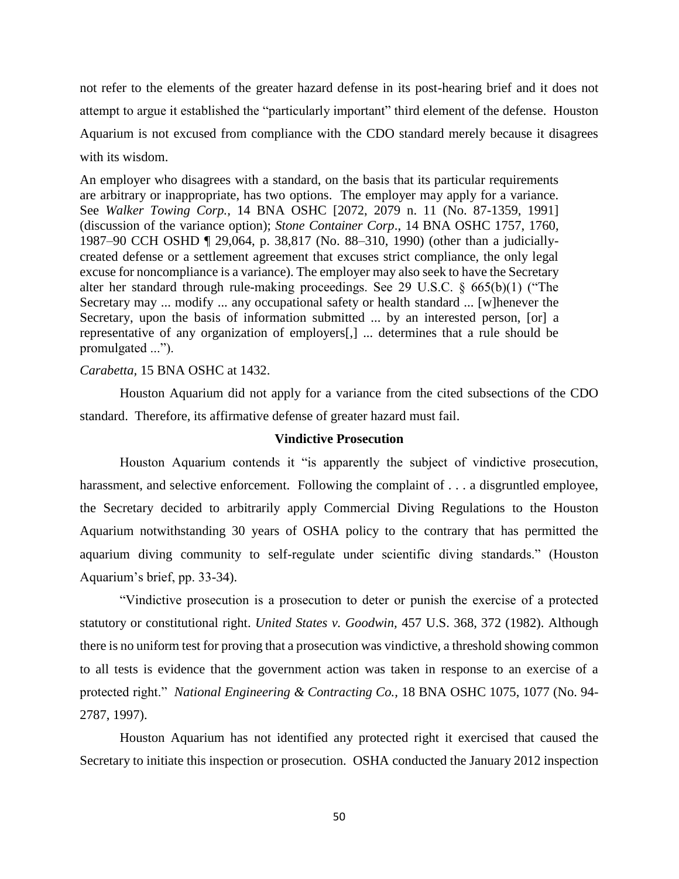not refer to the elements of the greater hazard defense in its post-hearing brief and it does not attempt to argue it established the "particularly important" third element of the defense. Houston Aquarium is not excused from compliance with the CDO standard merely because it disagrees with its wisdom.

> An employer who disagrees with a standard, on the basis that its particular requirements are arbitrary or inappropriate, has two options. The employer may apply for a variance. See *Walker Towing Corp.*, 14 BNA OSHC [2072, 2079 n. 11 (No. 87-1359, 1991] (discussion of the variance option); *Stone Container Corp*., 14 BNA OSHC 1757, 1760, 1987–90 CCH OSHD ¶ 29,064, p. 38,817 (No. 88–310, 1990) (other than a judicially-created defense or a settlement agreement that excuses strict compliance, the only legal excuse for noncompliance is a variance). The employer may also seek to have the Secretary alter her standard through rule-making proceedings. See 29 U.S.C. § 665(b)(1) ("The Secretary may ... modify ... any occupational safety or health standard ... [w]henever the Secretary, upon the basis of information submitted ... by an interested person, [or] a representative of any organization of employers[,] ... determines that a rule should be promulgated ...").

*Carabetta*, 15 BNA OSHC at 1432.

Houston Aquarium did not apply for a variance from the cited subsections of the CDO standard. Therefore, its affirmative defense of greater hazard must fail.

**Vindictive Prosecution**

Houston Aquarium contends it "is apparently the subject of vindictive prosecution, harassment, and selective enforcement. Following the complaint of . . . a disgruntled employee, the Secretary decided to arbitrarily apply Commercial Diving Regulations to the Houston Aquarium notwithstanding 30 years of OSHA policy to the contrary that has permitted the aquarium diving community to self-regulate under scientific diving standards." (Houston Aquarium's brief, pp. 33-34).

"Vindictive prosecution is a prosecution to deter or punish the exercise of a protected statutory or constitutional right. *United States v. Goodwin*, 457 U.S. 368, 372 (1982). Although there is no uniform test for proving that a prosecution was vindictive, a threshold showing common to all tests is evidence that the government action was taken in response to an exercise of a protected right." *National Engineering & Contracting Co.*, 18 BNA OSHC 1075, 1077 (No. 94-2787, 1997).

Houston Aquarium has not identified any protected right it exercised that caused the Secretary to initiate this inspection or prosecution. OSHA conducted the January 2012 inspection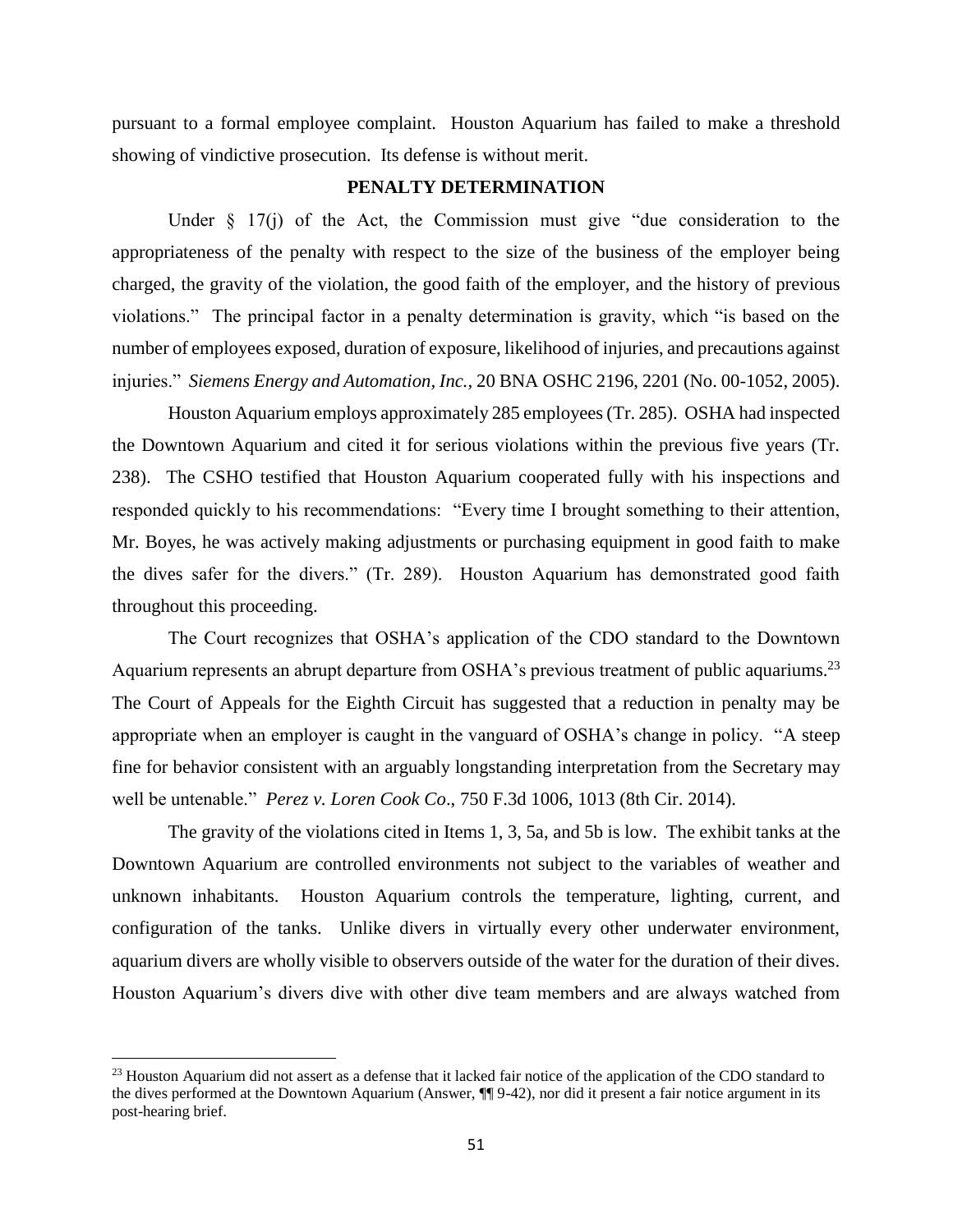pursuant to a formal employee complaint. Houston Aquarium has failed to make a threshold showing of vindictive prosecution. Its defense is without merit.

## PENALTY DETERMINATION

Under § 17(j) of the Act, the Commission must give "due consideration to the appropriateness of the penalty with respect to the size of the business of the employer being charged, the gravity of the violation, the good faith of the employer, and the history of previous violations." The principal factor in a penalty determination is gravity, which "is based on the number of employees exposed, duration of exposure, likelihood of injuries, and precautions against injuries." *Siemens Energy and Automation, Inc.*, 20 BNA OSHC 2196, 2201 (No. 00-1052, 2005).

Houston Aquarium employs approximately 285 employees (Tr. 285). OSHA had inspected the Downtown Aquarium and cited it for serious violations within the previous five years (Tr. 238). The CSHO testified that Houston Aquarium cooperated fully with his inspections and responded quickly to his recommendations: "Every time I brought something to their attention, Mr. Boyes, he was actively making adjustments or purchasing equipment in good faith to make the dives safer for the divers." (Tr. 289). Houston Aquarium has demonstrated good faith throughout this proceeding.

The Court recognizes that OSHA's application of the CDO standard to the Downtown Aquarium represents an abrupt departure from OSHA's previous treatment of public aquariums.[23] The Court of Appeals for the Eighth Circuit has suggested that a reduction in penalty may be appropriate when an employer is caught in the vanguard of OSHA's change in policy. "A steep fine for behavior consistent with an arguably longstanding interpretation from the Secretary may well be untenable." *Perez v. Loren Cook Co*., 750 F.3d 1006, 1013 (8th Cir. 2014).

The gravity of the violations cited in Items 1, 3, 5a, and 5b is low. The exhibit tanks at the Downtown Aquarium are controlled environments not subject to the variables of weather and unknown inhabitants. Houston Aquarium controls the temperature, lighting, current, and configuration of the tanks. Unlike divers in virtually every other underwater environment, aquarium divers are wholly visible to observers outside of the water for the duration of their dives. Houston Aquarium's divers dive with other dive team members and are always watched from

[23] Houston Aquarium did not assert as a defense that it lacked fair notice of the application of the CDO standard to the dives performed at the Downtown Aquarium (Answer, ¶¶ 9-42), nor did it present a fair notice argument in its post-hearing brief.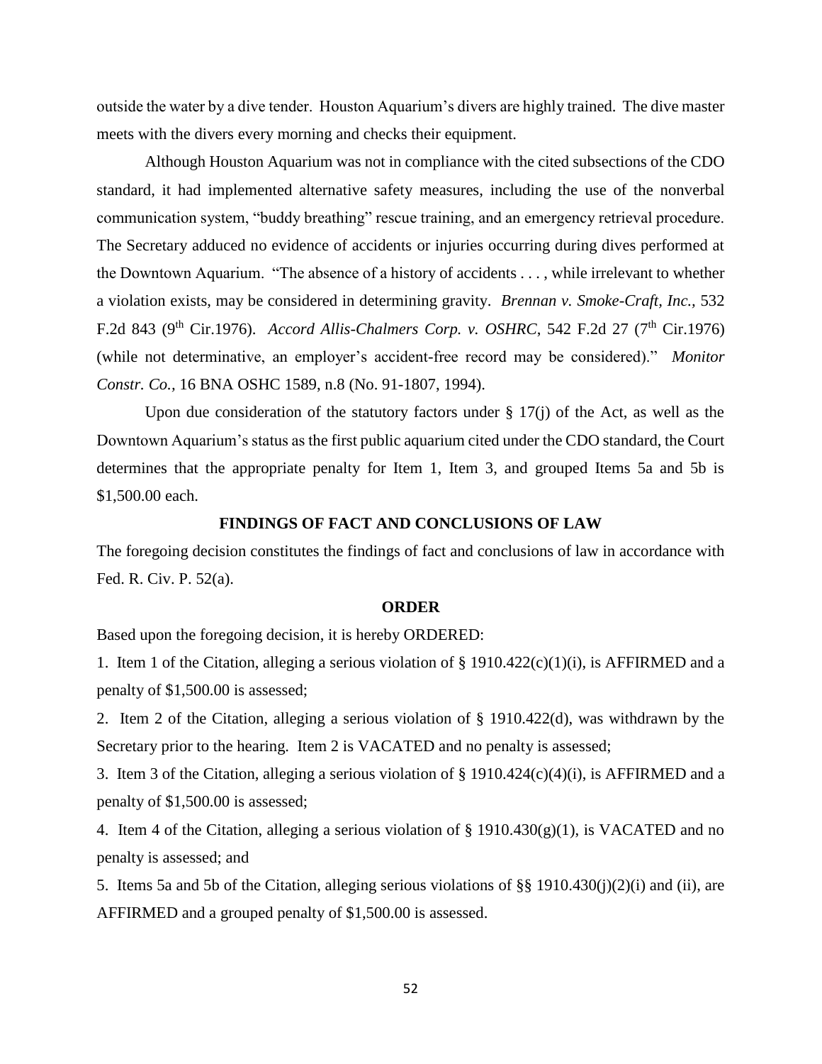outside the water by a dive tender. Houston Aquarium's divers are highly trained. The dive master meets with the divers every morning and checks their equipment.

Although Houston Aquarium was not in compliance with the cited subsections of the CDO standard, it had implemented alternative safety measures, including the use of the nonverbal communication system, "buddy breathing" rescue training, and an emergency retrieval procedure. The Secretary adduced no evidence of accidents or injuries occurring during dives performed at the Downtown Aquarium. "The absence of a history of accidents . . . , while irrelevant to whether a violation exists, may be considered in determining gravity. *Brennan v. Smoke-Craft, Inc.,* 532 F.2d 843 (9th Cir.1976). *Accord Allis-Chalmers Corp. v. OSHRC*, 542 F.2d 27 (7th Cir.1976) (while not determinative, an employer's accident-free record may be considered)." *Monitor Constr. Co.,* 16 BNA OSHC 1589, n.8 (No. 91-1807, 1994).

Upon due consideration of the statutory factors under § 17(j) of the Act, as well as the Downtown Aquarium's status as the first public aquarium cited under the CDO standard, the Court determines that the appropriate penalty for Item 1, Item 3, and grouped Items 5a and 5b is $1,500.00 each.

## FINDINGS OF FACT AND CONCLUSIONS OF LAW

The foregoing decision constitutes the findings of fact and conclusions of law in accordance with Fed. R. Civ. P. 52(a).

## ORDER

Based upon the foregoing decision, it is hereby ORDERED:

1. Item 1 of the Citation, alleging a serious violation of § 1910.422(c)(1)(i), is AFFIRMED and a penalty of $1,500.00 is assessed;

2. Item 2 of the Citation, alleging a serious violation of § 1910.422(d), was withdrawn by the Secretary prior to the hearing. Item 2 is VACATED and no penalty is assessed;

3. Item 3 of the Citation, alleging a serious violation of § 1910.424(c)(4)(i), is AFFIRMED and a penalty of $1,500.00 is assessed;

4. Item 4 of the Citation, alleging a serious violation of § 1910.430(g)(1), is VACATED and no penalty is assessed; and

5. Items 5a and 5b of the Citation, alleging serious violations of §§ 1910.430(j)(2)(i) and (ii), are AFFIRMED and a grouped penalty of $1,500.00 is assessed.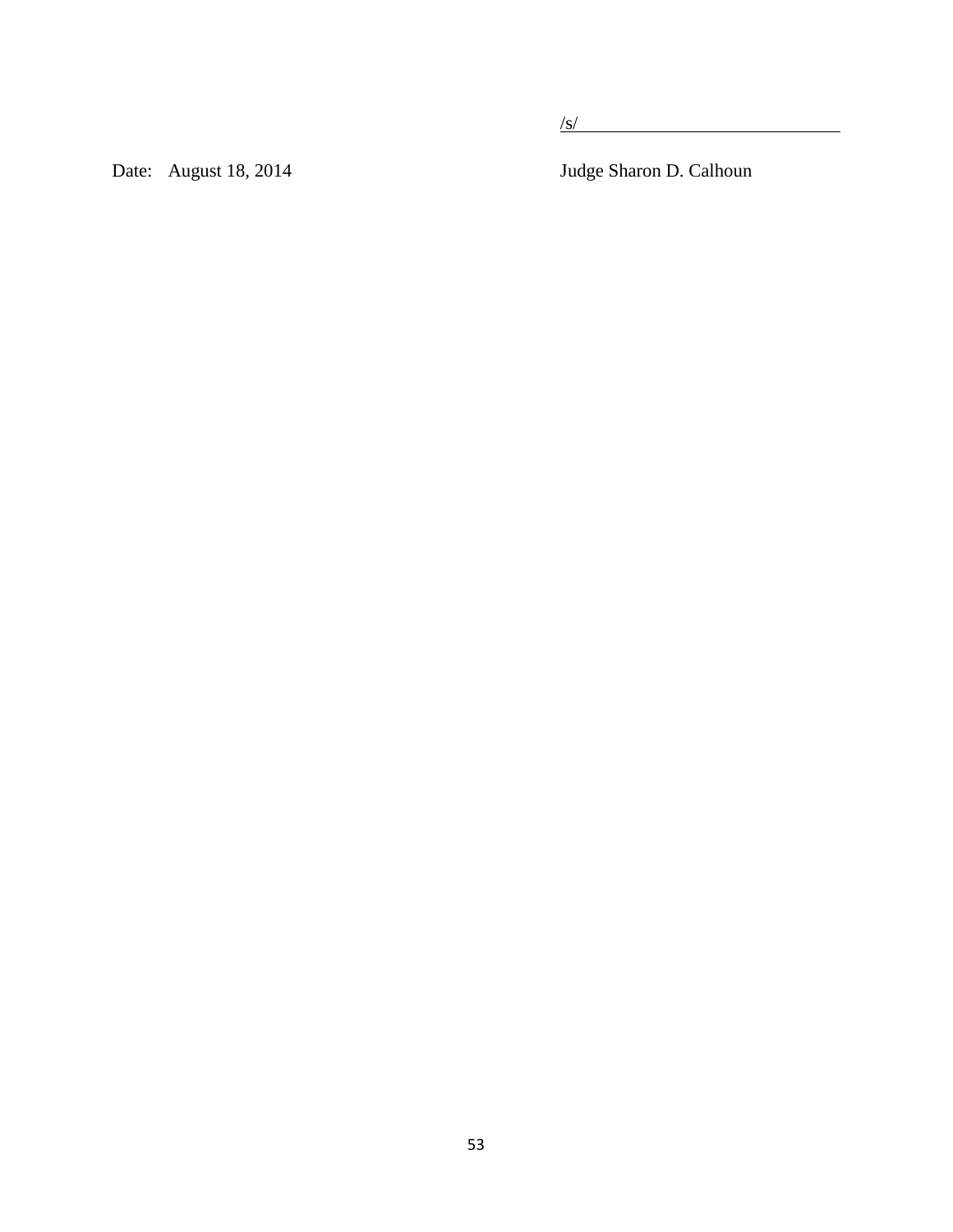/s/

Date: August 18, 2014

Judge Sharon D. Calhoun